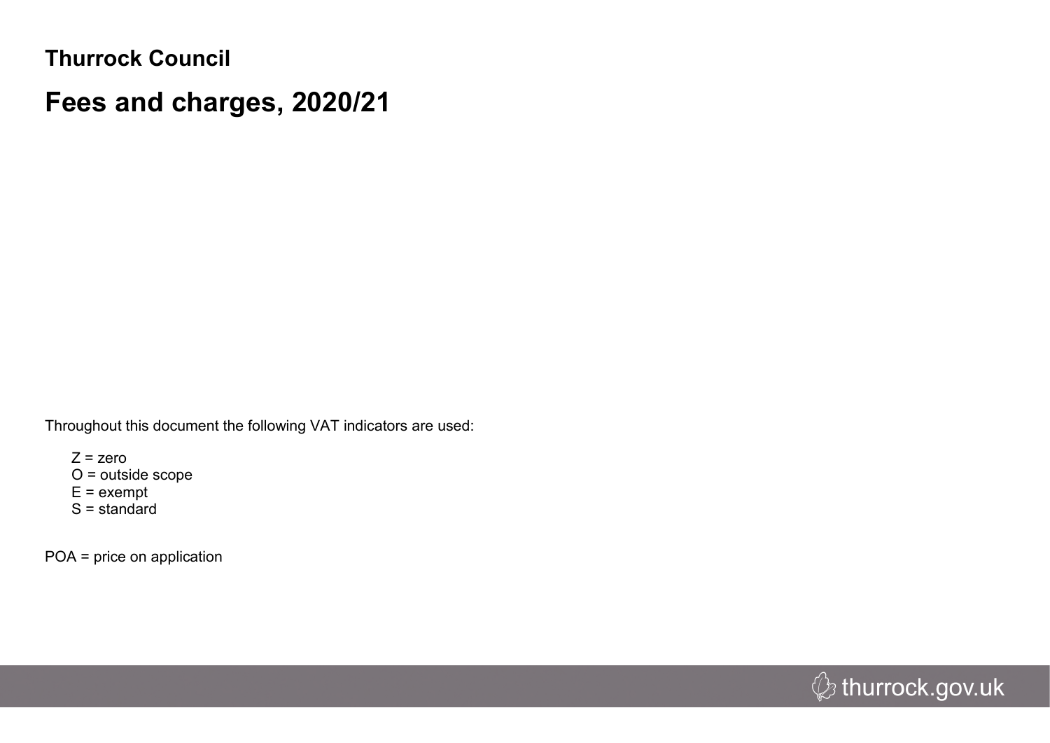**Thurrock Council**

# Fees and charges, 2020/21

Throughout this document the following VAT indicators are used:

- Z = zero
- O = outside scope
- E = exempt
- S = standard

POA = price on application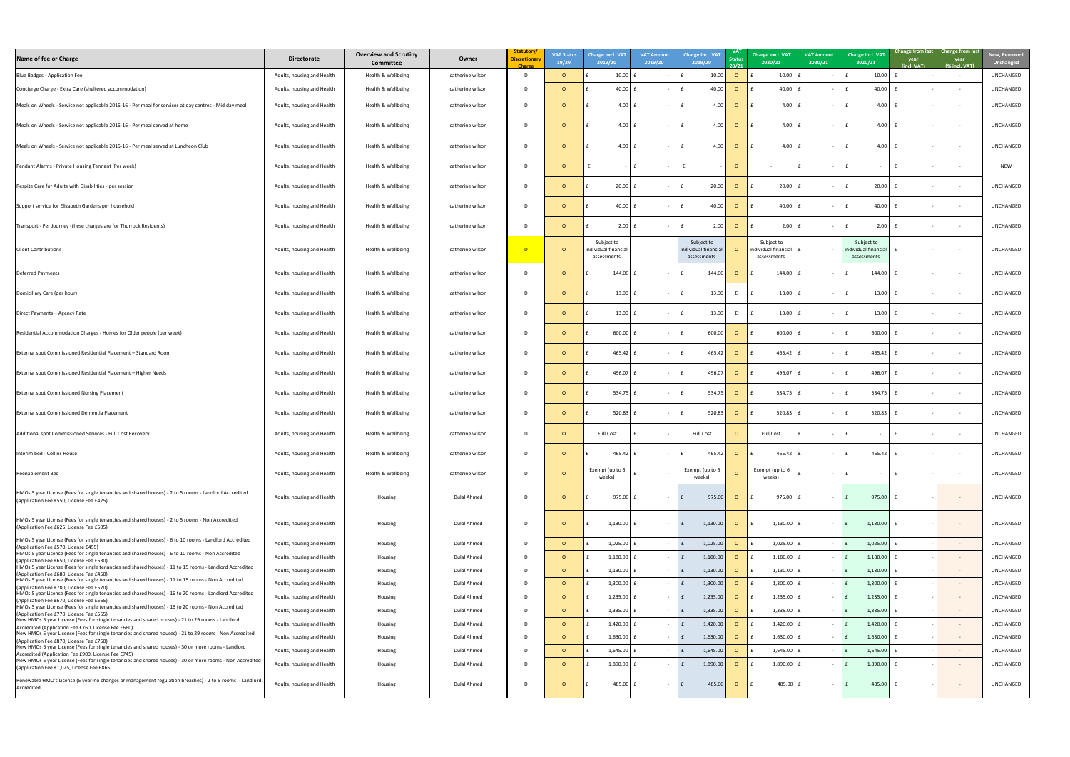| Name of fee or Charge | Directorate | Overview and Scrutiny Committee | Owner | Statutory/ Discretionary Charge | VAT Status 19/20 | Charge excl. VAT 2019/20 | VAT Amount 2019/20 | Charge incl. VAT 2019/20 | VAT Status 20/21 | Charge excl. VAT 2020/21 | VAT Amount 2020/21 | Charge incl. VAT 2020/21 | Change from last year (incl. VAT) | Change from last year (% incl. VAT) | New, Removed, Unchanged |
|---|---|---|---|---|---|---|---|---|---|---|---|---|---|---|---|
| Blue Badges - Application Fee | Adults, housing and Health | Health & Wellbeing | catherine wilson | D | O | £ 10.00 | £ - | £ 10.00 | O | £ 10.00 | £ - | £ 10.00 | £ - | - | UNCHANGED |
| Concierge Charge - Extra Care (sheltered accommodation) | Adults, housing and Health | Health & Wellbeing | catherine wilson | D | O | £ 40.00 | £ - | £ 40.00 | O | £ 40.00 | £ - | £ 40.00 | £ - | - | UNCHANGED |
| Meals on Wheels - Service not applicable 2015-16 - Per meal for services at day centres - Mid day meal | Adults, housing and Health | Health & Wellbeing | catherine wilson | D | O | £ 4.00 | £ - | £ 4.00 | O | £ 4.00 | £ - | £ 4.00 | £ - | - | UNCHANGED |
| Meals on Wheels - Service not applicable 2015-16 - Per meal served at home | Adults, housing and Health | Health & Wellbeing | catherine wilson | D | O | £ 4.00 | £ - | £ 4.00 | O | £ 4.00 | £ - | £ 4.00 | £ - | - | UNCHANGED |
| Meals on Wheels - Service not applicable 2015-16 - Per meal served at Luncheon Club | Adults, housing and Health | Health & Wellbeing | catherine wilson | D | O | £ 4.00 | £ - | £ 4.00 | O | £ 4.00 | £ - | £ 4.00 | £ - | - | UNCHANGED |
| Pendant Alarms - Private Housing Tennant (Per week) | Adults, housing and Health | Health & Wellbeing | catherine wilson | D | O | £ - | £ - | £ - | O | - | £ - | £ - | £ - | - | NEW |
| Respite Care for Adults with Disabilities - per session | Adults, housing and Health | Health & Wellbeing | catherine wilson | D | O | £ 20.00 | £ - | £ 20.00 | O | £ 20.00 | £ - | £ 20.00 | £ - | - | UNCHANGED |
| Support service for Elizabeth Gardens per household | Adults, housing and Health | Health & Wellbeing | catherine wilson | D | O | £ 40.00 | £ - | £ 40.00 | O | £ 40.00 | £ - | £ 40.00 | £ - | - | UNCHANGED |
| Transport - Per Journey (these charges are for Thurrock Residents) | Adults, housing and Health | Health & Wellbeing | catherine wilson | D | O | £ 2.00 | £ - | £ 2.00 | O | £ 2.00 | £ - | £ 2.00 | £ - | - | UNCHANGED |
| Client Contributions | Adults, housing and Health | Health & Wellbeing | catherine wilson | D | O | Subject to individual financial assessments | | Subject to individual financial assessments | O | Subject to individual financial assessments | £ - | Subject to individual financial assessments | £ - | - | UNCHANGED |
| Deferred Payments | Adults, housing and Health | Health & Wellbeing | catherine wilson | D | O | £ 144.00 | £ - | £ 144.00 | O | £ 144.00 | £ - | £ 144.00 | £ - | - | UNCHANGED |
| Domiciliary Care (per hour) | Adults, housing and Health | Health & Wellbeing | catherine wilson | D | O | £ 13.00 | £ - | £ 13.00 | E | £ 13.00 | £ - | £ 13.00 | £ - | - | UNCHANGED |
| Direct Payments – Agency Rate | Adults, housing and Health | Health & Wellbeing | catherine wilson | D | O | £ 13.00 | £ - | £ 13.00 | E | £ 13.00 | £ - | £ 13.00 | £ - | - | UNCHANGED |
| Residential Accommodation Charges - Homes for Older people (per week) | Adults, housing and Health | Health & Wellbeing | catherine wilson | D | O | £ 600.00 | £ - | £ 600.00 | O | £ 600.00 | £ - | £ 600.00 | £ - | - | UNCHANGED |
| External spot Commissioned Residential Placement – Standard Room | Adults, housing and Health | Health & Wellbeing | catherine wilson | D | O | £ 465.42 | £ - | £ 465.42 | O | £ 465.42 | £ - | £ 465.42 | £ - | - | UNCHANGED |
| External spot Commissioned Residential Placement – Higher Needs | Adults, housing and Health | Health & Wellbeing | catherine wilson | D | O | £ 496.07 | £ - | £ 496.07 | O | £ 496.07 | £ - | £ 496.07 | £ - | - | UNCHANGED |
| External spot Commissioned Nursing Placement | Adults, housing and Health | Health & Wellbeing | catherine wilson | D | O | £ 534.75 | £ - | £ 534.75 | O | £ 534.75 | £ - | £ 534.75 | £ - | - | UNCHANGED |
| External spot Commissioned Dementia Placement | Adults, housing and Health | Health & Wellbeing | catherine wilson | D | O | £ 520.83 | £ - | £ 520.83 | O | £ 520.83 | £ - | £ 520.83 | £ - | - | UNCHANGED |
| Additional spot Commissioned Services - Full Cost Recovery | Adults, housing and Health | Health & Wellbeing | catherine wilson | D | O | Full Cost | £ - | Full Cost | O | Full Cost | £ - | £ - | £ - | - | UNCHANGED |
| Interim bed - Collins House | Adults, housing and Health | Health & Wellbeing | catherine wilson | D | O | £ 465.42 | £ - | £ 465.42 | O | £ 465.42 | £ - | £ 465.42 | £ - | - | UNCHANGED |
| Reenablement Bed | Adults, housing and Health | Health & Wellbeing | catherine wilson | D | O | Exempt (up to 6 weeks) | £ - | Exempt (up to 6 weeks) | O | Exempt (up to 6 weeks) | £ - | £ - | £ - | - | UNCHANGED |
| HMOs 5 year License (Fees for single tenancies and shared houses) - 2 to 5 rooms - Landlord Accredited (Application Fee £550, License Fee £425) | Adults, housing and Health | Housing | Dulal Ahmed | D | O | £ 975.00 | £ - | £ 975.00 | O | £ 975.00 | £ - | £ 975.00 | £ - | - | UNCHANGED |
| HMOs 5 year License (Fees for single tenancies and shared houses) - 2 to 5 rooms - Non Accredited (Application Fee £625, License Fee £505) | Adults, housing and Health | Housing | Dulal Ahmed | D | O | £ 1,130.00 | £ - | £ 1,130.00 | O | £ 1,130.00 | £ - | £ 1,130.00 | £ - | - | UNCHANGED |
| HMOs 5 year License (Fees for single tenancies and shared houses) - 6 to 10 rooms - Landlord Accredited (Application Fee £570, License Fee £455) | Adults, housing and Health | Housing | Dulal Ahmed | D | O | £ 1,025.00 | £ - | £ 1,025.00 | O | £ 1,025.00 | £ - | £ 1,025.00 | £ - | - | UNCHANGED |
| HMOs 5 year License (Fees for single tenancies and shared houses) - 6 to 10 rooms - Non Accredited (Application Fee £650, License Fee £530) | Adults, housing and Health | Housing | Dulal Ahmed | D | O | £ 1,180.00 | £ - | £ 1,180.00 | O | £ 1,180.00 | £ - | £ 1,180.00 | £ - | - | UNCHANGED |
| HMOs 5 year License (Fees for single tenancies and shared houses) - 11 to 15 rooms - Landlord Accredited (Application Fee £680, License Fee £450) | Adults, housing and Health | Housing | Dulal Ahmed | D | O | £ 1,130.00 | £ - | £ 1,130.00 | O | £ 1,130.00 | £ - | £ 1,130.00 | £ - | - | UNCHANGED |
| HMOs 5 year License (Fees for single tenancies and shared houses) - 11 to 15 rooms - Non Accredited (Application Fee £780, License Fee £520) | Adults, housing and Health | Housing | Dulal Ahmed | D | O | £ 1,300.00 | £ - | £ 1,300.00 | O | £ 1,300.00 | £ - | £ 1,300.00 | £ - | - | UNCHANGED |
| HMOs 5 year License (Fees for single tenancies and shared houses) - 16 to 20 rooms - Landlord Accredited (Application Fee £670, License Fee £565) | Adults, housing and Health | Housing | Dulal Ahmed | D | O | £ 1,235.00 | £ - | £ 1,235.00 | O | £ 1,235.00 | £ - | £ 1,235.00 | £ - | - | UNCHANGED |
| HMOs 5 year License (Fees for single tenancies and shared houses) - 16 to 20 rooms - Non Accredited (Application Fee £770, License Fee £565) | Adults, housing and Health | Housing | Dulal Ahmed | D | O | £ 1,335.00 | £ - | £ 1,335.00 | O | £ 1,335.00 | £ - | £ 1,335.00 | £ - | - | UNCHANGED |
| New HMOs 5 year License (Fees for single tenancies and shared houses) - 21 to 29 rooms - Landlord Accredited (Application Fee £760, License Fee £660) | Adults, housing and Health | Housing | Dulal Ahmed | D | O | £ 1,420.00 | £ - | £ 1,420.00 | O | £ 1,420.00 | £ - | £ 1,420.00 | £ - | - | UNCHANGED |
| New HMOs 5 year License (Fees for single tenancies and shared houses) - 21 to 29 rooms - Non Accredited (Application Fee £870, License Fee £760) | Adults, housing and Health | Housing | Dulal Ahmed | D | O | £ 1,630.00 | £ - | £ 1,630.00 | O | £ 1,630.00 | £ - | £ 1,630.00 | £ - | - | UNCHANGED |
| New HMOs 5 year License (Fees for single tenancies and shared houses) - 30 or more rooms - Landlord Accredited (Application Fee £900, License Fee £745) | Adults, housing and Health | Housing | Dulal Ahmed | D | O | £ 1,645.00 | £ - | £ 1,645.00 | O | £ 1,645.00 | £ - | £ 1,645.00 | £ - | - | UNCHANGED |
| New HMOs 5 year License (Fees for single tenancies and shared houses) - 30 or more rooms - Non Accredited (Application Fee £1,025, License Fee £865) | Adults, housing and Health | Housing | Dulal Ahmed | D | O | £ 1,890.00 | £ - | £ 1,890.00 | O | £ 1,890.00 | £ - | £ 1,890.00 | £ - | - | UNCHANGED |
| Renewable HMO's License (5 year-no changes or management regulation breaches) - 2 to 5 rooms - Landlord Accredited | Adults, housing and Health | Housing | Dulal Ahmed | D | O | £ 485.00 | £ - | £ 485.00 | O | £ 485.00 | £ - | £ 485.00 | £ - | - | UNCHANGED |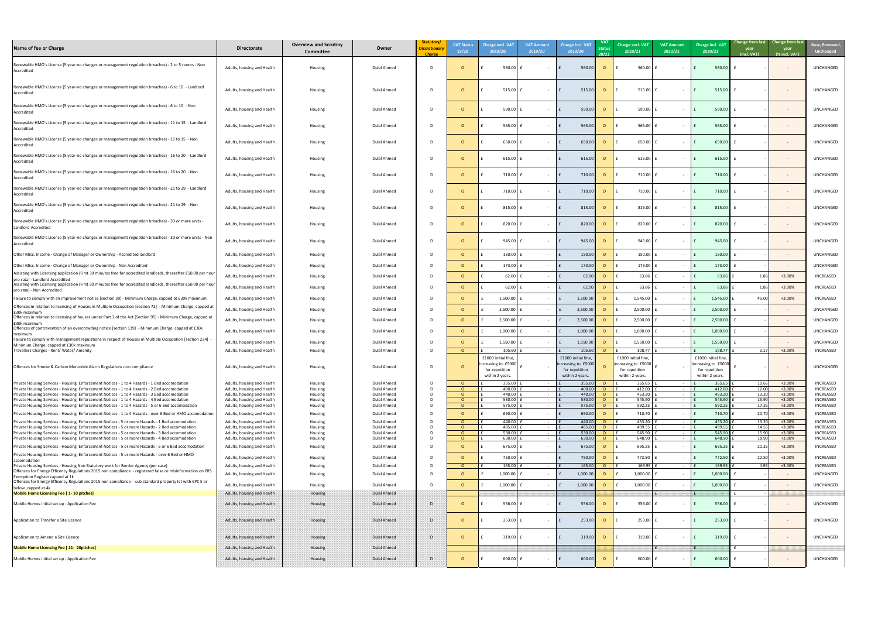| Name of fee or Charge | Directorate | Overview and Scrutiny Committee | Owner | Statutory/ Discretionary Charge | VAT Status 19/20 | Charge excl. VAT 2019/20 | VAT Amount 2019/20 | Charge incl. VAT 2019/20 | VAT Status 20/21 | Charge excl. VAT 2020/21 | VAT Amount 2020/21 | Charge incl. VAT 2020/21 | Change from last year (incl. VAT) | Change from last year (% incl. VAT) | New, Removed, Unchanged |
|---|---|---|---|---|---|---|---|---|---|---|---|---|---|---|---|
| Renewable HMO's License (5 year-no changes or management regulation breaches) - 2 to 5 rooms - Non Accredited | Adults, housing and Health | Housing | Dulal Ahmed | D | O | £ 560.00 | £ - | £ 560.00 | O | £ 560.00 | £ - | £ 560.00 | £ - | - | UNCHANGED |
| Renewable HMO's License (5 year-no changes or management regulation breaches) - 6 to 10 - Landlord Accredited | Adults, housing and Health | Housing | Dulal Ahmed | D | O | £ 515.00 | £ - | £ 515.00 | O | £ 515.00 | £ - | £ 515.00 | £ - | - | UNCHANGED |
| Renewable HMO's License (5 year-no changes or management regulation breaches) - 6 to 10 - Non Accredited | Adults, housing and Health | Housing | Dulal Ahmed | D | O | £ 590.00 | £ - | £ 590.00 | O | £ 590.00 | £ - | £ 590.00 | £ - | - | UNCHANGED |
| Renewable HMO's License (5 year-no changes or management regulation breaches) - 11 to 15 - Landlord Accredited | Adults, housing and Health | Housing | Dulal Ahmed | D | O | £ 565.00 | £ - | £ 565.00 | O | £ 565.00 | £ - | £ 565.00 | £ - | - | UNCHANGED |
| Renewable HMO's License (5 year-no changes or management regulation breaches) - 11 to 15 - Non Accredited | Adults, housing and Health | Housing | Dulal Ahmed | D | O | £ 650.00 | £ - | £ 650.00 | O | £ 650.00 | £ - | £ 650.00 | £ - | - | UNCHANGED |
| Renewable HMO's License (5 year-no changes or management regulation breaches) - 16 to 20 - Landlord Accredited | Adults, housing and Health | Housing | Dulal Ahmed | D | O | £ 615.00 | £ - | £ 615.00 | O | £ 615.00 | £ - | £ 615.00 | £ - | - | UNCHANGED |
| Renewable HMO's License (5 year-no changes or management regulation breaches) - 16 to 20 - Non Accredited | Adults, housing and Health | Housing | Dulal Ahmed | D | O | £ 710.00 | £ - | £ 710.00 | O | £ 710.00 | £ - | £ 710.00 | £ - | - | UNCHANGED |
| Renewable HMO's License (5 year-no changes or management regulation breaches) - 21 to 29 - Landlord Accredited | Adults, housing and Health | Housing | Dulal Ahmed | D | O | £ 710.00 | £ - | £ 710.00 | O | £ 710.00 | £ - | £ 710.00 | £ - | - | UNCHANGED |
| Renewable HMO's License (5 year-no changes or management regulation breaches) - 21 to 29 - Non Accredited | Adults, housing and Health | Housing | Dulal Ahmed | D | O | £ 815.00 | £ - | £ 815.00 | O | £ 815.00 | £ - | £ 815.00 | £ - | - | UNCHANGED |
| Renewable HMO's License (5 year-no changes or management regulation breaches) - 30 or more units - Landlord Accredited | Adults, housing and Health | Housing | Dulal Ahmed | D | O | £ 820.00 | £ - | £ 820.00 | O | £ 820.00 | £ - | £ 820.00 | £ - | - | UNCHANGED |
| Renewable HMO's License (5 year-no changes or management regulation breaches) - 30 or more units - Non Accredited | Adults, housing and Health | Housing | Dulal Ahmed | D | O | £ 945.00 | £ - | £ 945.00 | O | £ 945.00 | £ - | £ 945.00 | £ - | - | UNCHANGED |
| Other Misc. Income - Change of Manager or Ownership - Accredited landlord | Adults, housing and Health | Housing | Dulal Ahmed | D | O | £ 150.00 | £ - | £ 150.00 | O | £ 150.00 | £ - | £ 150.00 | £ - | - | UNCHANGED |
| Other Misc. Income - Change of Manager or Ownership - Non Accredited | Adults, housing and Health | Housing | Dulal Ahmed | D | O | £ 173.00 | £ - | £ 173.00 | O | £ 173.00 | £ - | £ 173.00 | £ - | - | UNCHANGED |
| Assisting with Licensing application (First 30 minutes free for accredited landlords, thereafter £50.00 per hour pro rata) - Landlord Accredited | Adults, housing and Health | Housing | Dulal Ahmed | D | O | £ 62.00 | £ - | £ 62.00 | O | £ 63.86 | £ - | £ 63.86 | £ 1.86 | +3.00% | INCREASED |
| Assisting with Licensing application (First 30 minutes free for accredited landlords, thereafter £50.00 per hour pro rata) - Non Accredited | Adults, housing and Health | Housing | Dulal Ahmed | D | O | £ 62.00 | £ - | £ 62.00 | O | £ 63.86 | £ - | £ 63.86 | £ 1.86 | +3.00% | INCREASED |
| Failure to comply with an improvement notice [section 30] - Minimum Charge, capped at £30k maximum | Adults, housing and Health | Housing | Dulal Ahmed | D | O | £ 1,500.00 | £ - | £ 1,500.00 | O | £ 1,545.00 | £ - | £ 1,545.00 | £ 45.00 | +3.00% | INCREASED |
| Offences in relation to licensing of Houses in Multiple Occupation [section 72] - Minimum Charge, capped at £30k maximum | Adults, housing and Health | Housing | Dulal Ahmed | D | O | £ 2,500.00 | £ - | £ 2,500.00 | O | £ 2,500.00 | £ - | £ 2,500.00 | £ - | - | UNCHANGED |
| Offences in relation to licensing of houses under Part 3 of the Act [Section 95] - Minimum Charge, capped at £30k maximum | Adults, housing and Health | Housing | Dulal Ahmed | D | O | £ 2,500.00 | £ - | £ 2,500.00 | O | £ 2,500.00 | £ - | £ 2,500.00 | £ - | - | UNCHANGED |
| Offences of contravention of an overcrowding notice [section 139] - Minimum Charge, capped at £30k maximum | Adults, housing and Health | Housing | Dulal Ahmed | D | O | £ 1,000.00 | £ - | £ 1,000.00 | O | £ 1,000.00 | £ - | £ 1,000.00 | £ - | - | UNCHANGED |
| Failure to comply with management regulations in respect of Houses in Multiple Occupation [section 234] - Minimum Charge, capped at £30k maximum | Adults, housing and Health | Housing | Dulal Ahmed | D | O | £ 1,550.00 | £ - | £ 1,550.00 | O | £ 1,550.00 | £ - | £ 1,550.00 | £ - | - | UNCHANGED |
| Travellers Charges - Rent/ Water/ Amenity | Adults, housing and Health | Housing | Dulal Ahmed | D | O | £ 105.60 | £ - | £ 105.60 | O | £ 108.77 | £ - | £ 108.77 | £ 3.17 | +3.00% | INCREASED |
| Offences for Smoke & Carbon Monoxide Alarm Regulations non compliance | Adults, housing and Health | Housing | Dulal Ahmed | D | O | £1000 initial fine, increasing to £5000 for repetition within 2 years. | £ - | £1000 initial fine, increasing to £5000 for repetition within 2 years. | O | £1000 initial fine, increasing to £5000 for repetition within 2 years. | £ - | £1000 initial fine, increasing to £5000 for repetition within 2 years. | £ - | - | UNCHANGED |
| Private Housing Services - Housing Enforcement Notices - 1 to 4 Hazards - 1 Bed accomodation | Adults, housing and Health | Housing | Dulal Ahmed | D | O | £ 355.00 | £ - | £ 355.00 | O | £ 365.65 | £ - | £ 365.65 | £ 10.65 | +3.00% | INCREASED |
| Private Housing Services - Housing Enforcement Notices - 1 to 4 Hazards - 2 Bed accomodation | Adults, housing and Health | Housing | Dulal Ahmed | D | O | £ 400.00 | £ - | £ 400.00 | O | £ 412.00 | £ - | £ 412.00 | £ 12.00 | +3.00% | INCREASED |
| Private Housing Services - Housing Enforcement Notices - 1 to 4 Hazards - 3 Bed accomodation | Adults, housing and Health | Housing | Dulal Ahmed | D | O | £ 440.00 | £ - | £ 440.00 | O | £ 453.20 | £ - | £ 453.20 | £ 13.20 | +3.00% | INCREASED |
| Private Housing Services - Housing Enforcement Notices - 1 to 4 Hazards - 4 Bed accomodation | Adults, housing and Health | Housing | Dulal Ahmed | D | O | £ 530.00 | £ - | £ 530.00 | O | £ 545.90 | £ - | £ 545.90 | £ 15.90 | +3.00% | INCREASED |
| Private Housing Services - Housing Enforcement Notices - 1 to 4 Hazards - 5 or 6 Bed accomodation | Adults, housing and Health | Housing | Dulal Ahmed | D | O | £ 575.00 | £ - | £ 575.00 | O | £ 592.25 | £ - | £ 592.25 | £ 17.25 | +3.00% | INCREASED |
| Private Housing Services - Housing Enforcement Notices - 1 to 4 Hazards - over 6 Bed or HMO accomodation | Adults, housing and Health | Housing | Dulal Ahmed | D | O | £ 690.00 | £ - | £ 690.00 | O | £ 710.70 | £ - | £ 710.70 | £ 20.70 | +3.00% | INCREASED |
| Private Housing Services - Housing Enforcement Notices - 5 or more Hazards - 1 Bed accomodation | Adults, housing and Health | Housing | Dulal Ahmed | D | O | £ 440.00 | £ - | £ 440.00 | O | £ 453.20 | £ - | £ 453.20 | £ 13.20 | +3.00% | INCREASED |
| Private Housing Services - Housing Enforcement Notices - 5 or more Hazards - 2 Bed accomodation | Adults, housing and Health | Housing | Dulal Ahmed | D | O | £ 485.00 | £ - | £ 485.00 | O | £ 499.55 | £ - | £ 499.55 | £ 14.55 | +3.00% | INCREASED |
| Private Housing Services - Housing Enforcement Notices - 5 or more Hazards - 3 Bed accomodation | Adults, housing and Health | Housing | Dulal Ahmed | D | O | £ 530.00 | £ - | £ 530.00 | O | £ 545.90 | £ - | £ 545.90 | £ 15.90 | +3.00% | INCREASED |
| Private Housing Services - Housing Enforcement Notices - 5 or more Hazards - 4 Bed accomodation | Adults, housing and Health | Housing | Dulal Ahmed | D | O | £ 630.00 | £ - | £ 630.00 | O | £ 648.90 | £ - | £ 648.90 | £ 18.90 | +3.00% | INCREASED |
| Private Housing Services - Housing Enforcement Notices - 5 or more Hazards - 5 or 6 Bed accomodation | Adults, housing and Health | Housing | Dulal Ahmed | D | O | £ 675.00 | £ - | £ 675.00 | O | £ 695.25 | £ - | £ 695.25 | £ 20.25 | +3.00% | INCREASED |
| Private Housing Services - Housing Enforcement Notices - 5 or more Hazards - over 6 Bed or HMO accomodation | Adults, housing and Health | Housing | Dulal Ahmed | D | O | £ 750.00 | £ - | £ 750.00 | O | £ 772.50 | £ - | £ 772.50 | £ 22.50 | +3.00% | INCREASED |
| Private Housing Services - Housing Non Statutory work for Border Agency (per case) | Adults, housing and Health | Housing | Dulal Ahmed | D | O | £ 165.00 | £ - | £ 165.00 | O | £ 169.95 | £ - | £ 169.95 | £ 4.95 | +3.00% | INCREASED |
| Offences for Energy Efficency Regulations 2015 non compliance - registered false or misinformation on PRS Exemption Register capped at 1k | Adults, housing and Health | Housing | Dulal Ahmed | D | O | £ 1,000.00 | £ - | £ 1,000.00 | O | £ 1,000.00 | £ - | £ 1,000.00 | £ - | - | UNCHANGED |
| Offences for Energy Efficency Regulations 2015 non compliance - sub standard property let with EPC E or below ,capped at 4k | Adults, housing and Health | Housing | Dulal Ahmed | D | O | £ 1,000.00 | £ - | £ 1,000.00 | O | £ 1,000.00 | £ - | £ 1,000.00 | £ - | - | UNCHANGED |
| **Mobile Home Licensing Fee [ 1- 10 pitches]** | Adults, housing and Health | Housing | Dulal Ahmed | | | | | | | | £ - | £ - | £ - | | |
| Mobile Homes initial set up - Application Fee | Adults, housing and Health | Housing | Dulal Ahmed | D | O | £ 556.00 | £ - | £ 556.00 | O | £ 556.00 | £ - | £ 556.00 | £ - | - | UNCHANGED |
| Application to Transfer a Site Licence | Adults, housing and Health | Housing | Dulal Ahmed | D | O | £ 253.00 | £ - | £ 253.00 | O | £ 253.00 | £ - | £ 253.00 | £ - | - | UNCHANGED |
| Application to Amend a Site Licence | Adults, housing and Health | Housing | Dulal Ahmed | D | O | £ 319.00 | £ - | £ 319.00 | O | £ 319.00 | £ - | £ 319.00 | £ - | - | UNCHANGED |
| **Mobile Home Licensing Fee [ 11- 20pitches]** | Adults, housing and Health | Housing | Dulal Ahmed | | | | | | | | £ - | £ - | £ - | | |
| Mobile Homes initial set up - Application Fee | Adults, housing and Health | Housing | Dulal Ahmed | D | O | £ 600.00 | £ - | £ 600.00 | O | £ 600.00 | £ - | £ 600.00 | £ - | - | UNCHANGED |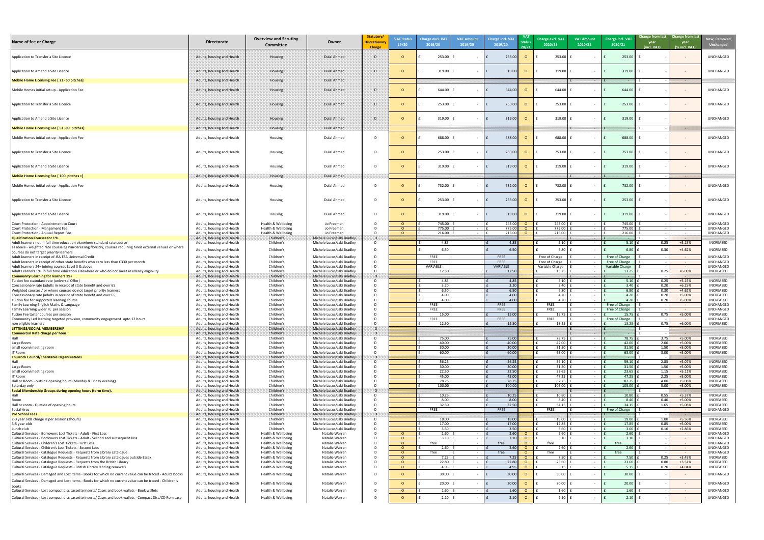| Name of fee or Charge | Directorate | Overview and Scrutiny Committee | Owner | Statutory/ Discretionary Charge | VAT Status 19/20 | Charge excl. VAT 2019/20 | VAT Amount 2019/20 | Charge incl. VAT 2019/20 | VAT Status 20/21 | Charge excl. VAT 2020/21 | VAT Amount 2020/21 | Charge incl. VAT 2020/21 | Change from last year (incl. VAT) | Change from last year (% incl. VAT) | New, Removed, Unchanged |
|---|---|---|---|---|---|---|---|---|---|---|---|---|---|---|---|
| Application to Transfer a Site Licence | Adults, housing and Health | Housing | Dulal Ahmed | D | O | £ 253.00 | £ - | £ 253.00 | O | £ 253.00 | £ - | £ 253.00 | £ - | - | UNCHANGED |
| Application to Amend a Site Licence | Adults, housing and Health | Housing | Dulal Ahmed | D | O | £ 319.00 | £ - | £ 319.00 | O | £ 319.00 | £ - | £ 319.00 | £ - | - | UNCHANGED |
| **Mobile Home Licensing Fee [ 21- 50 pitches]** | Adults, housing and Health | Housing | Dulal Ahmed | | | | | | | | £ - | £ - | £ - | - | |
| Mobile Homes initial set up - Application Fee | Adults, housing and Health | Housing | Dulal Ahmed | D | O | £ 644.00 | £ - | £ 644.00 | O | £ 644.00 | £ - | £ 644.00 | £ - | - | UNCHANGED |
| Application to Transfer a Site Licence | Adults, housing and Health | Housing | Dulal Ahmed | D | O | £ 253.00 | £ - | £ 253.00 | O | £ 253.00 | £ - | £ 253.00 | £ - | - | UNCHANGED |
| Application to Amend a Site Licence | Adults, housing and Health | Housing | Dulal Ahmed | D | O | £ 319.00 | £ - | £ 319.00 | O | £ 319.00 | £ - | £ 319.00 | £ - | - | UNCHANGED |
| **Mobile Home Licensing Fee [ 51 -99 pitches]** | Adults, housing and Health | Housing | Dulal Ahmed | | | | | | | | £ - | £ - | £ - | - | |
| Mobile Homes initial set up - Application Fee | Adults, housing and Health | Housing | Dulal Ahmed | D | O | £ 688.00 | £ - | £ 688.00 | O | £ 688.00 | £ - | £ 688.00 | £ - | - | UNCHANGED |
| Application to Transfer a Site Licence | Adults, housing and Health | Housing | Dulal Ahmed | D | O | £ 253.00 | £ - | £ 253.00 | O | £ 253.00 | £ - | £ 253.00 | £ - | - | UNCHANGED |
| Application to Amend a Site Licence | Adults, housing and Health | Housing | Dulal Ahmed | D | O | £ 319.00 | £ - | £ 319.00 | O | £ 319.00 | £ - | £ 319.00 | £ - | - | UNCHANGED |
| **Mobile Home Licensing Fee [ 100 pitches +]** | Adults, housing and Health | Housing | Dulal Ahmed | | | | | | | | £ - | £ - | £ - | - | |
| Mobile Homes initial set up - Application Fee | Adults, housing and Health | Housing | Dulal Ahmed | D | O | £ 732.00 | £ - | £ 732.00 | O | £ 732.00 | £ - | £ 732.00 | £ - | - | UNCHANGED |
| Application to Transfer a Site Licence | Adults, housing and Health | Housing | Dulal Ahmed | D | O | £ 253.00 | £ - | £ 253.00 | O | £ 253.00 | £ - | £ 253.00 | £ - | - | UNCHANGED |
| Application to Amend a Site Licence | Adults, housing and Health | Housing | Dulal Ahmed | D | O | £ 319.00 | £ - | £ 319.00 | O | £ 319.00 | £ - | £ 319.00 | £ - | - | UNCHANGED |
| Court Protection - Appointment to Court | Adults, housing and Health | Health & Wellbeing | Jo Freeman | D | O | £ 745.00 | £ - | £ 745.00 | O | £ 745.00 | £ - | £ 745.00 | £ - | - | UNCHANGED |
| Court Protection - Mangement Fee | Adults, housing and Health | Health & Wellbeing | Jo Freeman | D | O | £ 775.00 | £ - | £ 775.00 | O | £ 775.00 | £ - | £ 775.00 | £ - | - | UNCHANGED |
| Court Protection - Anuual Report Fee | Adults, housing and Health | Health & Wellbeing | Jo Freeman | D | O | £ 216.00 | £ - | £ 216.00 | O | £ 216.00 | £ - | £ 216.00 | £ - | - | UNCHANGED |
| **Qualification Courses for 19+** | Adults, housing and Health | Children's | Michele Lucus/Jaki Bradley | D | | | | | | | £ - | £ - | £ - | | |
| Adult learners not in full time education elsewhere standard rate course | Adults, housing and Health | Children's | Michele Lucus/Jaki Bradley | D | | £ 4.85 | | £ 4.85 | | £ 5.10 | £ - | £ 5.10 | £ 0.25 | +5.15% | INCREASED |
| as above - weighted rate course eg hairderessing floristry, courses requiring hired external venues or where courses do not target priority learners | Adults, housing and Health | Children's | Michele Lucus/Jaki Bradley | D | | £ 6.50 | | £ 6.50 | | £ 6.80 | £ - | £ 6.80 | £ 0.30 | +4.62% | INCREASED |
| Adult learners in receipt of JSA ESA Universal Credit | Adults, housing and Health | Children's | Michele Lucus/Jaki Bradley | D | | FREE | | FREE | | Free of Charge | £ - | Free of Charge | £ - | - | UNCHANGED |
| Adult learners in receipt of other state benefits who earn less than £330 per month | Adults, housing and Health | Children's | Michele Lucus/Jaki Bradley | D | | FREE | | FREE | | Free of Charge | £ - | Free of Charge | £ - | - | UNCHANGED |
| Adult learners 24+ joining courses Level 3 & above | Adults, housing and Health | Children's | Michele Lucus/Jaki Bradley | D | | VARIABLE | | VARIABLE | | Variable Charge | £ - | Variable Charge | £ - | - | UNCHANGED |
| Adult Learners 19+ in full time education elsewhere or who do not meet residency eligibility | Adults, housing and Health | Children's | Michele Lucus/Jaki Bradley | D | | £ 12.50 | | £ 12.50 | | £ 13.25 | £ - | £ 13.25 | £ 0.75 | +6.00% | INCREASED |
| **Community Learning for learners 19+** | Adults, housing and Health | Children's | Michele Lucus/Jaki Bradley | D | | | | | | | £ - | £ - | £ - | | |
| Tuition fee statndard rate (universal Offer) | Adults, housing and Health | Children's | Michele Lucus/Jaki Bradley | D | | £ 4.85 | | £ 4.85 | | £ 5.10 | £ - | £ 5.10 | £ 0.25 | +5.15% | INCREASED |
| Concessionary rate (adults in receipt of state benefit and over 65 | Adults, housing and Health | Children's | Michele Lucus/Jaki Bradley | D | | £ 3.20 | | £ 3.20 | | £ 3.40 | £ - | £ 3.40 | £ 0.20 | +6.25% | INCREASED |
| Weighted courses / or where courses do not target priority learners | Adults, housing and Health | Children's | Michele Lucus/Jaki Bradley | D | | £ 6.50 | | £ 6.50 | | £ 6.80 | £ - | £ 6.80 | £ 0.30 | +4.62% | INCREASED |
| Concessionary rate (adults in receipt of state benefit and over 65 | Adults, housing and Health | Children's | Michele Lucus/Jaki Bradley | D | | £ 4.00 | | £ 4.00 | | £ 4.20 | £ - | £ 4.20 | £ 0.20 | +5.00% | INCREASED |
| Tuition fee for supported learning course | Adults, housing and Health | Children's | Michele Lucus/Jaki Bradley | D | | £ 4.00 | | £ 4.00 | | £ 4.20 | £ - | £ 4.20 | £ 0.20 | +5.00% | INCREASED |
| Family Learning English Maths & Language | Adults, housing and Health | Children's | Michele Lucus/Jaki Bradley | D | | FREE | | FREE | | FREE | £ - | Free of Charge | £ - | - | UNCHANGED |
| Family Learning wider FL per session | Adults, housing and Health | Children's | Michele Lucus/Jaki Bradley | D | | FREE | | FREE | | FREE | £ - | Free of Charge | £ - | - | UNCHANGED |
| Tution Fee taster courses per session | Adults, housing and Health | Children's | Michele Lucus/Jaki Bradley | D | | £ 15.00 | | £ 15.00 | | £ 15.75 | £ - | £ 15.75 | £ 0.75 | +5.00% | INCREASED |
| Community Led learning targeted provsion, community engagement upto 12 hours | Adults, housing and Health | Children's | Michele Lucus/Jaki Bradley | D | | FREE | | FREE | | FREE | £ - | Free of Charge | £ - | - | UNCHANGED |
| non eligible learners | Adults, housing and Health | Children's | Michele Lucus/Jaki Bradley | D | | £ 12.50 | | £ 12.50 | | £ 13.25 | £ - | £ 13.25 | £ 0.75 | +6.00% | INCREASED |
| **LETTINGS/SOCIAL MEMBERSHIP** | Adults, housing and Health | Children's | Michele Lucus/Jaki Bradley | D | | | | | | | £ - | £ - | £ - | | |
| **Commercial Rate charge per hour** | Adults, housing and Health | Children's | Michele Lucus/Jaki Bradley | D | | | | | | | £ - | £ - | £ - | | |
| Hall | Adults, housing and Health | Children's | Michele Lucus/Jaki Bradley | D | | £ 75.00 | | £ 75.00 | | £ 78.75 | £ - | £ 78.75 | £ 3.75 | +5.00% | INCREASED |
| Large Room | Adults, housing and Health | Children's | Michele Lucus/Jaki Bradley | D | | £ 40.00 | | £ 40.00 | | £ 42.00 | £ - | £ 42.00 | £ 2.00 | +5.00% | INCREASED |
| small room/meeting room | Adults, housing and Health | Children's | Michele Lucus/Jaki Bradley | D | | £ 30.00 | | £ 30.00 | | £ 31.50 | £ - | £ 31.50 | £ 1.50 | +5.00% | INCREASED |
| IT Room | Adults, housing and Health | Children's | Michele Lucus/Jaki Bradley | D | | £ 60.00 | | £ 60.00 | | £ 63.00 | £ - | £ 63.00 | £ 3.00 | +5.00% | INCREASED |
| **Thurrock Council/Charitable Organisiations** | Adults, housing and Health | Children's | Michele Lucus/Jaki Bradley | D | | | | | | | £ - | £ - | £ - | | |
| Hall | Adults, housing and Health | Children's | Michele Lucus/Jaki Bradley | D | | £ 56.25 | | £ 56.25 | | £ 59.10 | £ - | £ 59.10 | £ 2.85 | +5.07% | INCREASED |
| Large Room | Adults, housing and Health | Children's | Michele Lucus/Jaki Bradley | D | | £ 30.00 | | £ 30.00 | | £ 31.50 | £ - | £ 31.50 | £ 1.50 | +5.00% | INCREASED |
| small room/meeting room | Adults, housing and Health | Children's | Michele Lucus/Jaki Bradley | D | | £ 22.50 | | £ 22.50 | | £ 23.65 | £ - | £ 23.65 | £ 1.15 | +5.11% | INCREASED |
| IT Room | Adults, housing and Health | Children's | Michele Lucus/Jaki Bradley | D | | £ 45.00 | | £ 45.00 | | £ 47.25 | £ - | £ 47.25 | £ 2.25 | +5.00% | INCREASED |
| Hall or Room - outside opening hours (Monday & Friday evening) | Adults, housing and Health | Children's | Michele Lucus/Jaki Bradley | D | | £ 78.75 | | £ 78.75 | | £ 82.75 | £ - | £ 82.75 | £ 4.00 | +5.08% | INCREASED |
| Saturday only | Adults, housing and Health | Children's | Michele Lucus/Jaki Bradley | D | | £ 100.00 | | £ 100.00 | | £ 105.00 | £ - | £ 105.00 | £ 5.00 | +5.00% | INCREASED |
| **Social Membership Groups during opening hours (term time).** | Adults, housing and Health | Children's | Michele Lucus/Jaki Bradley | D | | | | | | | £ - | £ - | £ - | | |
| Hall | Adults, housing and Health | Children's | Michele Lucus/Jaki Bradley | D | | £ 10.25 | | £ 10.25 | | £ 10.80 | £ - | £ 10.80 | £ 0.55 | +5.37% | INCREASED |
| Room | Adults, housing and Health | Children's | Michele Lucus/Jaki Bradley | D | | £ 8.00 | | £ 8.00 | | £ 8.40 | £ - | £ 8.40 | £ 0.40 | +5.00% | INCREASED |
| Hall or room - Outside of opening hours | Adults, housing and Health | Children's | Michele Lucus/Jaki Bradley | D | | £ 32.50 | | £ 32.50 | | £ 34.15 | £ - | £ 34.15 | £ 1.65 | +5.08% | INCREASED |
| Social Area | Adults, housing and Health | Children's | Michele Lucus/Jaki Bradley | D | | FREE | | FREE | | FREE | £ - | Free of Charge | £ - | - | UNCHANGED |
| **Pre School Fees** | Adults, housing and Health | Children's | Michele Lucus/Jaki Bradley | D | | | | | | | £ - | £ - | £ - | | |
| 2-3 year olds charge is per session (3hours) | Adults, housing and Health | Children's | Michele Lucus/Jaki Bradley | D | | £ 18.00 | | £ 18.00 | | £ 19.00 | £ - | £ 19.00 | £ 1.00 | +5.56% | INCREASED |
| 3-5 year olds | Adults, housing and Health | Children's | Michele Lucus/Jaki Bradley | D | | £ 17.00 | | £ 17.00 | | £ 17.85 | £ - | £ 17.85 | £ 0.85 | +5.00% | INCREASED |
| Lunch club | Adults, housing and Health | Children's | Michele Lucus/Jaki Bradley | D | | £ 3.50 | | £ 3.50 | | £ 3.60 | £ - | £ 3.60 | £ 0.10 | +2.86% | INCREASED |
| Cultural Services - Borrowers Lost Tickets - Adult - First Loss | Adults, housing and Health | Health & Wellbeing | Natalie Warren | D | O | £ 2.60 | £ - | £ 2.60 | O | £ 2.60 | £ - | £ 2.60 | £ - | - | UNCHANGED |
| Cultural Services - Borrowers Lost Tickets - Adult - Second and subsequent loss | Adults, housing and Health | Health & Wellbeing | Natalie Warren | D | O | £ 3.10 | £ - | £ 3.10 | O | £ 3.10 | £ - | £ 3.10 | £ - | - | UNCHANGED |
| Cultural Services - Children's Lost Tickets - First Loss | Adults, housing and Health | Health & Wellbeing | Natalie Warren | D | O | free | £ - | free | O | free | £ - | free | £ - | - | UNCHANGED |
| Cultural Services - Children's Lost Tickets - Second Loss | Adults, housing and Health | Health & Wellbeing | Natalie Warren | D | O | £ 2.60 | £ - | £ 2.60 | O | £ 2.60 | £ - | £ 2.60 | £ - | - | UNCHANGED |
| Cultural Services - Catalogue Requests - Requests from Library catalogue | Adults, housing and Health | Health & Wellbeing | Natalie Warren | D | O | free | £ - | free | O | free | £ - | free | £ - | - | UNCHANGED |
| Cultural Services - Catalogue Requests - Requests from Library catalogues outside Essex | Adults, housing and Health | Health & Wellbeing | Natalie Warren | D | O | £ 7.25 | £ - | £ 7.25 | O | £ 7.50 | £ - | £ 7.50 | £ 0.25 | +3.45% | INCREASED |
| Cultural Services - Catalogue Requests - Requests from the British Library | Adults, housing and Health | Health & Wellbeing | Natalie Warren | D | O | £ 22.80 | £ - | £ 22.80 | O | £ 23.60 | £ - | £ 23.60 | £ 0.80 | +3.51% | INCREASED |
| Cultural Services - Catalogue Requests - British Library lending renewals | Adults, housing and Health | Health & Wellbeing | Natalie Warren | D | O | £ 4.95 | £ - | £ 4.95 | O | £ 5.15 | £ - | £ 5.15 | £ 0.20 | +4.04% | INCREASED |
| Cultural Services - Damaged and Lost items - Books for which no current value can be traced - Adults books | Adults, housing and Health | Health & Wellbeing | Natalie Warren | D | O | £ 30.00 | £ - | £ 30.00 | O | £ 30.00 | £ - | £ 30.00 | £ - | - | UNCHANGED |
| Cultural Services - Damaged and Lost items - Books for which no current value can be traced - Children's books | Adults, housing and Health | Health & Wellbeing | Natalie Warren | D | O | £ 20.00 | £ - | £ 20.00 | O | £ 20.00 | £ - | £ 20.00 | £ - | - | UNCHANGED |
| Cultural Services - Lost compact disc cassette inserts/ Cases and book wallets - Book wallets | Adults, housing and Health | Health & Wellbeing | Natalie Warren | D | O | £ 1.60 | £ - | £ 1.60 | O | £ 1.60 | £ - | £ 1.60 | £ - | - | UNCHANGED |
| Cultural Services - Lost compact disc cassette inserts/ Cases and book wallets - Compact Disc/CD Rom case | Adults, housing and Health | Health & Wellbeing | Natalie Warren | D | O | £ 2.10 | £ - | £ 2.10 | O | £ 2.10 | £ - | £ 2.10 | £ - | - | UNCHANGED |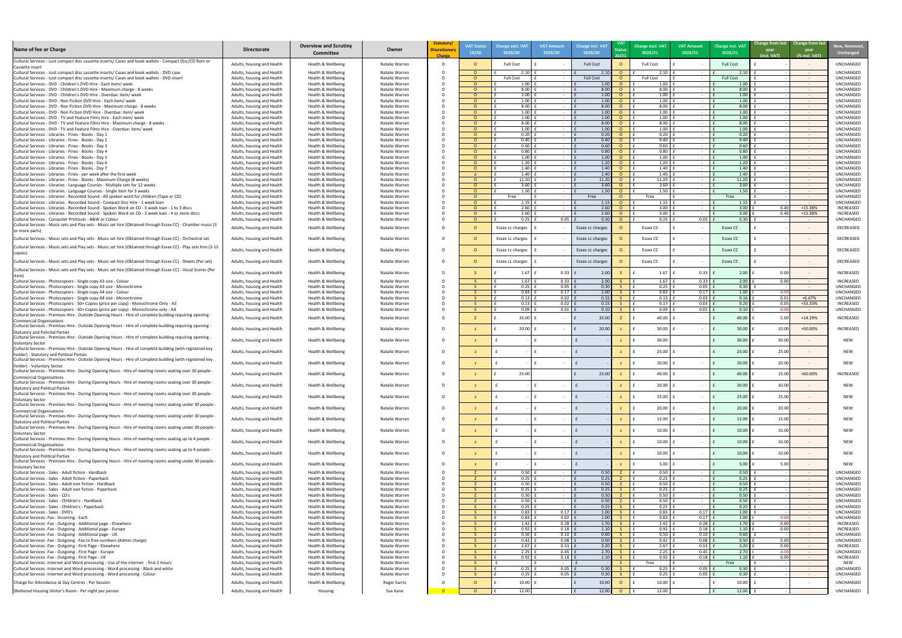| Name of fee or Charge | Directorate | Overview and Scrutiny Committee | Owner | Statutory/ Discretionary Charge | VAT Status 19/20 | Charge excl. VAT 2019/20 | VAT Amount 2019/20 | Charge incl. VAT 2019/20 | VAT Status 20/21 | Charge excl. VAT 2020/21 | VAT Amount 2020/21 | Charge incl. VAT 2020/21 | Change from last year (incl. VAT) | Change from last year (% incl. VAT) | New, Removed, Unchanged |
|---|---|---|---|---|---|---|---|---|---|---|---|---|---|---|---|
| Cultural Services - Lost compact disc cassette inserts/ Cases and book wallets - Compact Disc/CD Rom or Cassette insert | Adults, housing and Health | Health & Wellbeing | Natalie Warren | D | O | Full Cost | £ - | Full Cost | O | Full Cost | £ - | Full Cost | £ - | - | UNCHANGED |
| Cultural Services - Lost compact disc cassette inserts/ Cases and book wallets - DVD case | Adults, housing and Health | Health & Wellbeing | Natalie Warren | D | O | £ 2.10 | £ - | £ 2.10 | O | £ 2.10 | £ - | £ 2.10 | £ - | - | UNCHANGED |
| Cultural Services - Lost compact disc cassette inserts/ Cases and book wallets - DVD insert | Adults, housing and Health | Health & Wellbeing | Natalie Warren | D | O | Full Cost | £ - | Full Cost | O | Full Cost | £ - | Full Cost | £ - | - | UNCHANGED |
| Cultural Services - DVD - Children's DVD Hire - Each item/ week | Adults, housing and Health | Health & Wellbeing | Natalie Warren | D | O | £ 1.00 | £ - | £ 1.00 | O | £ 1.00 | £ - | £ 1.00 | £ - | - | UNCHANGED |
| Cultural Services - DVD - Children's DVD Hire - Maximum charge - 8 weeks | Adults, housing and Health | Health & Wellbeing | Natalie Warren | D | O | £ 8.00 | £ - | £ 8.00 | O | £ 8.00 | £ - | £ 8.00 | £ - | - | UNCHANGED |
| Cultural Services - DVD - Children's DVD Hire - Overdue: item/ week | Adults, housing and Health | Health & Wellbeing | Natalie Warren | D | O | £ 1.00 | £ - | £ 1.00 | O | £ 1.00 | £ - | £ 1.00 | £ - | - | UNCHANGED |
| Cultural Services - DVD - Non Fiction DVD Hire - Each item/ week | Adults, housing and Health | Health & Wellbeing | Natalie Warren | D | O | £ 1.00 | £ - | £ 1.00 | O | £ 1.00 | £ - | £ 1.00 | £ - | - | UNCHANGED |
| Cultural Services - DVD - Non Fiction DVD Hire - Maximum charge - 8 weeks | Adults, housing and Health | Health & Wellbeing | Natalie Warren | D | O | £ 8.00 | £ - | £ 8.00 | O | £ 8.00 | £ - | £ 8.00 | £ - | - | UNCHANGED |
| Cultural Services - DVD - Non Fiction DVD Hire - Overdue: item/ week | Adults, housing and Health | Health & Wellbeing | Natalie Warren | D | O | £ 1.00 | £ - | £ 1.00 | O | £ 1.00 | £ - | £ 1.00 | £ - | - | UNCHANGED |
| Cultural Services - DVD - TV and Feature Films Hire - Each item/ week | Adults, housing and Health | Health & Wellbeing | Natalie Warren | D | O | £ 1.00 | £ - | £ 1.00 | O | £ 1.00 | £ - | £ 1.00 | £ - | - | UNCHANGED |
| Cultural Services - DVD - TV and Feature Films Hire - Maximum charge - 8 weeks | Adults, housing and Health | Health & Wellbeing | Natalie Warren | D | O | £ 8.00 | £ - | £ 8.00 | O | £ 8.00 | £ - | £ 8.00 | £ - | - | UNCHANGED |
| Cultural Services - DVD - TV and Feature Films Hire - Overdue: item/ week | Adults, housing and Health | Health & Wellbeing | Natalie Warren | D | O | £ 1.00 | £ - | £ 1.00 | O | £ 1.00 | £ - | £ 1.00 | £ - | - | UNCHANGED |
| Cultural Services - Libraries - Fines - Books - Day 1 | Adults, housing and Health | Health & Wellbeing | Natalie Warren | D | O | £ 0.20 | £ - | £ 0.20 | O | £ 0.20 | £ - | £ 0.20 | £ - | - | UNCHANGED |
| Cultural Services - Libraries - Fines - Books - Day 2 | Adults, housing and Health | Health & Wellbeing | Natalie Warren | D | O | £ 0.40 | £ - | £ 0.40 | O | £ 0.40 | £ - | £ 0.40 | £ - | - | UNCHANGED |
| Cultural Services - Libraries - Fines - Books - Day 3 | Adults, housing and Health | Health & Wellbeing | Natalie Warren | D | O | £ 0.60 | £ - | £ 0.60 | O | £ 0.60 | £ - | £ 0.60 | £ - | - | UNCHANGED |
| Cultural Services - Libraries - Fines - Books - Day 4 | Adults, housing and Health | Health & Wellbeing | Natalie Warren | D | O | £ 0.80 | £ - | £ 0.80 | O | £ 0.80 | £ - | £ 0.80 | £ - | - | UNCHANGED |
| Cultural Services - Libraries - Fines - Books - Day 5 | Adults, housing and Health | Health & Wellbeing | Natalie Warren | D | O | £ 1.00 | £ - | £ 1.00 | O | £ 1.00 | £ - | £ 1.00 | £ - | - | UNCHANGED |
| Cultural Services - Libraries - Fines - Books - Day 6 | Adults, housing and Health | Health & Wellbeing | Natalie Warren | D | O | £ 1.20 | £ - | £ 1.20 | O | £ 1.20 | £ - | £ 1.20 | £ - | - | UNCHANGED |
| Cultural Services - Libraries - Fines - Books - Day 7 | Adults, housing and Health | Health & Wellbeing | Natalie Warren | D | O | £ 1.40 | £ - | £ 1.40 | O | £ 1.40 | £ - | £ 1.40 | £ - | - | UNCHANGED |
| Cultural Services - Libraries - Fines - per week after the first week | Adults, housing and Health | Health & Wellbeing | Natalie Warren | D | o | £ 1.40 | £ - | £ 1.40 | O | £ 1.40 | £ - | £ 1.40 | £ - | - | UNCHANGED |
| Cultural Services - Libraries - Fines - Books - Maximum Charge (8 weeks) | Adults, housing and Health | Health & Wellbeing | Natalie Warren | D | O | £ 11.20 | £ - | £ 11.20 | O | £ 11.20 | £ - | £ 11.20 | £ - | - | UNCHANGED |
| Cultural Services - Libraries - Language Courses - Multiple sets for 12 weeks | Adults, housing and Health | Health & Wellbeing | Natalie Warren | D | O | £ 3.60 | £ - | £ 3.60 | O | £ 3.60 | £ - | £ 3.60 | £ - | - | UNCHANGED |
| Cultural Services - Libraries - Language Courses - Single item for 3 weeks | Adults, housing and Health | Health & Wellbeing | Natalie Warren | D | O | £ 1.50 | £ - | £ 1.50 | O | £ 1.50 | £ - | £ 1.50 | £ - | - | UNCHANGED |
| Cultural Services - Libraries - Recorded Sound - All spoken word for children (Tape or CD) | Adults, housing and Health | Health & Wellbeing | Natalie Warren | D | O | Free | £ - | Free | O | Free | £ - | Free | £ - | - | UNCHANGED |
| Cultural Services - Libraries - Recorded Sound - Compact Disc Hire - 1 week loan | Adults, housing and Health | Health & Wellbeing | Natalie Warren | D | O | £ 1.15 | £ - | £ 1.15 | O | £ 1.15 | £ - | £ 1.15 | £ - | - | UNCHANGED |
| Cultural Services - Libraries - Recorded Sound - Spoken Word on CD - 3 week loan - 1 to 3 discs | Adults, housing and Health | Health & Wellbeing | Natalie Warren | D | O | £ 2.60 | £ - | £ 2.60 | O | £ 3.00 | £ - | £ 3.00 | £ 0.40 | +15.38% | INCREASED |
| Cultural Services - Libraries - Recorded Sound - Spoken Word on CD - 3 week loan - 4 or more discs | Adults, housing and Health | Health & Wellbeing | Natalie Warren | D | O | £ 2.60 | £ - | £ 2.60 | O | £ 3.00 | £ - | £ 3.00 | £ 0.40 | +15.38% | INCREASED |
| Cultural Services - Computer Printouts - B&W or Colour | Adults, housing and Health | Health & Wellbeing | Natalie Warren | D | O | £ 0.25 | £ 0.05 | £ 0.30 | O | £ 0.25 | £ 0.05 | £ 0.30 | £ - | - | UNCHANGED |
| Cultural Services - Music sets and Play sets - Music set hire (Obtained through Essex CC) - Chamber music (3 or more parts) | Adults, housing and Health | Health & Wellbeing | Natalie Warren | D | O | Essex cc charges | £ - | Essex cc charges | O | Essex CC | £ - | Essex CC | £ - | - | DECREASED |
| Cultural Services - Music sets and Play sets - Music set hire (Obtained through Essex CC) - Orchestral set | Adults, housing and Health | Health & Wellbeing | Natalie Warren | D | O | Essex cc charges | £ - | Essex cc charges | O | Essex CC | £ - | Essex CC | £ - | - | DECREASED |
| Cultural Services - Music sets and Play sets - Music set hire (Obtained through Essex CC) - Play sets hire (3-15 copies) | Adults, housing and Health | Health & Wellbeing | Natalie Warren | D | O | Essex cc charges | £ - | Essex cc charges | O | Essex CC | £ - | Essex CC | £ - | - | DECREASED |
| Cultural Services - Music sets and Play sets - Music set hire (Obtained through Essex CC) - Sheets (Per set) | Adults, housing and Health | Health & Wellbeing | Natalie Warren | D | O | Essex cc charges | £ - | Essex cc charges | O | Essex CC | £ - | Essex CC | £ - | - | DECREASED |
| Cultural Services - Music sets and Play sets - Music set hire (Obtained through Essex CC) - Vocal Scores (Per item) | Adults, housing and Health | Health & Wellbeing | Natalie Warren | D | S | £ 1.67 | £ 0.33 | £ 2.00 | S | £ 1.67 | £ 0.33 | £ 2.00 | £ 0.00 | - | INCREASED |
| Cultural Services - Photocopiers - Single copy A3 size - Colour | Adults, housing and Health | Health & Wellbeing | Natalie Warren | D | S | £ 1.67 | £ 0.33 | £ 2.00 | S | £ 1.67 | £ 0.33 | £ 2.00 | £ 0.00 | - | INCREASED |
| Cultural Services - Photocopiers - Single copy A3 size - Monochrome | Adults, housing and Health | Health & Wellbeing | Natalie Warren | D | S | £ 0.25 | £ 0.05 | £ 0.30 | S | £ 0.25 | £ 0.05 | £ 0.30 | £ - | - | UNCHANGED |
| Cultural Services - Photocopiers - Single copy A4 size - Colour | Adults, housing and Health | Health & Wellbeing | Natalie Warren | D | S | £ 0.83 | £ 0.17 | £ 1.00 | S | £ 0.83 | £ 0.17 | £ 1.00 | £ -0.00 | - | UNCHANGED |
| Cultural Services - Photocopiers - Single copy A4 size - Monochrome | Adults, housing and Health | Health & Wellbeing | Natalie Warren | D | S | £ 0.13 | £ 0.02 | £ 0.15 | S | £ 0.13 | £ 0.03 | £ 0.16 | £ 0.01 | +6.67% | UNCHANGED |
| Cultural Services - Photocopiers - 50+ Copies (price per copy) - Monochrome Only - A3 | Adults, housing and Health | Health & Wellbeing | Natalie Warren | D | S | £ 0.13 | £ 0.02 | £ 0.15 | S | £ 0.17 | £ 0.03 | £ 0.20 | £ 0.05 | +33.33% | INCREASED |
| Cultural Services - Photocopiers - 50+ Copies (price per copy) - Monochrome only - A4 | Adults, housing and Health | Health & Wellbeing | Natalie Warren | D | S | £ 0.09 | £ 0.01 | £ 0.10 | S | £ 0.09 | £ 0.01 | £ 0.10 | £ -0.00 | - | UNCHANGED |
| Cultural Services - Premises Hire - Outside Opening Hours - Hire of complete building requiring opening - Commercial Organisations | Adults, housing and Health | Health & Wellbeing | Natalie Warren | D | Z | £ 35.00 | £ - | £ 35.00 | Z | £ 40.00 | £ - | £ 40.00 | £ 5.00 | +14.29% | INCREASED |
| Cultural Services - Premises Hire - Outside Opening Hours - Hire of complete building requiring opening - Statutory and Policital Parties | Adults, housing and Health | Health & Wellbeing | Natalie Warren | D | z | £ 20.00 | £ - | £ 20.00 | z | £ 30.00 | £ - | £ 30.00 | £ 10.00 | +50.00% | INCREASED |
| Cultural Services - Premises Hire - Outside Opening Hours - Hire of complete building requiring opening - Voluntary Sector | Adults, housing and Health | Health & Wellbeing | Natalie Warren | D | z | £ - | £ - | £ - | z | £ 30.00 | | £ 30.00 | £ 30.00 | - | NEW |
| Cultural Services - Premises Hire - Outside Opening Hours - Hire of complete building (with registered key holder) - Statutory and Political Parties | Adults, housing and Health | Health & Wellbeing | Natalie Warren | D | z | £ - | £ - | £ - | z | £ 25.00 | £ - | £ 25.00 | £ 25.00 | - | NEW |
| Cultural Services - Premises Hire - Outside Opening Hours - Hire of complete building (with registered key holder) - Voluntary Sector | Adults, housing and Health | Health & Wellbeing | Natalie Warren | D | z | £ - | £ - | £ - | z | £ 20.00 | £ - | £ 20.00 | £ 20.00 | - | NEW |
| Cultural Services - Premises Hire - During Opening Hours - Hire of meeting rooms seating over 30 people - Commercial Organisations | Adults, housing and Health | Health & Wellbeing | Natalie Warren | D | z | £ 25.00 | | £ 25.00 | z | £ 40.00 | £ - | £ 40.00 | £ 15.00 | +60.00% | INCREASED |
| Cultural Services - Premises Hire - During Opening Hours - Hire of meeting rooms seating over 30 people - Statutory and Political Parties | Adults, housing and Health | Health & Wellbeing | Natalie Warren | D | z | £ - | £ - | £ - | z | £ 30.00 | £ - | £ 30.00 | £ 30.00 | - | NEW |
| Cultural Services - Premises Hire - During Opening Hours - Hire of meeting rooms seating over 30 people - Voluntary Sector | Adults, housing and Health | Health & Wellbeing | Natalie Warren | D | z | £ - | £ - | £ - | z | £ 25.00 | £ - | £ 25.00 | £ 25.00 | - | NEW |
| Cultural Services - Premises Hire - During Opening Hours - Hire of meeting rooms seating under 30 people - Commercial Organisations | Adults, housing and Health | Health & Wellbeing | Natalie Warren | D | z | £ - | £ - | £ - | z | £ 20.00 | £ - | £ 20.00 | £ 20.00 | - | NEW |
| Cultural Services - Premises Hire - During Opening Hours - Hire of meeting rooms seating under 30 people - Statutory and Political Parties | Adults, housing and Health | Health & Wellbeing | Natalie Warren | D | z | £ - | £ - | £ - | z | £ 15.00 | £ - | £ 15.00 | £ 15.00 | - | NEW |
| Cultural Services - Premises Hire - During Opening Hours - Hire of meeting rooms seating under 30 people - Voluntary Sector | Adults, housing and Health | Health & Wellbeing | Natalie Warren | D | z | £ - | £ - | £ - | z | £ 10.00 | £ - | £ 10.00 | £ 10.00 | - | NEW |
| Cultural Services - Premises Hire - During Opening Hours - Hire of meeting rooms seating up to 4 people - Commercial Organisations | Adults, housing and Health | Health & Wellbeing | Natalie Warren | D | z | £ - | £ - | £ - | z | £ 10.00 | £ - | £ 10.00 | £ 10.00 | - | NEW |
| Cultural Services - Premises Hire - During Opening Hours - Hire of meeting rooms seating up to 4 people - Statutory and Political Parties | Adults, housing and Health | Health & Wellbeing | Natalie Warren | D | z | £ - | £ - | £ - | z | £ 10.00 | £ - | £ 10.00 | £ 10.00 | - | NEW |
| Cultural Services - Premises Hire - During Opening Hours - Hire of meeting rooms seating under 30 people - Voluntary Sector | Adults, housing and Health | Health & Wellbeing | Natalie Warren | D | z | £ - | £ - | £ - | z | £ 5.00 | £ - | £ 5.00 | £ 5.00 | - | NEW |
| Cultural Services - Sales - Adult fiction - Hardback | Adults, housing and Health | Health & Wellbeing | Natalie Warren | D | Z | £ 0.50 | £ - | £ 0.50 | Z | £ 0.50 | £ - | £ 0.50 | £ - | - | UNCHANGED |
| Cultural Services - Sales - Adult fiction - Paperback | Adults, housing and Health | Health & Wellbeing | Natalie Warren | D | Z | £ 0.25 | £ - | £ 0.25 | Z | £ 0.25 | £ - | £ 0.25 | £ - | - | UNCHANGED |
| Cultural Services - Sales - Adult non fiction - Hardback | Adults, housing and Health | Health & Wellbeing | Natalie Warren | D | Z | £ 0.50 | £ - | £ 0.50 | Z | £ 0.50 | £ - | £ 0.50 | £ - | - | UNCHANGED |
| Cultural Services - Sales - Adult non fiction - Paperback | Adults, housing and Health | Health & Wellbeing | Natalie Warren | D | S | £ 0.25 | £ - | £ 0.25 | S | £ 0.25 | £ - | £ 0.25 | £ - | - | UNCHANGED |
| Cultural Services - Sales - CD's | Adults, housing and Health | Health & Wellbeing | Natalie Warren | D | Z | £ 0.50 | £ - | £ 0.50 | Z | £ 0.50 | £ - | £ 0.50 | £ - | - | UNCHANGED |
| Cultural Services - Sales - Children's - Hardback | Adults, housing and Health | Health & Wellbeing | Natalie Warren | D | Z | £ 0.50 | £ - | £ 0.50 | Z | £ 0.50 | £ - | £ 0.50 | £ - | - | UNCHANGED |
| Cultural Services - Sales - Children's - Paperback | Adults, housing and Health | Health & Wellbeing | Natalie Warren | D | S | £ 0.25 | £ - | £ 0.25 | S | £ 0.25 | £ - | £ 0.25 | £ - | - | UNCHANGED |
| Cultural Services - Sales - DVD's | Adults, housing and Health | Health & Wellbeing | Natalie Warren | D | S | £ 0.83 | £ 0.17 | £ 1.00 | S | £ 0.83 | £ 0.17 | £ 1.00 | £ - | - | UNCHANGED |
| Cultural Services -Fax - Incoming - Each | Adults, housing and Health | Health & Wellbeing | Natalie Warren | D | S | £ 0.83 | £ 0.02 | £ 1.00 | S | £ 0.83 | £ 0.17 | £ 1.00 | £ -0.00 | - | UNCHANGED |
| Cultural Services -Fax - Outgoing - Additional page - Elsewhere | Adults, housing and Health | Health & Wellbeing | Natalie Warren | D | S | £ 1.42 | £ 0.28 | £ 1.70 | S | £ 1.42 | £ 0.28 | £ 1.70 | £ 0.00 | - | INCREASED |
| Cultural Services -Fax - Outgoing - Additional page - Europe | Adults, housing and Health | Health & Wellbeing | Natalie Warren | D | S | £ 0.92 | £ 0.18 | £ 1.10 | S | £ 0.92 | £ 0.18 | £ 1.10 | £ 0.00 | - | INCREASED |
| Cultural Services -Fax - Outgoing - Additional page - UK | Adults, housing and Health | Health & Wellbeing | Natalie Warren | D | S | £ 0.50 | £ 0.10 | £ 0.60 | S | £ 0.50 | £ 0.10 | £ 0.60 | £ - | - | UNCHANGED |
| Cultural Services -Fax - Outgoing - Fax to free numbers (Admin charge) | Adults, housing and Health | Health & Wellbeing | Natalie Warren | D | S | £ 0.42 | £ 0.08 | £ 0.50 | S | £ 0.42 | £ 0.08 | £ 0.50 | £ 0.00 | - | UNCHANGED |
| Cultural Services -Fax - Outgoing - First Page - Elsewhere | Adults, housing and Health | Health & Wellbeing | Natalie Warren | D | S | £ 2.67 | £ 0.53 | £ 3.20 | S | £ 2.67 | £ 0.53 | £ 3.20 | £ 0.00 | - | INCREASED |
| Cultural Services -Fax - Outgoing - First Page - Europe | Adults, housing and Health | Health & Wellbeing | Natalie Warren | D | S | £ 2.25 | £ 0.45 | £ 2.70 | S | £ 2.25 | £ 0.45 | £ 2.70 | £ -0.00 | - | UNCHANGED |
| Cultural Services -Fax - Outgoing - First Page - UK | Adults, housing and Health | Health & Wellbeing | Natalie Warren | D | S | £ 0.92 | £ 0.18 | £ 1.10 | S | £ 0.92 | £ 0.18 | £ 1.10 | £ 0.00 | - | INCREASED |
| Cultural Services -Internet and Word processing - Use of the internet - first 2 Hours | Adults, housing and Health | Health & Wellbeing | Natalie Warren | D | S | £ - | £ - | £ - | S | free | £ - | Free | £ - | - | NEW |
| Cultural Services -Internet and Word processing - Word processing - Black and white | Adults, housing and Health | Health & Wellbeing | Natalie Warren | D | S | £ 0.25 | £ 0.05 | £ 0.30 | S | £ 0.25 | £ 0.05 | £ 0.30 | £ - | - | UNCHANGED |
| Cultural Services -Internet and Word processing - Word processing - Colour | Adults, housing and Health | Health & Wellbeing | Natalie Warren | D | S | £ 0.25 | £ 0.05 | £ 0.30 | S | £ 0.25 | £ 0.05 | £ 0.30 | £ - | - | UNCHANGED |
| Charge for Attendance at Day Centres - Per Session | Adults, housing and Health | Health & Wellbeing | Roger harris | D | O | £ 10.00 | £ - | £ 10.00 | O | £ 10.00 | £ - | £ 10.00 | £ - | - | UNCHANGED |
| Sheltered Housing Visitor's Room - Per night per person | Adults, housing and Health | Housing | Sue Kane | D | O | £ 12.00 | | £ 12.00 | O | £ 12.00 | | £ 12.00 | £ - | | UNCHANGED |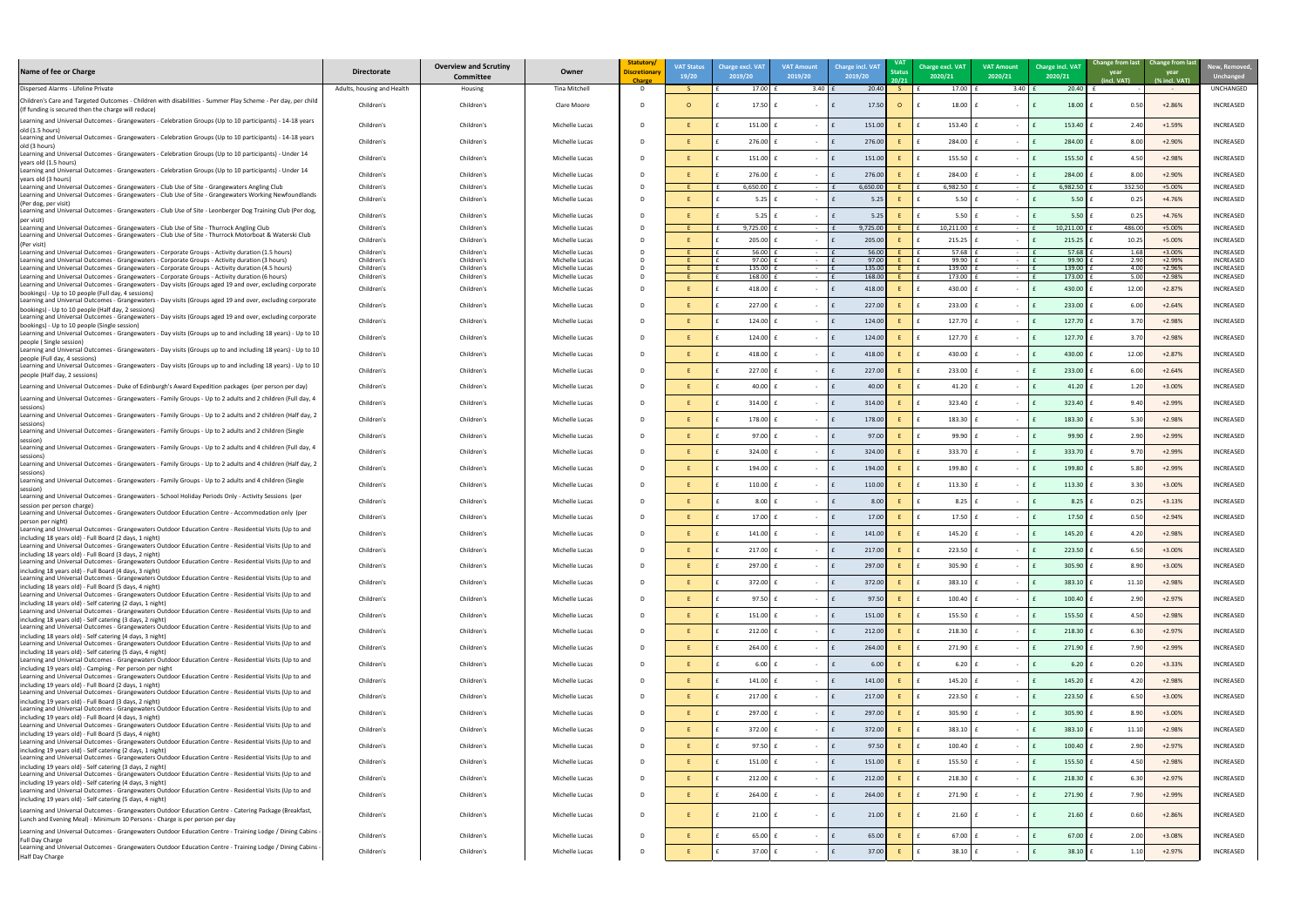| Name of fee or Charge | Directorate | Overview and Scrutiny Committee | Owner | Statutory/ Discretionary Charge | VAT Status 19/20 | Charge excl. VAT 2019/20 | VAT Amount 2019/20 | Charge incl. VAT 2019/20 | VAT Status 20/21 | Charge excl. VAT 2020/21 | VAT Amount 2020/21 | Charge incl. VAT 2020/21 | Change from last year (incl. VAT) | Change from last year (% incl. VAT) | New, Removed, Unchanged |
|---|---|---|---|---|---|---|---|---|---|---|---|---|---|---|---|
| Dispersed Alarms - Lifeline Private | Adults, housing and Health | Housing | Tina Mitchell | D | S | £ 17.00 | £ 3.40 | £ 20.40 | S | £ 17.00 | £ 3.40 | £ 20.40 | £ - | - | UNCHANGED |
| Children's Care and Targeted Outcomes - Children with disabilities - Summer Play Scheme - Per day, per child (If funding is secured then the charge will reduce) | Children's | Children's | Clare Moore | D | O | £ 17.50 | £ - | £ 17.50 | O | £ 18.00 | £ - | £ 18.00 | £ 0.50 | +2.86% | INCREASED |
| Learning and Universal Outcomes - Grangewaters - Celebration Groups (Up to 10 participants) - 14-18 years old (1.5 hours) | Children's | Children's | Michelle Lucas | D | E | £ 151.00 | £ - | £ 151.00 | E | £ 153.40 | £ - | £ 153.40 | £ 2.40 | +1.59% | INCREASED |
| Learning and Universal Outcomes - Grangewaters - Celebration Groups (Up to 10 participants) - 14-18 years old (3 hours) | Children's | Children's | Michelle Lucas | D | E | £ 276.00 | £ - | £ 276.00 | E | £ 284.00 | £ - | £ 284.00 | £ 8.00 | +2.90% | INCREASED |
| Learning and Universal Outcomes - Grangewaters - Celebration Groups (Up to 10 participants) - Under 14 years old (1.5 hours) | Children's | Children's | Michelle Lucas | D | E | £ 151.00 | £ - | £ 151.00 | E | £ 155.50 | £ - | £ 155.50 | £ 4.50 | +2.98% | INCREASED |
| Learning and Universal Outcomes - Grangewaters - Celebration Groups (Up to 10 participants) - Under 14 years old (3 hours) | Children's | Children's | Michelle Lucas | D | E | £ 276.00 | £ - | £ 276.00 | E | £ 284.00 | £ - | £ 284.00 | £ 8.00 | +2.90% | INCREASED |
| Learning and Universal Outcomes - Grangewaters - Club Use of Site - Grangewaters Angling Club | Children's | Children's | Michelle Lucas | D | E | £ 6,650.00 | £ - | £ 6,650.00 | E | £ 6,982.50 | £ - | £ 6,982.50 | £ 332.50 | +5.00% | INCREASED |
| Learning and Universal Outcomes - Grangewaters - Club Use of Site - Grangewaters Working Newfoundlands (Per dog, per visit) | Children's | Children's | Michelle Lucas | D | E | £ 5.25 | £ - | £ 5.25 | E | £ 5.50 | £ - | £ 5.50 | £ 0.25 | +4.76% | INCREASED |
| Learning and Universal Outcomes - Grangewaters - Club Use of Site - Leonberger Dog Training Club (Per dog, per visit) | Children's | Children's | Michelle Lucas | D | E | £ 5.25 | £ - | £ 5.25 | E | £ 5.50 | £ - | £ 5.50 | £ 0.25 | +4.76% | INCREASED |
| Learning and Universal Outcomes - Grangewaters - Club Use of Site - Thurrock Angling Club | Children's | Children's | Michelle Lucas | D | E | £ 9,725.00 | £ - | £ 9,725.00 | E | £ 10,211.00 | £ - | £ 10,211.00 | £ 486.00 | +5.00% | INCREASED |
| Learning and Universal Outcomes - Grangewaters - Club Use of Site - Thurrock Motorboat & Waterski Club (Per visit) | Children's | Children's | Michelle Lucas | D | E | £ 205.00 | £ - | £ 205.00 | E | £ 215.25 | £ - | £ 215.25 | £ 10.25 | +5.00% | INCREASED |
| Learning and Universal Outcomes - Grangewaters - Corporate Groups - Activity duration (1.5 hours) | Children's | Children's | Michelle Lucas | D | E | £ 56.00 | £ - | £ 56.00 | E | £ 57.68 | £ - | £ 57.68 | £ 1.68 | +3.00% | INCREASED |
| Learning and Universal Outcomes - Grangewaters - Corporate Groups - Activity duration (3 hours) | Children's | Children's | Michelle Lucas | D | E | £ 97.00 | £ - | £ 97.00 | E | £ 99.90 | £ - | £ 99.90 | £ 2.90 | +2.99% | INCREASED |
| Learning and Universal Outcomes - Grangewaters - Corporate Groups - Activity duration (4.5 hours) | Children's | Children's | Michelle Lucas | D | E | £ 135.00 | £ - | £ 135.00 | E | £ 139.00 | £ - | £ 139.00 | £ 4.00 | +2.96% | INCREASED |
| Learning and Universal Outcomes - Grangewaters - Corporate Groups - Activity duration (6 hours) | Children's | Children's | Michelle Lucas | D | E | £ 168.00 | £ - | £ 168.00 | E | £ 173.00 | £ - | £ 173.00 | £ 5.00 | +2.98% | INCREASED |
| Learning and Universal Outcomes - Grangewaters - Day visits (Groups aged 19 and over, excluding corporate bookings) - Up to 10 people (Full day, 4 sessions) | Children's | Children's | Michelle Lucas | D | E | £ 418.00 | £ - | £ 418.00 | E | £ 430.00 | £ - | £ 430.00 | £ 12.00 | +2.87% | INCREASED |
| Learning and Universal Outcomes - Grangewaters - Day visits (Groups aged 19 and over, excluding corporate bookings) - Up to 10 people (Half day, 2 sessions) | Children's | Children's | Michelle Lucas | D | E | £ 227.00 | £ - | £ 227.00 | E | £ 233.00 | £ - | £ 233.00 | £ 6.00 | +2.64% | INCREASED |
| Learning and Universal Outcomes - Grangewaters - Day visits (Groups aged 19 and over, excluding corporate bookings) - Up to 10 people (Single session) | Children's | Children's | Michelle Lucas | D | E | £ 124.00 | £ - | £ 124.00 | E | £ 127.70 | £ - | £ 127.70 | £ 3.70 | +2.98% | INCREASED |
| Learning and Universal Outcomes - Grangewaters - Day visits (Groups up to and including 18 years) - Up to 10 people ( Single session) | Children's | Children's | Michelle Lucas | D | E | £ 124.00 | £ - | £ 124.00 | E | £ 127.70 | £ - | £ 127.70 | £ 3.70 | +2.98% | INCREASED |
| Learning and Universal Outcomes - Grangewaters - Day visits (Groups up to and including 18 years) - Up to 10 people (Full day, 4 sessions) | Children's | Children's | Michelle Lucas | D | E | £ 418.00 | £ - | £ 418.00 | E | £ 430.00 | £ - | £ 430.00 | £ 12.00 | +2.87% | INCREASED |
| Learning and Universal Outcomes - Grangewaters - Day visits (Groups up to and including 18 years) - Up to 10 people (Half day, 2 sessions) | Children's | Children's | Michelle Lucas | D | E | £ 227.00 | £ - | £ 227.00 | E | £ 233.00 | £ - | £ 233.00 | £ 6.00 | +2.64% | INCREASED |
| Learning and Universal Outcomes - Duke of Edinburgh's Award Expedition packages (per person per day) | Children's | Children's | Michelle Lucas | D | E | £ 40.00 | £ - | £ 40.00 | E | £ 41.20 | £ - | £ 41.20 | £ 1.20 | +3.00% | INCREASED |
| Learning and Universal Outcomes - Grangewaters - Family Groups - Up to 2 adults and 2 children (Full day, 4 sessions) | Children's | Children's | Michelle Lucas | D | E | £ 314.00 | £ - | £ 314.00 | E | £ 323.40 | £ - | £ 323.40 | £ 9.40 | +2.99% | INCREASED |
| Learning and Universal Outcomes - Grangewaters - Family Groups - Up to 2 adults and 2 children (Half day, 2 sessions) | Children's | Children's | Michelle Lucas | D | E | £ 178.00 | £ - | £ 178.00 | E | £ 183.30 | £ - | £ 183.30 | £ 5.30 | +2.98% | INCREASED |
| Learning and Universal Outcomes - Grangewaters - Family Groups - Up to 2 adults and 2 children (Single session) | Children's | Children's | Michelle Lucas | D | E | £ 97.00 | £ - | £ 97.00 | E | £ 99.90 | £ - | £ 99.90 | £ 2.90 | +2.99% | INCREASED |
| Learning and Universal Outcomes - Grangewaters - Family Groups - Up to 2 adults and 4 children (Full day, 4 sessions) | Children's | Children's | Michelle Lucas | D | E | £ 324.00 | £ - | £ 324.00 | E | £ 333.70 | £ - | £ 333.70 | £ 9.70 | +2.99% | INCREASED |
| Learning and Universal Outcomes - Grangewaters - Family Groups - Up to 2 adults and 4 children (Half day, 2 sessions) | Children's | Children's | Michelle Lucas | D | E | £ 194.00 | £ - | £ 194.00 | E | £ 199.80 | £ - | £ 199.80 | £ 5.80 | +2.99% | INCREASED |
| Learning and Universal Outcomes - Grangewaters - Family Groups - Up to 2 adults and 4 children (Single session) | Children's | Children's | Michelle Lucas | D | E | £ 110.00 | £ - | £ 110.00 | E | £ 113.30 | £ - | £ 113.30 | £ 3.30 | +3.00% | INCREASED |
| Learning and Universal Outcomes - Grangewaters - School Holiday Periods Only - Activity Sessions (per session per person charge) | Children's | Children's | Michelle Lucas | D | E | £ 8.00 | £ - | £ 8.00 | E | £ 8.25 | £ - | £ 8.25 | £ 0.25 | +3.13% | INCREASED |
| Learning and Universal Outcomes - Grangewaters Outdoor Education Centre - Accommodation only (per person per night) | Children's | Children's | Michelle Lucas | D | E | £ 17.00 | £ - | £ 17.00 | E | £ 17.50 | £ - | £ 17.50 | £ 0.50 | +2.94% | INCREASED |
| Learning and Universal Outcomes - Grangewaters Outdoor Education Centre - Residential Visits (Up to and including 18 years old) - Full Board (2 days, 1 night) | Children's | Children's | Michelle Lucas | D | E | £ 141.00 | £ - | £ 141.00 | E | £ 145.20 | £ - | £ 145.20 | £ 4.20 | +2.98% | INCREASED |
| Learning and Universal Outcomes - Grangewaters Outdoor Education Centre - Residential Visits (Up to and including 18 years old) - Full Board (3 days, 2 night) | Children's | Children's | Michelle Lucas | D | E | £ 217.00 | £ - | £ 217.00 | E | £ 223.50 | £ - | £ 223.50 | £ 6.50 | +3.00% | INCREASED |
| Learning and Universal Outcomes - Grangewaters Outdoor Education Centre - Residential Visits (Up to and including 18 years old) - Full Board (4 days, 3 night) | Children's | Children's | Michelle Lucas | D | E | £ 297.00 | £ - | £ 297.00 | E | £ 305.90 | £ - | £ 305.90 | £ 8.90 | +3.00% | INCREASED |
| Learning and Universal Outcomes - Grangewaters Outdoor Education Centre - Residential Visits (Up to and including 18 years old) - Full Board (5 days, 4 night) | Children's | Children's | Michelle Lucas | D | E | £ 372.00 | £ - | £ 372.00 | E | £ 383.10 | £ - | £ 383.10 | £ 11.10 | +2.98% | INCREASED |
| Learning and Universal Outcomes - Grangewaters Outdoor Education Centre - Residential Visits (Up to and including 18 years old) - Self catering (2 days, 1 night) | Children's | Children's | Michelle Lucas | D | E | £ 97.50 | £ - | £ 97.50 | E | £ 100.40 | £ - | £ 100.40 | £ 2.90 | +2.97% | INCREASED |
| Learning and Universal Outcomes - Grangewaters Outdoor Education Centre - Residential Visits (Up to and including 18 years old) - Self catering (3 days, 2 night) | Children's | Children's | Michelle Lucas | D | E | £ 151.00 | £ - | £ 151.00 | E | £ 155.50 | £ - | £ 155.50 | £ 4.50 | +2.98% | INCREASED |
| Learning and Universal Outcomes - Grangewaters Outdoor Education Centre - Residential Visits (Up to and including 18 years old) - Self catering (4 days, 3 night) | Children's | Children's | Michelle Lucas | D | E | £ 212.00 | £ - | £ 212.00 | E | £ 218.30 | £ - | £ 218.30 | £ 6.30 | +2.97% | INCREASED |
| Learning and Universal Outcomes - Grangewaters Outdoor Education Centre - Residential Visits (Up to and including 18 years old) - Self catering (5 days, 4 night) | Children's | Children's | Michelle Lucas | D | E | £ 264.00 | £ - | £ 264.00 | E | £ 271.90 | £ - | £ 271.90 | £ 7.90 | +2.99% | INCREASED |
| Learning and Universal Outcomes - Grangewaters Outdoor Education Centre - Residential Visits (Up to and including 19 years old) - Camping - Per person per night | Children's | Children's | Michelle Lucas | D | E | £ 6.00 | £ - | £ 6.00 | E | £ 6.20 | £ - | £ 6.20 | £ 0.20 | +3.33% | INCREASED |
| Learning and Universal Outcomes - Grangewaters Outdoor Education Centre - Residential Visits (Up to and including 19 years old) - Full Board (2 days, 1 night) | Children's | Children's | Michelle Lucas | D | E | £ 141.00 | £ - | £ 141.00 | E | £ 145.20 | £ - | £ 145.20 | £ 4.20 | +2.98% | INCREASED |
| Learning and Universal Outcomes - Grangewaters Outdoor Education Centre - Residential Visits (Up to and including 19 years old) - Full Board (3 days, 2 night) | Children's | Children's | Michelle Lucas | D | E | £ 217.00 | £ - | £ 217.00 | E | £ 223.50 | £ - | £ 223.50 | £ 6.50 | +3.00% | INCREASED |
| Learning and Universal Outcomes - Grangewaters Outdoor Education Centre - Residential Visits (Up to and including 19 years old) - Full Board (4 days, 3 night) | Children's | Children's | Michelle Lucas | D | E | £ 297.00 | £ - | £ 297.00 | E | £ 305.90 | £ - | £ 305.90 | £ 8.90 | +3.00% | INCREASED |
| Learning and Universal Outcomes - Grangewaters Outdoor Education Centre - Residential Visits (Up to and including 19 years old) - Full Board (5 days, 4 night) | Children's | Children's | Michelle Lucas | D | E | £ 372.00 | £ - | £ 372.00 | E | £ 383.10 | £ - | £ 383.10 | £ 11.10 | +2.98% | INCREASED |
| Learning and Universal Outcomes - Grangewaters Outdoor Education Centre - Residential Visits (Up to and including 19 years old) - Self catering (2 days, 1 night) | Children's | Children's | Michelle Lucas | D | E | £ 97.50 | £ - | £ 97.50 | E | £ 100.40 | £ - | £ 100.40 | £ 2.90 | +2.97% | INCREASED |
| Learning and Universal Outcomes - Grangewaters Outdoor Education Centre - Residential Visits (Up to and including 19 years old) - Self catering (3 days, 2 night) | Children's | Children's | Michelle Lucas | D | E | £ 151.00 | £ - | £ 151.00 | E | £ 155.50 | £ - | £ 155.50 | £ 4.50 | +2.98% | INCREASED |
| Learning and Universal Outcomes - Grangewaters Outdoor Education Centre - Residential Visits (Up to and including 19 years old) - Self catering (4 days, 3 night) | Children's | Children's | Michelle Lucas | D | E | £ 212.00 | £ - | £ 212.00 | E | £ 218.30 | £ - | £ 218.30 | £ 6.30 | +2.97% | INCREASED |
| Learning and Universal Outcomes - Grangewaters Outdoor Education Centre - Residential Visits (Up to and including 19 years old) - Self catering (5 days, 4 night) | Children's | Children's | Michelle Lucas | D | E | £ 264.00 | £ - | £ 264.00 | E | £ 271.90 | £ - | £ 271.90 | £ 7.90 | +2.99% | INCREASED |
| Learning and Universal Outcomes - Grangewaters Outdoor Education Centre - Catering Package (Breakfast, Lunch and Evening Meal) - Minimum 10 Persons - Charge is per person per day | Children's | Children's | Michelle Lucas | D | E | £ 21.00 | £ - | £ 21.00 | E | £ 21.60 | £ - | £ 21.60 | £ 0.60 | +2.86% | INCREASED |
| Learning and Universal Outcomes - Grangewaters Outdoor Education Centre - Training Lodge / Dining Cabins - Full Day Charge | Children's | Children's | Michelle Lucas | D | E | £ 65.00 | £ - | £ 65.00 | E | £ 67.00 | £ - | £ 67.00 | £ 2.00 | +3.08% | INCREASED |
| Learning and Universal Outcomes - Grangewaters Outdoor Education Centre - Training Lodge / Dining Cabins - Half Day Charge | Children's | Children's | Michelle Lucas | D | E | £ 37.00 | £ - | £ 37.00 | E | £ 38.10 | £ - | £ 38.10 | £ 1.10 | +2.97% | INCREASED |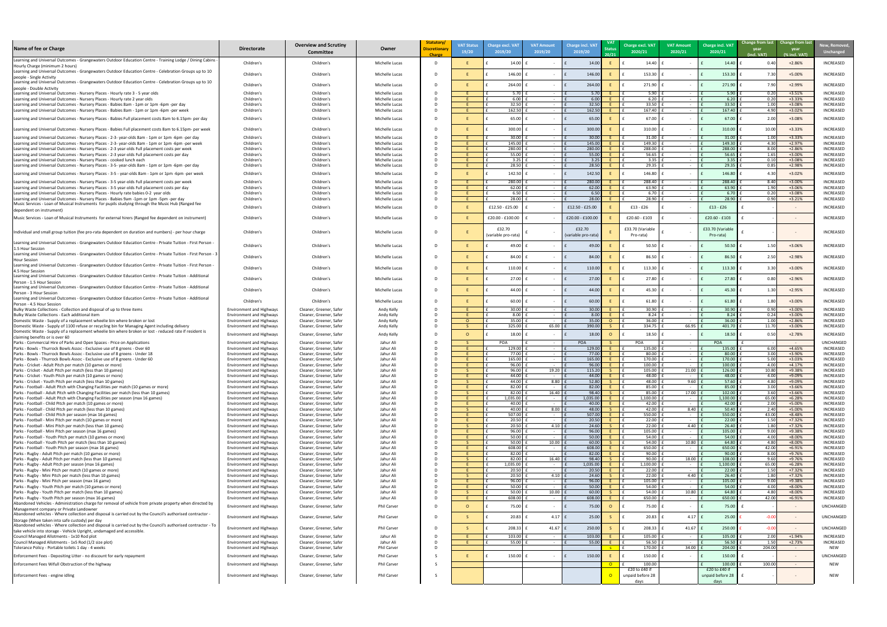| Name of fee or Charge | Directorate | Overview and Scrutiny Committee | Owner | Statutory/ Discretionary Charge | VAT Status 19/20 | Charge excl. VAT 2019/20 | VAT Amount 2019/20 | Charge incl. VAT 2019/20 | VAT Status 20/21 | Charge excl. VAT 2020/21 | VAT Amount 2020/21 | Charge incl. VAT 2020/21 | Change from last year (incl. VAT) | Change from last year (% incl. VAT) | New, Removed, Unchanged |
|---|---|---|---|---|---|---|---|---|---|---|---|---|---|---|---|
| Learning and Universal Outcomes - Grangewaters Outdoor Education Centre - Training Lodge / Dining Cabins - Hourly Charge (minimum 2 hours) | Children's | Children's | Michelle Lucas | D | E | £ 14.00 | £ - | £ 14.00 | E | £ 14.40 | £ - | £ 14.40 | £ 0.40 | +2.86% | INCREASED |
| Learning and Universal Outcomes - Grangewaters Outdoor Education Centre - Celebration Groups up to 10 people - Single Activity | Children's | Children's | Michelle Lucas | D | E | £ 146.00 | £ - | £ 146.00 | E | £ 153.30 | £ - | £ 153.30 | £ 7.30 | +5.00% | INCREASED |
| Learning and Universal Outcomes - Grangewaters Outdoor Education Centre - Celebration Groups up to 10 people - Double Activity | Children's | Children's | Michelle Lucas | D | E | £ 264.00 | £ - | £ 264.00 | E | £ 271.90 | £ - | £ 271.90 | £ 7.90 | +2.99% | INCREASED |
| Learning and Universal Outcomes - Nursery Places - Hourly rate 3 - 5 year olds | Children's | Children's | Michelle Lucas | D | E | £ 5.70 | £ - | £ 5.70 | E | £ 5.90 | £ - | £ 5.90 | £ 0.20 | +3.51% | INCREASED |
| Learning and Universal Outcomes - Nursery Places - Hourly rate 2 year olds | Children's | Children's | Michelle Lucas | D | E | £ 6.00 | £ - | £ 6.00 | E | £ 6.20 | £ - | £ 6.20 | £ 0.20 | +3.33% | INCREASED |
| Learning and Universal Outcomes - Nursery Places - Babies 8am - 1pm or 1pm -6pm -per day | Children's | Children's | Michelle Lucas | D | E | £ 32.50 | £ - | £ 32.50 | E | £ 33.50 | £ - | £ 33.50 | £ 1.00 | +3.08% | INCREASED |
| Learning and Universal Outcomes - Nursery Places - Babies 8am - 1pm or 1pm -6pm -per week | Children's | Children's | Michelle Lucas | D | E | £ 162.50 | £ - | £ 162.50 | E | £ 167.40 | £ - | £ 167.40 | £ 4.90 | +3.02% | INCREASED |
| Learning and Universal Outcomes - Nursery Places - Babies Full placement costs 8am to 6.15pm- per day | Children's | Children's | Michelle Lucas | D | E | £ 65.00 | £ - | £ 65.00 | E | £ 67.00 | £ - | £ 67.00 | £ 2.00 | +3.08% | INCREASED |
| Learning and Universal Outcomes - Nursery Places - Babies Full placement costs 8am to 6.15pm- per week | Children's | Children's | Michelle Lucas | D | E | £ 300.00 | £ - | £ 300.00 | E | £ 310.00 | £ - | £ 310.00 | £ 10.00 | +3.33% | INCREASED |
| Learning and Universal Outcomes - Nursery Places - 2-3- year-olds 8am - 1pm or 1pm -6pm -per day | Children's | Children's | Michelle Lucas | D | E | £ 30.00 | £ - | £ 30.00 | E | £ 31.00 | £ - | £ 31.00 | £ 1.00 | +3.33% | INCREASED |
| Learning and Universal Outcomes - Nursery Places - 2-3- year-olds 8am - 1pm or 1pm -6pm -per week | Children's | Children's | Michelle Lucas | D | E | £ 145.00 | £ - | £ 145.00 | E | £ 149.30 | £ - | £ 149.30 | £ 4.30 | +2.97% | INCREASED |
| Learning and Universal Outcomes - Nursery Places - 2-3 year-olds Full placement costs per week | Children's | Children's | Michelle Lucas | D | E | £ 280.00 | £ - | £ 280.00 | E | £ 288.00 | £ - | £ 288.00 | £ 8.00 | +2.86% | INCREASED |
| Learning and Universal Outcomes - Nursery Places - 2-3 year-olds Full placement costs per day | Children's | Children's | Michelle Lucas | D | E | £ 55.00 | £ - | £ 55.00 | E | £ 56.65 | £ - | £ 56.65 | £ 1.65 | +3.00% | INCREASED |
| Learning and Universal Outcomes - Nursery Places - cooked lunch each | Children's | Children's | Michelle Lucas | D | E | £ 3.25 | £ - | £ 3.25 | E | £ 3.35 | £ - | £ 3.35 | £ 0.10 | +3.08% | INCREASED |
| Learning and Universal Outcomes - Nursery Places - 3-5- year-olds 8am - 1pm or 1pm -6pm -per day | Children's | Children's | Michelle Lucas | D | E | £ 28.50 | £ - | £ 28.50 | E | £ 29.35 | £ - | £ 29.35 | £ 0.85 | +2.98% | INCREASED |
| Learning and Universal Outcomes - Nursery Places - 3-5 - year-olds 8am - 1pm or 1pm -6pm -per week | Children's | Children's | Michelle Lucas | D | E | £ 142.50 | £ - | £ 142.50 | E | £ 146.80 | £ - | £ 146.80 | £ 4.30 | +3.02% | INCREASED |
| Learning and Universal Outcomes - Nursery Places - 3-5 year-olds Full placement costs per week | Children's | Children's | Michelle Lucas | D | E | £ 280.00 | £ - | £ 280.00 | E | £ 288.40 | £ - | £ 288.40 | £ 8.40 | +3.00% | INCREASED |
| Learning and Universal Outcomes - Nursery Places - 3-5 year-olds Full placement costs per day | Children's | Children's | Michelle Lucas | D | E | £ 62.00 | £ - | £ 62.00 | E | £ 63.90 | £ - | £ 63.90 | £ 1.90 | +3.06% | INCREASED |
| Learning and Universal Outcomes - Nursery Places - Hourly rate babies 0-2 year olds | Children's | Children's | Michelle Lucas | D | E | £ 6.50 | £ - | £ 6.50 | E | £ 6.70 | £ - | £ 6.70 | £ 0.20 | +3.08% | INCREASED |
| Learning and Universal Outcomes - Nursery Places - Babies 9am -1pm or 1pm -5pm -per day | Children's | Children's | Michelle Lucas | D | E | £ 28.00 | £ - | £ 28.00 | E | £ 28.90 | £ - | £ 28.90 | £ 0.90 | +3.21% | INCREASED |
| Music Services - Loan of Musical Instruments for pupils studying through the Music Hub (Ranged fee dependent on instrument) | Children's | Children's | Michelle Lucas | D | E | £12.50 - £25.00 | £ - | £12.50 - £25.00 | E | £13 - £26 | £ - | £13 - £26 | £ - | - | INCREASED |
| Music Services - Loan of Musical Instruments for external hirers (Ranged fee dependent on instrument) | Children's | Children's | Michelle Lucas | D | E | £20.00 - £100.00 | £ - | £20.00 - £100.00 | E | £20.60 - £103 | £ - | £20.60 - £103 | £ - | - | INCREASED |
| Individual and small group tuition (fee pro-rata dependent on duration and numbers) - per hour charge | Children's | Children's | Michelle Lucas | D | E | £32.70 (variable pro-rata) | £ - | £32.70 (variable pro-rata) | E | £33.70 (Variable Pro-rata) | £ - | £33.70 (Variable Pro-rata) | £ - | - | INCREASED |
| Learning and Universal Outcomes - Grangewaters Outdoor Education Centre - Private Tuition - First Person - 1.5 Hour Session | Children's | Children's | Michelle Lucas | D | E | £ 49.00 | £ - | £ 49.00 | E | £ 50.50 | £ - | £ 50.50 | £ 1.50 | +3.06% | INCREASED |
| Learning and Universal Outcomes - Grangewaters Outdoor Education Centre - Private Tuition - First Person - 3 Hour Session | Children's | Children's | Michelle Lucas | D | E | £ 84.00 | £ - | £ 84.00 | E | £ 86.50 | £ - | £ 86.50 | £ 2.50 | +2.98% | INCREASED |
| Learning and Universal Outcomes - Grangewaters Outdoor Education Centre - Private Tuition - First Person - 4.5 Hour Session | Children's | Children's | Michelle Lucas | D | E | £ 110.00 | £ - | £ 110.00 | E | £ 113.30 | £ - | £ 113.30 | £ 3.30 | +3.00% | INCREASED |
| Learning and Universal Outcomes - Grangewaters Outdoor Education Centre - Private Tuition - Additional Person - 1.5 Hour Session | Children's | Children's | Michelle Lucas | D | E | £ 27.00 | £ - | £ 27.00 | E | £ 27.80 | £ - | £ 27.80 | £ 0.80 | +2.96% | INCREASED |
| Learning and Universal Outcomes - Grangewaters Outdoor Education Centre - Private Tuition - Additional Person - 3 Hour Session | Children's | Children's | Michelle Lucas | D | E | £ 44.00 | £ - | £ 44.00 | E | £ 45.30 | £ - | £ 45.30 | £ 1.30 | +2.95% | INCREASED |
| Learning and Universal Outcomes - Grangewaters Outdoor Education Centre - Private Tuition - Additional Person - 4.5 Hour Session | Children's | Children's | Michelle Lucas | D | E | £ 60.00 | £ - | £ 60.00 | E | £ 61.80 | £ - | £ 61.80 | £ 1.80 | +3.00% | INCREASED |
| Bulky Waste Collections - Collection and disposal of up to three items | Environment and Highways | Cleaner, Greener, Safer | Andy Kelly | D | E | £ 30.00 | £ - | £ 30.00 | E | £ 30.90 | £ - | £ 30.90 | £ 0.90 | +3.00% | INCREASED |
| Bulky Waste Collections - Each additional item | Environment and Highways | Cleaner, Greener, Safer | Andy Kelly | D | E | £ 8.00 | £ - | £ 8.00 | E | £ 8.24 | £ - | £ 8.24 | £ 0.24 | +3.00% | INCREASED |
| Domestic Waste - Supply of a replacement wheelie bin where broken or lost | Environment and Highways | Cleaner, Greener, Safer | Andy Kelly | D | O | £ 35.00 | £ - | £ 35.00 | O | £ 36.00 | £ - | £ 36.00 | £ 1.00 | +2.86% | INCREASED |
| Domestic Waste - Supply of 1100 refuse or recycling bin for Managing Agent including delivery | Environment and Highways | Cleaner, Greener, Safer | Andy Kelly | D | S | £ 325.00 | £ 65.00 | £ 390.00 | S | £ 334.75 | £ 66.95 | £ 401.70 | £ 11.70 | +3.00% | INCREASED |
| Domestic Waste - Supply of a replacement wheelie bin where broken or lost - reduced rate if resident is claiming benefits or is over 60 | Environment and Highways | Cleaner, Greener, Safer | Andy Kelly | D | O | £ 18.00 | £ - | £ 18.00 | O | £ 18.50 | £ - | £ 18.50 | £ 0.50 | +2.78% | INCREASED |
| Parks - Commercial Hire of Parks and Open Spaces - Price on Applications | Environment and Highways | Cleaner, Greener, Safer | Jahur Ali | D | S | POA | £ - | POA | S | POA | £ - | POA | £ - | - | UNCHANGED |
| Parks - Bowls - Thurrock Bowls Assoc - Exclusive use of 8 greens - Over 60 | Environment and Highways | Cleaner, Greener, Safer | Jahur Ali | D | E | £ 129.00 | £ - | £ 129.00 | E | £ 135.00 | £ - | £ 135.00 | £ 6.00 | +4.65% | INCREASED |
| Parks - Bowls - Thurrock Bowls Assoc - Exclusive use of 8 greens - Under 18 | Environment and Highways | Cleaner, Greener, Safer | Jahur Ali | D | E | £ 77.00 | £ - | £ 77.00 | E | £ 80.00 | £ - | £ 80.00 | £ 3.00 | +3.90% | INCREASED |
| Parks - Bowls - Thurrock Bowls Assoc - Exclusive use of 8 greens - Under 60 | Environment and Highways | Cleaner, Greener, Safer | Jahur Ali | D | E | £ 165.00 | £ - | £ 165.00 | E | £ 170.00 | £ - | £ 170.00 | £ 5.00 | +3.03% | INCREASED |
| Parks - Cricket - Adult Pitch per match (10 games or more) | Environment and Highways | Cleaner, Greener, Safer | Jahur Ali | D | E | £ 96.00 | £ - | £ 96.00 | E | £ 100.00 | £ - | £ 100.00 | £ 4.00 | +4.17% | INCREASED |
| Parks - Cricket - Adult Pitch per match (less than 10 games) | Environment and Highways | Cleaner, Greener, Safer | Jahur Ali | D | S | £ 96.00 | £ 19.20 | £ 115.20 | S | £ 105.00 | £ 21.00 | £ 126.00 | £ 10.80 | +9.38% | INCREASED |
| Parks - Cricket - Youth Pitch per match (10 games or more) | Environment and Highways | Cleaner, Greener, Safer | Jahur Ali | D | E | £ 44.00 | £ - | £ 44.00 | E | £ 48.00 | £ - | £ 48.00 | £ 4.00 | +9.09% | INCREASED |
| Parks - Cricket - Youth Pitch per match (less than 10 games) | Environment and Highways | Cleaner, Greener, Safer | Jahur Ali | D | S | £ 44.00 | £ 8.80 | £ 52.80 | S | £ 48.00 | £ 9.60 | £ 57.60 | £ 4.80 | +9.09% | INCREASED |
| Parks - Football - Adult Pitch with Changing Facilities per match (10 games or more) | Environment and Highways | Cleaner, Greener, Safer | Jahur Ali | D | E | £ 82.00 | £ - | £ 82.00 | E | £ 85.00 | £ - | £ 85.00 | £ 3.00 | +3.66% | INCREASED |
| Parks - Football - Adult Pitch with Changing Facilities per match (less than 10 games) | Environment and Highways | Cleaner, Greener, Safer | Jahur Ali | D | S | £ 82.00 | £ 16.40 | £ 98.40 | S | £ 85.00 | £ 17.00 | £ 102.00 | £ 3.60 | +3.66% | INCREASED |
| Parks - Football - Adult Pitch with Changing Facilities per season (max 16 games) | Environment and Highways | Cleaner, Greener, Safer | Jahur Ali | D | E | £ 1,035.00 | £ - | £ 1,035.00 | E | £ 1,100.00 | £ - | £ 1,100.00 | £ 65.00 | +6.28% | INCREASED |
| Parks - Football - Child Pitch per match (10 games or more) | Environment and Highways | Cleaner, Greener, Safer | Jahur Ali | D | E | £ 40.00 | £ - | £ 40.00 | E | £ 42.00 | £ - | £ 42.00 | £ 2.00 | +5.00% | INCREASED |
| Parks - Football - Child Pitch per match (less than 10 games) | Environment and Highways | Cleaner, Greener, Safer | Jahur Ali | D | S | £ 40.00 | £ 8.00 | £ 48.00 | S | £ 42.00 | £ 8.40 | £ 50.40 | £ 2.40 | +5.00% | INCREASED |
| Parks - Football - Child Pitch per season (max 16 games) | Environment and Highways | Cleaner, Greener, Safer | Jahur Ali | D | E | £ 507.00 | £ - | £ 507.00 | E | £ 550.00 | £ - | £ 550.00 | £ 43.00 | +8.48% | INCREASED |
| Parks - Football - Mini Pitch per match (10 games or more) | Environment and Highways | Cleaner, Greener, Safer | Jahur Ali | D | E | £ 20.50 | £ - | £ 20.50 | E | £ 22.00 | £ - | £ 22.00 | £ 1.50 | +7.32% | INCREASED |
| Parks - Football - Mini Pitch per match (less than 10 games) | Environment and Highways | Cleaner, Greener, Safer | Jahur Ali | D | S | £ 20.50 | £ 4.10 | £ 24.60 | S | £ 22.00 | £ 4.40 | £ 26.40 | £ 1.80 | +7.32% | INCREASED |
| Parks - Football - Mini Pitch per season (max 16 games) | Environment and Highways | Cleaner, Greener, Safer | Jahur Ali | D | E | £ 96.00 | £ - | £ 96.00 | E | £ 105.00 | £ - | £ 105.00 | £ 9.00 | +9.38% | INCREASED |
| Parks - Football - Youth Pitch per match (10 games or more) | Environment and Highways | Cleaner, Greener, Safer | Jahur Ali | D | E | £ 50.00 | £ - | £ 50.00 | E | £ 54.00 | £ - | £ 54.00 | £ 4.00 | +8.00% | INCREASED |
| Parks - Football - Youth Pitch per match (less than 10 games) | Environment and Highways | Cleaner, Greener, Safer | Jahur Ali | D | S | £ 50.00 | £ 10.00 | £ 60.00 | S | £ 54.00 | £ 10.80 | £ 64.80 | £ 4.80 | +8.00% | INCREASED |
| Parks - Football - Youth Pitch per season (max 16 games) | Environment and Highways | Cleaner, Greener, Safer | Jahur Ali | D | E | £ 608.00 | £ - | £ 608.00 | E | £ 650.00 | £ - | £ 650.00 | £ 42.00 | +6.91% | INCREASED |
| Parks - Rugby - Adult Pitch per match (10 games or more) | Environment and Highways | Cleaner, Greener, Safer | Jahur Ali | D | E | £ 82.00 | £ - | £ 82.00 | E | £ 90.00 | £ - | £ 90.00 | £ 8.00 | +9.76% | INCREASED |
| Parks - Rugby - Adult Pitch per match (less than 10 games) | Environment and Highways | Cleaner, Greener, Safer | Jahur Ali | D | S | £ 82.00 | £ 16.40 | £ 98.40 | S | £ 90.00 | £ 18.00 | £ 108.00 | £ 9.60 | +9.76% | INCREASED |
| Parks - Rugby - Adult Pitch per season (max 16 games) | Environment and Highways | Cleaner, Greener, Safer | Jahur Ali | D | E | £ 1,035.00 | £ - | £ 1,035.00 | E | £ 1,100.00 | £ - | £ 1,100.00 | £ 65.00 | +6.28% | INCREASED |
| Parks - Rugby - Mini Pitch per match (10 games or more) | Environment and Highways | Cleaner, Greener, Safer | Jahur Ali | D | E | £ 20.50 | £ - | £ 20.50 | E | £ 22.00 | £ - | £ 22.00 | £ 1.50 | +7.32% | INCREASED |
| Parks - Rugby - Mini Pitch per match (less than 10 games) | Environment and Highways | Cleaner, Greener, Safer | Jahur Ali | D | S | £ 20.50 | £ 4.10 | £ 24.60 | S | £ 22.00 | £ 4.40 | £ 26.40 | £ 1.80 | +7.32% | INCREASED |
| Parks - Rugby - Mini Pitch per season (max 16 game) | Environment and Highways | Cleaner, Greener, Safer | Jahur Ali | D | E | £ 96.00 | £ - | £ 96.00 | E | £ 105.00 | £ - | £ 105.00 | £ 9.00 | +9.38% | INCREASED |
| Parks - Rugby - Youth Pitch per match (10 games or more) | Environment and Highways | Cleaner, Greener, Safer | Jahur Ali | D | E | £ 50.00 | £ - | £ 50.00 | E | £ 54.00 | £ - | £ 54.00 | £ 4.00 | +8.00% | INCREASED |
| Parks - Rugby - Youth Pitch per match (less than 10 games) | Environment and Highways | Cleaner, Greener, Safer | Jahur Ali | D | S | £ 50.00 | £ 10.00 | £ 60.00 | S | £ 54.00 | £ 10.80 | £ 64.80 | £ 4.80 | +8.00% | INCREASED |
| Parks - Rugby - Youth Pitch per season (max 16 games) | Environment and Highways | Cleaner, Greener, Safer | Jahur Ali | D | E | £ 608.00 | £ - | £ 608.00 | E | £ 650.00 | £ - | £ 650.00 | £ 42.00 | +6.91% | INCREASED |
| Abandoned Vehicles - Administration charge for removal of vehicle from private property when directed by Management company or Private Landowner | Environment and Highways | Cleaner, Greener, Safer | Phil Carver | D | O | £ 75.00 | £ - | £ 75.00 | O | £ 75.00 | £ - | £ 75.00 | £ - | - | UNCHANGED |
| Abandoned vehicles - Where collection and disposal is carried out by the Council's authorised contractor - Storage (When taken into safe custody) per day | Environment and Highways | Cleaner, Greener, Safer | Phil Carver | D | S | £ 20.83 | £ 4.17 | £ 25.00 | S | £ 20.83 | £ 4.17 | £ 25.00 | -0.00 | - | UNCHANGED |
| Abandoned vehicles - Where collection and disposal is carried out by the Council's authorised contractor - To take vehicle into storage - Vehicle Upright, undamaged and accessible. | Environment and Highways | Cleaner, Greener, Safer | Phil Carver | D | S | £ 208.33 | £ 41.67 | £ 250.00 | S | £ 208.33 | £ 41.67 | £ 250.00 | -0.00 | - | UNCHANGED |
| Council Managed Allotments - 1x10 Rod plot | Environment and Highways | Cleaner, Greener, Safer | Jahur Ali | D | E | £ 103.00 | £ - | £ 103.00 | E | £ 105.00 | £ - | £ 105.00 | £ 2.00 | +1.94% | INCREASED |
| Council Managed Allotments - 1x5 Rod (1/2 size plot) | Environment and Highways | Cleaner, Greener, Safer | Jahur Ali | D | E | £ 55.00 | £ - | £ 55.00 | E | £ 56.50 | £ - | £ 56.50 | £ 1.50 | +2.73% | INCREASED |
| Tolerance Policy - Portable toilets 1 day - 4 weeks | Environment and Highways | Cleaner, Greener, Safer | Phil Carver | D | | | | | S | £ 170.00 | £ 34.00 | £ 204.00 | £ 204.00 | - | NEW |
| Enforcement Fees - Depositing Litter - no discount for early repayment | Environment and Highways | Cleaner, Greener, Safer | Phil Carver | S | E | £ 150.00 | £ - | £ 150.00 | E | £ 150.00 | £ - | £ 150.00 | £ - | - | UNCHANGED |
| Enforcement Fees Wilful Obstruction of the highway | Environment and Highways | Cleaner, Greener, Safer | Phil Carver | S | | | | | O | £ 100.00 | | £ 100.00 | £ 100.00 | - | NEW |
| Enforcement Fees - engine idling | Environment and Highways | Cleaner, Greener, Safer | Phil Carver | S | | | | | O | £20 to £40 if unpaid before 28 days | | £20 to £40 if unpaid before 28 days | £ - | - | NEW |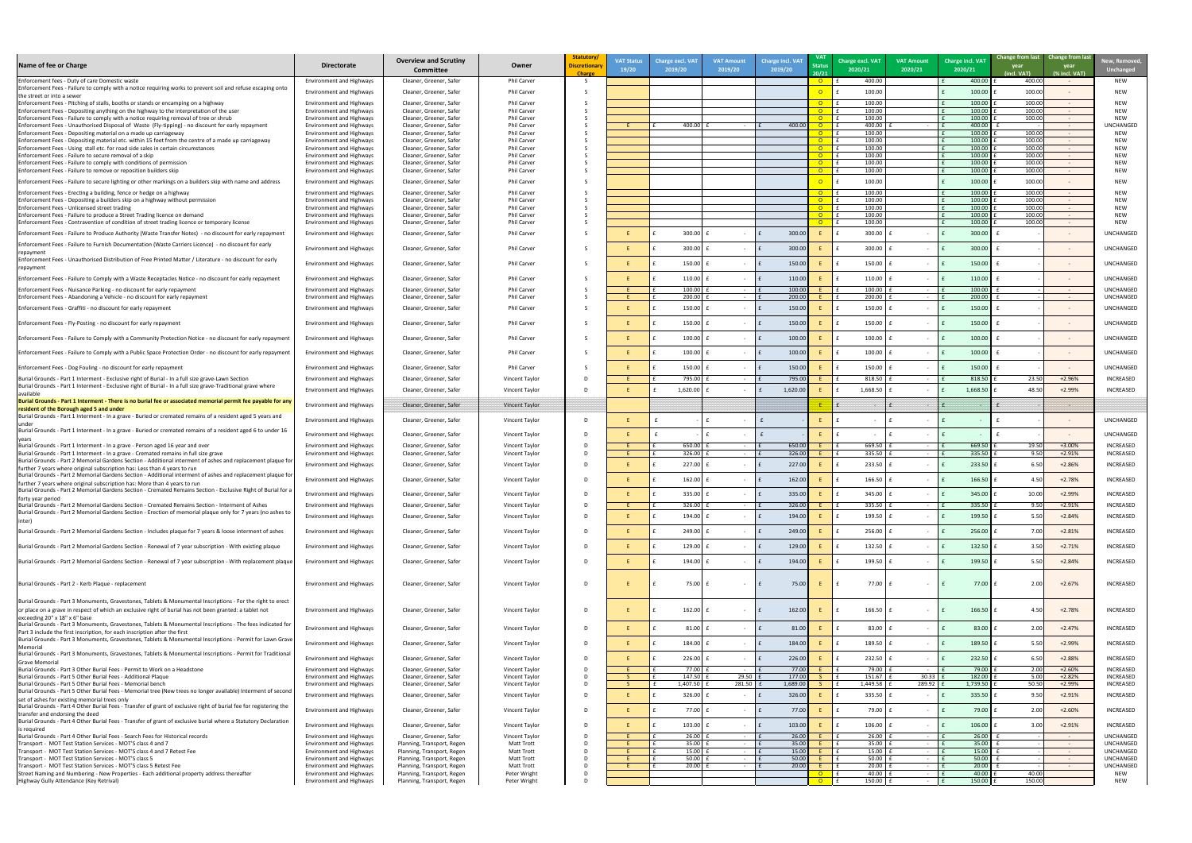| Name of fee or Charge | Directorate | Overview and Scrutiny Committee | Owner | Statutory/ Discretionary Charge | VAT Status 19/20 | Charge excl. VAT 2019/20 | VAT Amount 2019/20 | Charge incl. VAT 2019/20 | VAT Status 20/21 | Charge excl. VAT 2020/21 | VAT Amount 2020/21 | Charge incl. VAT 2020/21 | Change from last year (incl. VAT) | Change from last year (% incl. VAT) | New, Removed, Unchanged |
|---|---|---|---|---|---|---|---|---|---|---|---|---|---|---|---|
| Enforcement fees - Duty of care Domestic waste | Environment and Highways | Cleaner, Greener, Safer | Phil Carver | S | | | | | O | £ 400.00 | | £ 400.00 | £ 400.00 | - | NEW |
| Enforcement Fees - Failure to comply with a notice requiring works to prevent soil and refuse escaping onto the street or into a sewer | Environment and Highways | Cleaner, Greener, Safer | Phil Carver | S | | | | | O | £ 100.00 | | £ 100.00 | £ 100.00 | - | NEW |
| Enforcement Fees - Pitching of stalls, booths or stands or encamping on a highway | Environment and Highways | Cleaner, Greener, Safer | Phil Carver | S | | | | | O | £ 100.00 | | £ 100.00 | £ 100.00 | - | NEW |
| Enforcement Fees - Depositing anything on the highway to the interpretation of the user | Environment and Highways | Cleaner, Greener, Safer | Phil Carver | S | | | | | O | £ 100.00 | | £ 100.00 | £ 100.00 | - | NEW |
| Enforcement Fees - Failure to comply with a notice requiring removal of tree or shrub | Environment and Highways | Cleaner, Greener, Safer | Phil Carver | S | | | | | O | £ 100.00 | | £ 100.00 | £ 100.00 | - | NEW |
| Enforcement Fees - Unauthorised Disposal of Waste (Fly-tipping) - no discount for early repayment | Environment and Highways | Cleaner, Greener, Safer | Phil Carver | S | E | £ 400.00 | £ - | £ 400.00 | O | £ 400.00 | £ - | £ 400.00 | | - | UNCHANGED |
| Enforcement Fees - Depositing material on a made up carriageway | Environment and Highways | Cleaner, Greener, Safer | Phil Carver | S | | | | | O | £ 100.00 | | £ 100.00 | £ 100.00 | - | NEW |
| Enforcement Fees - Depositing material etc. within 15 feet from the centre of a made up carriageway | Environment and Highways | Cleaner, Greener, Safer | Phil Carver | S | | | | | O | £ 100.00 | | £ 100.00 | £ 100.00 | - | NEW |
| Enforcement Fees - Using stall etc. for road side sales in certain circumstances | Environment and Highways | Cleaner, Greener, Safer | Phil Carver | S | | | | | O | £ 100.00 | | £ 100.00 | £ 100.00 | - | NEW |
| Enforcement Fees - Failure to secure removal of a skip | Environment and Highways | Cleaner, Greener, Safer | Phil Carver | S | | | | | O | £ 100.00 | | £ 100.00 | £ 100.00 | - | NEW |
| Enforcement Fees - Failure to comply with conditions of permission | Environment and Highways | Cleaner, Greener, Safer | Phil Carver | S | | | | | O | £ 100.00 | | £ 100.00 | £ 100.00 | - | NEW |
| Enforcement Fees - Failure to remove or reposition builders skip | Environment and Highways | Cleaner, Greener, Safer | Phil Carver | S | | | | | O | £ 100.00 | | £ 100.00 | £ 100.00 | - | NEW |
| Enforcement Fees - Failure to secure lighting or other markings on a builders skip with name and address | Environment and Highways | Cleaner, Greener, Safer | Phil Carver | S | | | | | O | £ 100.00 | | £ 100.00 | £ 100.00 | - | NEW |
| Enforcement Fees - Erecting a building, fence or hedge on a highway | Environment and Highways | Cleaner, Greener, Safer | Phil Carver | S | | | | | O | £ 100.00 | | £ 100.00 | £ 100.00 | - | NEW |
| Enforcement Fees - Depositing a builders skip on a highway without permission | Environment and Highways | Cleaner, Greener, Safer | Phil Carver | S | | | | | O | £ 100.00 | | £ 100.00 | £ 100.00 | - | NEW |
| Enforcement Fees - Unlicensed street trading | Environment and Highways | Cleaner, Greener, Safer | Phil Carver | S | | | | | O | £ 100.00 | | £ 100.00 | £ 100.00 | - | NEW |
| Enforcement Fees - Failure to produce a Street Trading licence on demand | Environment and Highways | Cleaner, Greener, Safer | Phil Carver | S | | | | | O | £ 100.00 | | £ 100.00 | £ 100.00 | - | NEW |
| Enforcement Fees - Contravention of condition of street trading licence or temporary license | Environment and Highways | Cleaner, Greener, Safer | Phil Carver | S | | | | | O | £ 100.00 | | £ 100.00 | £ 100.00 | - | NEW |
| Enforcement Fees - Failure to Produce Authority (Waste Transfer Notes) - no discount for early repayment | Environment and Highways | Cleaner, Greener, Safer | Phil Carver | S | E | £ 300.00 | £ - | £ 300.00 | E | £ 300.00 | £ - | £ 300.00 | £ - | - | UNCHANGED |
| Enforcement Fees - Failure to Furnish Documentation (Waste Carriers Licence) - no discount for early repayment | Environment and Highways | Cleaner, Greener, Safer | Phil Carver | S | E | £ 300.00 | £ - | £ 300.00 | E | £ 300.00 | £ - | £ 300.00 | £ - | - | UNCHANGED |
| Enforcement Fees - Unauthorised Distribution of Free Printed Matter / Literature - no discount for early repayment | Environment and Highways | Cleaner, Greener, Safer | Phil Carver | S | E | £ 150.00 | £ - | £ 150.00 | E | £ 150.00 | £ - | £ 150.00 | £ - | - | UNCHANGED |
| Enforcement Fees - Failure to Comply with a Waste Receptacles Notice - no discount for early repayment | Environment and Highways | Cleaner, Greener, Safer | Phil Carver | S | E | £ 110.00 | £ - | £ 110.00 | E | £ 110.00 | £ - | £ 110.00 | £ - | - | UNCHANGED |
| Enforcement Fees - Nuisance Parking - no discount for early repayment | Environment and Highways | Cleaner, Greener, Safer | Phil Carver | S | E | £ 100.00 | £ - | £ 100.00 | E | £ 100.00 | £ - | £ 100.00 | £ - | - | UNCHANGED |
| Enforcement Fees - Abandoning a Vehicle - no discount for early repayment | Environment and Highways | Cleaner, Greener, Safer | Phil Carver | S | E | £ 200.00 | £ - | £ 200.00 | E | £ 200.00 | £ - | £ 200.00 | £ - | - | UNCHANGED |
| Enforcement Fees - Graffiti - no discount for early repayment | Environment and Highways | Cleaner, Greener, Safer | Phil Carver | S | E | £ 150.00 | £ - | £ 150.00 | E | £ 150.00 | £ - | £ 150.00 | £ - | - | UNCHANGED |
| Enforcement Fees - Fly-Posting - no discount for early repayment | Environment and Highways | Cleaner, Greener, Safer | Phil Carver | S | E | £ 150.00 | £ - | £ 150.00 | E | £ 150.00 | £ - | £ 150.00 | £ - | - | UNCHANGED |
| Enforcement Fees - Failure to Comply with a Community Protection Notice - no discount for early repayment | Environment and Highways | Cleaner, Greener, Safer | Phil Carver | S | E | £ 100.00 | £ - | £ 100.00 | E | £ 100.00 | £ - | £ 100.00 | £ - | - | UNCHANGED |
| Enforcement Fees - Failure to Comply with a Public Space Protection Order - no discount for early repayment | Environment and Highways | Cleaner, Greener, Safer | Phil Carver | S | E | £ 100.00 | £ - | £ 100.00 | E | £ 100.00 | £ - | £ 100.00 | £ - | - | UNCHANGED |
| Enforcement Fees - Dog Fouling - no discount for early repayment | Environment and Highways | Cleaner, Greener, Safer | Phil Carver | S | E | £ 150.00 | £ - | £ 150.00 | E | £ 150.00 | £ - | £ 150.00 | £ - | - | UNCHANGED |
| Burial Grounds - Part 1 Interment - Exclusive right of Burial - In a full size grave-Lawn Section | Environment and Highways | Cleaner, Greener, Safer | Vincent Taylor | D | E | £ 795.00 | £ - | £ 795.00 | E | £ 818.50 | £ - | £ 818.50 | £ 23.50 | +2.96% | INCREASED |
| Burial Grounds - Part 1 Interment - Exclusive right of Burial - In a full size grave-Traditional grave where available | Environment and Highways | Cleaner, Greener, Safer | Vincent Taylor | D | E | £ 1,620.00 | £ - | £ 1,620.00 | E | £ 1,668.50 | £ - | £ 1,668.50 | £ 48.50 | +2.99% | INCREASED |
| **Burial Grounds - Part 1 Interment - There is no burial fee or associated memorial permit fee payable for any resident of the Borough aged 5 and under** | Environment and Highways | Cleaner, Greener, Safer | Vincent Taylor | | | | | | E | £ - | | £ - | £ - | | |
| Burial Grounds - Part 1 Interment - In a grave - Buried or cremated remains of a resident aged 5 years and under | Environment and Highways | Cleaner, Greener, Safer | Vincent Taylor | D | E | £ - | £ - | £ - | E | £ - | £ - | £ - | £ - | - | UNCHANGED |
| Burial Grounds - Part 1 Interment - In a grave - Buried or cremated remains of a resident aged 6 to under 16 years | Environment and Highways | Cleaner, Greener, Safer | Vincent Taylor | D | E | £ - | £ - | £ - | E | £ - | £ - | £ - | £ - | - | UNCHANGED |
| Burial Grounds - Part 1 Interment - In a grave - Person aged 16 year and over | Environment and Highways | Cleaner, Greener, Safer | Vincent Taylor | D | E | £ 650.00 | £ - | £ 650.00 | E | £ 669.50 | £ - | £ 669.50 | £ 19.50 | +3.00% | INCREASED |
| Burial Grounds - Part 1 Interment - In a grave - Cremated remains in full size grave | Environment and Highways | Cleaner, Greener, Safer | Vincent Taylor | D | E | £ 326.00 | £ - | £ 326.00 | E | £ 335.50 | £ - | £ 335.50 | £ 9.50 | +2.91% | INCREASED |
| Burial Grounds - Part 2 Memorial Gardens Section - Additional interment of ashes and replacement plaque for further 7 years where original subscription has: Less than 4 years to run | Environment and Highways | Cleaner, Greener, Safer | Vincent Taylor | D | E | £ 227.00 | £ - | £ 227.00 | E | £ 233.50 | £ - | £ 233.50 | £ 6.50 | +2.86% | INCREASED |
| Burial Grounds - Part 2 Memorial Gardens Section - Additional interment of ashes and replacement plaque for further 7 years where original subscription has: More than 4 years to run | Environment and Highways | Cleaner, Greener, Safer | Vincent Taylor | D | E | £ 162.00 | £ - | £ 162.00 | E | £ 166.50 | £ - | £ 166.50 | £ 4.50 | +2.78% | INCREASED |
| Burial Grounds - Part 2 Memorial Gardens Section - Cremated Remains Section - Exclusive Right of Burial for a forty year period | Environment and Highways | Cleaner, Greener, Safer | Vincent Taylor | D | E | £ 335.00 | £ - | £ 335.00 | E | £ 345.00 | £ - | £ 345.00 | £ 10.00 | +2.99% | INCREASED |
| Burial Grounds - Part 2 Memorial Gardens Section - Cremated Remains Section - Interment of Ashes | Environment and Highways | Cleaner, Greener, Safer | Vincent Taylor | D | E | £ 326.00 | £ - | £ 326.00 | E | £ 335.50 | £ - | £ 335.50 | £ 9.50 | +2.91% | INCREASED |
| Burial Grounds - Part 2 Memorial Gardens Section - Erection of memorial plaque only for 7 years (no ashes to inter) | Environment and Highways | Cleaner, Greener, Safer | Vincent Taylor | D | E | £ 194.00 | £ - | £ 194.00 | E | £ 199.50 | £ - | £ 199.50 | £ 5.50 | +2.84% | INCREASED |
| Burial Grounds - Part 2 Memorial Gardens Section - Includes plaque for 7 years & loose interment of ashes | Environment and Highways | Cleaner, Greener, Safer | Vincent Taylor | D | E | £ 249.00 | £ - | £ 249.00 | E | £ 256.00 | £ - | £ 256.00 | £ 7.00 | +2.81% | INCREASED |
| Burial Grounds - Part 2 Memorial Gardens Section - Renewal of 7 year subscription - With existing plaque | Environment and Highways | Cleaner, Greener, Safer | Vincent Taylor | D | E | £ 129.00 | £ - | £ 129.00 | E | £ 132.50 | £ - | £ 132.50 | £ 3.50 | +2.71% | INCREASED |
| Burial Grounds - Part 2 Memorial Gardens Section - Renewal of 7 year subscription - With replacement plaque | Environment and Highways | Cleaner, Greener, Safer | Vincent Taylor | D | E | £ 194.00 | £ - | £ 194.00 | E | £ 199.50 | £ - | £ 199.50 | £ 5.50 | +2.84% | INCREASED |
| Burial Grounds - Part 2 - Kerb Plaque - replacement | Environment and Highways | Cleaner, Greener, Safer | Vincent Taylor | D | E | £ 75.00 | £ - | £ 75.00 | E | £ 77.00 | £ - | £ 77.00 | £ 2.00 | +2.67% | INCREASED |
| Burial Grounds - Part 3 Monuments, Gravestones, Tablets & Monumental Inscriptions - For the right to erect or place on a grave in respect of which an exclusive right of burial has not been granted: a tablet not exceeding 20" x 18" x 6" base | Environment and Highways | Cleaner, Greener, Safer | Vincent Taylor | D | E | £ 162.00 | £ - | £ 162.00 | E | £ 166.50 | £ - | £ 166.50 | £ 4.50 | +2.78% | INCREASED |
| Burial Grounds - Part 3 Monuments, Gravestones, Tablets & Monumental Inscriptions - The fees indicated for Part 3 include the first inscription, for each inscription after the first | Environment and Highways | Cleaner, Greener, Safer | Vincent Taylor | D | E | £ 81.00 | £ - | £ 81.00 | E | £ 83.00 | £ - | £ 83.00 | £ 2.00 | +2.47% | INCREASED |
| Burial Grounds - Part 3 Monuments, Gravestones, Tablets & Monumental Inscriptions - Permit for Lawn Grave Memorial | Environment and Highways | Cleaner, Greener, Safer | Vincent Taylor | D | E | £ 184.00 | £ - | £ 184.00 | E | £ 189.50 | £ - | £ 189.50 | £ 5.50 | +2.99% | INCREASED |
| Burial Grounds - Part 3 Monuments, Gravestones, Tablets & Monumental Inscriptions - Permit for Traditional Grave Memorial | Environment and Highways | Cleaner, Greener, Safer | Vincent Taylor | D | E | £ 226.00 | £ - | £ 226.00 | E | £ 232.50 | £ - | £ 232.50 | £ 6.50 | +2.88% | INCREASED |
| Burial Grounds - Part 3 Other Burial Fees - Permit to Work on a Headstone | Environment and Highways | Cleaner, Greener, Safer | Vincent Taylor | D | E | £ 77.00 | £ - | £ 77.00 | E | £ 79.00 | £ - | £ 79.00 | £ 2.00 | +2.60% | INCREASED |
| Burial Grounds - Part 5 Other Burial Fees - Additional Plaque | Environment and Highways | Cleaner, Greener, Safer | Vincent Taylor | D | S | £ 147.50 | £ 29.50 | £ 177.00 | S | £ 151.67 | £ 30.33 | £ 182.00 | £ 5.00 | +2.82% | INCREASED |
| Burial Grounds - Part 5 Other Burial Fees - Memorial bench | Environment and Highways | Cleaner, Greener, Safer | Vincent Taylor | D | S | £ 1,407.50 | £ 281.50 | £ 1,689.00 | S | £ 1,449.58 | £ 289.92 | £ 1,739.50 | £ 50.50 | +2.99% | INCREASED |
| Burial Grounds - Part 5 Other Burial Fees - Memorial tree (New trees no longer available) Interment of second set of ashes for existing memorial trees only | Environment and Highways | Cleaner, Greener, Safer | Vincent Taylor | D | E | £ 326.00 | £ - | £ 326.00 | E | £ 335.50 | £ - | £ 335.50 | £ 9.50 | +2.91% | INCREASED |
| Burial Grounds - Part 4 Other Burial Fees - Transfer of grant of exclusive right of burial fee for registering the transfer and endorsing the deed | Environment and Highways | Cleaner, Greener, Safer | Vincent Taylor | D | E | £ 77.00 | £ - | £ 77.00 | E | £ 79.00 | £ - | £ 79.00 | £ 2.00 | +2.60% | INCREASED |
| Burial Grounds - Part 4 Other Burial Fees - Transfer of grant of exclusive burial where a Statutory Declaration is required | Environment and Highways | Cleaner, Greener, Safer | Vincent Taylor | D | E | £ 103.00 | £ - | £ 103.00 | E | £ 106.00 | £ - | £ 106.00 | £ 3.00 | +2.91% | INCREASED |
| Burial Grounds - Part 4 Other Burial Fees - Search Fees for Historical records | Environment and Highways | Cleaner, Greener, Safer | Vincent Taylor | D | E | £ 26.00 | £ - | £ 26.00 | E | £ 26.00 | £ - | £ 26.00 | £ - | - | UNCHANGED |
| Transport - MOT Test Station Services - MOT'S class 4 and 7 | Environment and Highways | Planning, Transport, Regen | Matt Trott | D | E | £ 35.00 | £ - | £ 35.00 | E | £ 35.00 | £ - | £ 35.00 | £ - | - | UNCHANGED |
| Transport - MOT Test Station Services - MOT'S class 4 and 7 Retest Fee | Environment and Highways | Planning, Transport, Regen | Matt Trott | D | E | £ 15.00 | £ - | £ 15.00 | E | £ 15.00 | £ - | £ 15.00 | £ - | - | UNCHANGED |
| Transport - MOT Test Station Services - MOT'S class 5 | Environment and Highways | Planning, Transport, Regen | Matt Trott | D | E | £ 50.00 | £ - | £ 50.00 | E | £ 50.00 | £ - | £ 50.00 | £ - | - | UNCHANGED |
| Transport - MOT Test Station Services - MOT's class 5 Retest Fee | Environment and Highways | Planning, Transport, Regen | Matt Trott | D | E | £ 20.00 | £ - | £ 20.00 | E | £ 20.00 | £ - | £ 20.00 | £ - | - | UNCHANGED |
| Street Naming and Numbering - New Properties - Each additional property address thereafter | Environment and Highways | Planning, Transport, Regen | Peter Wright | D | | | | | O | £ 40.00 | £ - | £ 40.00 | £ 40.00 | | NEW |
| Highway Gully Attendance (Key Retrival) | Environment and Highways | Planning, Transport, Regen | Peter Wright | D | | | | | O | £ 150.00 | £ - | £ 150.00 | £ 150.00 | | NEW |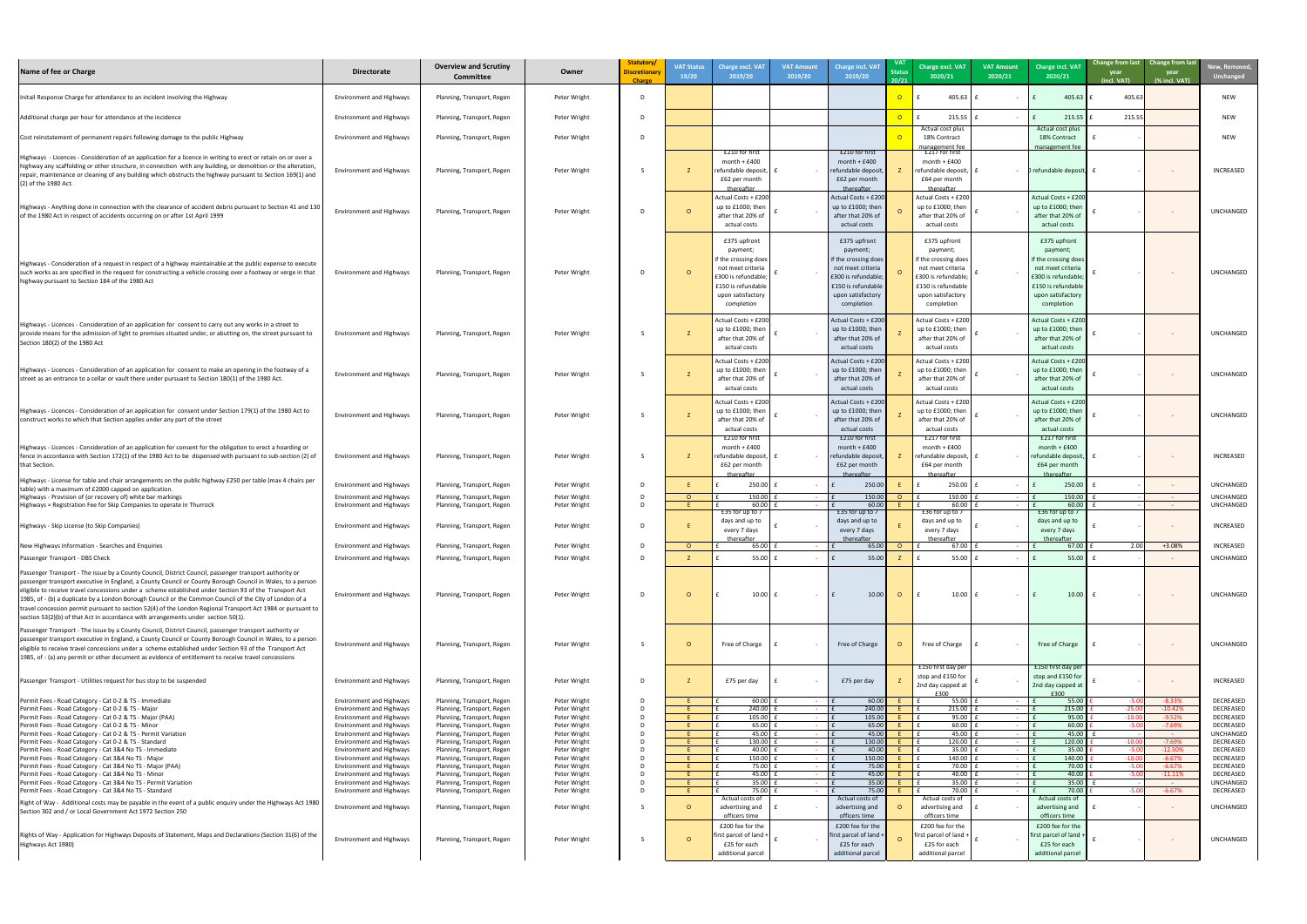| Name of fee or Charge | Directorate | Overview and Scrutiny Committee | Owner | Statutory/ Discretionary Charge | VAT Status 19/20 | Charge excl. VAT 2019/20 | VAT Amount 2019/20 | Charge incl. VAT 2019/20 | VAT Status 20/21 | Charge excl. VAT 2020/21 | VAT Amount 2020/21 | Charge incl. VAT 2020/21 | Change from last year (incl. VAT) | Change from last year (% incl. VAT) | New, Removed, Unchanged |
|---|---|---|---|---|---|---|---|---|---|---|---|---|---|---|---|
| Initail Response Charge for attendance to an incident involving the Highway | Environment and Highways | Planning, Transport, Regen | Peter Wright | D | | | | | O | £ 405.63 | £ - | £ 405.63 | £ 405.63 | | NEW |
| Additional charge per hour for attendance at the incidence | Environment and Highways | Planning, Transport, Regen | Peter Wright | D | | | | | O | £ 215.55 | £ - | £ 215.55 | £ 215.55 | | NEW |
| Cost reinstatement of permanent repairs following damage to the public Highway | Environment and Highways | Planning, Transport, Regen | Peter Wright | D | | | | | O | Actual cost plus 18% Contract management fee | | Actual cost plus 18% Contract management fee | £ - | | NEW |
| Highways - Licences - Consideration of an application for a licence in writing to erect or retain on or over a highway any scaffolding or other structure, in connection with any building, or demolition or the alteration, repair, maintenance or cleaning of any building which obstructs the highway pursuant to Section 169(1) and (2) of the 1980 Act. | Environment and Highways | Planning, Transport, Regen | Peter Wright | S | Z | £210 for first month + £400 refundable deposit, £62 per month thereafter | £ - | £210 for first month + £400 refundable deposit, £62 per month thereafter | Z | £217 for first month + £400 refundable deposit, £64 per month thereafter | £ - | ) refundable deposit, | £ - | - | INCREASED |
| Highways - Anything done in connection with the clearance of accident debris pursuant to Section 41 and 130 of the 1980 Act in respect of accidents occurring on or after 1st April 1999 | Environment and Highways | Planning, Transport, Regen | Peter Wright | D | O | Actual Costs + £200 up to £1000; then after that 20% of actual costs | £ - | Actual Costs + £200 up to £1000; then after that 20% of actual costs | O | Actual Costs + £200 up to £1000; then after that 20% of actual costs | £ - | Actual Costs + £200 up to £1000; then after that 20% of actual costs | £ - | - | UNCHANGED |
| Highways - Consideration of a request in respect of a highway maintainable at the public expense to execute such works as are specified in the request for constructing a vehicle crossing over a footway or verge in that highway pursuant to Section 184 of the 1980 Act | Environment and Highways | Planning, Transport, Regen | Peter Wright | D | O | £375 upfront payment; if the crossing does not meet criteria £300 is refundable; £150 is refundable upon satisfactory completion | £ - | £375 upfront payment; if the crossing does not meet criteria £300 is refundable; £150 is refundable upon satisfactory completion | O | £375 upfront payment; if the crossing does not meet criteria £300 is refundable; £150 is refundable upon satisfactory completion | £ - | £375 upfront payment; if the crossing does not meet criteria £300 is refundable; £150 is refundable upon satisfactory completion | £ - | - | UNCHANGED |
| Highways - Licences - Consideration of an application for consent to carry out any works in a street to provide means for the admission of light to premises situated under, or abutting on, the street pursuant to Section 180(2) of the 1980 Act | Environment and Highways | Planning, Transport, Regen | Peter Wright | S | Z | Actual Costs + £200 up to £1000; then after that 20% of actual costs | £ - | Actual Costs + £200 up to £1000; then after that 20% of actual costs | Z | Actual Costs + £200 up to £1000; then after that 20% of actual costs | £ - | Actual Costs + £200 up to £1000; then after that 20% of actual costs | £ - | - | UNCHANGED |
| Highways - Licences - Consideration of an application for consent to make an opening in the footway of a street as an entrance to a cellar or vault there under pursuant to Section 180(1) of the 1980 Act. | Environment and Highways | Planning, Transport, Regen | Peter Wright | S | Z | Actual Costs + £200 up to £1000; then after that 20% of actual costs | £ - | Actual Costs + £200 up to £1000; then after that 20% of actual costs | Z | Actual Costs + £200 up to £1000; then after that 20% of actual costs | £ - | Actual Costs + £200 up to £1000; then after that 20% of actual costs | £ - | - | UNCHANGED |
| Highways - Licences - Consideration of an application for consent under Section 179(1) of the 1980 Act to construct works to which that Section applies under any part of the street | Environment and Highways | Planning, Transport, Regen | Peter Wright | S | Z | Actual Costs + £200 up to £1000; then after that 20% of actual costs | £ - | Actual Costs + £200 up to £1000; then after that 20% of actual costs | Z | Actual Costs + £200 up to £1000; then after that 20% of actual costs | £ - | Actual Costs + £200 up to £1000; then after that 20% of actual costs | £ - | - | UNCHANGED |
| Highways - Licences - Consideration of an application for consent for the obligation to erect a hoarding or fence in accordance with Section 172(1) of the 1980 Act to be dispensed with pursuant to sub-section (2) of that Section. | Environment and Highways | Planning, Transport, Regen | Peter Wright | S | Z | £210 for first month + £400 refundable deposit, £62 per month thereafter | £ - | £210 for first month + £400 refundable deposit, £62 per month thereafter | Z | £217 for first month + £400 refundable deposit, £64 per month thereafter | £ - | £217 for first month + £400 refundable deposit, £64 per month thereafter | £ - | - | INCREASED |
| Highways - License for table and chair arrangements on the public highway £250 per table (max 4 chairs per table) with a maximum of £2000 capped on application. | Environment and Highways | Planning, Transport, Regen | Peter Wright | D | E | £ 250.00 | £ - | £ 250.00 | E | £ 250.00 | £ - | £ 250.00 | £ - | - | UNCHANGED |
| Highways - Provision of (or recovery of) white bar markings | Environment and Highways | Planning, Transport, Regen | Peter Wright | D | O | £ 150.00 | £ - | £ 150.00 | O | £ 150.00 | £ - | £ 150.00 | £ - | - | UNCHANGED |
| Highways = Registration Fee for Skip Companies to operate in Thurrock | Environment and Highways | Planning, Transport, Regen | Peter Wright | D | E | £ 60.00 | £ - | £ 60.00 | E | £ 60.00 | £ - | £ 60.00 | £ - | - | UNCHANGED |
| Highways - Skip License (to Skip Companies) | Environment and Highways | Planning, Transport, Regen | Peter Wright | D | E | £35 for up to 7 days and up to every 7 days thereafter | £ - | £35 for up to 7 days and up to every 7 days thereafter | E | £36 for up to 7 days and up to every 7 days thereafter | £ - | £36 for up to 7 days and up to every 7 days thereafter | £ - | - | INCREASED |
| New Highways Information - Searches and Enquiries | Environment and Highways | Planning, Transport, Regen | Peter Wright | D | O | £ 65.00 | £ - | £ 65.00 | O | £ 67.00 | £ - | £ 67.00 | £ 2.00 | +3.08% | INCREASED |
| Passenger Transport - DBS Check | Environment and Highways | Planning, Transport, Regen | Peter Wright | D | Z | £ 55.00 | £ - | £ 55.00 | Z | £ 55.00 | £ - | £ 55.00 | £ - | - | UNCHANGED |
| Passenger Transport - The issue by a County Council, District Council, passenger transport authority or passenger transport executive in England, a County Council or County Borough Council in Wales, to a person eligible to receive travel concessions under a scheme established under Section 93 of the Transport Act 1985, of - (b) a duplicate by a London Borough Council or the Common Council of the City of London of a travel concession permit pursuant to section 52(4) of the London Regional Transport Act 1984 or pursuant to section 53(2)(b) of that Act in accordance with arrangements under section 50(1). | Environment and Highways | Planning, Transport, Regen | Peter Wright | D | O | £ 10.00 | £ - | £ 10.00 | O | £ 10.00 | £ - | £ 10.00 | £ - | - | UNCHANGED |
| Passenger Transport - The issue by a County Council, District Council, passenger transport authority or passenger transport executive in England, a County Council or County Borough Council in Wales, to a person eligible to receive travel concessions under a scheme established under Section 93 of the Transport Act 1985, of - (a) any permit or other document as evidence of entitlement to receive travel concessions | Environment and Highways | Planning, Transport, Regen | Peter Wright | S | O | Free of Charge | £ - | Free of Charge | O | Free of Charge | £ - | Free of Charge | £ - | - | UNCHANGED |
| Passenger Transport - Utilities request for bus stop to be suspended | Environment and Highways | Planning, Transport, Regen | Peter Wright | D | Z | £75 per day | £ - | £75 per day | Z | £150 first day per stop and £150 for 2nd day capped at £300 | £ - | £150 first day per stop and £150 for 2nd day capped at £300 | £ - | - | INCREASED |
| Permit Fees - Road Category - Cat 0-2 & TS - Immediate | Environment and Highways | Planning, Transport, Regen | Peter Wright | D | E | £ 60.00 | £ - | £ 60.00 | E | £ 55.00 | £ - | £ 55.00 | £ -5.00 | -8.33% | DECREASED |
| Permit Fees - Road Category - Cat 0-2 & TS - Major | Environment and Highways | Planning, Transport, Regen | Peter Wright | D | E | £ 240.00 | £ - | £ 240.00 | E | £ 215.00 | £ - | £ 215.00 | £ -25.00 | -10.42% | DECREASED |
| Permit Fees - Road Category - Cat 0-2 & TS - Major (PAA) | Environment and Highways | Planning, Transport, Regen | Peter Wright | D | E | £ 105.00 | £ - | £ 105.00 | E | £ 95.00 | £ - | £ 95.00 | £ -10.00 | -9.52% | DECREASED |
| Permit Fees - Road Category - Cat 0-2 & TS - Minor | Environment and Highways | Planning, Transport, Regen | Peter Wright | D | E | £ 65.00 | £ - | £ 65.00 | E | £ 60.00 | £ - | £ 60.00 | £ -5.00 | -7.69% | DECREASED |
| Permit Fees - Road Category - Cat 0-2 & TS - Permit Variation | Environment and Highways | Planning, Transport, Regen | Peter Wright | D | E | £ 45.00 | £ - | £ 45.00 | E | £ 45.00 | £ - | £ 45.00 | £ - | - | UNCHANGED |
| Permit Fees - Road Category - Cat 0-2 & TS - Standard | Environment and Highways | Planning, Transport, Regen | Peter Wright | D | E | £ 130.00 | £ - | £ 130.00 | E | £ 120.00 | £ - | £ 120.00 | £ -10.00 | -7.69% | DECREASED |
| Permit Fees - Road Category - Cat 3&4 No TS - Immediate | Environment and Highways | Planning, Transport, Regen | Peter Wright | D | E | £ 40.00 | £ - | £ 40.00 | E | £ 35.00 | £ - | £ 35.00 | £ -5.00 | -12.50% | DECREASED |
| Permit Fees - Road Category - Cat 3&4 No TS - Major | Environment and Highways | Planning, Transport, Regen | Peter Wright | D | E | £ 150.00 | £ - | £ 150.00 | E | £ 140.00 | £ - | £ 140.00 | £ -10.00 | -6.67% | DECREASED |
| Permit Fees - Road Category - Cat 3&4 No TS - Major (PAA) | Environment and Highways | Planning, Transport, Regen | Peter Wright | D | E | £ 75.00 | £ - | £ 75.00 | E | £ 70.00 | £ - | £ 70.00 | £ -5.00 | -6.67% | DECREASED |
| Permit Fees - Road Category - Cat 3&4 No TS - Minor | Environment and Highways | Planning, Transport, Regen | Peter Wright | D | E | £ 45.00 | £ - | £ 45.00 | E | £ 40.00 | £ - | £ 40.00 | £ -5.00 | -11.11% | DECREASED |
| Permit Fees - Road Category - Cat 3&4 No TS - Permit Variation | Environment and Highways | Planning, Transport, Regen | Peter Wright | D | E | £ 35.00 | £ - | £ 35.00 | E | £ 35.00 | £ - | £ 35.00 | £ - | - | UNCHANGED |
| Permit Fees - Road Category - Cat 3&4 No TS - Standard | Environment and Highways | Planning, Transport, Regen | Peter Wright | D | E | £ 75.00 | £ - | £ 75.00 | E | £ 70.00 | £ - | £ 70.00 | £ -5.00 | -6.67% | DECREASED |
| Right of Way - Additional costs may be payable in the event of a public enquiry under the Highways Act 1980 Section 302 and / or Local Government Act 1972 Section 250 | Environment and Highways | Planning, Transport, Regen | Peter Wright | S | O | Actual costs of advertising and officers time | £ - | Actual costs of advertising and officers time | O | Actual costs of advertising and officers time | £ - | Actual costs of advertising and officers time | £ - | - | UNCHANGED |
| Rights of Way - Application for Highways Deposits of Statement, Maps and Declarations (Section 31(6) of the Highways Act 1980) | Environment and Highways | Planning, Transport, Regen | Peter Wright | S | O | £200 fee for the first parcel of land + £25 for each additional parcel | £ - | £200 fee for the first parcel of land + £25 for each additional parcel | O | £200 fee for the first parcel of land + £25 for each additional parcel | £ - | £200 fee for the first parcel of land + £25 for each additional parcel | £ - | - | UNCHANGED |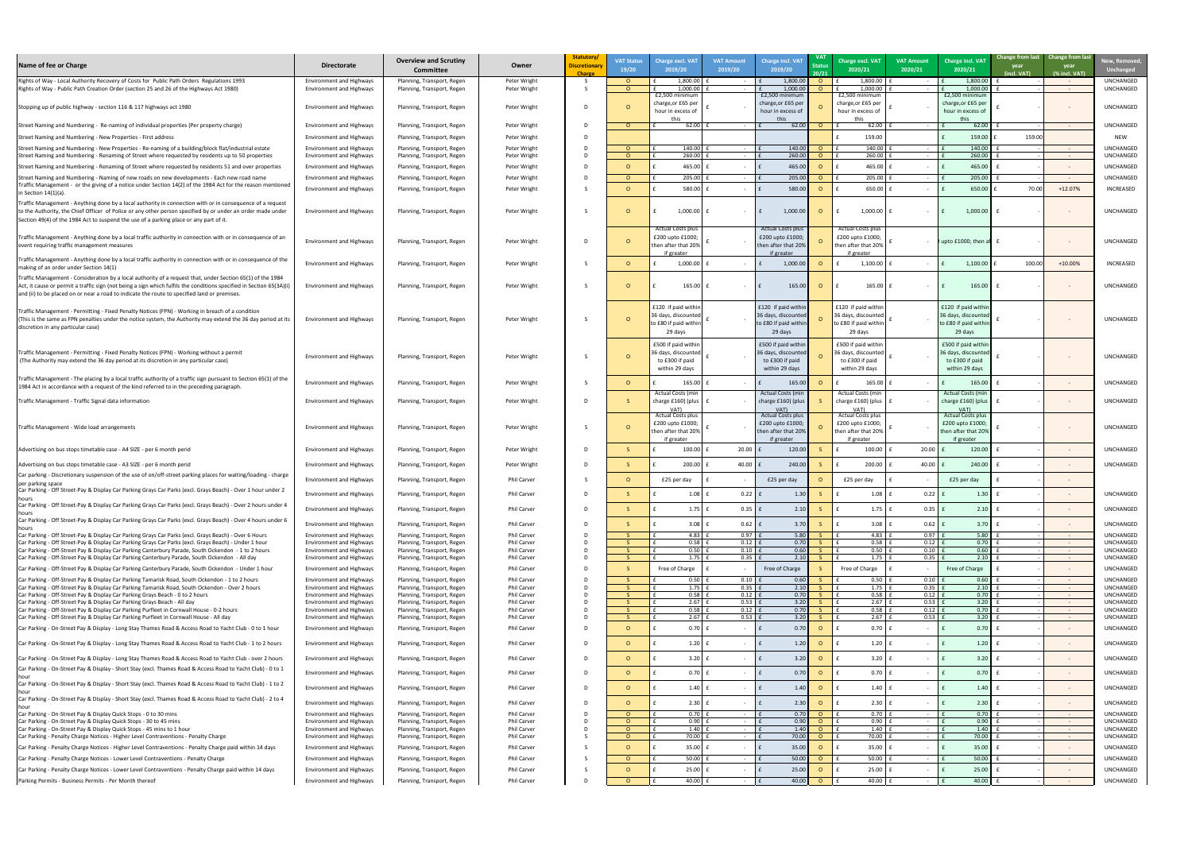| Name of fee or Charge | Directorate | Overview and Scrutiny Committee | Owner | Statutory/ Discretionary Charge | VAT Status 19/20 | Charge excl. VAT 2019/20 | VAT Amount 2019/20 | Charge incl. VAT 2019/20 | VAT Status 20/21 | Charge excl. VAT 2020/21 | VAT Amount 2020/21 | Charge incl. VAT 2020/21 | Change from last year (incl. VAT) | Change from last year (% incl. VAT) | New, Removed, Unchanged |
|---|---|---|---|---|---|---|---|---|---|---|---|---|---|---|---|
| Rights of Way - Local Authority Recovery of Costs for Public Path Orders Regulations 1993 | Environment and Highways | Planning, Transport, Regen | Peter Wright | S | O | £ 1,800.00 | £ - | £ 1,800.00 | O | £ 1,800.00 | £ - | £ 1,800.00 | £ - | - | UNCHANGED |
| Rights of Way - Public Path Creation Order (section 25 and 26 of the Highways Act 1980) | Environment and Highways | Planning, Transport, Regen | Peter Wright | S | O | £ 1,000.00 | £ - | £ 1,000.00 | O | £ 1,000.00 | £ - | £ 1,000.00 | £ - | - | UNCHANGED |
| Stopping up of public highway - section 116 & 117 highways act 1980 | Environment and Highways | Planning, Transport, Regen | Peter Wright | D | O | £2,500 minimum charge,or £65 per hour in excess of this | £ - | £2,500 minimum charge,or £65 per hour in excess of this | O | £2,500 minimum charge,or £65 per hour in excess of this | £ - | £2,500 minimum charge,or £65 per hour in excess of this | £ - | - | UNCHANGED |
| Street Naming and Numbering - Re-naming of Individual properties (Per property charge) | Environment and Highways | Planning, Transport, Regen | Peter Wright | D | O | £ 62.00 | £ - | £ 62.00 | O | £ 62.00 | £ - | £ 62.00 | £ - | - | UNCHANGED |
| Street Naming and Numbering - New Properties - First address | Environment and Highways | Planning, Transport, Regen | Peter Wright | D | | | | | | £ 159.00 | | £ 159.00 | £ 159.00 | | NEW |
| Street Naming and Numbering - New Properties - Re-naming of a building/block flat/industrial estate | Environment and Highways | Planning, Transport, Regen | Peter Wright | D | O | £ 140.00 | £ - | £ 140.00 | O | £ 140.00 | £ - | £ 140.00 | £ - | - | UNCHANGED |
| Street Naming and Numbering - Renaming of Street where requested by residents up to 50 properties | Environment and Highways | Planning, Transport, Regen | Peter Wright | D | O | £ 260.00 | £ - | £ 260.00 | O | £ 260.00 | £ - | £ 260.00 | £ - | - | UNCHANGED |
| Street Naming and Numbering - Renaming of Street where requested by residents 51 and over properties | Environment and Highways | Planning, Transport, Regen | Peter Wright | D | O | £ 465.00 | £ - | £ 465.00 | O | £ 465.00 | £ - | £ 465.00 | £ - | - | UNCHANGED |
| Street Naming and Numbering - Naming of new roads on new developments - Each new road name | Environment and Highways | Planning, Transport, Regen | Peter Wright | D | O | £ 205.00 | £ - | £ 205.00 | O | £ 205.00 | £ - | £ 205.00 | £ - | - | UNCHANGED |
| Traffic Management - or the giving of a notice under Section 14(2) of the 1984 Act for the reason mentioned in Section 14(1)(a). | Environment and Highways | Planning, Transport, Regen | Peter Wright | S | O | £ 580.00 | £ - | £ 580.00 | O | £ 650.00 | £ - | £ 650.00 | £ 70.00 | +12.07% | INCREASED |
| Traffic Management - Anything done by a local authority in connection with or in consequence of a request to the Authority, the Chief Officer of Police or any other person specified by or under an order made under Section 49(4) of the 1984 Act to suspend the use of a parking place or any part of it. | Environment and Highways | Planning, Transport, Regen | Peter Wright | S | O | £ 1,000.00 | £ - | £ 1,000.00 | O | £ 1,000.00 | £ - | £ 1,000.00 | £ - | - | UNCHANGED |
| Traffic Management - Anything done by a local traffic authority in connection with or in consequence of an event requiring traffic management measures | Environment and Highways | Planning, Transport, Regen | Peter Wright | D | O | Actual Costs plus £200 upto £1000; then after that 20% if greater | £ - | Actual Costs plus £200 upto £1000; then after that 20% if greater | O | Actual Costs plus £200 upto £1000; then after that 20% if greater | £ - | upto £1000; then af | £ - | - | UNCHANGED |
| Traffic Management - Anything done by a local traffic authority in connection with or in consequence of the making of an order under Section 14(1) | Environment and Highways | Planning, Transport, Regen | Peter Wright | S | O | £ 1,000.00 | £ - | £ 1,000.00 | O | £ 1,100.00 | £ - | £ 1,100.00 | £ 100.00 | +10.00% | INCREASED |
| Traffic Management - Consideration by a local authority of a request that, under Section 65(1) of the 1984 Act, it cause or permit a traffic sign (not being a sign which fulfils the conditions specified in Section 65(3A)(i) and (ii) to be placed on or near a road to indicate the route to specified land or premises. | Environment and Highways | Planning, Transport, Regen | Peter Wright | S | O | £ 165.00 | £ - | £ 165.00 | O | £ 165.00 | £ - | £ 165.00 | £ - | - | UNCHANGED |
| Traffic Management - Permitting - Fixed Penalty Notices (FPN) - Working in breach of a condition (This is the same as FPN penalties under the notice system, the Authority may extend the 36 day period at its discretion in any particular case) | Environment and Highways | Planning, Transport, Regen | Peter Wright | S | O | £120 if paid within 36 days, discounted to £80 if paid within 29 days | £ - | £120 if paid within 36 days, discounted to £80 if paid within 29 days | O | £120 if paid within 36 days, discounted to £80 if paid within 29 days | £ - | £120 if paid within 36 days, discounted to £80 if paid within 29 days | £ - | - | UNCHANGED |
| Traffic Management - Permitting - Fixed Penalty Notices (FPN) - Working without a permit (The Authority may extend the 36 day period at its discretion in any particular case) | Environment and Highways | Planning, Transport, Regen | Peter Wright | S | O | £500 if paid within 36 days, discounted to £300 if paid within 29 days | £ - | £500 if paid within 36 days, discounted to £300 if paid within 29 days | O | £500 if paid within 36 days, discounted to £300 if paid within 29 days | £ - | £500 if paid within 36 days, discounted to £300 if paid within 29 days | £ - | - | UNCHANGED |
| Traffic Management - The placing by a local traffic authority of a traffic sign pursuant to Section 65(1) of the 1984 Act in accordance with a request of the kind referred to in the preceding paragraph. | Environment and Highways | Planning, Transport, Regen | Peter Wright | S | O | £ 165.00 | £ - | £ 165.00 | O | £ 165.00 | £ - | £ 165.00 | £ - | - | UNCHANGED |
| Traffic Management - Traffic Signal data information | Environment and Highways | Planning, Transport, Regen | Peter Wright | D | S | Actual Costs (min charge £160) (plus VAT) | £ - | Actual Costs (min charge £160) (plus VAT) | S | Actual Costs (min charge £160) (plus VAT) | £ - | Actual Costs (min charge £160) (plus VAT) | £ - | - | UNCHANGED |
| Traffic Management - Wide load arrangements | Environment and Highways | Planning, Transport, Regen | Peter Wright | S | O | Actual Costs plus £200 upto £1000; then after that 20% if greater | £ - | Actual Costs plus £200 upto £1000; then after that 20% if greater | O | Actual Costs plus £200 upto £1000; then after that 20% if greater | £ - | Actual Costs plus £200 upto £1000; then after that 20% if greater | £ - | - | UNCHANGED |
| Advertising on bus stops timetable case - A4 SIZE - per 6 month perid | Environment and Highways | Planning, Transport, Regen | Peter Wright | D | S | £ 100.00 | £ 20.00 | £ 120.00 | S | £ 100.00 | £ 20.00 | £ 120.00 | £ - | - | UNCHANGED |
| Advertising on bus stops timetable case - A3 SIZE - per 6 month perid | Environment and Highways | Planning, Transport, Regen | Peter Wright | D | S | £ 200.00 | £ 40.00 | £ 240.00 | S | £ 200.00 | £ 40.00 | £ 240.00 | £ - | - | UNCHANGED |
| Car parking - Discretionary suspension of the use of on/off-street parking places for waiting/loading - charge per parking space | Environment and Highways | Planning, Transport, Regen | Phil Carver | S | O | £25 per day | £ - | £25 per day | O | £25 per day | £ - | £25 per day | £ - | - | |
| Car Parking - Off Street-Pay & Display Car Parking Grays Car Parks (excl. Grays Beach) - Over 1 hour under 2 hours | Environment and Highways | Planning, Transport, Regen | Phil Carver | D | S | £ 1.08 | £ 0.22 | £ 1.30 | S | £ 1.08 | £ 0.22 | £ 1.30 | £ - | - | UNCHANGED |
| Car Parking - Off Street-Pay & Display Car Parking Grays Car Parks (excl. Grays Beach) - Over 2 hours under 4 hours | Environment and Highways | Planning, Transport, Regen | Phil Carver | D | S | £ 1.75 | £ 0.35 | £ 2.10 | S | £ 1.75 | £ 0.35 | £ 2.10 | £ - | - | UNCHANGED |
| Car Parking - Off Street-Pay & Display Car Parking Grays Car Parks (excl. Grays Beach) - Over 4 hours under 6 hours | Environment and Highways | Planning, Transport, Regen | Phil Carver | D | S | £ 3.08 | £ 0.62 | £ 3.70 | S | £ 3.08 | £ 0.62 | £ 3.70 | £ - | - | UNCHANGED |
| Car Parking - Off Street-Pay & Display Car Parking Grays Car Parks (excl. Grays Beach) - Over 6 Hours | Environment and Highways | Planning, Transport, Regen | Phil Carver | D | S | £ 4.83 | £ 0.97 | £ 5.80 | S | £ 4.83 | £ 0.97 | £ 5.80 | £ - | - | UNCHANGED |
| Car Parking - Off Street-Pay & Display Car Parking Grays Car Parks (excl. Grays Beach) - Under 1 hour | Environment and Highways | Planning, Transport, Regen | Phil Carver | D | S | £ 0.58 | £ 0.12 | £ 0.70 | S | £ 0.58 | £ 0.12 | £ 0.70 | £ - | - | UNCHANGED |
| Car Parking - Off Street-Pay & Display Car Parking Canterbury Parade, South Ockendon - 1 to 2 hours | Environment and Highways | Planning, Transport, Regen | Phil Carver | D | S | £ 0.50 | £ 0.10 | £ 0.60 | S | £ 0.50 | £ 0.10 | £ 0.60 | £ - | - | UNCHANGED |
| Car Parking - Off-Street Pay & Display Car Parking Canterbury Parade, South Ockendon - All day | Environment and Highways | Planning, Transport, Regen | Phil Carver | D | S | £ 1.75 | £ 0.35 | £ 2.10 | S | £ 1.75 | £ 0.35 | £ 2.10 | £ - | - | UNCHANGED |
| Car Parking - Off-Street Pay & Display Car Parking Canterbury Parade, South Ockendon - Under 1 hour | Environment and Highways | Planning, Transport, Regen | Phil Carver | D | S | Free of Charge | £ - | Free of Charge | S | Free of Charge | £ - | Free of Charge | £ - | - | UNCHANGED |
| Car Parking - Off-Street Pay & Display Car Parking Tamarisk Road, South Ockendon - 1 to 2 hours | Environment and Highways | Planning, Transport, Regen | Phil Carver | D | S | £ 0.50 | £ 0.10 | £ 0.60 | S | £ 0.50 | £ 0.10 | £ 0.60 | £ - | - | UNCHANGED |
| Car Parking - Off-Street Pay & Display Car Parking Tamarisk Road, South Ockendon - Over 2 hours | Environment and Highways | Planning, Transport, Regen | Phil Carver | D | S | £ 1.75 | £ 0.35 | £ 2.10 | S | £ 1.75 | £ 0.35 | £ 2.10 | £ - | - | UNCHANGED |
| Car Parking - Off-Street Pay & Display Car Parking Grays Beach - 0 to 2 hours | Environment and Highways | Planning, Transport, Regen | Phil Carver | D | S | £ 0.58 | £ 0.12 | £ 0.70 | S | £ 0.58 | £ 0.12 | £ 0.70 | £ - | - | UNCHANGED |
| Car Parking - Off-Street Pay & Display Car Parking Grays Beach - All day | Environment and Highways | Planning, Transport, Regen | Phil Carver | D | S | £ 2.67 | £ 0.53 | £ 3.20 | S | £ 2.67 | £ 0.53 | £ 3.20 | £ - | - | UNCHANGED |
| Car Parking - Off-Street Pay & Display Car Parking Purfleet in Cornwall House - 0-2 hours | Environment and Highways | Planning, Transport, Regen | Phil Carver | D | S | £ 0.58 | £ 0.12 | £ 0.70 | S | £ 0.58 | £ 0.12 | £ 0.70 | £ - | - | UNCHANGED |
| Car Parking - Off-Street Pay & Display Car Parking Purfleet in Cornwall House - All day | Environment and Highways | Planning, Transport, Regen | Phil Carver | D | S | £ 2.67 | £ 0.53 | £ 3.20 | S | £ 2.67 | £ 0.53 | £ 3.20 | £ - | - | UNCHANGED |
| Car Parking - On-Street Pay & Display - Long Stay Thames Road & Access Road to Yacht Club - 0 to 1 hour | Environment and Highways | Planning, Transport, Regen | Phil Carver | D | O | £ 0.70 | £ - | £ 0.70 | O | £ 0.70 | £ - | £ 0.70 | £ - | - | UNCHANGED |
| Car Parking - On-Street Pay & Display - Long Stay Thames Road & Access Road to Yacht Club - 1 to 2 hours | Environment and Highways | Planning, Transport, Regen | Phil Carver | D | O | £ 1.20 | £ - | £ 1.20 | O | £ 1.20 | £ - | £ 1.20 | £ - | - | UNCHANGED |
| Car Parking - On-Street Pay & Display - Long Stay Thames Road & Access Road to Yacht Club - over 2 hours | Environment and Highways | Planning, Transport, Regen | Phil Carver | D | O | £ 3.20 | £ - | £ 3.20 | O | £ 3.20 | £ - | £ 3.20 | £ - | - | UNCHANGED |
| Car Parking - On-Street Pay & Display - Short Stay (excl. Thames Road & Access Road to Yacht Club) - 0 to 1 hour | Environment and Highways | Planning, Transport, Regen | Phil Carver | D | O | £ 0.70 | £ - | £ 0.70 | O | £ 0.70 | £ - | £ 0.70 | £ - | - | UNCHANGED |
| Car Parking - On-Street Pay & Display - Short Stay (excl. Thames Road & Access Road to Yacht Club) - 1 to 2 hour | Environment and Highways | Planning, Transport, Regen | Phil Carver | D | O | £ 1.40 | £ - | £ 1.40 | O | £ 1.40 | £ - | £ 1.40 | £ - | - | UNCHANGED |
| Car Parking - On-Street Pay & Display - Short Stay (excl. Thames Road & Access Road to Yacht Club) - 2 to 4 hour | Environment and Highways | Planning, Transport, Regen | Phil Carver | D | O | £ 2.30 | £ - | £ 2.30 | O | £ 2.30 | £ - | £ 2.30 | £ - | - | UNCHANGED |
| Car Parking - On-Street Pay & Display Quick Stops - 0 to 30 mins | Environment and Highways | Planning, Transport, Regen | Phil Carver | D | O | £ 0.70 | £ - | £ 0.70 | O | £ 0.70 | £ - | £ 0.70 | £ - | - | UNCHANGED |
| Car Parking - On-Street Pay & Display Quick Stops - 30 to 45 mins | Environment and Highways | Planning, Transport, Regen | Phil Carver | D | O | £ 0.90 | £ - | £ 0.90 | O | £ 0.90 | £ - | £ 0.90 | £ - | - | UNCHANGED |
| Car Parking - On-Street Pay & Display Quick Stops - 45 mins to 1 hour | Environment and Highways | Planning, Transport, Regen | Phil Carver | D | O | £ 1.40 | £ - | £ 1.40 | O | £ 1.40 | £ - | £ 1.40 | £ - | - | UNCHANGED |
| Car Parking - Penalty Charge Notices - Higher Level Contraventions - Penalty Charge | Environment and Highways | Planning, Transport, Regen | Phil Carver | S | O | £ 70.00 | £ - | £ 70.00 | O | £ 70.00 | £ - | £ 70.00 | £ - | - | UNCHANGED |
| Car Parking - Penalty Charge Notices - Higher Level Contraventions - Penalty Charge paid within 14 days | Environment and Highways | Planning, Transport, Regen | Phil Carver | S | O | £ 35.00 | £ - | £ 35.00 | O | £ 35.00 | £ - | £ 35.00 | £ - | - | UNCHANGED |
| Car Parking - Penalty Charge Notices - Lower Level Contraventions - Penalty Charge | Environment and Highways | Planning, Transport, Regen | Phil Carver | S | O | £ 50.00 | £ - | £ 50.00 | O | £ 50.00 | £ - | £ 50.00 | £ - | - | UNCHANGED |
| Car Parking - Penalty Charge Notices - Lower Level Contraventions - Penalty Charge paid within 14 days | Environment and Highways | Planning, Transport, Regen | Phil Carver | S | O | £ 25.00 | £ - | £ 25.00 | O | £ 25.00 | £ - | £ 25.00 | £ - | - | UNCHANGED |
| Parking Permits - Business Permits - Per Month thereof | Environment and Highways | Planning, Transport, Regen | Phil Carver | D | O | £ 40.00 | £ - | £ 40.00 | O | £ 40.00 | £ - | £ 40.00 | £ - | - | UNCHANGED |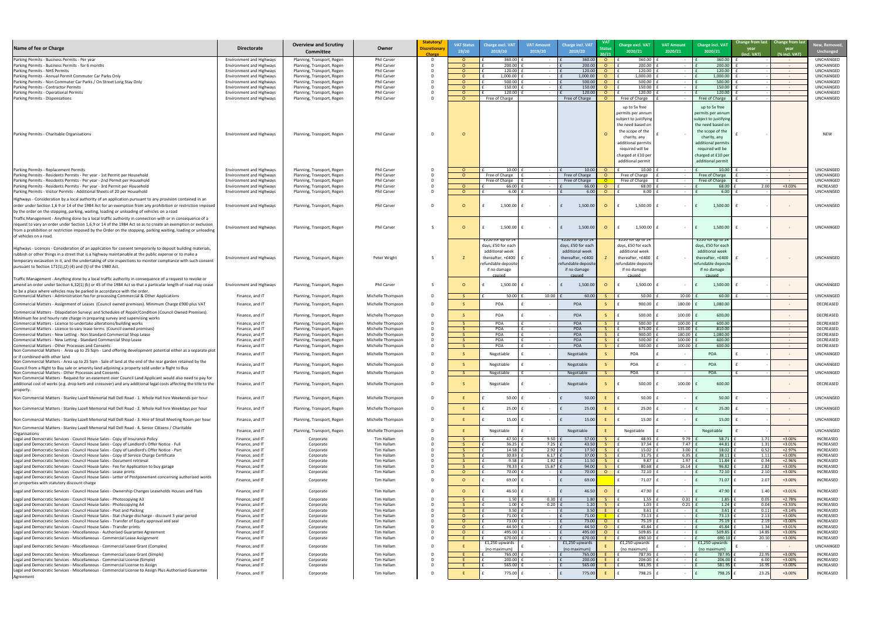| Name of fee or Charge | Directorate | Overview and Scrutiny Committee | Owner | Statutory/ Discretionary Charge | VAT Status 19/20 | Charge excl. VAT 2019/20 | VAT Amount 2019/20 | Charge incl. VAT 2019/20 | VAT Status 20/21 | Charge excl. VAT 2020/21 | VAT Amount 2020/21 | Charge incl. VAT 2020/21 | Change from last year (incl. VAT) | Change from last year (% incl. VAT) | New, Removed, Unchanged |
|---|---|---|---|---|---|---|---|---|---|---|---|---|---|---|---|
| Parking Permits - Business Permits - Per year | Environment and Highways | Planning, Transport, Regen | Phil Carver | D | O | £ 360.00 | £ - | £ 360.00 | O | £ 360.00 | £ - | £ 360.00 | £ - | - | UNCHANGED |
| Parking Permits - Business Permits - for 6 months | Environment and Highways | Planning, Transport, Regen | Phil Carver | D | O | £ 200.00 | £ - | £ 200.00 | O | £ 200.00 | £ - | £ 200.00 | £ - | - | UNCHANGED |
| Parking Permits - NHS Permits | Environment and Highways | Planning, Transport, Regen | Phil Carver | D | O | £ 120.00 | £ - | £ 120.00 | O | £ 120.00 | £ - | £ 120.00 | £ - | - | UNCHANGED |
| Parking Permits - Annual Permit Commuter Car Parks Only | Environment and Highways | Planning, Transport, Regen | Phil Carver | D | O | £ 1,000.00 | £ - | £ 1,000.00 | O | £ 1,000.00 | £ - | £ 1,000.00 | £ - | - | UNCHANGED |
| Parking Permits - Non Commuter Car Parks / On Street Long Stay Only | Environment and Highways | Planning, Transport, Regen | Phil Carver | D | O | £ 500.00 | £ - | £ 500.00 | O | £ 500.00 | £ - | £ 500.00 | £ - | - | UNCHANGED |
| Parking Permits - Contractor Permits | Environment and Highways | Planning, Transport, Regen | Phil Carver | D | O | £ 150.00 | £ - | £ 150.00 | O | £ 150.00 | £ - | £ 150.00 | £ - | - | UNCHANGED |
| Parking Permits - Operational Permits | Environment and Highways | Planning, Transport, Regen | Phil Carver | D | O | £ 120.00 | £ - | £ 120.00 | O | £ 120.00 | £ - | £ 120.00 | £ - | - | UNCHANGED |
| Parking Permits - Dispensations | Environment and Highways | Planning, Transport, Regen | Phil Carver | D | O | Free of Charge | | Free of Charge | O | Free of Charge | £ - | Free of Charge | £ - | | UNCHANGED |
| Parking Permits - Charitable Organisations | Environment and Highways | Planning, Transport, Regen | Phil Carver | D | O | | | | O | up to 5x free permits per annum subject to justifying the need based on the scope of the charity, any additional permits required will be charged at £10 per additional permit | £ - | up to 5x free permits per annum subject to justifying the need based on the scope of the charity, any additional permits required will be charged at £10 per additional permit | £ - | | NEW |
| Parking Permits - Replacement Permits | Environment and Highways | Planning, Transport, Regen | Phil Carver | D | O | £ 10.00 | £ - | £ 10.00 | O | £ 10.00 | £ - | £ 10.00 | £ - | - | UNCHANGED |
| Parking Permits - Residents Permits - Per year - 1st Permit per Household | Environment and Highways | Planning, Transport, Regen | Phil Carver | D | O | Free of Charge | £ - | Free of Charge | O | Free of Charge | £ - | Free of Charge | £ - | - | UNCHANGED |
| Parking Permits - Residents Permits - Per year - 2nd Permit per Household | Environment and Highways | Planning, Transport, Regen | Phil Carver | D | | Free of Charge | £ - | Free of Charge | O | Free of Charge | £ - | Free of Charge | £ - | - | UNCHANGED |
| Parking Permits - Residents Permits - Per year - 3rd Permit per Household | Environment and Highways | Planning, Transport, Regen | Phil Carver | D | O | £ 66.00 | £ - | £ 66.00 | O | £ 68.00 | £ - | £ 68.00 | £ 2.00 | +3.03% | INCREASED |
| Parking Permits - Visitor Permits - Additional Sheets of 20 per Household | Environment and Highways | Planning, Transport, Regen | Phil Carver | D | O | £ 6.00 | £ - | £ 6.00 | O | £ 6.00 | £ - | £ 6.00 | £ - | - | UNCHANGED |
| Highways - Consideration by a local authority of an application pursuant to any provision contained in an order under Section 1,6 9 or 14 of the 1984 Act for an exemption from any prohibition or restriction imposed by the order on the stopping, parking, waiting, loading or unloading of vehicles on a road | Environment and Highways | Planning, Transport, Regen | Phil Carver | D | O | £ 1,500.00 | £ - | £ 1,500.00 | O | £ 1,500.00 | £ - | £ 1,500.00 | £ - | - | UNCHANGED |
| Traffic Management - Anything done by a local traffic authority in connection with or in consequence of a request to vary an order under Section 1,6,9 or 14 of the 1984 Act so as to create an exemption or exclusion from a prohibition or restriction imposed by the Order on the stopping, parking waiting, loading or unloading of vehicles on a road. | Environment and Highways | Planning, Transport, Regen | Phil Carver | S | O | £ 1,500.00 | £ - | £ 1,500.00 | O | £ 1,500.00 | £ - | £ 1,500.00 | £ - | - | UNCHANGED |
| Highways - Licences - Consideration of an application for consent temporarily to deposit building materials, rubbish or other things in a street that is a highway maintainable at the public expense or to make a temporary excavation in it, and the undertaking of site inspections to monitor compliance with such consent pursuant to Section 171(1),(2) (4) and (5) of the 1980 Act. | Environment and Highways | Planning, Transport, Regen | Peter Wright | S | Z | £220 for up to 14 days, £50 for each additional week thereafter, +£400 refundable deposite if no damage caused | £ - | £220 for up to 14 days, £50 for each additional week thereafter, +£400 refundable deposite if no damage caused | Z | £220 for up to 14 days, £50 for each additional week thereafter, +£400 refundable deposite if no damage caused | £ - | £220 for up to 14 days, £50 for each additional week thereafter, +£400 refundable deposite if no damage caused | £ - | - | UNCHANGED |
| Traffic Management - Anything done by a local traffic authority in consequence of a request to revoke or amend an order under Section 6,32(1) (b) or 45 of the 1984 Act so that a particular length of road may cease to be a place where vehicles may be parked in accordance with the order. | Environment and Highways | Planning, Transport, Regen | Phil Carver | S | O | £ 1,500.00 | £ - | £ 1,500.00 | O | £ 1,500.00 | £ - | £ 1,500.00 | £ - | - | UNCHANGED |
| Commercial Matters - Administration fee for processing Commercial & Other Applications | Finance, and IT | Planning, Transport, Regen | Michelle Thompson | D | S | £ 50.00 | £ 10.00 | £ 60.00 | S | £ 50.00 | £ 10.00 | £ 60.00 | £ - | - | UNCHANGED |
| Commercial Matters - Assignment of Leases (Council owned premises). Minimum Charge £900 plus VAT | Finance, and IT | Planning, Transport, Regen | Michelle Thompson | D | S | POA | £ - | POA | S | £ 900.00 | £ 180.00 | £ 1,080.00 | | - | DECREASED |
| Commercial Matters - Dilapidation Surveys and Schedules of Repair/Condition (Council Owned Premises). Minimum fee and hourly rate charge in preparing survey and supervising works | Finance, and IT | Planning, Transport, Regen | Michelle Thompson | D | S | POA | £ - | POA | S | £ 500.00 | £ 100.00 | £ 600.00 | | - | DECREASED |
| Commercial Matters - Licence to undertake alterations/building works | Finance, and IT | Planning, Transport, Regen | Michelle Thompson | D | S | POA | £ - | POA | S | £ 500.00 | £ 100.00 | £ 600.00 | | - | DECREASED |
| Commercial Matters - Licence to vary lease terms (Council owned premises) | Finance, and IT | Planning, Transport, Regen | Michelle Thompson | D | S | POA | £ - | POA | S | £ 675.00 | £ 135.00 | £ 810.00 | | - | DECREASED |
| Commercial Matters - New Letting - Non Standard Commercial Shop Lease | Finance, and IT | Planning, Transport, Regen | Michelle Thompson | D | S | POA | £ - | POA | S | £ 900.00 | £ 180.00 | £ 1,080.00 | | - | DECREASED |
| Commercial Matters - New Letting - Standard Commercial Shop Lease | Finance, and IT | Planning, Transport, Regen | Michelle Thompson | D | S | POA | £ - | POA | S | £ 500.00 | £ 100.00 | £ 600.00 | | - | DECREASED |
| Commercial Matters - Other Processes and Consents | Finance, and IT | Planning, Transport, Regen | Michelle Thompson | D | S | POA | £ - | POA | S | £ 500.00 | £ 100.00 | £ 600.00 | | - | DECREASED |
| Non Commercial Matters - Area up to 25 Sqm - Land offering development potential either as a separate plot or if combined with other land | Finance, and IT | Planning, Transport, Regen | Michelle Thompson | D | S | Negotiable | £ - | Negotiable | S | POA | £ - | POA | £ - | - | UNCHANGED |
| Non Commercial Matters - Area up to 25 Sqm - Sale of land at the end of the rear garden retained by the Council from a Right to Buy sale or amenity land adjoining a property sold under a Right to Buy | Finance, and IT | Planning, Transport, Regen | Michelle Thompson | D | S | Negotiable | £ - | Negotiable | S | POA | £ - | POA | £ - | - | UNCHANGED |
| Non Commercial Matters - Other Processes and Consents | Finance, and IT | Planning, Transport, Regen | Michelle Thompson | D | S | Negotiable | £ - | Negotiable | S | POA | £ - | POA | £ - | - | UNCHANGED |
| Non Commercial Matters - Request for an easement over Council Land Applicant would also need to pay for additional cost of works (e.g. drop kerb and crossover) and any additional legal costs affecting the title to the property. | Finance, and IT | Planning, Transport, Regen | Michelle Thompson | D | S | Negotiable | £ - | Negotiable | S | £ 500.00 | £ 100.00 | £ 600.00 | | - | DECREASED |
| Non Commercial Matters - Stanley Lazell Memorial Hall Dell Road - 1. Whole Hall hire Weekends per hour | Finance, and IT | Planning, Transport, Regen | Michelle Thompson | D | E | £ 50.00 | £ - | £ 50.00 | E | £ 50.00 | £ - | £ 50.00 | £ - | - | UNCHANGED |
| Non Commercial Matters - Stanley Lazell Memorial Hall Dell Road - 2. Whole Hall hire Weekdays per hour | Finance, and IT | Planning, Transport, Regen | Michelle Thompson | D | E | £ 25.00 | £ - | £ 25.00 | E | £ 25.00 | £ - | £ 25.00 | £ - | - | UNCHANGED |
| Non Commercial Matters - Stanley Lazell Memorial Hall Dell Road - 3. Hire of Small Meeting Room per hour | Finance, and IT | Planning, Transport, Regen | Michelle Thompson | D | E | £ 15.00 | £ - | £ 15.00 | E | £ 15.00 | £ - | £ 15.00 | £ - | - | UNCHANGED |
| Non Commercial Matters - Stanley Lazell Memorial Hall Dell Road - 4. Senior Citizens / Charitable Organisations | Finance, and IT | Planning, Transport, Regen | Michelle Thompson | D | E | Negotiable | £ - | Negotiable | E | Negotiable | £ - | Negotiable | £ - | - | UNCHANGED |
| Legal and Democratic Services - Council House Sales - Copy of Insurance Policy | Finance, and IT | Corporate | Tim Hallam | D | S | £ 47.50 | £ 9.50 | £ 57.00 | S | £ 48.93 | £ 9.79 | £ 58.71 | £ 1.71 | +3.00% | INCREASED |
| Legal and Democratic Services - Council House Sales - Copy of Landlord's Offer Notice - Full | Finance, and IT | Corporate | Tim Hallam | D | S | £ 36.25 | £ 7.25 | £ 43.50 | S | £ 37.34 | £ 7.47 | £ 44.81 | £ 1.31 | +3.01% | INCREASED |
| Legal and Democratic Services - Council House Sales - Copy of Landlord's Offer Notice - Part | Finance, and IT | Corporate | Tim Hallam | D | S | £ 14.58 | £ 2.92 | £ 17.50 | S | £ 15.02 | £ 3.00 | £ 18.02 | £ 0.52 | +2.97% | INCREASED |
| Legal and Democratic Services - Council House Sales - Copy of Service Charge Certificate | Finance, and IT | Corporate | Tim Hallam | D | S | £ 30.83 | £ 6.17 | £ 37.00 | S | £ 31.75 | £ 6.35 | £ 38.11 | £ 1.11 | +3.00% | INCREASED |
| Legal and Democratic Services - Council House Sales - Document retrieval | Finance, and IT | Corporate | Tim Hallam | D | S | £ 9.58 | £ 1.92 | £ 11.50 | S | £ 9.87 | £ 1.97 | £ 11.84 | £ 0.34 | +2.96% | INCREASED |
| Legal and Democratic Services - Council House Sales - Fee for Application to buy garage | Finance, and IT | Corporate | Tim Hallam | D | S | £ 78.33 | £ 15.67 | £ 94.00 | S | £ 80.68 | £ 16.14 | £ 96.82 | £ 2.82 | +3.00% | INCREASED |
| Legal and Democratic Services - Council House Sales - Lease prints | Finance, and IT | Corporate | Tim Hallam | D | O | £ 70.00 | £ - | £ 70.00 | O | £ 72.10 | £ - | £ 72.10 | £ 2.10 | +3.00% | INCREASED |
| Legal and Democratic Services - Council House Sales - Letter of Postponement concerning authorized words on properties with statutory discount charge | Finance, and IT | Corporate | Tim Hallam | D | O | £ 69.00 | £ - | £ 69.00 | | £ 71.07 | £ - | £ 71.07 | £ 2.07 | +3.00% | INCREASED |
| Legal and Democratic Services - Council House Sales - Ownership Changes Leaseholds Houses and Flats | Finance, and IT | Corporate | Tim Hallam | D | O | £ 46.50 | £ - | £ 46.50 | O | £ 47.90 | £ - | £ 47.90 | £ 1.40 | +3.01% | INCREASED |
| Legal and Democratic Services - Council House Sales - Photocopying A3 | Finance, and IT | Corporate | Tim Hallam | D | S | £ 1.50 | £ 0.30 | £ 1.80 | S | £ 1.55 | £ 0.31 | £ 1.85 | £ 0.05 | +2.78% | INCREASED |
| Legal and Democratic Services - Council House Sales - Photocopying A4 | Finance, and IT | Corporate | Tim Hallam | D | S | £ 1.00 | £ 0.20 | £ 1.20 | S | £ 1.03 | £ 0.21 | £ 1.24 | £ 0.04 | +3.33% | INCREASED |
| Legal and Democratic Services - Council House Sales - Post and Packing | Finance, and IT | Corporate | Tim Hallam | D | E | £ 3.50 | £ - | £ 3.50 | E | £ 3.61 | £ - | £ 3.61 | £ 0.11 | +3.14% | INCREASED |
| Legal and Democratic Services - Council House Sales - Stat charge discharge - discount 3 year period | Finance, and IT | Corporate | Tim Hallam | D | O | £ 71.00 | £ - | £ 71.00 | E | £ 73.13 | £ - | £ 73.13 | £ 2.13 | +3.00% | INCREASED |
| Legal and Democratic Services - Council House Sales - Transfer of Equity approval and seal | Finance, and IT | Corporate | Tim Hallam | D | O | £ 73.00 | £ - | £ 73.00 | O | £ 75.19 | £ - | £ 75.19 | £ 2.19 | +3.00% | INCREASED |
| Legal and Democratic Services - Council House Sales - Transfer prints | Finance, and IT | Corporate | Tim Hallam | D | O | £ 44.50 | £ - | £ 44.50 | O | £ 45.84 | £ - | £ 45.84 | £ 1.34 | +3.01% | INCREASED |
| Legal and Democratic Services - Miscellaneous - Authorised Guarantee Agreement | Finance, and IT | Corporate | Tim Hallam | D | O | £ 495.00 | £ - | £ 495.00 | O | £ 509.85 | £ - | £ 509.85 | £ 14.85 | +3.00% | INCREASED |
| Legal and Democratic Services - Miscellaneous - Commercial Lease Assignment | Finance, and IT | Corporate | Tim Hallam | D | E | £ 670.00 | £ - | £ 670.00 | E | £ 690.10 | £ - | £ 690.10 | £ 20.10 | +3.00% | INCREASED |
| Legal and Democratic Services - Miscellaneous - Commercial Lease Grant (Complex) | Finance, and IT | Corporate | Tim Hallam | D | E | £1,250 upwards (no maximum) | £ - | £1,250 upwards (no maximum) | E | £1,250 upwards (no maximum) | £ - | £1,250 upwards (no maximum) | £ - | - | UNCHANGED |
| Legal and Democratic Services - Miscellaneous - Commercial Lease Grant (Simple) | Finance, and IT | Corporate | Tim Hallam | D | E | £ 765.00 | £ - | £ 765.00 | E | £ 787.95 | £ - | £ 787.95 | £ 22.95 | +3.00% | INCREASED |
| Legal and Democratic Services - Miscellaneous - Commercial License (Simple) | Finance, and IT | Corporate | Tim Hallam | D | E | £ 200.00 | £ - | £ 200.00 | E | £ 206.00 | £ - | £ 206.00 | £ 6.00 | +3.00% | INCREASED |
| Legal and Democratic Services - Miscellaneous - Commercial License to Assign | Finance, and IT | Corporate | Tim Hallam | D | E | £ 565.00 | £ - | £ 565.00 | E | £ 581.95 | £ - | £ 581.95 | £ 16.95 | +3.00% | INCREASED |
| Legal and Democratic Services - Miscellaneous - Commercial License to Assign Plus Authorised Guarantee Agreement | Finance, and IT | Corporate | Tim Hallam | D | E | £ 775.00 | £ - | £ 775.00 | E | £ 798.25 | £ - | £ 798.25 | £ 23.25 | +3.00% | INCREASED |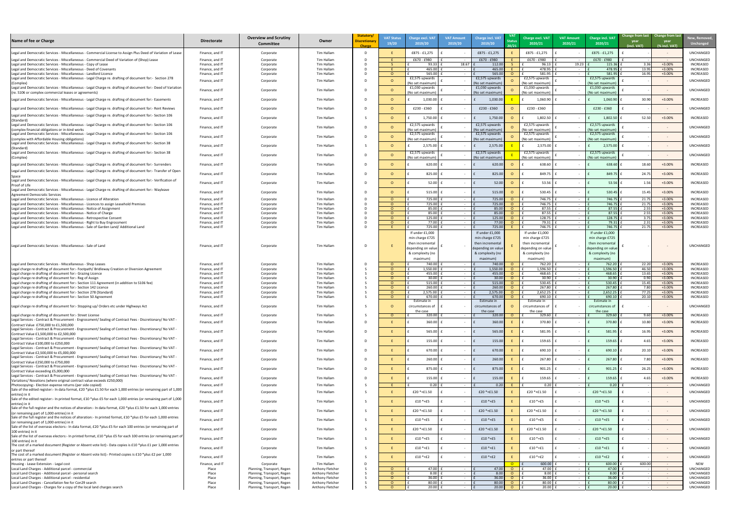| Name of fee or Charge | Directorate | Overview and Scrutiny Committee | Owner | Statutory/ Discretionary Charge | VAT Status 19/20 | Charge excl. VAT 2019/20 | VAT Amount 2019/20 | Charge incl. VAT 2019/20 | VAT Status 20/21 | Charge excl. VAT 2020/21 | VAT Amount 2020/21 | Charge incl. VAT 2020/21 | Change from last year (incl. VAT) | Change from last year (% incl. VAT) | New, Removed, Unchanged |
|---|---|---|---|---|---|---|---|---|---|---|---|---|---|---|---|
| Legal and Democratic Services - Miscellaneous - Commercial License to Assign Plus Deed of Variation of Lease | Finance, and IT | Corporate | Tim Hallam | D | E | £875 - £1,275 | £ - | £875 - £1,275 | E | £875 - £1,275 | £ - | £875 - £1,275 | £ - | - | UNCHANGED |
| Legal and Democratic Services - Miscellaneous - Commercial Deed of Variation of (Shop) Lease | Finance, and IT | Corporate | Tim Hallam | D | E | £670 - £980 | £ - | £670 - £980 | E | £670 - £980 | £ - | £670 - £980 | £ - | - | UNCHANGED |
| Legal and Democratic Services - Miscellaneous - Copy of Lease | Finance, and IT | Corporate | Tim Hallam | D | S | £ 93.33 | £ 18.67 | £ 112.00 | S | £ 96.13 | £ 19.23 | £ 115.36 | £ 3.36 | +3.00% | INCREASED |
| Legal and Democratic Services - Miscellaneous - Deed of Covenants | Finance, and IT | Corporate | Tim Hallam | D | E | £ 465.00 | £ - | £ 465.00 | E | £ 478.95 | £ - | £ 478.95 | £ 13.95 | +3.00% | INCREASED |
| Legal and Democratic Services - Miscellaneous - Landlord Licence | Finance, and IT | Corporate | Tim Hallam | D | O | £ 565.00 | £ - | £ 565.00 | O | £ 581.95 | £ - | £ 581.95 | £ 16.95 | +3.00% | INCREASED |
| Legal and Democratic Services - Miscellaneous - Legal Charge re. drafting of document for:- Section 278 (Complex) | Finance, and IT | Corporate | Tim Hallam | D | O | £2,575 upwards (No set maximum) | £ - | £2,575 upwards (No set maximum) | O | £2,575 upwards (No set maximum) | £ - | £2,575 upwards (No set maximum) | £ - | - | UNCHANGED |
| Legal and Democratic Services - Miscellaneous - Legal Charge re. drafting of document for:- Deed of Variation (re. S106 or complex commercial leases or agreements) | Finance, and IT | Corporate | Tim Hallam | D | O | £1,030 upwards (No set maximum) | £ - | £1,030 upwards (No set maximum) | O | £1,030 upwards (No set maximum) | £ - | £1,030 upwards (No set maximum) | £ - | - | UNCHANGED |
| Legal and Democratic Services - Miscellaneous - Legal Charge re. drafting of document for:- Easements | Finance, and IT | Corporate | Tim Hallam | D | O | £ 1,030.00 | £ - | £ 1,030.00 | E | £ 1,060.90 | £ - | £ 1,060.90 | £ 30.90 | +3.00% | INCREASED |
| Legal and Democratic Services - Miscellaneous - Legal Charge re. drafting of document for:- Rent Reviews | Finance, and IT | Corporate | Tim Hallam | D | O | £230 - £360 | £ - | £230 - £360 | O | £230 - £360 | | £230 - £360 | £ - | - | UNCHANGED |
| Legal and Democratic Services - Miscellaneous - Legal Charge re. drafting of document for:- Section 106 (Standard) | Finance, and IT | Corporate | Tim Hallam | S | O | £ 1,750.00 | £ - | £ 1,750.00 | O | £ 1,802.50 | £ - | £ 1,802.50 | £ 52.50 | +3.00% | INCREASED |
| Legal and Democratic Services - Miscellaneous - Legal Charge re. drafting of document for:- Section 106 (complex financial obligations or in-kind works | Finance, and IT | Corporate | Tim Hallam | D | O | £2,575 upwards (No set maximum) | £ - | £2,575 upwards (No set maximum) | O | £2,575 upwards (No set maximum) | £ - | £2,575 upwards (No set maximum) | £ - | - | UNCHANGED |
| Legal and Democratic Services - Miscellaneous - Legal Charge re. drafting of document for:- Section 106 (complex with Affordable Housing obligations) | Finance, and IT | Corporate | Tim Hallam | D | O | £2,575 upwards (No set maximum) | £ - | £2,575 upwards (No set maximum) | O | £2,575 upwards (No set maximum) | £ - | £2,575 upwards (No set maximum) | £ - | - | UNCHANGED |
| Legal and Democratic Services - Miscellaneous - Legal Charge re. drafting of document for:- Section 38 (Standard) | Finance, and IT | Corporate | Tim Hallam | S | O | £ 2,575.00 | £ - | £ 2,575.00 | E | £ 2,575.00 | £ - | £ 2,575.00 | £ - | - | UNCHANGED |
| Legal and Democratic Services - Miscellaneous - Legal Charge re. drafting of document for:- Section 38 (Complex) | Finance, and IT | Corporate | Tim Hallam | D | O | £2,575 upwards (No set maximum) | £ - | £2,575 upwards (No set maximum) | E | £2,575 upwards (No set maximum) | £ - | £2,575 upwards (No set maximum) | £ - | - | UNCHANGED |
| Legal and Democratic Services - Miscellaneous - Legal Charge re. drafting of document for:- Surrenders | Finance, and IT | Corporate | Tim Hallam | D | O | £ 620.00 | £ - | £ 620.00 | O | £ 638.60 | £ - | £ 638.60 | £ 18.60 | +3.00% | INCREASED |
| Legal and Democratic Services - Miscellaneous - Legal Charge re. drafting of document for:- Transfer of Open Space | Finance, and IT | Corporate | Tim Hallam | D | O | £ 825.00 | £ - | £ 825.00 | O | £ 849.75 | £ - | £ 849.75 | £ 24.75 | +3.00% | INCREASED |
| Legal and Democratic Services - Miscellaneous - Legal Charge re. drafting of document for:- Verification of Proof of Life | Finance, and IT | Corporate | Tim Hallam | D | O | £ 52.00 | £ - | £ 52.00 | O | £ 53.56 | £ - | £ 53.56 | £ 1.56 | +3.00% | INCREASED |
| Legal and Democratic Services - Miscellaneous - Legal Charge re. drafting of document for:- Wayleave Agreement Democratic Services | Finance, and IT | Corporate | Tim Hallam | D | O | £ 515.00 | £ - | £ 515.00 | O | £ 530.45 | £ - | £ 530.45 | £ 15.45 | +3.00% | INCREASED |
| Legal and Democratic Services - Miscellaneous - Licence of Alteration | Finance, and IT | Corporate | Tim Hallam | D | O | £ 725.00 | £ - | £ 725.00 | O | £ 746.75 | £ - | £ 746.75 | £ 21.75 | +3.00% | INCREASED |
| Legal and Democratic Services - Miscellaneous - Licences to assign Leasehold Premises | Finance, and IT | Corporate | Tim Hallam | D | O | £ 725.00 | £ - | £ 725.00 | O | £ 746.75 | £ - | £ 746.75 | £ 21.75 | +3.00% | INCREASED |
| Legal and Democratic Services - Miscellaneous - Notice of Assignment | Finance, and IT | Corporate | Tim Hallam | D | O | £ 85.00 | £ - | £ 85.00 | O | £ 87.55 | £ - | £ 87.55 | £ 2.55 | +3.00% | INCREASED |
| Legal and Democratic Services - Miscellaneous - Notice of Charge | Finance, and IT | Corporate | Tim Hallam | D | O | £ 85.00 | £ - | £ 85.00 | O | £ 87.55 | £ - | £ 87.55 | £ 2.55 | +3.00% | INCREASED |
| Legal and Democratic Services - Miscellaneous - Retrospective Consent | Finance, and IT | Corporate | Tim Hallam | D | O | £ 125.00 | £ - | £ 125.00 | O | £ 128.75 | £ - | £ 128.75 | £ 3.75 | +3.00% | INCREASED |
| Legal and Democratic Services - Miscellaneous - Right to Buy Engrossment | Finance, and IT | Corporate | Tim Hallam | D | O | £ 77.00 | £ - | £ 77.00 | O | £ 79.31 | £ - | £ 79.31 | £ 2.31 | +3.00% | INCREASED |
| Legal and Democratic Services - Miscellaneous - Sale of Garden Land/ Additional Land | Finance, and IT | Corporate | Tim Hallam | D | E | £ 725.00 | £ - | £ 725.00 | E | £ 746.75 | £ - | £ 746.75 | £ 21.75 | +3.00% | INCREASED |
| Legal and Democratic Services - Miscellaneous - Sale of Land | Finance, and IT | Corporate | Tim Hallam | D | E | If under £1,000 min charge £725 then incremental depending on value & complexity (no maximum) | £ - | If under £1,000 min charge £725 then incremental depending on value & complexity (no maximum) | E | If under £1,000 min charge £725 then incremental depending on value & complexity (no maximum) | £ - | If under £1,000 min charge £725 then incremental depending on value & complexity (no maximum) | £ - | - | UNCHANGED |
| Legal and Democratic Services - Miscellaneous - Shop Leases | Finance, and IT | Corporate | Tim Hallam | D | O | £ 740.00 | £ - | £ 740.00 | O | £ 762.20 | £ - | £ 762.20 | £ 22.20 | +3.00% | INCREASED |
| Legal charge re drafting of document for:- Footpath/ Bridleway Creation or Diversion Agreement | Finance, and IT | Corporate | Tim Hallam | S | O | £ 1,550.00 | £ - | £ 1,550.00 | O | £ 1,596.50 | £ - | £ 1,596.50 | £ 46.50 | +3.00% | INCREASED |
| Legal charge re drafting of document for:- Grazing Licence | Finance, and IT | Corporate | Tim Hallam | S | O | £ 455.00 | £ - | £ 455.00 | O | £ 468.65 | £ - | £ 468.65 | £ 13.65 | +3.00% | INCREASED |
| Legal charge re drafting of document for:- Reg of Assign | Finance, and IT | Corporate | Tim Hallam | S | O | £ 30.00 | £ - | £ 30.00 | O | £ 30.90 | £ - | £ 30.90 | £ 0.90 | +3.00% | INCREASED |
| Legal charge re drafting of document for:- Section 111 Agreement (in addition to S106 fee) | Finance, and IT | Corporate | Tim Hallam | S | O | £ 515.00 | £ - | £ 515.00 | O | £ 530.45 | £ - | £ 530.45 | £ 15.45 | +3.00% | INCREASED |
| Legal charge re drafting of document for:- Section 142 Licence | Finance, and IT | Corporate | Tim Hallam | S | O | £ 260.00 | £ - | £ 260.00 | O | £ 267.80 | £ - | £ 267.80 | £ 7.80 | +3.00% | INCREASED |
| Legal charge re drafting of document for:- Section 278 (Standard) | Finance, and IT | Corporate | Tim Hallam | S | O | £ 2,575.00 | £ - | £ 2,575.00 | O | £ 2,652.25 | £ - | £ 2,652.25 | £ 77.25 | +3.00% | INCREASED |
| Legal charge re drafting of document for:- Section 50 Agreement | Finance, and IT | Corporate | Tim Hallam | S | O | £ 670.00 | £ - | £ 670.00 | O | £ 690.10 | £ - | £ 690.10 | £ 20.10 | +3.00% | INCREASED |
| Legal charge re drafting of document for:- Stopping up/ Orders etc under Highways Act | Finance, and IT | Corporate | Tim Hallam | S | O | Estimate in circumstances of the case | £ - | Estimate in circumstances of the case | O | Estimate in circumstances of the case | £ - | Estimate in circumstances of the case | £ - | - | UNCHANGED |
| Legal charge re drafting of document for:- Street License | Finance, and IT | Corporate | Tim Hallam | S | O | £ 320.00 | £ - | £ 320.00 | O | £ 329.60 | £ - | £ 329.60 | £ 9.60 | +3.00% | INCREASED |
| Legal Services - Contract & Procurement - Engrossment/ Sealing of Contract Fees - Discretionary/ No VAT - Contract Value £750,000 to £1,500,000 | Finance, and IT | Corporate | Tim Hallam | D | E | £ 360.00 | £ - | £ 360.00 | E | £ 370.80 | £ - | £ 370.80 | £ 10.80 | +3.00% | INCREASED |
| Legal Services - Contract & Procurement - Engrossment/ Sealing of Contract Fees - Discretionary/ No VAT - Contract Value £1,500,000 to £2,500,000 | Finance, and IT | Corporate | Tim Hallam | D | E | £ 565.00 | £ - | £ 565.00 | E | £ 581.95 | £ - | £ 581.95 | £ 16.95 | +3.00% | INCREASED |
| Legal Services - Contract & Procurement - Engrossment/ Sealing of Contract Fees - Discretionary/ No VAT - Contract Value £100,000 to £250,000 | Finance, and IT | Corporate | Tim Hallam | D | E | £ 155.00 | £ - | £ 155.00 | E | £ 159.65 | £ - | £ 159.65 | £ 4.65 | +3.00% | INCREASED |
| Legal Services - Contract & Procurement - Engrossment/ Sealing of Contract Fees - Discretionary/ No VAT - Contract Value £2,500,000 to £5,000,000 | Finance, and IT | Corporate | Tim Hallam | D | E | £ 670.00 | £ - | £ 670.00 | E | £ 690.10 | £ - | £ 690.10 | £ 20.10 | +3.00% | INCREASED |
| Legal Services - Contract & Procurement - Engrossment/ Sealing of Contract Fees - Discretionary/ No VAT - Contract Value £250,000 to £750,000 | Finance, and IT | Corporate | Tim Hallam | D | E | £ 260.00 | £ - | £ 260.00 | E | £ 267.80 | £ - | £ 267.80 | £ 7.80 | +3.00% | INCREASED |
| Legal Services - Contract & Procurement - Engrossment/ Sealing of Contract Fees - Discretionary/ No VAT - Contract Value exceeding £5,000,000 | Finance, and IT | Corporate | Tim Hallam | D | E | £ 875.00 | £ - | £ 875.00 | E | £ 901.25 | £ - | £ 901.25 | £ 26.25 | +3.00% | INCREASED |
| Legal Services - Contract & Procurement - Engrossment/ Sealing of Contract Fees - Discretionary/ No VAT - Variations/ Novations (where original contract value exceeds £250,000) | Finance, and IT | Corporate | Tim Hallam | D | E | £ 155.00 | £ - | £ 155.00 | E | £ 159.65 | £ - | £ 159.65 | £ 4.65 | +3.00% | INCREASED |
| Photocopying:- Election expense returns (per side copied) | Finance, and IT | Corporate | Tim Hallam | S | E | £ 0.20 | £ - | £ 0.20 | E | £ 0.20 | £ - | £ 0.20 | £ - | - | UNCHANGED |
| Sale of the edited register:- In data format, £20 *plus £1.50 for each 1,000 entries (or remaining part of 1,000 entries) in it | Finance, and IT | Corporate | Tim Hallam | S | E | £20 *+£1.50 | £ - | £20 *+£1.50 | E | £20 *+£1.50 | £ - | £20 *+£1.50 | £ - | - | UNCHANGED |
| Sale of the edited register:- In printed format, £10 *plus £5 for each 1,000 entries (or remaining part of 1,000 entries) in it | Finance, and IT | Corporate | Tim Hallam | S | E | £10 *+£5 | £ - | £10 *+£5 | E | £10 *+£5 | £ - | £10 *+£5 | £ - | - | UNCHANGED |
| Sale of the full register and the notices of alteration:- In data format, £20 *plus £1.50 for each 1,000 entries (or remaining part of 1,000 entries) in it | Finance, and IT | Corporate | Tim Hallam | S | E | £20 *+£1.50 | £ - | £20 *+£1.50 | E | £20 *+£1.50 | £ - | £20 *+£1.50 | £ - | - | UNCHANGED |
| Sale of the full register and the notices of alteration:- In printed format, £10 *plus £5 for each 1,000 entries (or remaining part of 1,000 entries) in it | Finance, and IT | Corporate | Tim Hallam | S | E | £10 *+£5 | £ - | £10 *+£5 | E | £10 *+£5 | £ - | £10 *+£5 | £ - | - | UNCHANGED |
| Sale of the list of overseas electors:- In data format, £20 *plus £5 for each 100 entries (or remaining part of 100 entries) in it | Finance, and IT | Corporate | Tim Hallam | S | E | £20 *+£1.50 | £ - | £20 *+£1.50 | E | £20 *+£1.50 | £ - | £20 *+£1.50 | £ - | - | UNCHANGED |
| Sale of the list of overseas electors:- In printed format, £10 *plus £5 for each 100 entries (or remaining part of 100 entries) in it | Finance, and IT | Corporate | Tim Hallam | S | E | £10 *+£5 | £ - | £10 *+£5 | E | £10 *+£5 | £ - | £10 *+£5 | £ - | - | UNCHANGED |
| The cost of a marked document (Register or Absent vote list):- Data copies is £10 *plus £1 per 1,000 entries or part thereof | Finance, and IT | Corporate | Tim Hallam | S | E | £10 *+£1 | £ - | £10 *+£1 | E | £10 *+£1 | £ - | £10 *+£1 | £ - | - | UNCHANGED |
| The cost of a marked document (Register or Absent vote list):- Printed copies is £10 *plus £2 per 1,000 entries or part thereof | Finance, and IT | Corporate | Tim Hallam | S | E | £10 *+£2 | £ - | £10 *+£2 | E | £10 *+£2 | £ - | £10 *+£2 | £ - | - | UNCHANGED |
| Housing - Lease Extension - Legal cost | Finance, and IT | Corporate | Tim Hallam | D | | | | | O | £ 600.00 | £ - | £ 600.00 | £ 600.00 | - | NEW |
| Local Land Charges - Additional parcel - commercial | Place | Planning, Transport, Regen | Anthony Fletcher | S | O | £ 47.00 | £ - | £ 47.00 | O | £ 47.00 | £ - | £ 47.00 | £ - | - | UNCHANGED |
| Local Land Charges - Additional parcel - personal search | Place | Planning, Transport, Regen | Anthony Fletcher | S | O | £ 8.00 | £ - | £ 8.00 | O | £ 8.00 | £ - | £ 8.00 | £ - | - | UNCHANGED |
| Local Land Charges - Additional parcel - residential | Place | Planning, Transport, Regen | Anthony Fletcher | S | O | £ 36.00 | £ - | £ 36.00 | O | £ 36.00 | £ - | £ 36.00 | £ - | - | UNCHANGED |
| Local Land Charges - Cancellation fee for Con29 search | Place | Planning, Transport, Regen | Anthony Fletcher | S | O | £ 80.00 | £ - | £ 80.00 | O | £ 80.00 | £ - | £ 80.00 | £ - | - | UNCHANGED |
| Local Land Charges - Charges for a copy of the local land charges search | Place | Planning, Transport, Regen | Anthony Fletcher | S | O | £ 20.00 | £ - | £ 20.00 | O | £ 20.00 | £ - | £ 20.00 | £ - | - | UNCHANGED |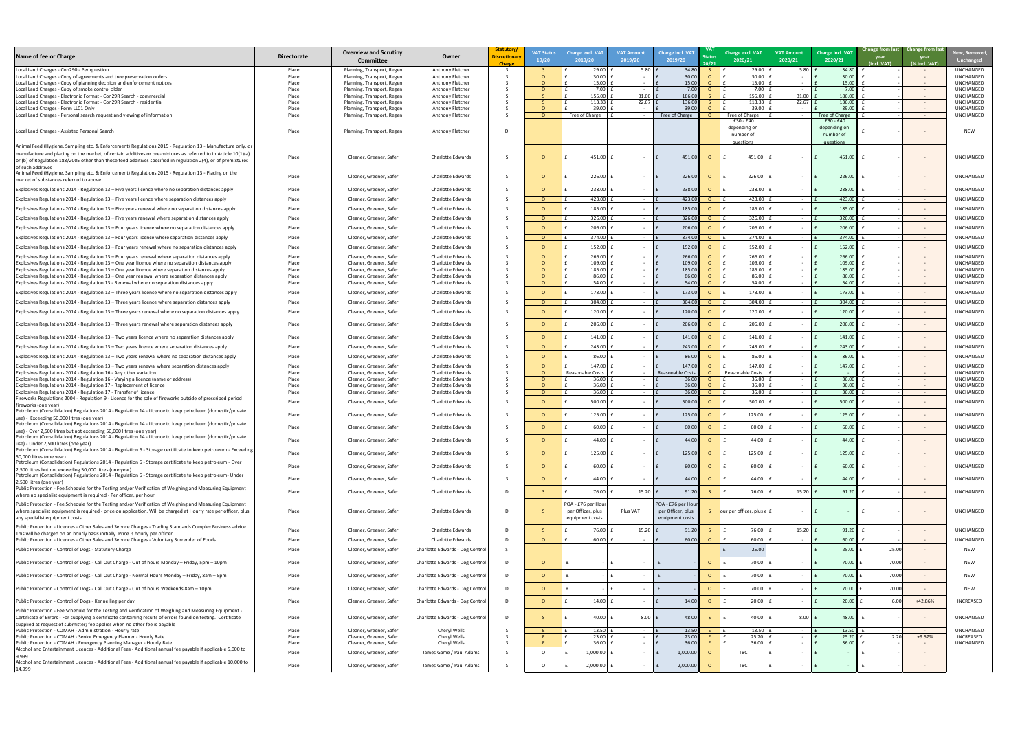| Name of fee or Charge | Directorate | Overview and Scrutiny Committee | Owner | Statutory/ Discretionary Charge | VAT Status 19/20 | Charge excl. VAT 2019/20 | VAT Amount 2019/20 | Charge incl. VAT 2019/20 | VAT Status 20/21 | Charge excl. VAT 2020/21 | VAT Amount 2020/21 | Charge incl. VAT 2020/21 | Change from last year (incl. VAT) | Change from last year (% incl. VAT) | New, Removed, Unchanged |
|---|---|---|---|---|---|---|---|---|---|---|---|---|---|---|---|
| Local Land Charges - Con290 - Per question | Place | Planning, Transport, Regen | Anthony Fletcher | S | S | £ 29.00 | £ 5.80 | £ 34.80 | S | £ 29.00 | £ 5.80 | £ 34.80 | £ - | - | UNCHANGED |
| Local Land Charges - Copy of agreements and tree preservation orders | Place | Planning, Transport, Regen | Anthony Fletcher | S | O | £ 30.00 | £ - | £ 30.00 | O | £ 30.00 | £ - | £ 30.00 | £ - | - | UNCHANGED |
| Local Land Charges - Copy of planning decision and enforcement notices | Place | Planning, Transport, Regen | Anthony Fletcher | S | O | £ 15.00 | £ - | £ 15.00 | O | £ 15.00 | £ - | £ 15.00 | £ - | - | UNCHANGED |
| Local Land Charges - Copy of smoke control older | Place | Planning, Transport, Regen | Anthony Fletcher | S | O | £ 7.00 | £ - | £ 7.00 | O | £ 7.00 | £ - | £ 7.00 | £ - | - | UNCHANGED |
| Local Land Charges - Electronic Format - Con29R Search - commercial | Place | Planning, Transport, Regen | Anthony Fletcher | S | S | £ 155.00 | £ 31.00 | £ 186.00 | S | £ 155.00 | £ 31.00 | £ 186.00 | £ - | - | UNCHANGED |
| Local Land Charges - Electronic Format - Con29R Search - residential | Place | Planning, Transport, Regen | Anthony Fletcher | S | S | £ 113.33 | £ 22.67 | £ 136.00 | S | £ 113.33 | £ 22.67 | £ 136.00 | £ - | - | UNCHANGED |
| Local Land Charges - Form LLC1 Only | Place | Planning, Transport, Regen | Anthony Fletcher | S | O | £ 39.00 | £ - | £ 39.00 | O | £ 39.00 | £ - | £ 39.00 | £ - | - | UNCHANGED |
| Local Land Charges - Personal search request and viewing of information | Place | Planning, Transport, Regen | Anthony Fletcher | S | O | Free of Charge | £ - | Free of Charge | O | Free of Charge | £ - | Free of Charge | £ - | - | UNCHANGED |
| Local Land Charges - Assisted Personal Search | Place | Planning, Transport, Regen | Anthony Fletcher | D | | | | | | £30 - £40 depending on number of questions | | £30 - £40 depending on number of questions | £ | - | NEW |
| Animal Feed (Hygiene, Sampling etc. & Enforcement) Regulations 2015 - Regulation 13 - Manufacture only, or manufacture and placing on the market, of certain additives or pre-mixtures as referred to in Article 10(1)(a) or (b) of Regulation 183/2005 other than those feed additives specified in regulation 2(4), or of premixtures of such additives | Place | Cleaner, Greener, Safer | Charlotte Edwards | S | O | £ 451.00 | £ - | £ 451.00 | O | £ 451.00 | £ - | £ 451.00 | £ | - | UNCHANGED |
| Animal Feed (Hygiene, Sampling etc. & Enforcement) Regulations 2015 - Regulation 13 - Placing on the market of substances referred to above | Place | Cleaner, Greener, Safer | Charlotte Edwards | S | O | £ 226.00 | £ - | £ 226.00 | O | £ 226.00 | £ - | £ 226.00 | £ | - | UNCHANGED |
| Explosives Regulations 2014 - Regulation 13 – Five years licence where no separation distances apply | Place | Cleaner, Greener, Safer | Charlotte Edwards | S | O | £ 238.00 | £ - | £ 238.00 | O | £ 238.00 | £ - | £ 238.00 | £ | - | UNCHANGED |
| Explosives Regulations 2014 - Regulation 13 – Five years licence where separation distances apply | Place | Cleaner, Greener, Safer | Charlotte Edwards | S | O | £ 423.00 | £ - | £ 423.00 | O | £ 423.00 | £ - | £ 423.00 | £ - | - | UNCHANGED |
| Explosives Regulations 2014 - Regulation 13 – Five years renewal where no separation distances apply | Place | Cleaner, Greener, Safer | Charlotte Edwards | S | O | £ 185.00 | £ - | £ 185.00 | O | £ 185.00 | £ - | £ 185.00 | £ | - | UNCHANGED |
| Explosives Regulations 2014 - Regulation 13 – Five years renewal where separation distances apply | Place | Cleaner, Greener, Safer | Charlotte Edwards | S | O | £ 326.00 | £ - | £ 326.00 | O | £ 326.00 | £ - | £ 326.00 | £ - | - | UNCHANGED |
| Explosives Regulations 2014 - Regulation 13 – Four years licence where no separation distances apply | Place | Cleaner, Greener, Safer | Charlotte Edwards | S | O | £ 206.00 | £ - | £ 206.00 | O | £ 206.00 | £ - | £ 206.00 | £ | - | UNCHANGED |
| Explosives Regulations 2014 - Regulation 13 – Four years licence where separation distances apply | Place | Cleaner, Greener, Safer | Charlotte Edwards | S | O | £ 374.00 | £ - | £ 374.00 | O | £ 374.00 | £ - | £ 374.00 | £ - | - | UNCHANGED |
| Explosives Regulations 2014 - Regulation 13 – Four years renewal where no separation distances apply | Place | Cleaner, Greener, Safer | Charlotte Edwards | S | O | £ 152.00 | £ - | £ 152.00 | O | £ 152.00 | £ - | £ 152.00 | £ | - | UNCHANGED |
| Explosives Regulations 2014 - Regulation 13 – Four years renewal where separation distances apply | Place | Cleaner, Greener, Safer | Charlotte Edwards | S | O | £ 266.00 | £ - | £ 266.00 | O | £ 266.00 | £ - | £ 266.00 | £ - | - | UNCHANGED |
| Explosives Regulations 2014 - Regulation 13 – One year licence where no separation distances apply | Place | Cleaner, Greener, Safer | Charlotte Edwards | S | O | £ 109.00 | £ - | £ 109.00 | O | £ 109.00 | £ - | £ 109.00 | £ - | - | UNCHANGED |
| Explosives Regulations 2014 - Regulation 13 – One year licence where separation distances apply | Place | Cleaner, Greener, Safer | Charlotte Edwards | S | O | £ 185.00 | £ - | £ 185.00 | O | £ 185.00 | £ - | £ 185.00 | £ - | - | UNCHANGED |
| Explosives Regulations 2014 - Regulation 13 – One year renewal where separation distances apply | Place | Cleaner, Greener, Safer | Charlotte Edwards | S | O | £ 86.00 | £ - | £ 86.00 | O | £ 86.00 | £ - | £ 86.00 | £ - | - | UNCHANGED |
| Explosives Regulations 2014 - Regulation 13 - Renewal where no separation distances apply | Place | Cleaner, Greener, Safer | Charlotte Edwards | S | O | £ 54.00 | £ - | £ 54.00 | O | £ 54.00 | £ - | £ 54.00 | £ - | - | UNCHANGED |
| Explosives Regulations 2014 - Regulation 13 – Three years licence where no separation distances apply | Place | Cleaner, Greener, Safer | Charlotte Edwards | S | O | £ 173.00 | £ - | £ 173.00 | O | £ 173.00 | £ - | £ 173.00 | £ | - | UNCHANGED |
| Explosives Regulations 2014 - Regulation 13 – Three years licence where separation distances apply | Place | Cleaner, Greener, Safer | Charlotte Edwards | S | O | £ 304.00 | £ - | £ 304.00 | O | £ 304.00 | £ - | £ 304.00 | £ - | - | UNCHANGED |
| Explosives Regulations 2014 - Regulation 13 – Three years renewal where no separation distances apply | Place | Cleaner, Greener, Safer | Charlotte Edwards | S | O | £ 120.00 | £ - | £ 120.00 | O | £ 120.00 | £ - | £ 120.00 | £ | - | UNCHANGED |
| Explosives Regulations 2014 - Regulation 13 – Three years renewal where separation distances apply | Place | Cleaner, Greener, Safer | Charlotte Edwards | S | O | £ 206.00 | £ - | £ 206.00 | O | £ 206.00 | £ - | £ 206.00 | £ | - | UNCHANGED |
| Explosives Regulations 2014 - Regulation 13 – Two years licence where no separation distances apply | Place | Cleaner, Greener, Safer | Charlotte Edwards | S | O | £ 141.00 | £ - | £ 141.00 | O | £ 141.00 | £ - | £ 141.00 | £ | - | UNCHANGED |
| Explosives Regulations 2014 - Regulation 13 – Two years licence where separation distances apply | Place | Cleaner, Greener, Safer | Charlotte Edwards | S | O | £ 243.00 | £ - | £ 243.00 | O | £ 243.00 | £ - | £ 243.00 | £ - | - | UNCHANGED |
| Explosives Regulations 2014 - Regulation 13 – Two years renewal where no separation distances apply | Place | Cleaner, Greener, Safer | Charlotte Edwards | S | O | £ 86.00 | £ - | £ 86.00 | O | £ 86.00 | £ - | £ 86.00 | £ | - | UNCHANGED |
| Explosives Regulations 2014 - Regulation 13 – Two years renewal where separation distances apply | Place | Cleaner, Greener, Safer | Charlotte Edwards | S | O | £ 147.00 | £ - | £ 147.00 | O | £ 147.00 | £ - | £ 147.00 | £ - | - | UNCHANGED |
| Explosives Regulations 2014 - Regulation 16 - Any other variation | Place | Cleaner, Greener, Safer | Charlotte Edwards | S | O | Reasonable Costs | £ - | Reasonable Costs | O | Reasonable Costs | £ - | £ - | £ - | - | UNCHANGED |
| Explosives Regulations 2014 - Regulation 16 - Varying a licence (name or address) | Place | Cleaner, Greener, Safer | Charlotte Edwards | S | O | £ 36.00 | £ - | £ 36.00 | O | £ 36.00 | £ - | £ 36.00 | £ - | - | UNCHANGED |
| Explosives Regulations 2014 - Regulation 17 - Replacement of licence | Place | Cleaner, Greener, Safer | Charlotte Edwards | S | O | £ 36.00 | £ - | £ 36.00 | O | £ 36.00 | £ - | £ 36.00 | £ - | - | UNCHANGED |
| Explosives Regulations 2014 - Regulation 17 - Transfer of licence | Place | Cleaner, Greener, Safer | Charlotte Edwards | S | O | £ 36.00 | £ - | £ 36.00 | O | £ 36.00 | £ - | £ 36.00 | £ - | - | UNCHANGED |
| Fireworks Regulations 2004 - Regulation 9 - Licence for the sale of fireworks outside of prescribed period fireworks (one year) | Place | Cleaner, Greener, Safer | Charlotte Edwards | S | O | £ 500.00 | £ - | £ 500.00 | O | £ 500.00 | £ - | £ 500.00 | £ | - | UNCHANGED |
| Petroleum (Consolidation) Regulations 2014 - Regulation 14 - Licence to keep petroleum (domestic/private use) - Exceeding 50,000 litres (one year) | Place | Cleaner, Greener, Safer | Charlotte Edwards | S | O | £ 125.00 | £ - | £ 125.00 | O | £ 125.00 | £ - | £ 125.00 | £ | - | UNCHANGED |
| Petroleum (Consolidation) Regulations 2014 - Regulation 14 - Licence to keep petroleum (domestic/private use) - Over 2,500 litres but not exceeding 50,000 litres (one year) | Place | Cleaner, Greener, Safer | Charlotte Edwards | S | O | £ 60.00 | £ - | £ 60.00 | O | £ 60.00 | £ - | £ 60.00 | £ | - | UNCHANGED |
| Petroleum (Consolidation) Regulations 2014 - Regulation 14 - Licence to keep petroleum (domestic/private use) - Under 2,500 litres (one year) | Place | Cleaner, Greener, Safer | Charlotte Edwards | S | O | £ 44.00 | £ - | £ 44.00 | O | £ 44.00 | £ - | £ 44.00 | £ | - | UNCHANGED |
| Petroleum (Consolidation) Regulations 2014 - Regulation 6 - Storage certificate to keep petroleum - Exceeding 50,000 litres (one year) | Place | Cleaner, Greener, Safer | Charlotte Edwards | S | O | £ 125.00 | £ - | £ 125.00 | O | £ 125.00 | £ - | £ 125.00 | £ | - | UNCHANGED |
| Petroleum (Consolidation) Regulations 2014 - Regulation 6 - Storage certificate to keep petroleum - Over 2,500 litres but not exceeding 50,000 litres (one year) | Place | Cleaner, Greener, Safer | Charlotte Edwards | S | O | £ 60.00 | £ - | £ 60.00 | O | £ 60.00 | £ - | £ 60.00 | £ | - | UNCHANGED |
| Petroleum (Consolidation) Regulations 2014 - Regulation 6 - Storage certificate to keep petroleum- Under 2,500 litres (one year) | Place | Cleaner, Greener, Safer | Charlotte Edwards | S | O | £ 44.00 | £ - | £ 44.00 | O | £ 44.00 | £ - | £ 44.00 | £ | - | UNCHANGED |
| Public Protection - Fee Schedule for the Testing and/or Verification of Weighing and Measuring Equipment where no specialist equipment is required - Per officer, per hour | Place | Cleaner, Greener, Safer | Charlotte Edwards | D | S | £ 76.00 | £ 15.20 | £ 91.20 | S | £ 76.00 | £ 15.20 | £ 91.20 | £ | - | UNCHANGED |
| Public Protection - Fee Schedule for the Testing and/or Verification of Weighing and Measuring Equipment where specialist equipment is required - price on application. Will be charged at Hourly rate per officer, plus any specialist equipment costs. | Place | Cleaner, Greener, Safer | Charlotte Edwards | D | S | POA - £76 per Hour per Officer, plus equipment costs | Plus VAT | POA - £76 per Hour per Officer, plus equipment costs | S | our per officer, plus e | £ - | £ - | £ | - | UNCHANGED |
| Public Protection - Licences - Other Sales and Service Charges - Trading Standards Complex Business advice This will be charged on an hourly basis initially. Price is hourly per officer. | Place | Cleaner, Greener, Safer | Charlotte Edwards | D | S | £ 76.00 | £ 15.20 | £ 91.20 | S | £ 76.00 | £ 15.20 | £ 91.20 | £ - | - | UNCHANGED |
| Public Protection - Licences - Other Sales and Service Charges - Voluntary Surrender of Foods | Place | Cleaner, Greener, Safer | Charlotte Edwards | D | O | £ 60.00 | £ - | £ 60.00 | O | £ 60.00 | £ - | £ 60.00 | £ - | - | UNCHANGED |
| Public Protection - Control of Dogs - Statutory Charge | Place | Cleaner, Greener, Safer | Charlotte Edwards - Dog Control | S | | | | | | £ 25.00 | | £ 25.00 | £ 25.00 | - | NEW |
| Public Protection - Control of Dogs - Call Out Charge - Out of hours Monday – Friday, 5pm – 10pm | Place | Cleaner, Greener, Safer | Charlotte Edwards - Dog Control | D | O | £ - | £ - | £ - | O | £ 70.00 | £ - | £ 70.00 | £ 70.00 | - | NEW |
| Public Protection - Control of Dogs - Call Out Charge - Normal Hours Monday – Friday, 8am – 5pm | Place | Cleaner, Greener, Safer | Charlotte Edwards - Dog Control | D | O | £ - | £ - | £ - | O | £ 70.00 | £ - | £ 70.00 | £ 70.00 | - | NEW |
| Public Protection - Control of Dogs - Call Out Charge - Out of hours Weekends 8am – 10pm | Place | Cleaner, Greener, Safer | Charlotte Edwards - Dog Control | D | O | £ - | £ - | £ - | O | £ 70.00 | £ - | £ 70.00 | £ 70.00 | - | NEW |
| Public Protection - Control of Dogs - Kennelling per day | Place | Cleaner, Greener, Safer | Charlotte Edwards - Dog Control | D | O | £ 14.00 | £ - | £ 14.00 | O | £ 20.00 | £ - | £ 20.00 | £ 6.00 | +42.86% | INCREASED |
| Public Protection - Fee Schedule for the Testing and Verification of Weighing and Measuring Equipment - Certificate of Errors - For supplying a certificate containing results of errors found on testing. Certificate supplied at request of submitter; fee applies when no other fee is payable | Place | Cleaner, Greener, Safer | Charlotte Edwards - Dog Control | D | S | £ 40.00 | £ 8.00 | £ 48.00 | S | £ 40.00 | £ 8.00 | £ 48.00 | £ | - | UNCHANGED |
| Public Protection - COMAH - Administration - Hourly rate | Place | Cleaner, Greener, Safer | Cheryl Wells | S | E | £ 13.50 | £ - | £ 13.50 | E | £ 13.50 | £ - | £ 13.50 | £ - | - | UNCHANGED |
| Public Protection - COMAH - Senior Emergency Planner - Hourly Rate | Place | Cleaner, Greener, Safer | Cheryl Wells | S | E | £ 23.00 | £ - | £ 23.00 | E | £ 25.20 | £ - | £ 25.20 | £ 2.20 | +9.57% | INCREASED |
| Public Protection - COMAH - Emergency Planning Manager - Hourly Rate | Place | Cleaner, Greener, Safer | Cheryl Wells | S | E | £ 36.00 | £ - | £ 36.00 | E | £ 36.00 | £ - | £ 36.00 | £ - | - | UNCHANGED |
| Alcohol and Entertainment Licences - Additional Fees - Additional annual fee payable if applicable 5,000 to 9,999 | Place | Cleaner, Greener, Safer | James Game / Paul Adams | S | O | £ 1,000.00 | £ - | £ 1,000.00 | O | TBC | £ - | £ - | £ - | - | |
| Alcohol and Entertainment Licences - Additional Fees - Additional annual fee payable if applicable 10,000 to 14,999 | Place | Cleaner, Greener, Safer | James Game / Paul Adams | S | O | £ 2,000.00 | £ - | £ 2,000.00 | O | TBC | £ - | £ - | £ - | - | |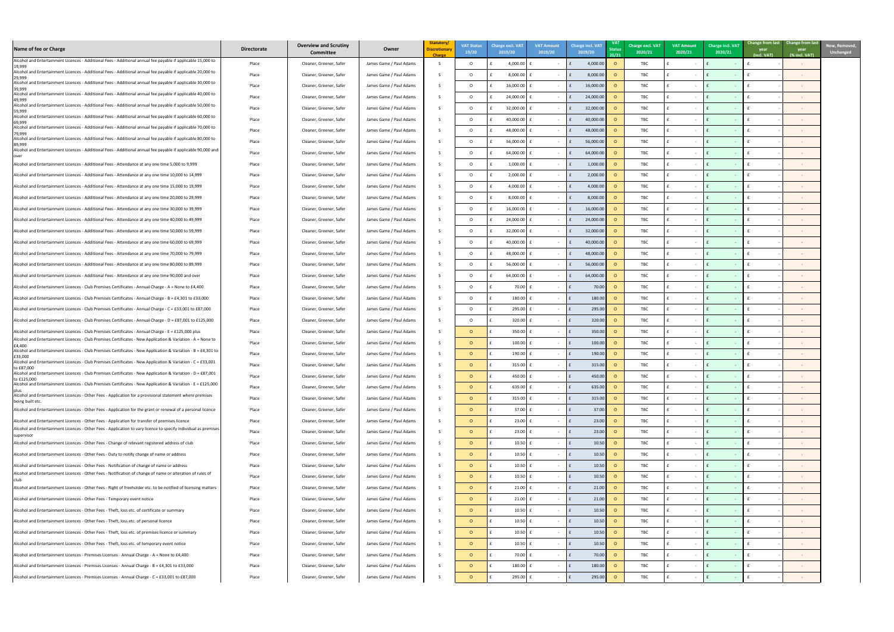| Name of fee or Charge | Directorate | Overview and Scrutiny Committee | Owner | Statutory/ Discretionary Charge | VAT Status 19/20 | Charge excl. VAT 2019/20 | VAT Amount 2019/20 | Charge incl. VAT 2019/20 | VAT Status 20/21 | Charge excl. VAT 2020/21 | VAT Amount 2020/21 | Charge incl. VAT 2020/21 | Change from last year (incl. VAT) | Change from last year (% incl. VAT) | New, Removed, Unchanged |
|---|---|---|---|---|---|---|---|---|---|---|---|---|---|---|---|
| Alcohol and Entertainment Licences - Additional Fees - Additional annual fee payable if applicable 15,000 to 19,999 | Place | Cleaner, Greener, Safer | James Game / Paul Adams | S | O | £ 4,000.00 | £ - | £ 4,000.00 | O | TBC | £ - | £ - | £ - | - | |
| Alcohol and Entertainment Licences - Additional Fees - Additional annual fee payable if applicable 20,000 to 29,999 | Place | Cleaner, Greener, Safer | James Game / Paul Adams | S | O | £ 8,000.00 | £ - | £ 8,000.00 | O | TBC | £ - | £ - | £ - | - | |
| Alcohol and Entertainment Licences - Additional Fees - Additional annual fee payable if applicable 30,000 to 39,999 | Place | Cleaner, Greener, Safer | James Game / Paul Adams | S | O | £ 16,000.00 | £ - | £ 16,000.00 | O | TBC | £ - | £ - | £ - | - | |
| Alcohol and Entertainment Licences - Additional Fees - Additional annual fee payable if applicable 40,000 to 49,999 | Place | Cleaner, Greener, Safer | James Game / Paul Adams | S | O | £ 24,000.00 | £ - | £ 24,000.00 | O | TBC | £ - | £ - | £ - | - | |
| Alcohol and Entertainment Licences - Additional Fees - Additional annual fee payable if applicable 50,000 to 59,999 | Place | Cleaner, Greener, Safer | James Game / Paul Adams | S | O | £ 32,000.00 | £ - | £ 32,000.00 | O | TBC | £ - | £ - | £ - | - | |
| Alcohol and Entertainment Licences - Additional Fees - Additional annual fee payable if applicable 60,000 to 69,999 | Place | Cleaner, Greener, Safer | James Game / Paul Adams | S | O | £ 40,000.00 | £ - | £ 40,000.00 | O | TBC | £ - | £ - | £ - | - | |
| Alcohol and Entertainment Licences - Additional Fees - Additional annual fee payable if applicable 70,000 to 79,999 | Place | Cleaner, Greener, Safer | James Game / Paul Adams | S | O | £ 48,000.00 | £ - | £ 48,000.00 | O | TBC | £ - | £ - | £ - | - | |
| Alcohol and Entertainment Licences - Additional Fees - Additional annual fee payable if applicable 80,000 to 89,999 | Place | Cleaner, Greener, Safer | James Game / Paul Adams | S | O | £ 56,000.00 | £ - | £ 56,000.00 | O | TBC | £ - | £ - | £ - | - | |
| Alcohol and Entertainment Licences - Additional Fees - Additional annual fee payable if applicable 90,000 and over | Place | Cleaner, Greener, Safer | James Game / Paul Adams | S | O | £ 64,000.00 | £ - | £ 64,000.00 | O | TBC | £ - | £ - | £ - | - | |
| Alcohol and Entertainment Licences - Additional Fees - Attendance at any one time 5,000 to 9,999 | Place | Cleaner, Greener, Safer | James Game / Paul Adams | S | O | £ 1,000.00 | £ - | £ 1,000.00 | O | TBC | £ - | £ - | £ - | - | |
| Alcohol and Entertainment Licences - Additional Fees - Attendance at any one time 10,000 to 14,999 | Place | Cleaner, Greener, Safer | James Game / Paul Adams | S | O | £ 2,000.00 | £ - | £ 2,000.00 | O | TBC | £ - | £ - | £ - | - | |
| Alcohol and Entertainment Licences - Additional Fees - Attendance at any one time 15,000 to 19,999 | Place | Cleaner, Greener, Safer | James Game / Paul Adams | S | O | £ 4,000.00 | £ - | £ 4,000.00 | O | TBC | £ - | £ - | £ - | - | |
| Alcohol and Entertainment Licences - Additional Fees - Attendance at any one time 20,000 to 29,999 | Place | Cleaner, Greener, Safer | James Game / Paul Adams | S | O | £ 8,000.00 | £ - | £ 8,000.00 | O | TBC | £ - | £ - | £ - | - | |
| Alcohol and Entertainment Licences - Additional Fees - Attendance at any one time 30,000 to 39,999 | Place | Cleaner, Greener, Safer | James Game / Paul Adams | S | O | £ 16,000.00 | £ - | £ 16,000.00 | O | TBC | £ - | £ - | £ - | - | |
| Alcohol and Entertainment Licences - Additional Fees - Attendance at any one time 40,000 to 49,999 | Place | Cleaner, Greener, Safer | James Game / Paul Adams | S | O | £ 24,000.00 | £ - | £ 24,000.00 | O | TBC | £ - | £ - | £ - | - | |
| Alcohol and Entertainment Licences - Additional Fees - Attendance at any one time 50,000 to 59,999 | Place | Cleaner, Greener, Safer | James Game / Paul Adams | S | O | £ 32,000.00 | £ - | £ 32,000.00 | O | TBC | £ - | £ - | £ - | - | |
| Alcohol and Entertainment Licences - Additional Fees - Attendance at any one time 60,000 to 69,999 | Place | Cleaner, Greener, Safer | James Game / Paul Adams | S | O | £ 40,000.00 | £ - | £ 40,000.00 | O | TBC | £ - | £ - | £ - | - | |
| Alcohol and Entertainment Licences - Additional Fees - Attendance at any one time 70,000 to 79,999 | Place | Cleaner, Greener, Safer | James Game / Paul Adams | S | O | £ 48,000.00 | £ - | £ 48,000.00 | O | TBC | £ - | £ - | £ - | - | |
| Alcohol and Entertainment Licences - Additional Fees - Attendance at any one time 80,000 to 89,999 | Place | Cleaner, Greener, Safer | James Game / Paul Adams | S | O | £ 56,000.00 | £ - | £ 56,000.00 | O | TBC | £ - | £ - | £ - | - | |
| Alcohol and Entertainment Licences - Additional Fees - Attendance at any one time 90,000 and over | Place | Cleaner, Greener, Safer | James Game / Paul Adams | S | O | £ 64,000.00 | £ - | £ 64,000.00 | O | TBC | £ - | £ - | £ - | - | |
| Alcohol and Entertainment Licences - Club Premises Certificates - Annual Charge - A = None to £4,400 | Place | Cleaner, Greener, Safer | James Game / Paul Adams | S | O | £ 70.00 | £ - | £ 70.00 | O | TBC | £ - | £ - | £ - | - | |
| Alcohol and Entertainment Licences - Club Premises Certificates - Annual Charge - B = £4,301 to £33,000 | Place | Cleaner, Greener, Safer | James Game / Paul Adams | S | O | £ 180.00 | £ - | £ 180.00 | O | TBC | £ - | £ - | £ - | - | |
| Alcohol and Entertainment Licences - Club Premises Certificates - Annual Charge - C = £33,001 to £87,000 | Place | Cleaner, Greener, Safer | James Game / Paul Adams | S | O | £ 295.00 | £ - | £ 295.00 | O | TBC | £ - | £ - | £ - | - | |
| Alcohol and Entertainment Licences - Club Premises Certificates - Annual Charge - D = £87,001 to £125,000 | Place | Cleaner, Greener, Safer | James Game / Paul Adams | S | O | £ 320.00 | £ - | £ 320.00 | O | TBC | £ - | £ - | £ - | - | |
| Alcohol and Entertainment Licences - Club Premises Certificates - Annual Charge - E = £125,000 plus | Place | Cleaner, Greener, Safer | James Game / Paul Adams | S | O | £ 350.00 | £ - | £ 350.00 | O | TBC | £ - | £ - | £ - | - | |
| Alcohol and Entertainment Licences - Club Premises Certificates - New Application & Variation - A = None to £4,400 | Place | Cleaner, Greener, Safer | James Game / Paul Adams | S | O | £ 100.00 | £ - | £ 100.00 | O | TBC | £ - | £ - | £ - | - | |
| Alcohol and Entertainment Licences - Club Premises Certificates - New Application & Variation - B = £4,301 to £33,000 | Place | Cleaner, Greener, Safer | James Game / Paul Adams | S | O | £ 190.00 | £ - | £ 190.00 | O | TBC | £ - | £ - | £ - | - | |
| Alcohol and Entertainment Licences - Club Premises Certificates - New Application & Variation - C = £33,001 to £87,000 | Place | Cleaner, Greener, Safer | James Game / Paul Adams | S | O | £ 315.00 | £ - | £ 315.00 | O | TBC | £ - | £ - | £ - | - | |
| Alcohol and Entertainment Licences - Club Premises Certificates - New Application & Variation - D = £87,001 to £125,000 | Place | Cleaner, Greener, Safer | James Game / Paul Adams | S | O | £ 450.00 | £ - | £ 450.00 | O | TBC | £ - | £ - | £ - | - | |
| Alcohol and Entertainment Licences - Club Premises Certificates - New Application & Variation - E = £125,000 plus | Place | Cleaner, Greener, Safer | James Game / Paul Adams | S | O | £ 635.00 | £ - | £ 635.00 | O | TBC | £ - | £ - | £ - | - | |
| Alcohol and Entertainment Licences - Other Fees - Application for a provisional statement where premises being built etc. | Place | Cleaner, Greener, Safer | James Game / Paul Adams | S | O | £ 315.00 | £ - | £ 315.00 | O | TBC | £ - | £ - | £ - | - | |
| Alcohol and Entertainment Licences - Other Fees - Application for the grant or renewal of a personal licence | Place | Cleaner, Greener, Safer | James Game / Paul Adams | S | O | £ 37.00 | £ - | £ 37.00 | O | TBC | £ - | £ - | £ - | - | |
| Alcohol and Entertainment Licences - Other Fees - Application for transfer of premises licence | Place | Cleaner, Greener, Safer | James Game / Paul Adams | S | O | £ 23.00 | £ - | £ 23.00 | O | TBC | £ - | £ - | £ - | - | |
| Alcohol and Entertainment Licences - Other Fees - Application to vary licence to specify individual as premises supervisor | Place | Cleaner, Greener, Safer | James Game / Paul Adams | S | O | £ 23.00 | £ - | £ 23.00 | O | TBC | £ - | £ - | £ - | - | |
| Alcohol and Entertainment Licences - Other Fees - Change of relevant registered address of club | Place | Cleaner, Greener, Safer | James Game / Paul Adams | S | O | £ 10.50 | £ - | £ 10.50 | O | TBC | £ - | £ - | £ - | - | |
| Alcohol and Entertainment Licences - Other Fees - Duty to notify change of name or address | Place | Cleaner, Greener, Safer | James Game / Paul Adams | S | O | £ 10.50 | £ - | £ 10.50 | O | TBC | £ - | £ - | £ - | - | |
| Alcohol and Entertainment Licences - Other Fees - Notification of change of name or address | Place | Cleaner, Greener, Safer | James Game / Paul Adams | S | O | £ 10.50 | £ - | £ 10.50 | O | TBC | £ - | £ - | £ - | - | |
| Alcohol and Entertainment Licences - Other Fees - Notification of change of name or alteration of rules of club | Place | Cleaner, Greener, Safer | James Game / Paul Adams | S | O | £ 10.50 | £ - | £ 10.50 | O | TBC | £ - | £ - | £ - | - | |
| Alcohol and Entertainment Licences - Other Fees - Right of freeholder etc. to be notified of licensing matters | Place | Cleaner, Greener, Safer | James Game / Paul Adams | S | O | £ 21.00 | £ - | £ 21.00 | O | TBC | £ - | £ - | £ - | - | |
| Alcohol and Entertainment Licences - Other Fees - Temporary event notice | Place | Cleaner, Greener, Safer | James Game / Paul Adams | S | O | £ 21.00 | £ - | £ 21.00 | O | TBC | £ - | £ - | £ - | - | |
| Alcohol and Entertainment Licences - Other Fees - Theft, loss etc. of certificate or summary | Place | Cleaner, Greener, Safer | James Game / Paul Adams | S | O | £ 10.50 | £ - | £ 10.50 | O | TBC | £ - | £ - | £ - | - | |
| Alcohol and Entertainment Licences - Other Fees - Theft, loss etc. of personal licence | Place | Cleaner, Greener, Safer | James Game / Paul Adams | S | O | £ 10.50 | £ - | £ 10.50 | O | TBC | £ - | £ - | £ - | - | |
| Alcohol and Entertainment Licences - Other Fees - Theft, loss etc. of premises licence or summary | Place | Cleaner, Greener, Safer | James Game / Paul Adams | S | O | £ 10.50 | £ - | £ 10.50 | O | TBC | £ - | £ - | £ - | - | |
| Alcohol and Entertainment Licences - Other Fees - Theft, loss etc. of temporary event notice | Place | Cleaner, Greener, Safer | James Game / Paul Adams | S | O | £ 10.50 | £ - | £ 10.50 | O | TBC | £ - | £ - | £ - | - | |
| Alcohol and Entertainment Licences - Premises Licenses - Annual Charge - A = None to £4,400 | Place | Cleaner, Greener, Safer | James Game / Paul Adams | S | O | £ 70.00 | £ - | £ 70.00 | O | TBC | £ - | £ - | £ - | - | |
| Alcohol and Entertainment Licences - Premises Licenses - Annual Charge - B = £4,301 to £33,000 | Place | Cleaner, Greener, Safer | James Game / Paul Adams | S | O | £ 180.00 | £ - | £ 180.00 | O | TBC | £ - | £ - | £ - | - | |
| Alcohol and Entertainment Licences - Premises Licenses - Annual Charge - C = £33,001 to £87,000 | Place | Cleaner, Greener, Safer | James Game / Paul Adams | S | O | £ 295.00 | £ - | £ 295.00 | O | TBC | £ - | £ - | £ - | - | |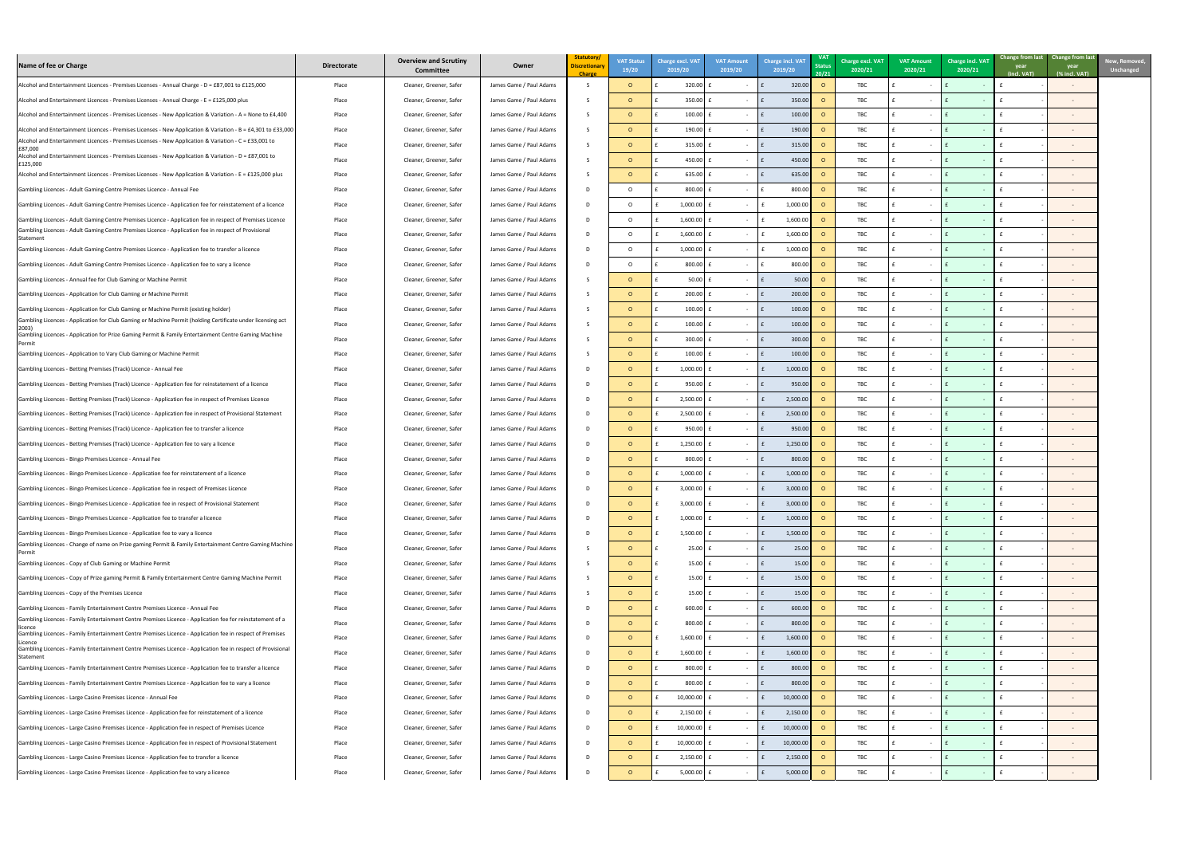| Name of fee or Charge | Directorate | Overview and Scrutiny Committee | Owner | Statutory/ Discretionary Charge | VAT Status 19/20 | Charge excl. VAT 2019/20 | VAT Amount 2019/20 | Charge incl. VAT 2019/20 | VAT Status 20/21 | Charge excl. VAT 2020/21 | VAT Amount 2020/21 | Charge incl. VAT 2020/21 | Change from last year (incl. VAT) | Change from last year (% incl. VAT) | New, Removed, Unchanged |
|---|---|---|---|---|---|---|---|---|---|---|---|---|---|---|---|
| Alcohol and Entertainment Licences - Premises Licenses - Annual Charge - D = £87,001 to £125,000 | Place | Cleaner, Greener, Safer | James Game / Paul Adams | S | O | £ 320.00 | £ - | £ 320.00 | O | TBC | £ - | £ - | £ - | - | |
| Alcohol and Entertainment Licences - Premises Licenses - Annual Charge - E = £125,000 plus | Place | Cleaner, Greener, Safer | James Game / Paul Adams | S | O | £ 350.00 | £ - | £ 350.00 | O | TBC | £ - | £ - | £ - | - | |
| Alcohol and Entertainment Licences - Premises Licenses - New Application & Variation - A = None to £4,400 | Place | Cleaner, Greener, Safer | James Game / Paul Adams | S | O | £ 100.00 | £ - | £ 100.00 | O | TBC | £ - | £ - | £ - | - | |
| Alcohol and Entertainment Licences - Premises Licenses - New Application & Variation - B = £4,301 to £33,000 | Place | Cleaner, Greener, Safer | James Game / Paul Adams | S | O | £ 190.00 | £ - | £ 190.00 | O | TBC | £ - | £ - | £ - | - | |
| Alcohol and Entertainment Licences - Premises Licenses - New Application & Variation - C = £33,001 to £87,000 | Place | Cleaner, Greener, Safer | James Game / Paul Adams | S | O | £ 315.00 | £ - | £ 315.00 | O | TBC | £ - | £ - | £ - | - | |
| Alcohol and Entertainment Licences - Premises Licenses - New Application & Variation - D = £87,001 to £125,000 | Place | Cleaner, Greener, Safer | James Game / Paul Adams | S | O | £ 450.00 | £ - | £ 450.00 | O | TBC | £ - | £ - | £ - | - | |
| Alcohol and Entertainment Licences - Premises Licenses - New Application & Variation - E = £125,000 plus | Place | Cleaner, Greener, Safer | James Game / Paul Adams | S | O | £ 635.00 | £ - | £ 635.00 | O | TBC | £ - | £ - | £ - | - | |
| Gambling Licences - Adult Gaming Centre Premises Licence - Annual Fee | Place | Cleaner, Greener, Safer | James Game / Paul Adams | D | O | £ 800.00 | £ - | £ 800.00 | O | TBC | £ - | £ - | £ - | - | |
| Gambling Licences - Adult Gaming Centre Premises Licence - Application fee for reinstatement of a licence | Place | Cleaner, Greener, Safer | James Game / Paul Adams | D | O | £ 1,000.00 | £ - | £ 1,000.00 | O | TBC | £ - | £ - | £ - | - | |
| Gambling Licences - Adult Gaming Centre Premises Licence - Application fee in respect of Premises Licence | Place | Cleaner, Greener, Safer | James Game / Paul Adams | D | O | £ 1,600.00 | £ - | £ 1,600.00 | O | TBC | £ - | £ - | £ - | - | |
| Gambling Licences - Adult Gaming Centre Premises Licence - Application fee in respect of Provisional Statement | Place | Cleaner, Greener, Safer | James Game / Paul Adams | D | O | £ 1,600.00 | £ - | £ 1,600.00 | O | TBC | £ - | £ - | £ - | - | |
| Gambling Licences - Adult Gaming Centre Premises Licence - Application fee to transfer a licence | Place | Cleaner, Greener, Safer | James Game / Paul Adams | D | O | £ 1,000.00 | £ - | £ 1,000.00 | O | TBC | £ - | £ - | £ - | - | |
| Gambling Licences - Adult Gaming Centre Premises Licence - Application fee to vary a licence | Place | Cleaner, Greener, Safer | James Game / Paul Adams | D | O | £ 800.00 | £ - | £ 800.00 | O | TBC | £ - | £ - | £ - | - | |
| Gambling Licences - Annual fee for Club Gaming or Machine Permit | Place | Cleaner, Greener, Safer | James Game / Paul Adams | S | O | £ 50.00 | £ - | £ 50.00 | O | TBC | £ - | £ - | £ - | - | |
| Gambling Licences - Application for Club Gaming or Machine Permit | Place | Cleaner, Greener, Safer | James Game / Paul Adams | S | O | £ 200.00 | £ - | £ 200.00 | O | TBC | £ - | £ - | £ - | - | |
| Gambling Licences - Application for Club Gaming or Machine Permit (existing holder) | Place | Cleaner, Greener, Safer | James Game / Paul Adams | S | O | £ 100.00 | £ - | £ 100.00 | O | TBC | £ - | £ - | £ - | - | |
| Gambling Licences - Application for Club Gaming or Machine Permit (holding Certificate under licensing act 2003) | Place | Cleaner, Greener, Safer | James Game / Paul Adams | S | O | £ 100.00 | £ - | £ 100.00 | O | TBC | £ - | £ - | £ - | - | |
| Gambling Licences - Application for Prize Gaming Permit & Family Entertainment Centre Gaming Machine Permit | Place | Cleaner, Greener, Safer | James Game / Paul Adams | S | O | £ 300.00 | £ - | £ 300.00 | O | TBC | £ - | £ - | £ - | - | |
| Gambling Licences - Application to Vary Club Gaming or Machine Permit | Place | Cleaner, Greener, Safer | James Game / Paul Adams | S | O | £ 100.00 | £ - | £ 100.00 | O | TBC | £ - | £ - | £ - | - | |
| Gambling Licences - Betting Premises (Track) Licence - Annual Fee | Place | Cleaner, Greener, Safer | James Game / Paul Adams | D | O | £ 1,000.00 | £ - | £ 1,000.00 | O | TBC | £ - | £ - | £ - | - | |
| Gambling Licences - Betting Premises (Track) Licence - Application fee for reinstatement of a licence | Place | Cleaner, Greener, Safer | James Game / Paul Adams | D | O | £ 950.00 | £ - | £ 950.00 | O | TBC | £ - | £ - | £ - | - | |
| Gambling Licences - Betting Premises (Track) Licence - Application fee in respect of Premises Licence | Place | Cleaner, Greener, Safer | James Game / Paul Adams | D | O | £ 2,500.00 | £ - | £ 2,500.00 | O | TBC | £ - | £ - | £ - | - | |
| Gambling Licences - Betting Premises (Track) Licence - Application fee in respect of Provisional Statement | Place | Cleaner, Greener, Safer | James Game / Paul Adams | D | O | £ 2,500.00 | £ - | £ 2,500.00 | O | TBC | £ - | £ - | £ - | - | |
| Gambling Licences - Betting Premises (Track) Licence - Application fee to transfer a licence | Place | Cleaner, Greener, Safer | James Game / Paul Adams | D | O | £ 950.00 | £ - | £ 950.00 | O | TBC | £ - | £ - | £ - | - | |
| Gambling Licences - Betting Premises (Track) Licence - Application fee to vary a licence | Place | Cleaner, Greener, Safer | James Game / Paul Adams | D | O | £ 1,250.00 | £ - | £ 1,250.00 | O | TBC | £ - | £ - | £ - | - | |
| Gambling Licences - Bingo Premises Licence - Annual Fee | Place | Cleaner, Greener, Safer | James Game / Paul Adams | D | O | £ 800.00 | £ - | £ 800.00 | O | TBC | £ - | £ - | £ - | - | |
| Gambling Licences - Bingo Premises Licence - Application fee for reinstatement of a licence | Place | Cleaner, Greener, Safer | James Game / Paul Adams | D | O | £ 1,000.00 | £ - | £ 1,000.00 | O | TBC | £ - | £ - | £ - | - | |
| Gambling Licences - Bingo Premises Licence - Application fee in respect of Premises Licence | Place | Cleaner, Greener, Safer | James Game / Paul Adams | D | O | £ 3,000.00 | £ - | £ 3,000.00 | O | TBC | £ - | £ - | £ - | - | |
| Gambling Licences - Bingo Premises Licence - Application fee in respect of Provisional Statement | Place | Cleaner, Greener, Safer | James Game / Paul Adams | D | O | £ 3,000.00 | £ - | £ 3,000.00 | O | TBC | £ - | £ - | £ - | - | |
| Gambling Licences - Bingo Premises Licence - Application fee to transfer a licence | Place | Cleaner, Greener, Safer | James Game / Paul Adams | D | O | £ 1,000.00 | £ - | £ 1,000.00 | O | TBC | £ - | £ - | £ - | - | |
| Gambling Licences - Bingo Premises Licence - Application fee to vary a licence | Place | Cleaner, Greener, Safer | James Game / Paul Adams | D | O | £ 1,500.00 | £ - | £ 1,500.00 | O | TBC | £ - | £ - | £ - | - | |
| Gambling Licences - Change of name on Prize gaming Permit & Family Entertainment Centre Gaming Machine Permit | Place | Cleaner, Greener, Safer | James Game / Paul Adams | S | O | £ 25.00 | £ - | £ 25.00 | O | TBC | £ - | £ - | £ - | - | |
| Gambling Licences - Copy of Club Gaming or Machine Permit | Place | Cleaner, Greener, Safer | James Game / Paul Adams | S | O | £ 15.00 | £ - | £ 15.00 | O | TBC | £ - | £ - | £ - | - | |
| Gambling Licences - Copy of Prize gaming Permit & Family Entertainment Centre Gaming Machine Permit | Place | Cleaner, Greener, Safer | James Game / Paul Adams | S | O | £ 15.00 | £ - | £ 15.00 | O | TBC | £ - | £ - | £ - | - | |
| Gambling Licences - Copy of the Premises Licence | Place | Cleaner, Greener, Safer | James Game / Paul Adams | S | O | £ 15.00 | £ - | £ 15.00 | O | TBC | £ - | £ - | £ - | - | |
| Gambling Licences - Family Entertainment Centre Premises Licence - Annual Fee | Place | Cleaner, Greener, Safer | James Game / Paul Adams | D | O | £ 600.00 | £ - | £ 600.00 | O | TBC | £ - | £ - | £ - | - | |
| Gambling Licences - Family Entertainment Centre Premises Licence - Application fee for reinstatement of a licence | Place | Cleaner, Greener, Safer | James Game / Paul Adams | D | O | £ 800.00 | £ - | £ 800.00 | O | TBC | £ - | £ - | £ - | - | |
| Gambling Licences - Family Entertainment Centre Premises Licence - Application fee in respect of Premises Licence | Place | Cleaner, Greener, Safer | James Game / Paul Adams | D | O | £ 1,600.00 | £ - | £ 1,600.00 | O | TBC | £ - | £ - | £ - | - | |
| Gambling Licences - Family Entertainment Centre Premises Licence - Application fee in respect of Provisional Statement | Place | Cleaner, Greener, Safer | James Game / Paul Adams | D | O | £ 1,600.00 | £ - | £ 1,600.00 | O | TBC | £ - | £ - | £ - | - | |
| Gambling Licences - Family Entertainment Centre Premises Licence - Application fee to transfer a licence | Place | Cleaner, Greener, Safer | James Game / Paul Adams | D | O | £ 800.00 | £ - | £ 800.00 | O | TBC | £ - | £ - | £ - | - | |
| Gambling Licences - Family Entertainment Centre Premises Licence - Application fee to vary a licence | Place | Cleaner, Greener, Safer | James Game / Paul Adams | D | O | £ 800.00 | £ - | £ 800.00 | O | TBC | £ - | £ - | £ - | - | |
| Gambling Licences - Large Casino Premises Licence - Annual Fee | Place | Cleaner, Greener, Safer | James Game / Paul Adams | D | O | £ 10,000.00 | £ - | £ 10,000.00 | O | TBC | £ - | £ - | £ - | - | |
| Gambling Licences - Large Casino Premises Licence - Application fee for reinstatement of a licence | Place | Cleaner, Greener, Safer | James Game / Paul Adams | D | O | £ 2,150.00 | £ - | £ 2,150.00 | O | TBC | £ - | £ - | £ - | - | |
| Gambling Licences - Large Casino Premises Licence - Application fee in respect of Premises Licence | Place | Cleaner, Greener, Safer | James Game / Paul Adams | D | O | £ 10,000.00 | £ - | £ 10,000.00 | O | TBC | £ - | £ - | £ - | - | |
| Gambling Licences - Large Casino Premises Licence - Application fee in respect of Provisional Statement | Place | Cleaner, Greener, Safer | James Game / Paul Adams | D | O | £ 10,000.00 | £ - | £ 10,000.00 | O | TBC | £ - | £ - | £ - | - | |
| Gambling Licences - Large Casino Premises Licence - Application fee to transfer a licence | Place | Cleaner, Greener, Safer | James Game / Paul Adams | D | O | £ 2,150.00 | £ - | £ 2,150.00 | O | TBC | £ - | £ - | £ - | - | |
| Gambling Licences - Large Casino Premises Licence - Application fee to vary a licence | Place | Cleaner, Greener, Safer | James Game / Paul Adams | D | O | £ 5,000.00 | £ - | £ 5,000.00 | O | TBC | £ - | £ - | £ - | - | |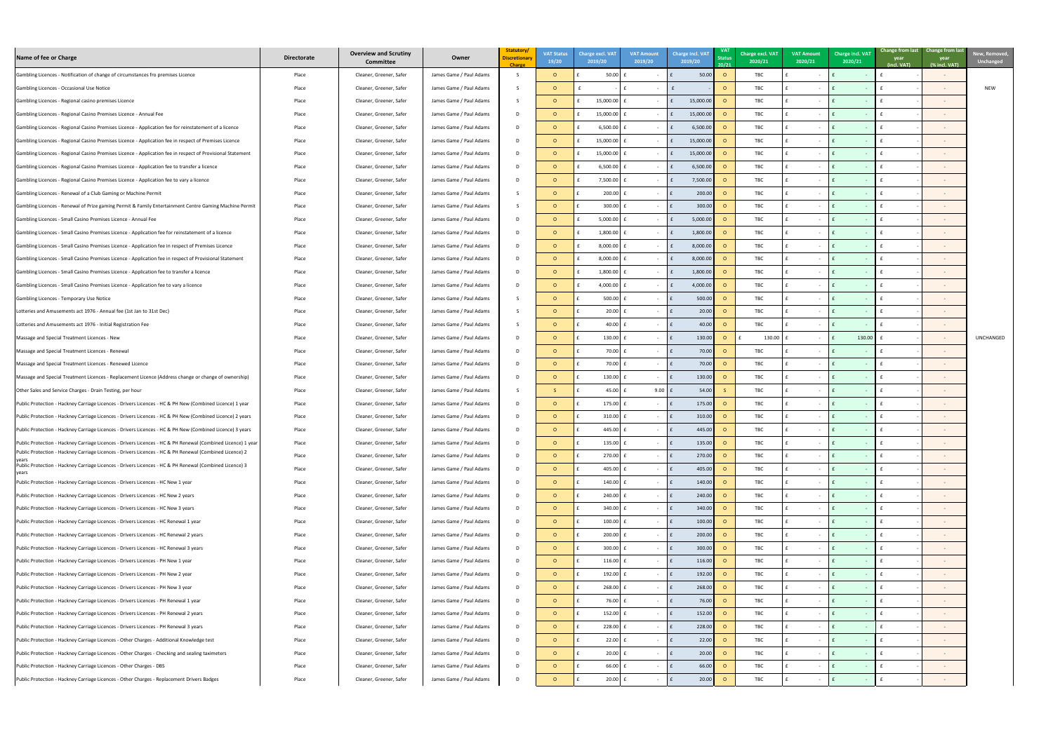| Name of fee or Charge | Directorate | Overview and Scrutiny Committee | Owner | Statutory/ Discretionary Charge | VAT Status 19/20 | Charge excl. VAT 2019/20 | VAT Amount 2019/20 | Charge incl. VAT 2019/20 | VAT Status 20/21 | Charge excl. VAT 2020/21 | VAT Amount 2020/21 | Charge incl. VAT 2020/21 | Change from last year (incl. VAT) | Change from last year (% incl. VAT) | New, Removed, Unchanged |
|---|---|---|---|---|---|---|---|---|---|---|---|---|---|---|---|
| Gambling Licences - Notification of change of circumstances fro premises Licence | Place | Cleaner, Greener, Safer | James Game / Paul Adams | S | O | £ 50.00 | £ - | £ 50.00 | O | TBC | £ - | £ - | £ - | - | |
| Gambling Licences - Occasional Use Notice | Place | Cleaner, Greener, Safer | James Game / Paul Adams | S | O | £ - | £ - | £ | O | TBC | £ - | £ - | £ - | - | NEW |
| Gambling Licences - Regional casino premises Licence | Place | Cleaner, Greener, Safer | James Game / Paul Adams | S | O | £ 15,000.00 | £ - | £ 15,000.00 | O | TBC | £ - | £ - | £ - | - | |
| Gambling Licences - Regional Casino Premises Licence - Annual Fee | Place | Cleaner, Greener, Safer | James Game / Paul Adams | D | O | £ 15,000.00 | £ - | £ 15,000.00 | O | TBC | £ - | £ - | £ - | - | |
| Gambling Licences - Regional Casino Premises Licence - Application fee for reinstatement of a licence | Place | Cleaner, Greener, Safer | James Game / Paul Adams | D | O | £ 6,500.00 | £ - | £ 6,500.00 | O | TBC | £ - | £ - | £ - | - | |
| Gambling Licences - Regional Casino Premises Licence - Application fee in respect of Premises Licence | Place | Cleaner, Greener, Safer | James Game / Paul Adams | D | O | £ 15,000.00 | £ - | £ 15,000.00 | O | TBC | £ - | £ - | £ - | - | |
| Gambling Licences - Regional Casino Premises Licence - Application fee in respect of Provisional Statement | Place | Cleaner, Greener, Safer | James Game / Paul Adams | D | O | £ 15,000.00 | £ - | £ 15,000.00 | O | TBC | £ - | £ - | £ - | - | |
| Gambling Licences - Regional Casino Premises Licence - Application fee to transfer a licence | Place | Cleaner, Greener, Safer | James Game / Paul Adams | D | O | £ 6,500.00 | £ - | £ 6,500.00 | O | TBC | £ - | £ - | £ - | - | |
| Gambling Licences - Regional Casino Premises Licence - Application fee to vary a licence | Place | Cleaner, Greener, Safer | James Game / Paul Adams | D | O | £ 7,500.00 | £ - | £ 7,500.00 | O | TBC | £ - | £ - | £ - | - | |
| Gambling Licences - Renewal of a Club Gaming or Machine Permit | Place | Cleaner, Greener, Safer | James Game / Paul Adams | S | O | £ 200.00 | £ - | £ 200.00 | O | TBC | £ - | £ - | £ - | - | |
| Gambling Licences - Renewal of Prize gaming Permit & Family Entertainment Centre Gaming Machine Permit | Place | Cleaner, Greener, Safer | James Game / Paul Adams | S | O | £ 300.00 | £ - | £ 300.00 | O | TBC | £ - | £ - | £ - | - | |
| Gambling Licences - Small Casino Premises Licence - Annual Fee | Place | Cleaner, Greener, Safer | James Game / Paul Adams | D | O | £ 5,000.00 | £ - | £ 5,000.00 | O | TBC | £ - | £ - | £ - | - | |
| Gambling Licences - Small Casino Premises Licence - Application fee for reinstatement of a licence | Place | Cleaner, Greener, Safer | James Game / Paul Adams | D | O | £ 1,800.00 | £ - | £ 1,800.00 | O | TBC | £ - | £ - | £ - | - | |
| Gambling Licences - Small Casino Premises Licence - Application fee in respect of Premises Licence | Place | Cleaner, Greener, Safer | James Game / Paul Adams | D | O | £ 8,000.00 | £ - | £ 8,000.00 | O | TBC | £ - | £ - | £ - | - | |
| Gambling Licences - Small Casino Premises Licence - Application fee in respect of Provisional Statement | Place | Cleaner, Greener, Safer | James Game / Paul Adams | D | O | £ 8,000.00 | £ - | £ 8,000.00 | O | TBC | £ - | £ - | £ - | - | |
| Gambling Licences - Small Casino Premises Licence - Application fee to transfer a licence | Place | Cleaner, Greener, Safer | James Game / Paul Adams | D | O | £ 1,800.00 | £ - | £ 1,800.00 | O | TBC | £ - | £ - | £ - | - | |
| Gambling Licences - Small Casino Premises Licence - Application fee to vary a licence | Place | Cleaner, Greener, Safer | James Game / Paul Adams | D | O | £ 4,000.00 | £ - | £ 4,000.00 | O | TBC | £ - | £ - | £ - | - | |
| Gambling Licences - Temporary Use Notice | Place | Cleaner, Greener, Safer | James Game / Paul Adams | S | O | £ 500.00 | £ - | £ 500.00 | O | TBC | £ - | £ - | £ - | - | |
| Lotteries and Amusements act 1976 - Annual fee (1st Jan to 31st Dec) | Place | Cleaner, Greener, Safer | James Game / Paul Adams | S | O | £ 20.00 | £ - | £ 20.00 | O | TBC | £ - | £ - | £ - | - | |
| Lotteries and Amusements act 1976 - Initial Registration Fee | Place | Cleaner, Greener, Safer | James Game / Paul Adams | S | O | £ 40.00 | £ - | £ 40.00 | O | TBC | £ - | £ - | £ - | - | |
| Massage and Special Treatment Licences - New | Place | Cleaner, Greener, Safer | James Game / Paul Adams | D | O | £ 130.00 | £ - | £ 130.00 | O | £ 130.00 | £ - | £ 130.00 | £ - | - | UNCHANGED |
| Massage and Special Treatment Licences - Renewal | Place | Cleaner, Greener, Safer | James Game / Paul Adams | D | O | £ 70.00 | £ - | £ 70.00 | O | TBC | £ - | £ - | £ - | - | |
| Massage and Special Treatment Licences - Renewed Licence | Place | Cleaner, Greener, Safer | James Game / Paul Adams | D | O | £ 70.00 | £ - | £ 70.00 | O | TBC | £ - | £ - | £ - | - | |
| Massage and Special Treatment Licences - Replacement Licence (Address change or change of ownership) | Place | Cleaner, Greener, Safer | James Game / Paul Adams | D | O | £ 130.00 | £ - | £ 130.00 | O | TBC | £ - | £ - | £ - | - | |
| Other Sales and Service Charges - Drain Testing, per hour | Place | Cleaner, Greener, Safer | James Game / Paul Adams | S | S | £ 45.00 | £ 9.00 | £ 54.00 | S | TBC | £ - | £ - | £ - | - | |
| Public Protection - Hackney Carriage Licences - Drivers Licences - HC & PH New (Combined Licence) 1 year | Place | Cleaner, Greener, Safer | James Game / Paul Adams | D | O | £ 175.00 | £ - | £ 175.00 | O | TBC | £ - | £ - | £ - | - | |
| Public Protection - Hackney Carriage Licences - Drivers Licences - HC & PH New (Combined Licence) 2 years | Place | Cleaner, Greener, Safer | James Game / Paul Adams | D | O | £ 310.00 | £ - | £ 310.00 | O | TBC | £ - | £ - | £ - | - | |
| Public Protection - Hackney Carriage Licences - Drivers Licences - HC & PH New (Combined Licence) 3 years | Place | Cleaner, Greener, Safer | James Game / Paul Adams | D | O | £ 445.00 | £ - | £ 445.00 | O | TBC | £ - | £ - | £ - | - | |
| Public Protection - Hackney Carriage Licences - Drivers Licences - HC & PH Renewal (Combined Licence) 1 year | Place | Cleaner, Greener, Safer | James Game / Paul Adams | D | O | £ 135.00 | £ - | £ 135.00 | O | TBC | £ - | £ - | £ - | - | |
| Public Protection - Hackney Carriage Licences - Drivers Licences - HC & PH Renewal (Combined Licence) 2 years | Place | Cleaner, Greener, Safer | James Game / Paul Adams | D | O | £ 270.00 | £ - | £ 270.00 | O | TBC | £ - | £ - | £ - | - | |
| Public Protection - Hackney Carriage Licences - Drivers Licences - HC & PH Renewal (Combined Licence) 3 years | Place | Cleaner, Greener, Safer | James Game / Paul Adams | D | O | £ 405.00 | £ - | £ 405.00 | O | TBC | £ - | £ - | £ - | - | |
| Public Protection - Hackney Carriage Licences - Drivers Licences - HC New 1 year | Place | Cleaner, Greener, Safer | James Game / Paul Adams | D | O | £ 140.00 | £ - | £ 140.00 | O | TBC | £ - | £ - | £ - | - | |
| Public Protection - Hackney Carriage Licences - Drivers Licences - HC New 2 years | Place | Cleaner, Greener, Safer | James Game / Paul Adams | D | O | £ 240.00 | £ - | £ 240.00 | O | TBC | £ - | £ - | £ - | - | |
| Public Protection - Hackney Carriage Licences - Drivers Licences - HC New 3 years | Place | Cleaner, Greener, Safer | James Game / Paul Adams | D | O | £ 340.00 | £ - | £ 340.00 | O | TBC | £ - | £ - | £ - | - | |
| Public Protection - Hackney Carriage Licences - Drivers Licences - HC Renewal 1 year | Place | Cleaner, Greener, Safer | James Game / Paul Adams | D | O | £ 100.00 | £ - | £ 100.00 | O | TBC | £ - | £ - | £ - | - | |
| Public Protection - Hackney Carriage Licences - Drivers Licences - HC Renewal 2 years | Place | Cleaner, Greener, Safer | James Game / Paul Adams | D | O | £ 200.00 | £ - | £ 200.00 | O | TBC | £ - | £ - | £ - | - | |
| Public Protection - Hackney Carriage Licences - Drivers Licences - HC Renewal 3 years | Place | Cleaner, Greener, Safer | James Game / Paul Adams | D | O | £ 300.00 | £ - | £ 300.00 | O | TBC | £ - | £ - | £ - | - | |
| Public Protection - Hackney Carriage Licences - Drivers Licences - PH New 1 year | Place | Cleaner, Greener, Safer | James Game / Paul Adams | D | O | £ 116.00 | £ - | £ 116.00 | O | TBC | £ - | £ - | £ - | - | |
| Public Protection - Hackney Carriage Licences - Drivers Licences - PH New 2 year | Place | Cleaner, Greener, Safer | James Game / Paul Adams | D | O | £ 192.00 | £ - | £ 192.00 | O | TBC | £ - | £ - | £ - | - | |
| Public Protection - Hackney Carriage Licences - Drivers Licences - PH New 3 year | Place | Cleaner, Greener, Safer | James Game / Paul Adams | D | O | £ 268.00 | £ - | £ 268.00 | O | TBC | £ - | £ - | £ - | - | |
| Public Protection - Hackney Carriage Licences - Drivers Licences - PH Renewal 1 year | Place | Cleaner, Greener, Safer | James Game / Paul Adams | D | O | £ 76.00 | £ - | £ 76.00 | O | TBC | £ - | £ - | £ - | - | |
| Public Protection - Hackney Carriage Licences - Drivers Licences - PH Renewal 2 years | Place | Cleaner, Greener, Safer | James Game / Paul Adams | D | O | £ 152.00 | £ - | £ 152.00 | O | TBC | £ - | £ - | £ - | - | |
| Public Protection - Hackney Carriage Licences - Drivers Licences - PH Renewal 3 years | Place | Cleaner, Greener, Safer | James Game / Paul Adams | D | O | £ 228.00 | £ - | £ 228.00 | O | TBC | £ - | £ - | £ - | - | |
| Public Protection - Hackney Carriage Licences - Other Charges - Additional Knowledge test | Place | Cleaner, Greener, Safer | James Game / Paul Adams | D | O | £ 22.00 | £ - | £ 22.00 | O | TBC | £ - | £ - | £ - | - | |
| Public Protection - Hackney Carriage Licences - Other Charges - Checking and sealing taximeters | Place | Cleaner, Greener, Safer | James Game / Paul Adams | D | O | £ 20.00 | £ - | £ 20.00 | O | TBC | £ - | £ - | £ - | - | |
| Public Protection - Hackney Carriage Licences - Other Charges - DBS | Place | Cleaner, Greener, Safer | James Game / Paul Adams | D | O | £ 66.00 | £ - | £ 66.00 | O | TBC | £ - | £ - | £ - | - | |
| Public Protection - Hackney Carriage Licences - Other Charges - Replacement Drivers Badges | Place | Cleaner, Greener, Safer | James Game / Paul Adams | D | O | £ 20.00 | £ - | £ 20.00 | O | TBC | £ - | £ - | £ - | - | |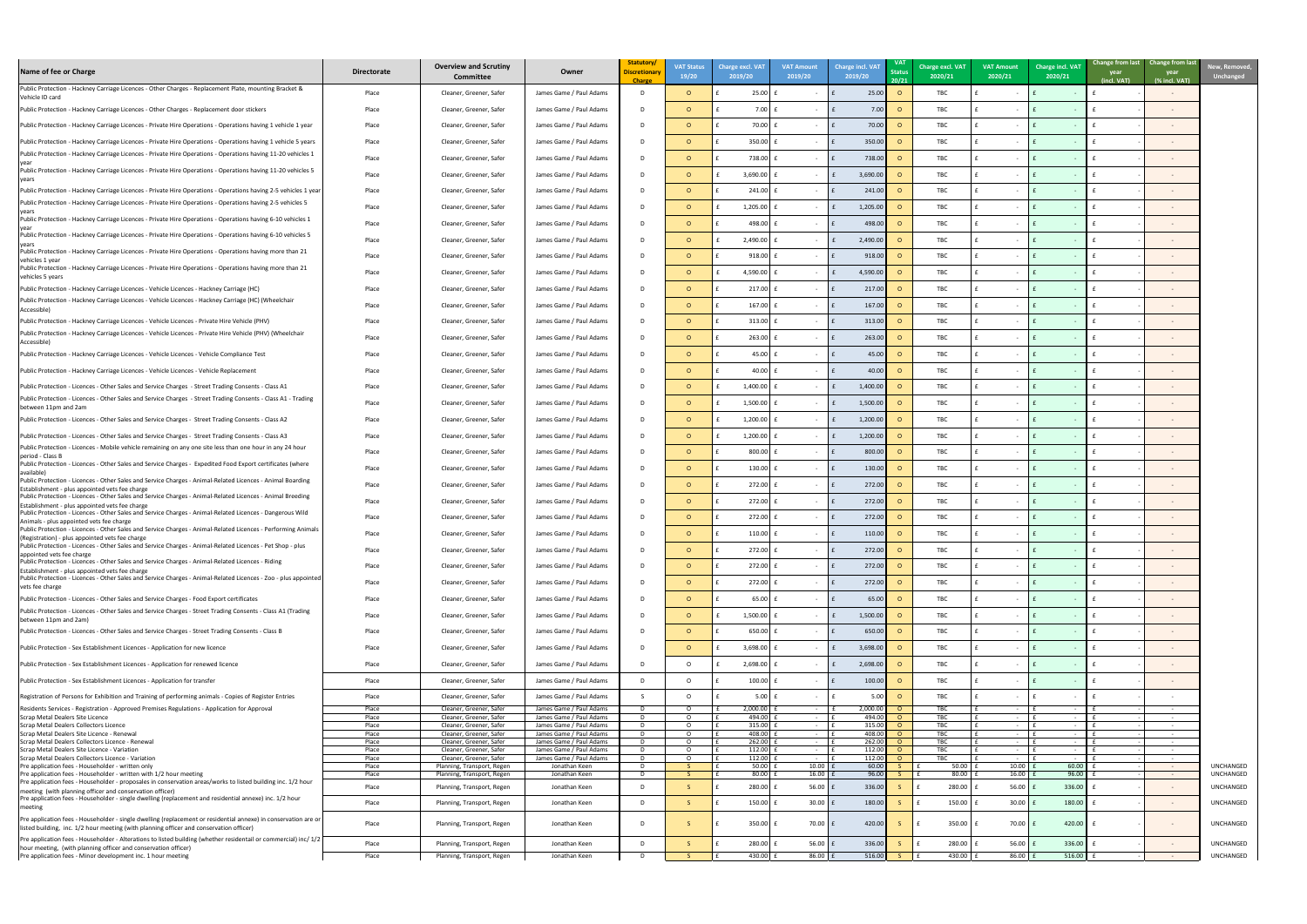| Name of fee or Charge | Directorate | Overview and Scrutiny Committee | Owner | Statutory/ Discretionary Charge | VAT Status 19/20 | Charge excl. VAT 2019/20 | VAT Amount 2019/20 | Charge incl. VAT 2019/20 | VAT Status 20/21 | Charge excl. VAT 2020/21 | VAT Amount 2020/21 | Charge incl. VAT 2020/21 | Change from last year (incl. VAT) | Change from last year (% incl. VAT) | New, Removed, Unchanged |
|---|---|---|---|---|---|---|---|---|---|---|---|---|---|---|---|
| Public Protection - Hackney Carriage Licences - Other Charges - Replacement Plate, mounting Bracket & Vehicle ID card | Place | Cleaner, Greener, Safer | James Game / Paul Adams | D | O | £ 25.00 | £ - | £ 25.00 | O | TBC | £ - | £ - | £ | - | |
| Public Protection - Hackney Carriage Licences - Other Charges - Replacement door stickers | Place | Cleaner, Greener, Safer | James Game / Paul Adams | D | O | £ 7.00 | £ - | £ 7.00 | O | TBC | £ - | £ - | £ | - | |
| Public Protection - Hackney Carriage Licences - Private Hire Operations - Operations having 1 vehicle 1 year | Place | Cleaner, Greener, Safer | James Game / Paul Adams | D | O | £ 70.00 | £ - | £ 70.00 | O | TBC | £ - | £ - | £ | - | |
| Public Protection - Hackney Carriage Licences - Private Hire Operations - Operations having 1 vehicle 5 years | Place | Cleaner, Greener, Safer | James Game / Paul Adams | D | O | £ 350.00 | £ - | £ 350.00 | O | TBC | £ - | £ - | £ | - | |
| Public Protection - Hackney Carriage Licences - Private Hire Operations - Operations having 11-20 vehicles 1 year | Place | Cleaner, Greener, Safer | James Game / Paul Adams | D | O | £ 738.00 | £ - | £ 738.00 | O | TBC | £ - | £ - | £ | - | |
| Public Protection - Hackney Carriage Licences - Private Hire Operations - Operations having 11-20 vehicles 5 years | Place | Cleaner, Greener, Safer | James Game / Paul Adams | D | O | £ 3,690.00 | £ - | £ 3,690.00 | O | TBC | £ - | £ - | £ | - | |
| Public Protection - Hackney Carriage Licences - Private Hire Operations - Operations having 2-5 vehicles 1 year | Place | Cleaner, Greener, Safer | James Game / Paul Adams | D | O | £ 241.00 | £ - | £ 241.00 | O | TBC | £ - | £ - | £ | - | |
| Public Protection - Hackney Carriage Licences - Private Hire Operations - Operations having 2-5 vehicles 5 years | Place | Cleaner, Greener, Safer | James Game / Paul Adams | D | O | £ 1,205.00 | £ - | £ 1,205.00 | O | TBC | £ - | £ - | £ | - | |
| Public Protection - Hackney Carriage Licences - Private Hire Operations - Operations having 6-10 vehicles 1 year | Place | Cleaner, Greener, Safer | James Game / Paul Adams | D | O | £ 498.00 | £ - | £ 498.00 | O | TBC | £ - | £ - | £ | - | |
| Public Protection - Hackney Carriage Licences - Private Hire Operations - Operations having 6-10 vehicles 5 years | Place | Cleaner, Greener, Safer | James Game / Paul Adams | D | O | £ 2,490.00 | £ - | £ 2,490.00 | O | TBC | £ - | £ - | £ | - | |
| Public Protection - Hackney Carriage Licences - Private Hire Operations - Operations having more than 21 vehicles 1 year | Place | Cleaner, Greener, Safer | James Game / Paul Adams | D | O | £ 918.00 | £ - | £ 918.00 | O | TBC | £ - | £ - | £ | - | |
| Public Protection - Hackney Carriage Licences - Private Hire Operations - Operations having more than 21 vehicles 5 years | Place | Cleaner, Greener, Safer | James Game / Paul Adams | D | O | £ 4,590.00 | £ - | £ 4,590.00 | O | TBC | £ - | £ - | £ | - | |
| Public Protection - Hackney Carriage Licences - Vehicle Licences - Hackney Carriage (HC) | Place | Cleaner, Greener, Safer | James Game / Paul Adams | D | O | £ 217.00 | £ - | £ 217.00 | O | TBC | £ - | £ - | £ | - | |
| Public Protection - Hackney Carriage Licences - Vehicle Licences - Hackney Carriage (HC) (Wheelchair Accessible) | Place | Cleaner, Greener, Safer | James Game / Paul Adams | D | O | £ 167.00 | £ - | £ 167.00 | O | TBC | £ - | £ - | £ | - | |
| Public Protection - Hackney Carriage Licences - Vehicle Licences - Private Hire Vehicle (PHV) | Place | Cleaner, Greener, Safer | James Game / Paul Adams | D | O | £ 313.00 | £ - | £ 313.00 | O | TBC | £ - | £ - | £ | - | |
| Public Protection - Hackney Carriage Licences - Vehicle Licences - Private Hire Vehicle (PHV) (Wheelchair Accessible) | Place | Cleaner, Greener, Safer | James Game / Paul Adams | D | O | £ 263.00 | £ - | £ 263.00 | O | TBC | £ - | £ - | £ | - | |
| Public Protection - Hackney Carriage Licences - Vehicle Licences - Vehicle Compliance Test | Place | Cleaner, Greener, Safer | James Game / Paul Adams | D | O | £ 45.00 | £ - | £ 45.00 | O | TBC | £ - | £ - | £ | - | |
| Public Protection - Hackney Carriage Licences - Vehicle Licences - Vehicle Replacement | Place | Cleaner, Greener, Safer | James Game / Paul Adams | D | O | £ 40.00 | £ - | £ 40.00 | O | TBC | £ - | £ - | £ | - | |
| Public Protection - Licences - Other Sales and Service Charges - Street Trading Consents - Class A1 | Place | Cleaner, Greener, Safer | James Game / Paul Adams | D | O | £ 1,400.00 | £ - | £ 1,400.00 | O | TBC | £ - | £ - | £ | - | |
| Public Protection - Licences - Other Sales and Service Charges - Street Trading Consents - Class A1 - Trading between 11pm and 2am | Place | Cleaner, Greener, Safer | James Game / Paul Adams | D | O | £ 1,500.00 | £ - | £ 1,500.00 | O | TBC | £ - | £ - | £ | - | |
| Public Protection - Licences - Other Sales and Service Charges - Street Trading Consents - Class A2 | Place | Cleaner, Greener, Safer | James Game / Paul Adams | D | O | £ 1,200.00 | £ - | £ 1,200.00 | O | TBC | £ - | £ - | £ | - | |
| Public Protection - Licences - Other Sales and Service Charges - Street Trading Consents - Class A3 | Place | Cleaner, Greener, Safer | James Game / Paul Adams | D | O | £ 1,200.00 | £ - | £ 1,200.00 | O | TBC | £ - | £ - | £ | - | |
| Public Protection - Licences - Mobile vehicle remaining on any one site less than one hour in any 24 hour period - Class B | Place | Cleaner, Greener, Safer | James Game / Paul Adams | D | O | £ 800.00 | £ - | £ 800.00 | O | TBC | £ - | £ - | £ | - | |
| Public Protection - Licences - Other Sales and Service Charges - Expedited Food Export certificates (where available) | Place | Cleaner, Greener, Safer | James Game / Paul Adams | D | O | £ 130.00 | £ - | £ 130.00 | O | TBC | £ - | £ - | £ | - | |
| Public Protection - Licences - Other Sales and Service Charges - Animal-Related Licences - Animal Boarding Establishment - plus appointed vets fee charge | Place | Cleaner, Greener, Safer | James Game / Paul Adams | D | O | £ 272.00 | £ - | £ 272.00 | O | TBC | £ - | £ - | £ | - | |
| Public Protection - Licences - Other Sales and Service Charges - Animal-Related Licences - Animal Breeding Establishment - plus appointed vets fee charge | Place | Cleaner, Greener, Safer | James Game / Paul Adams | D | O | £ 272.00 | £ - | £ 272.00 | O | TBC | £ - | £ - | £ | - | |
| Public Protection - Licences - Other Sales and Service Charges - Animal-Related Licences - Dangerous Wild Animals - plus appointed vets fee charge | Place | Cleaner, Greener, Safer | James Game / Paul Adams | D | O | £ 272.00 | £ - | £ 272.00 | O | TBC | £ - | £ - | £ | - | |
| Public Protection - Licences - Other Sales and Service Charges - Animal-Related Licences - Performing Animals (Registration) - plus appointed vets fee charge | Place | Cleaner, Greener, Safer | James Game / Paul Adams | D | O | £ 110.00 | £ - | £ 110.00 | O | TBC | £ - | £ - | £ | - | |
| Public Protection - Licences - Other Sales and Service Charges - Animal-Related Licences - Pet Shop - plus appointed vets fee charge | Place | Cleaner, Greener, Safer | James Game / Paul Adams | D | O | £ 272.00 | £ - | £ 272.00 | O | TBC | £ - | £ - | £ | - | |
| Public Protection - Licences - Other Sales and Service Charges - Animal-Related Licences - Riding Establishment - plus appointed vets fee charge | Place | Cleaner, Greener, Safer | James Game / Paul Adams | D | O | £ 272.00 | £ - | £ 272.00 | O | TBC | £ - | £ - | £ | - | |
| Public Protection - Licences - Other Sales and Service Charges - Animal-Related Licences - Zoo - plus appointed vets fee charge | Place | Cleaner, Greener, Safer | James Game / Paul Adams | D | O | £ 272.00 | £ - | £ 272.00 | O | TBC | £ - | £ - | £ | - | |
| Public Protection - Licences - Other Sales and Service Charges - Food Export certificates | Place | Cleaner, Greener, Safer | James Game / Paul Adams | D | O | £ 65.00 | £ - | £ 65.00 | O | TBC | £ - | £ - | £ | - | |
| Public Protection - Licences - Other Sales and Service Charges - Street Trading Consents - Class A1 (Trading between 11pm and 2am) | Place | Cleaner, Greener, Safer | James Game / Paul Adams | D | O | £ 1,500.00 | £ - | £ 1,500.00 | O | TBC | £ - | £ - | £ | - | |
| Public Protection - Licences - Other Sales and Service Charges - Street Trading Consents - Class B | Place | Cleaner, Greener, Safer | James Game / Paul Adams | D | O | £ 650.00 | £ - | £ 650.00 | O | TBC | £ - | £ - | £ | - | |
| Public Protection - Sex Establishment Licences - Application for new licence | Place | Cleaner, Greener, Safer | James Game / Paul Adams | D | O | £ 3,698.00 | £ - | £ 3,698.00 | O | TBC | £ - | £ - | £ | - | |
| Public Protection - Sex Establishment Licences - Application for renewed licence | Place | Cleaner, Greener, Safer | James Game / Paul Adams | D | O | £ 2,698.00 | £ - | £ 2,698.00 | O | TBC | £ - | £ - | £ | - | |
| Public Protection - Sex Establishment Licences - Application for transfer | Place | Cleaner, Greener, Safer | James Game / Paul Adams | D | O | £ 100.00 | £ - | £ 100.00 | O | TBC | £ - | £ - | £ | - | |
| Registration of Persons for Exhibition and Training of performing animals - Copies of Register Entries | Place | Cleaner, Greener, Safer | James Game / Paul Adams | S | O | £ 5.00 | £ - | £ 5.00 | O | TBC | £ - | £ - | £ | - | |
| Residents Services - Registration - Approved Premises Regulations - Application for Approval | Place | Cleaner, Greener, Safer | James Game / Paul Adams | D | O | £ 2,000.00 | £ - | £ 2,000.00 | O | TBC | £ - | £ - | £ | - | |
| Scrap Metal Dealers Site Licence | Place | Cleaner, Greener, Safer | James Game / Paul Adams | D | O | £ 494.00 | £ - | £ 494.00 | O | TBC | £ - | £ - | £ | - | |
| Scrap Metal Dealers Collectors Licence | Place | Cleaner, Greener, Safer | James Game / Paul Adams | D | O | £ 315.00 | £ - | £ 315.00 | O | TBC | £ - | £ - | £ | - | |
| Scrap Metal Dealers Site Licence - Renewal | Place | Cleaner, Greener, Safer | James Game / Paul Adams | D | O | £ 408.00 | £ - | £ 408.00 | O | TBC | £ - | £ - | £ | - | |
| Scrap Metal Dealers Collectors Licence - Renewal | Place | Cleaner, Greener, Safer | James Game / Paul Adams | D | O | £ 262.00 | £ - | £ 262.00 | O | TBC | £ - | £ - | £ | - | |
| Scrap Metal Dealers Site Licence - Variation | Place | Cleaner, Greener, Safer | James Game / Paul Adams | D | O | £ 112.00 | £ - | £ 112.00 | O | TBC | £ - | £ - | £ | - | |
| Scrap Metal Dealers Collectors Licence - Variation | Place | Cleaner, Greener, Safer | James Game / Paul Adams | D | O | £ 112.00 | £ - | £ 112.00 | O | TBC | £ - | £ - | £ | - | |
| Pre application fees - Householder - written only | Place | Planning, Transport, Regen | Jonathan Keen | D | S | £ 50.00 | £ 10.00 | £ 60.00 | S | £ 50.00 | £ 10.00 | £ 60.00 | £ | - | UNCHANGED |
| Pre application fees - Householder - written with 1/2 hour meeting | Place | Planning, Transport, Regen | Jonathan Keen | D | S | £ 80.00 | £ 16.00 | £ 96.00 | S | £ 80.00 | £ 16.00 | £ 96.00 | £ | - | UNCHANGED |
| Pre application fees - Householder - proposales in conservation areas/works to listed building inc. 1/2 hour meeting (with planning officer and conservation officer) | Place | Planning, Transport, Regen | Jonathan Keen | D | S | £ 280.00 | £ 56.00 | £ 336.00 | S | £ 280.00 | £ 56.00 | £ 336.00 | £ | - | UNCHANGED |
| Pre application fees - Householder - single dwelling (replacement and residential annexe) inc. 1/2 hour meeting | Place | Planning, Transport, Regen | Jonathan Keen | D | S | £ 150.00 | £ 30.00 | £ 180.00 | S | £ 150.00 | £ 30.00 | £ 180.00 | £ | - | UNCHANGED |
| Pre application fees - Householder - single dwelling (replacement or residential annexe) in conservation are or listed building, inc. 1/2 hour meeting (with planning officer and conservation officer) | Place | Planning, Transport, Regen | Jonathan Keen | D | S | £ 350.00 | £ 70.00 | £ 420.00 | S | £ 350.00 | £ 70.00 | £ 420.00 | £ | - | UNCHANGED |
| Pre application fees - Householder - Alterations to listed building (whether residential or commercial) inc/ 1/2 hour meeting, (with planning officer and conservation officer) | Place | Planning, Transport, Regen | Jonathan Keen | D | S | £ 280.00 | £ 56.00 | £ 336.00 | S | £ 280.00 | £ 56.00 | £ 336.00 | £ | - | UNCHANGED |
| Pre application fees - Minor development inc. 1 hour meeting | Place | Planning, Transport, Regen | Jonathan Keen | D | S | £ 430.00 | £ 86.00 | £ 516.00 | S | £ 430.00 | £ 86.00 | £ 516.00 | £ | - | UNCHANGED |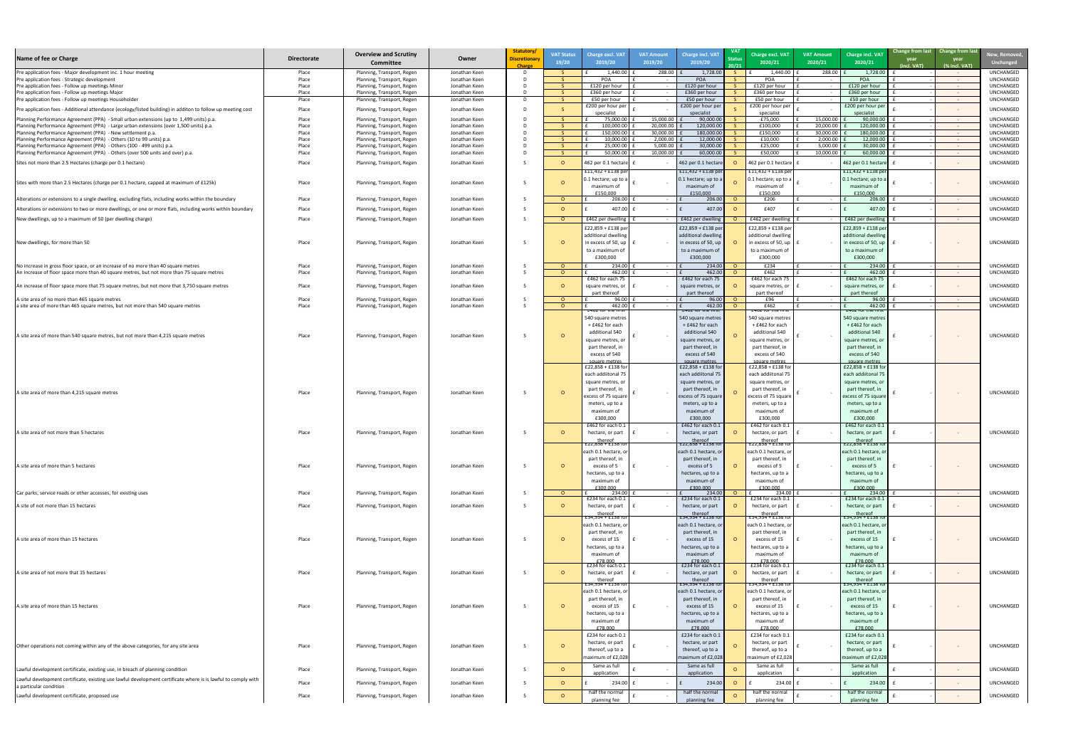| Name of fee or Charge | Directorate | Overview and Scrutiny Committee | Owner | Statutory/ Discretionary Charge | VAT Status 19/20 | Charge excl. VAT 2019/20 | VAT Amount 2019/20 | Charge incl. VAT 2019/20 | VAT Status 20/21 | Charge excl. VAT 2020/21 | VAT Amount 2020/21 | Charge incl. VAT 2020/21 | Change from last year (incl. VAT) | Change from last year (% incl. VAT) | New, Removed, Unchanged |
|---|---|---|---|---|---|---|---|---|---|---|---|---|---|---|---|
| Pre application fees - Major development inc. 1 hour meeting | Place | Planning, Transport, Regen | Jonathan Keen | D | S | £ 1,440.00 | £ 288.00 | £ 1,728.00 | S | £ 1,440.00 | £ 288.00 | £ 1,728.00 | £ - | - | UNCHANGED |
| Pre application fees - Strategic development | Place | Planning, Transport, Regen | Jonathan Keen | D | S | POA | £ - | POA | S | POA | £ - | POA | £ - | - | UNCHANGED |
| Pre application fees - Follow up meetings Minor | Place | Planning, Transport, Regen | Jonathan Keen | D | S | £120 per hour | £ - | £120 per hour | S | £120 per hour | £ - | £120 per hour | £ - | - | UNCHANGED |
| Pre application fees - Follow up meetings Major | Place | Planning, Transport, Regen | Jonathan Keen | D | S | £360 per hour | £ - | £360 per hour | S | £360 per hour | £ - | £360 per hour | £ - | - | UNCHANGED |
| Pre application fees - Follow up meetings Householder | Place | Planning, Transport, Regen | Jonathan Keen | D | S | £50 per hour | £ - | £50 per hour | S | £50 per hour | £ - | £50 per hour | £ - | - | UNCHANGED |
| Pre application fees - Additional attendance (ecology/listed building) in additon to follow up meeting cost | Place | Planning, Transport, Regen | Jonathan Keen | D | S | £200 per hour per specialist | £ - | £200 per hour per specialist | S | £200 per hour per specialist | £ - | £200 per hour per specialist | £ - | - | UNCHANGED |
| Planning Performance Agreement (PPA) - Small urban extensions (up to 1,499 units) p.a. | Place | Planning, Transport, Regen | Jonathan Keen | D | S | £ 75,000.00 | £ 15,000.00 | £ 90,000.00 | S | £75,000 | £ 15,000.00 | £ 90,000.00 | £ - | - | UNCHANGED |
| Planning Performance Agreement (PPA) - Large urban extensions (over 1,500 units) p.a. | Place | Planning, Transport, Regen | Jonathan Keen | D | S | £ 100,000.00 | £ 20,000.00 | £ 120,000.00 | S | £100,000 | £ 20,000.00 | £ 120,000.00 | £ - | - | UNCHANGED |
| Planning Performance Agreement (PPA) - New settlement p.a. | Place | Planning, Transport, Regen | Jonathan Keen | D | S | £ 150,000.00 | £ 30,000.00 | £ 180,000.00 | S | £150,000 | £ 30,000.00 | £ 180,000.00 | £ - | - | UNCHANGED |
| Planning Performance Agreement (PPA) - Others (10 to 99 units) p.a. | Place | Planning, Transport, Regen | Jonathan Keen | D | S | £ 10,000.00 | £ 2,000.00 | £ 12,000.00 | S | £10,000 | £ 2,000.00 | £ 12,000.00 | £ - | - | UNCHANGED |
| Planning Performance Agreement (PPA) - Others (100 - 499 units) p.a. | Place | Planning, Transport, Regen | Jonathan Keen | D | S | £ 25,000.00 | £ 5,000.00 | £ 30,000.00 | S | £25,000 | £ 5,000.00 | £ 30,000.00 | £ - | - | UNCHANGED |
| Planning Performance Agreement (PPA) - Others (over 500 units and over) p.a. | Place | Planning, Transport, Regen | Jonathan Keen | D | S | £ 50,000.00 | £ 10,000.00 | £ 60,000.00 | S | £50,000 | £ 10,000.00 | £ 60,000.00 | £ - | - | UNCHANGED |
| Sites not more than 2.5 Hectares (charge per 0.1 hectare) | Place | Planning, Transport, Regen | Jonathan Keen | S | O | 462 per 0.1 hectare | £ - | 462 per 0.1 hectare | O | 462 per 0.1 hectare | £ - | 462 per 0.1 hectare | £ - | - | UNCHANGED |
| Sites with more than 2.5 Hectares (charge per 0.1 hectare, capped at maximum of £125k) | Place | Planning, Transport, Regen | Jonathan Keen | S | O | £11,432 + £138 per 0.1 hectare; up to a maximum of £150,000 | £ - | £11,432 + £138 per 0.1 hectare; up to a maximum of £150,000 | O | £11,432 + £138 per 0.1 hectare; up to a maximum of £150,000 | £ - | £11,432 + £138 per 0.1 hectare; up to a maximum of £150,000 | £ - | - | UNCHANGED |
| Alterations or extensions to a single dwelling, excluding flats, including works within the boundary | Place | Planning, Transport, Regen | Jonathan Keen | S | O | £ 206.00 | £ - | £ 206.00 | O | £206 | £ - | £ 206.00 | £ - | - | UNCHANGED |
| Alterations or extensions to two or more dwellings, or one or more flats, including works within boundary | Place | Planning, Transport, Regen | Jonathan Keen | S | O | £ 407.00 | £ - | £ 407.00 | O | £407 | £ - | £ 407.00 | £ - | - | UNCHANGED |
| New dwellings, up to a maximum of 50 (per dwelling charge) | Place | Planning, Transport, Regen | Jonathan Keen | S | O | £462 per dwelling | £ - | £462 per dwelling | O | £462 per dwelling | £ - | £462 per dwelling | £ - | - | UNCHANGED |
| New dwellings, for more than 50 | Place | Planning, Transport, Regen | Jonathan Keen | S | O | £22,859 + £138 per additional dwelling in excess of 50, up to a maximum of £300,000 | £ - | £22,859 + £138 per additional dwelling in excess of 50, up to a maximum of £300,000 | O | £22,859 + £138 per additional dwelling in excess of 50, up to a maximum of £300,000 | £ - | £22,859 + £138 per additional dwelling in excess of 50, up to a maximum of £300,000 | £ - | - | UNCHANGED |
| No increase in gross floor space, or an increase of no more than 40 square metres | Place | Planning, Transport, Regen | Jonathan Keen | S | O | £ 234.00 | £ - | £ 234.00 | O | £234 | £ - | £ 234.00 | £ - | - | UNCHANGED |
| An increase of floor space more than 40 square metres, but not more than 75 square metres | Place | Planning, Transport, Regen | Jonathan Keen | S | O | £ 462.00 | £ - | £ 462.00 | O | £462 | £ - | £ 462.00 | £ - | - | UNCHANGED |
| An increase of floor space more that 75 square metres, but not more that 3,750 square metres | Place | Planning, Transport, Regen | Jonathan Keen | S | O | £462 for each 75 square metres, or part thereof | £ - | £462 for each 75 square metres, or part thereof | O | £462 for each 75 square metres, or part thereof | £ - | £462 for each 75 square metres, or part thereof | £ - | - | UNCHANGED |
| A site area of no more than 465 square metres | Place | Planning, Transport, Regen | Jonathan Keen | S | O | £ 96.00 | £ - | £ 96.00 | O | £96 | £ - | £ 96.00 | £ - | - | UNCHANGED |
| a site area of more than 465 square metres, but not more than 540 square metres | Place | Planning, Transport, Regen | Jonathan Keen | S | O | £ 462.00 | £ - | £ 462.00 | O | £462 | £ - | £ 462.00 | £ - | - | UNCHANGED |
| A site area of more than 540 square metres, but not more than 4,215 square metres | Place | Planning, Transport, Regen | Jonathan Keen | S | O | £462 for the first 540 square metres + £462 for each additional 540 square metres, or part thereof, in excess of 540 square metres | £ - | £462 for the first 540 square metres + £462 for each additional 540 square metres, or part thereof, in excess of 540 square metres | O | £462 for the first 540 square metres + £462 for each additional 540 square metres, or part thereof, in excess of 540 square metres | £ - | £462 for the first 540 square metres + £462 for each additional 540 square metres, or part thereof, in excess of 540 square metres | £ - | - | UNCHANGED |
| A site area of more than 4,215 square metres | Place | Planning, Transport, Regen | Jonathan Keen | S | O | £22,858 + £138 for each additional 75 square metres, or part thereof, in excess of 75 square meters, up to a maximum of £300,000 | £ - | £22,858 + £138 for each additional 75 square metres, or part thereof, in excess of 75 square meters, up to a maximum of £300,000 | O | £22,858 + £138 for each additional 75 square metres, or part thereof, in excess of 75 square meters, up to a maximum of £300,000 | £ - | £22,858 + £138 for each additional 75 square metres, or part thereof, in excess of 75 square meters, up to a maximum of £300,000 | £ - | - | UNCHANGED |
| A site area of not more than 5 hectares | Place | Planning, Transport, Regen | Jonathan Keen | S | O | £462 for each 0.1 hectare, or part thereof | £ - | £462 for each 0.1 hectare, or part thereof | O | £462 for each 0.1 hectare, or part thereof | £ - | £462 for each 0.1 hectare, or part thereof | £ - | - | UNCHANGED |
| A site area of more than 5 hectares | Place | Planning, Transport, Regen | Jonathan Keen | S | O | £22,858 + £138 for each 0.1 hectare, or part thereof, in excess of 5 hectares, up to a maximum of £300,000 | £ - | £22,858 + £138 for each 0.1 hectare, or part thereof, in excess of 5 hectares, up to a maximum of £300,000 | O | £22,858 + £138 for each 0.1 hectare, or part thereof, in excess of 5 hectares, up to a maximum of £300,000 | £ - | £22,858 + £138 for each 0.1 hectare, or part thereof, in excess of 5 hectares, up to a maximum of £300,000 | £ - | - | UNCHANGED |
| Car parks, service roads or other accesses, for existing uses | Place | Planning, Transport, Regen | Jonathan Keen | S | O | £ 234.00 | £ - | £ 234.00 | O | £ 234.00 | £ - | £ 234.00 | £ - | - | UNCHANGED |
| A site of not more than 15 hectares | Place | Planning, Transport, Regen | Jonathan Keen | S | O | £234 for each 0.1 hectare, or part thereof | £ - | £234 for each 0.1 hectare, or part thereof | O | £234 for each 0.1 hectare, or part thereof | £ - | £234 for each 0.1 hectare, or part thereof | £ - | - | UNCHANGED |
| A site area of more than 15 hectares | Place | Planning, Transport, Regen | Jonathan Keen | S | O | £34,934 + £138 for each 0.1 hectare, or part thereof, in excess of 15 hectares, up to a maximum of £78,000 | £ - | £34,934 + £138 for each 0.1 hectare, or part thereof, in excess of 15 hectares, up to a maximum of £78,000 | O | £34,934 + £138 for each 0.1 hectare, or part thereof, in excess of 15 hectares, up to a maximum of £78,000 | £ - | £34,934 + £138 for each 0.1 hectare, or part thereof, in excess of 15 hectares, up to a maximum of £78,000 | £ - | - | UNCHANGED |
| A site area of not more that 15 hectares | Place | Planning, Transport, Regen | Jonathan Keen | S | O | £234 for each 0.1 hectare, or part thereof | £ - | £234 for each 0.1 hectare, or part thereof | O | £234 for each 0.1 hectare, or part thereof | £ - | £234 for each 0.1 hectare, or part thereof | £ - | - | UNCHANGED |
| A site area of more than 15 hectares | Place | Planning, Transport, Regen | Jonathan Keen | S | O | £34,934 + £138 for each 0.1 hectare, or part thereof, in excess of 15 hectares, up to a maximum of £78,000 | £ - | £34,934 + £138 for each 0.1 hectare, or part thereof, in excess of 15 hectares, up to a maximum of £78,000 | O | £34,934 + £138 for each 0.1 hectare, or part thereof, in excess of 15 hectares, up to a maximum of £78,000 | £ - | £34,934 + £138 for each 0.1 hectare, or part thereof, in excess of 15 hectares, up to a maximum of £78,000 | £ - | - | UNCHANGED |
| Other operations not coming within any of the above categories, for any site area | Place | Planning, Transport, Regen | Jonathan Keen | S | O | £234 for each 0.1 hectare, or part thereof, up to a maximum of £2,028 | £ - | £234 for each 0.1 hectare, or part thereof, up to a maximum of £2,028 | O | £234 for each 0.1 hectare, or part thereof, up to a maximum of £2,028 | £ - | £234 for each 0.1 hectare, or part thereof, up to a maximum of £2,028 | £ - | - | UNCHANGED |
| Lawful development certificate, existing use, in breach of planning condition | Place | Planning, Transport, Regen | Jonathan Keen | S | O | Same as full application | £ - | Same as full application | O | Same as full application | £ - | Same as full application | £ - | - | UNCHANGED |
| Lawful development certificate, existing use lawful development certificate where is is lawful to comply with a particular condition | Place | Planning, Transport, Regen | Jonathan Keen | S | O | £ 234.00 | £ - | £ 234.00 | O | £ 234.00 | £ - | £ 234.00 | £ - | - | UNCHANGED |
| Lawful development certificate, proposed use | Place | Planning, Transport, Regen | Jonathan Keen | S | O | half the normal planning fee | £ - | half the normal planning fee | O | half the normal planning fee | £ - | half the normal planning fee | £ - | - | UNCHANGED |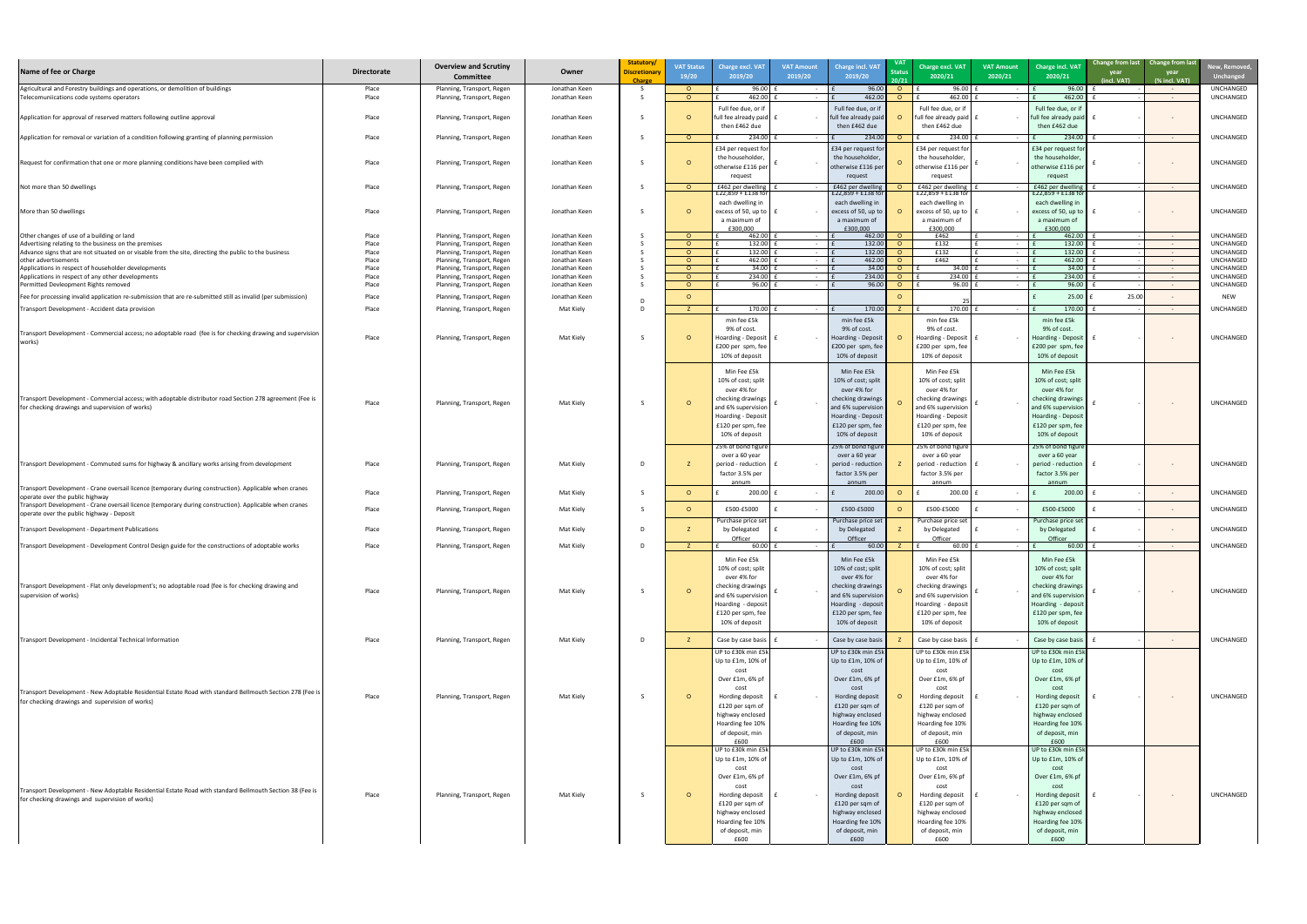| Name of fee or Charge | Directorate | Overview and Scrutiny Committee | Owner | Statutory/ Discretionary Charge | VAT Status 19/20 | Charge excl. VAT 2019/20 | VAT Amount 2019/20 | Charge incl. VAT 2019/20 | VAT Status 20/21 | Charge excl. VAT 2020/21 | VAT Amount 2020/21 | Charge incl. VAT 2020/21 | Change from last year (incl. VAT) | Change from last year (% incl. VAT) | New, Removed, Unchanged |
|---|---|---|---|---|---|---|---|---|---|---|---|---|---|---|---|
| Agricultural and Forestry buildings and operations, or demolition of buildings | Place | Planning, Transport, Regen | Jonathan Keen | S | O | £ 96.00 | £ - | £ 96.00 | O | £ 96.00 | £ - | £ 96.00 | £ - | - | UNCHANGED |
| Telecomunications code systems operators | Place | Planning, Transport, Regen | Jonathan Keen | S | O | £ 462.00 | £ - | £ 462.00 | O | £ 462.00 | £ - | £ 462.00 | £ - | - | UNCHANGED |
| Application for approval of reserved matters following outline approval | Place | Planning, Transport, Regen | Jonathan Keen | S | O | Full fee due, or if full fee already paid then £462 due | £ - | Full fee due, or if full fee already paid then £462 due | O | Full fee due, or if full fee already paid then £462 due | £ - | Full fee due, or if full fee already paid then £462 due | £ - | - | UNCHANGED |
| Application for removal or variation of a condition following granting of planning permission | Place | Planning, Transport, Regen | Jonathan Keen | S | O | £ 234.00 | £ - | £ 234.00 | O | £ 234.00 | £ - | £ 234.00 | £ - | - | UNCHANGED |
| Request for confirmation that one or more planning conditions have been complied with | Place | Planning, Transport, Regen | Jonathan Keen | S | O | £34 per request for the householder, otherwise £116 per request | £ - | £34 per request for the householder, otherwise £116 per request | O | £34 per request for the householder, otherwise £116 per request | £ - | £34 per request for the householder, otherwise £116 per request | £ - | - | UNCHANGED |
| Not more than 50 dwellings | Place | Planning, Transport, Regen | Jonathan Keen | S | O | £462 per dwelling | £ - | £462 per dwelling | O | £462 per dwelling | £ - | £462 per dwelling | £ - | - | UNCHANGED |
| More than 50 dwellings | Place | Planning, Transport, Regen | Jonathan Keen | S | O | £22,859 + £138 for each dwelling in excess of 50, up to a maximum of £300,000 | £ - | £22,859 + £138 for each dwelling in excess of 50, up to a maximum of £300,000 | O | £22,859 + £138 for each dwelling in excess of 50, up to a maximum of £300,000 | £ - | £22,859 + £138 for each dwelling in excess of 50, up to a maximum of £300,000 | £ - | - | UNCHANGED |
| Other changes of use of a building or land | Place | Planning, Transport, Regen | Jonathan Keen | S | O | £ 462.00 | £ - | £ 462.00 | O | £462 | £ - | £ 462.00 | £ - | - | UNCHANGED |
| Advertising relating to the business on the premises | Place | Planning, Transport, Regen | Jonathan Keen | S | O | £ 132.00 | £ - | £ 132.00 | O | £132 | £ - | £ 132.00 | £ - | - | UNCHANGED |
| Advance signs that are not situated on or visable from the site, directing the public to the business | Place | Planning, Transport, Regen | Jonathan Keen | S | O | £ 132.00 | £ - | £ 132.00 | O | £132 | £ - | £ 132.00 | £ - | - | UNCHANGED |
| other advertisements | Place | Planning, Transport, Regen | Jonathan Keen | S | O | £ 462.00 | £ - | £ 462.00 | O | £462 | £ - | £ 462.00 | £ - | - | UNCHANGED |
| Applications in respect of householder developments | Place | Planning, Transport, Regen | Jonathan Keen | S | O | £ 34.00 | £ - | £ 34.00 | O | £ 34.00 | £ - | £ 34.00 | £ - | - | UNCHANGED |
| Applications in respect of any other developments | Place | Planning, Transport, Regen | Jonathan Keen | S | O | £ 234.00 | £ - | £ 234.00 | O | £ 234.00 | £ - | £ 234.00 | £ - | - | UNCHANGED |
| Permitted Develeopment Rights removed | Place | Planning, Transport, Regen | Jonathan Keen | S | O | £ 96.00 | £ - | £ 96.00 | O | £ 96.00 | £ - | £ 96.00 | £ - | - | UNCHANGED |
| Fee for processing invalid application re-submission that are re-submitted still as invalid (per submission) | Place | Planning, Transport, Regen | Jonathan Keen | D | O | | | | O | 25 | | £ 25.00 | £ 25.00 | - | NEW |
| Transport Development - Accident data provision | Place | Planning, Transport, Regen | Mat Kiely | D | Z | £ 170.00 | £ - | £ 170.00 | Z | £ 170.00 | £ - | £ 170.00 | £ - | - | UNCHANGED |
| Transport Development - Commercial access; no adoptable road (fee is for checking drawing and supervision works) | Place | Planning, Transport, Regen | Mat Kiely | S | O | min fee £5k 9% of cost. Hoarding - Deposit £200 per spm, fee 10% of deposit | £ - | min fee £5k 9% of cost. Hoarding - Deposit £200 per spm, fee 10% of deposit | O | min fee £5k 9% of cost. Hoarding - Deposit £200 per spm, fee 10% of deposit | £ - | min fee £5k 9% of cost. Hoarding - Deposit £200 per spm, fee 10% of deposit | £ - | - | UNCHANGED |
| Transport Development - Commercial access; with adoptable distributor road Section 278 agreement (Fee is for checking drawings and supervision of works) | Place | Planning, Transport, Regen | Mat Kiely | S | O | Min Fee £5k 10% of cost; split over 4% for checking drawings and 6% supervision Hoarding - Deposit £120 per spm, fee 10% of deposit | £ - | Min Fee £5k 10% of cost; split over 4% for checking drawings and 6% supervision Hoarding - Deposit £120 per spm, fee 10% of deposit | O | Min Fee £5k 10% of cost; split over 4% for checking drawings and 6% supervision Hoarding - Deposit £120 per spm, fee 10% of deposit | £ - | Min Fee £5k 10% of cost; split over 4% for checking drawings and 6% supervision Hoarding - Deposit £120 per spm, fee 10% of deposit | £ - | - | UNCHANGED |
| Transport Development - Commuted sums for highway & ancillary works arising from development | Place | Planning, Transport, Regen | Mat Kiely | D | Z | 25% of bond figure over a 60 year period - reduction factor 3.5% per annum | £ - | 25% of bond figure over a 60 year period - reduction factor 3.5% per annum | Z | 25% of bond figure over a 60 year period - reduction factor 3.5% per annum | £ - | 25% of bond figure over a 60 year period - reduction factor 3.5% per annum | £ - | - | UNCHANGED |
| Transport Development - Crane oversail licence (temporary during construction). Applicable when cranes operate over the public highway | Place | Planning, Transport, Regen | Mat Kiely | S | O | £ 200.00 | £ - | £ 200.00 | O | £ 200.00 | £ - | £ 200.00 | £ - | - | UNCHANGED |
| Transport Development - Crane oversail licence (temporary during construction). Applicable when cranes operate over the public highway - Deposit | Place | Planning, Transport, Regen | Mat Kiely | S | O | £500-£5000 | £ - | £500-£5000 | O | £500-£5000 | £ - | £500-£5000 | £ - | - | UNCHANGED |
| Transport Development - Department Publications | Place | Planning, Transport, Regen | Mat Kiely | D | Z | Purchase price set by Delegated Officer | £ - | Purchase price set by Delegated Officer | Z | Purchase price set by Delegated Officer | £ - | Purchase price set by Delegated Officer | £ - | - | UNCHANGED |
| Transport Development - Development Control Design guide for the constructions of adoptable works | Place | Planning, Transport, Regen | Mat Kiely | D | Z | £ 60.00 | £ - | £ 60.00 | Z | £ 60.00 | £ - | £ 60.00 | £ - | - | UNCHANGED |
| Transport Development - Flat only development's; no adoptable road (fee is for checking drawing and supervision of works) | Place | Planning, Transport, Regen | Mat Kiely | S | O | Min Fee £5k 10% of cost; split over 4% for checking drawings and 6% supervision Hoarding - deposit £120 per spm, fee 10% of deposit | £ - | Min Fee £5k 10% of cost; split over 4% for checking drawings and 6% supervision Hoarding - deposit £120 per spm, fee 10% of deposit | O | Min Fee £5k 10% of cost; split over 4% for checking drawings and 6% supervision Hoarding - deposit £120 per spm, fee 10% of deposit | £ - | Min Fee £5k 10% of cost; split over 4% for checking drawings and 6% supervision Hoarding - deposit £120 per spm, fee 10% of deposit | £ - | - | UNCHANGED |
| Transport Development - Incidental Technical Information | Place | Planning, Transport, Regen | Mat Kiely | D | Z | Case by case basis | £ - | Case by case basis | Z | Case by case basis | £ - | Case by case basis | £ - | - | UNCHANGED |
| Transport Development - New Adoptable Residential Estate Road with standard Bellmouth Section 278 (Fee is for checking drawings and supervision of works) | Place | Planning, Transport, Regen | Mat Kiely | S | O | UP to £30k min £5k Up to £1m, 10% of cost Over £1m, 6% pf cost Hording deposit £120 per sqm of highway enclosed Hoarding fee 10% of deposit, min £600 | £ - | UP to £30k min £5k Up to £1m, 10% of cost Over £1m, 6% pf cost Hording deposit £120 per sqm of highway enclosed Hoarding fee 10% of deposit, min £600 | O | UP to £30k min £5k Up to £1m, 10% of cost Over £1m, 6% pf cost Hording deposit £120 per sqm of highway enclosed Hoarding fee 10% of deposit, min £600 | £ - | UP to £30k min £5k Up to £1m, 10% of cost Over £1m, 6% pf cost Hording deposit £120 per sqm of highway enclosed Hoarding fee 10% of deposit, min £600 | £ - | - | UNCHANGED |
| Transport Development - New Adoptable Residential Estate Road with standard Bellmouth Section 38 (Fee is for checking drawings and supervision of works) | Place | Planning, Transport, Regen | Mat Kiely | S | O | UP to £30k min £5k Up to £1m, 10% of cost Over £1m, 6% pf cost Hording deposit £120 per sqm of highway enclosed Hoarding fee 10% of deposit, min £600 | £ - | UP to £30k min £5k Up to £1m, 10% of cost Over £1m, 6% pf cost Hording deposit £120 per sqm of highway enclosed Hoarding fee 10% of deposit, min £600 | O | UP to £30k min £5k Up to £1m, 10% of cost Over £1m, 6% pf cost Hording deposit £120 per sqm of highway enclosed Hoarding fee 10% of deposit, min £600 | £ - | UP to £30k min £5k Up to £1m, 10% of cost Over £1m, 6% pf cost Hording deposit £120 per sqm of highway enclosed Hoarding fee 10% of deposit, min £600 | £ - | - | UNCHANGED |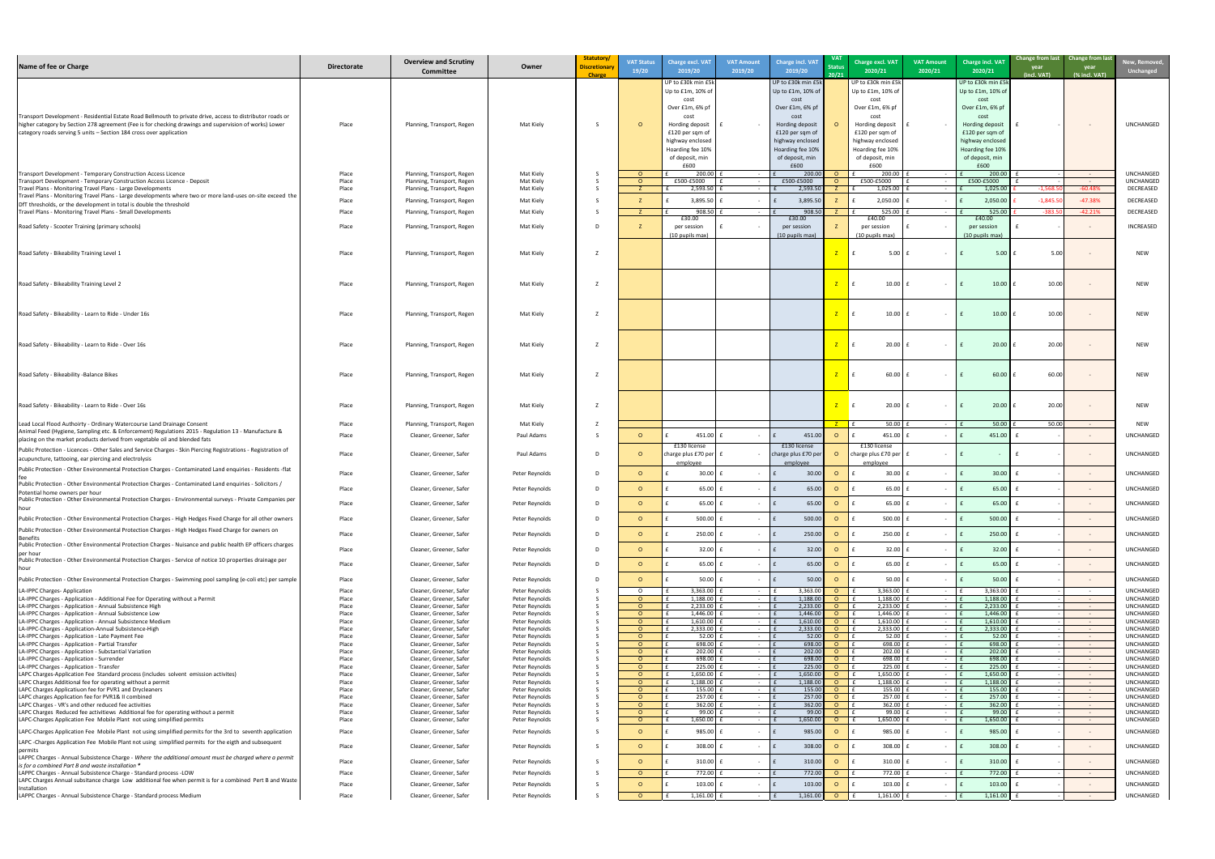| Name of fee or Charge | Directorate | Overview and Scrutiny Committee | Owner | Statutory/ Discretionary Charge | VAT Status 19/20 | Charge excl. VAT 2019/20 | VAT Amount 2019/20 | Charge incl. VAT 2019/20 | VAT Status 20/21 | Charge excl. VAT 2020/21 | VAT Amount 2020/21 | Charge incl. VAT 2020/21 | Change from last year (incl. VAT) | Change from last year (% incl. VAT) | New, Removed, Unchanged |
|---|---|---|---|---|---|---|---|---|---|---|---|---|---|---|---|
| Transport Development - Residential Estate Road Bellmouth to private drive, access to distributor roads or higher category by Section 278 agreement (Fee is for checking drawings and supervision of works) Lower category roads serving 5 units – Section 184 cross over application | Place | Planning, Transport, Regen | Mat Kiely | S | O | UP to £30k min £5k Up to £1m, 10% of cost Over £1m, 6% pf cost Hording deposit £120 per sqm of highway enclosed Hoarding fee 10% of deposit, min £600 | £ - | UP to £30k min £5k Up to £1m, 10% of cost Over £1m, 6% pf cost Hording deposit £120 per sqm of highway enclosed Hoarding fee 10% of deposit, min £600 | O | UP to £30k min £5k Up to £1m, 10% of cost Over £1m, 6% pf cost Hording deposit £120 per sqm of highway enclosed Hoarding fee 10% of deposit, min £600 | £ - | UP to £30k min £5k Up to £1m, 10% of cost Over £1m, 6% pf cost Hording deposit £120 per sqm of highway enclosed Hoarding fee 10% of deposit, min £600 | £ - | - | UNCHANGED |
| Transport Development - Temporary Construction Access Licence | Place | Planning, Transport, Regen | Mat Kiely | S | O | £ 200.00 | £ - | £ 200.00 | O | £ 200.00 | £ - | £ 200.00 | £ - | - | UNCHANGED |
| Transport Development - Temporary Construction Access Licence - Deposit | Place | Planning, Transport, Regen | Mat Kiely | S | O | £500-£5000 | £ - | £500-£5000 | O | £500-£5000 | £ - | £500-£5000 | £ - | - | UNCHANGED |
| Travel Plans - Monitoring Travel Plans - Large Developments | Place | Planning, Transport, Regen | Mat Kiely | S | Z | £ 2,593.50 | £ - | £ 2,593.50 | Z | £ 1,025.00 | £ - | £ 1,025.00 | £ -1,568.50 | -60.48% | DECREASED |
| Travel Plans - Monitoring Travel Plans - Large developments where two or more land-uses on-site exceed the DfT thresholds, or the development in total is double the threshold | Place | Planning, Transport, Regen | Mat Kiely | S | Z | £ 3,895.50 | £ - | £ 3,895.50 | Z | £ 2,050.00 | £ - | £ 2,050.00 | £ -1,845.50 | -47.38% | DECREASED |
| Travel Plans - Monitoring Travel Plans - Small Developments | Place | Planning, Transport, Regen | Mat Kiely | S | Z | £ 908.50 | £ - | £ 908.50 | Z | £ 525.00 | £ - | £ 525.00 | £ -383.50 | -42.21% | DECREASED |
| Road Safety - Scooter Training (primary schools) | Place | Planning, Transport, Regen | Mat Kiely | D | Z | £30.00 per session (10 pupils max) | £ - | £30.00 per session (10 pupils max) | Z | £40.00 per session (10 pupils max) | £ - | £40.00 per session (10 pupils max) | £ - | - | INCREASED |
| Road Safety - Bikeability Training Level 1 | Place | Planning, Transport, Regen | Mat Kiely | Z | | | | | Z | £ 5.00 | £ - | £ 5.00 | £ 5.00 | - | NEW |
| Road Safety - Bikeability Training Level 2 | Place | Planning, Transport, Regen | Mat Kiely | Z | | | | | Z | £ 10.00 | £ - | £ 10.00 | £ 10.00 | - | NEW |
| Road Safety - Bikeability - Learn to Ride - Under 16s | Place | Planning, Transport, Regen | Mat Kiely | Z | | | | | Z | £ 10.00 | £ - | £ 10.00 | £ 10.00 | - | NEW |
| Road Safety - Bikeability - Learn to Ride - Over 16s | Place | Planning, Transport, Regen | Mat Kiely | Z | | | | | Z | £ 20.00 | £ - | £ 20.00 | £ 20.00 | - | NEW |
| Road Safety - Bikeability -Balance Bikes | Place | Planning, Transport, Regen | Mat Kiely | Z | | | | | Z | £ 60.00 | £ - | £ 60.00 | £ 60.00 | - | NEW |
| Road Safety - Bikeability - Learn to Ride - Over 16s | Place | Planning, Transport, Regen | Mat Kiely | Z | | | | | Z | £ 20.00 | £ - | £ 20.00 | £ 20.00 | - | NEW |
| Lead Local Flood Authority - Ordinary Watercourse Land Drainage Consent | Place | Planning, Transport, Regen | Mat Kiely | Z | | | | | Z | £ 50.00 | £ - | £ 50.00 | £ 50.00 | - | NEW |
| Animal Feed (Hygiene, Sampling etc. & Enforcement) Regulations 2015 - Regulation 13 - Manufacture & placing on the market products derived from vegetable oil and blended fats | Place | Cleaner, Greener, Safer | Paul Adams | S | O | £ 451.00 | £ - | £ 451.00 | O | £ 451.00 | £ - | £ 451.00 | £ - | - | UNCHANGED |
| Public Protection - Licences - Other Sales and Service Charges - Skin Piercing Registrations - Registration of acupuncture, tattooing, ear piercing and electrolysis | Place | Cleaner, Greener, Safer | Paul Adams | D | O | £130 license charge plus £70 per employee | £ - | £130 license charge plus £70 per employee | O | £130 license charge plus £70 per employee | £ - | £ - | £ - | - | UNCHANGED |
| Public Protection - Other Environmental Protection Charges - Contaminated Land enquiries - Residents -flat fee | Place | Cleaner, Greener, Safer | Peter Reynolds | D | O | £ 30.00 | £ - | £ 30.00 | O | £ 30.00 | £ - | £ 30.00 | £ - | - | UNCHANGED |
| Public Protection - Other Environmental Protection Charges - Contaminated Land enquiries - Solicitors / Potential home owners per hour | Place | Cleaner, Greener, Safer | Peter Reynolds | D | O | £ 65.00 | £ - | £ 65.00 | O | £ 65.00 | £ - | £ 65.00 | £ - | - | UNCHANGED |
| Public Protection - Other Environmental Protection Charges - Environmental surveys - Private Companies per hour | Place | Cleaner, Greener, Safer | Peter Reynolds | D | O | £ 65.00 | £ - | £ 65.00 | O | £ 65.00 | £ - | £ 65.00 | £ - | - | UNCHANGED |
| Public Protection - Other Environmental Protection Charges - High Hedges Fixed Charge for all other owners | Place | Cleaner, Greener, Safer | Peter Reynolds | D | O | £ 500.00 | £ - | £ 500.00 | O | £ 500.00 | £ - | £ 500.00 | £ - | - | UNCHANGED |
| Public Protection - Other Environmental Protection Charges - High Hedges Fixed Charge for owners on Benefits | Place | Cleaner, Greener, Safer | Peter Reynolds | D | O | £ 250.00 | £ - | £ 250.00 | O | £ 250.00 | £ - | £ 250.00 | £ - | - | UNCHANGED |
| Public Protection - Other Environmental Protection Charges - Nuisance and public health EP officers charges per hour | Place | Cleaner, Greener, Safer | Peter Reynolds | D | O | £ 32.00 | £ - | £ 32.00 | O | £ 32.00 | £ - | £ 32.00 | £ - | - | UNCHANGED |
| Public Protection - Other Environmental Protection Charges - Service of notice 10 properties drainage per hour | Place | Cleaner, Greener, Safer | Peter Reynolds | D | O | £ 65.00 | £ - | £ 65.00 | O | £ 65.00 | £ - | £ 65.00 | £ - | - | UNCHANGED |
| Public Protection - Other Environmental Protection Charges - Swimming pool sampling (e-coli etc) per sample | Place | Cleaner, Greener, Safer | Peter Reynolds | D | O | £ 50.00 | £ - | £ 50.00 | O | £ 50.00 | £ - | £ 50.00 | £ - | - | UNCHANGED |
| LA-IPPC Charges- Application | Place | Cleaner, Greener, Safer | Peter Reynolds | S | O | £ 3,363.00 | £ - | £ 3,363.00 | O | £ 3,363.00 | £ - | £ 3,363.00 | £ - | - | UNCHANGED |
| LA-IPPC Charges - Application - Additional Fee for Operating without a Permit | Place | Cleaner, Greener, Safer | Peter Reynolds | S | O | £ 1,188.00 | £ - | £ 1,188.00 | O | £ 1,188.00 | £ - | £ 1,188.00 | £ - | - | UNCHANGED |
| LA-IPPC Charges - Application - Annual Subsistence High | Place | Cleaner, Greener, Safer | Peter Reynolds | S | O | £ 2,233.00 | £ - | £ 2,233.00 | O | £ 2,233.00 | £ - | £ 2,233.00 | £ - | - | UNCHANGED |
| LA-IPPC Charges - Application - Annual Subsistence Low | Place | Cleaner, Greener, Safer | Peter Reynolds | S | O | £ 1,446.00 | £ - | £ 1,446.00 | O | £ 1,446.00 | £ - | £ 1,446.00 | £ - | - | UNCHANGED |
| LA-IPPC Charges - Application - Annual Subsistence Medium | Place | Cleaner, Greener, Safer | Peter Reynolds | S | O | £ 1,610.00 | £ - | £ 1,610.00 | O | £ 1,610.00 | £ - | £ 1,610.00 | £ - | - | UNCHANGED |
| LA-IPPC-Charges - Application-Annual Subsistence-High | Place | Cleaner, Greener, Safer | Peter Reynolds | S | O | £ 2,333.00 | £ - | £ 2,333.00 | O | £ 2,333.00 | £ - | £ 2,333.00 | £ - | - | UNCHANGED |
| LA-IPPC Charges - Application - Late Payment Fee | Place | Cleaner, Greener, Safer | Peter Reynolds | S | O | £ 52.00 | £ - | £ 52.00 | O | £ 52.00 | £ - | £ 52.00 | £ - | - | UNCHANGED |
| LA-IPPC Charges - Application - Partial Transfer | Place | Cleaner, Greener, Safer | Peter Reynolds | S | O | £ 698.00 | £ - | £ 698.00 | O | £ 698.00 | £ - | £ 698.00 | £ - | - | UNCHANGED |
| LA-IPPC Charges - Application - Substantial Variation | Place | Cleaner, Greener, Safer | Peter Reynolds | S | O | £ 202.00 | £ - | £ 202.00 | O | £ 202.00 | £ - | £ 202.00 | £ - | - | UNCHANGED |
| LA-IPPC Charges - Application - Surrender | Place | Cleaner, Greener, Safer | Peter Reynolds | S | O | £ 698.00 | £ - | £ 698.00 | O | £ 698.00 | £ - | £ 698.00 | £ - | - | UNCHANGED |
| LA-IPPC Charges - Application - Transfer | Place | Cleaner, Greener, Safer | Peter Reynolds | S | O | £ 225.00 | £ - | £ 225.00 | O | £ 225.00 | £ - | £ 225.00 | £ - | - | UNCHANGED |
| LAPC Charges-Application Fee Standard process (includes solvent emission activites) | Place | Cleaner, Greener, Safer | Peter Reynolds | S | O | £ 1,650.00 | £ - | £ 1,650.00 | O | £ 1,650.00 | £ - | £ 1,650.00 | £ - | - | UNCHANGED |
| LAPC Charges Additional fee for operating without a permit | Place | Cleaner, Greener, Safer | Peter Reynolds | S | O | £ 1,188.00 | £ - | £ 1,188.00 | O | £ 1,188.00 | £ - | £ 1,188.00 | £ - | - | UNCHANGED |
| LAPC Charges Applicatiuon fee for PVR1 and Drycleaners | Place | Cleaner, Greener, Safer | Peter Reynolds | S | O | £ 155.00 | £ - | £ 155.00 | O | £ 155.00 | £ - | £ 155.00 | £ - | - | UNCHANGED |
| LAPC charges Application fee for PVR1& II combined | Place | Cleaner, Greener, Safer | Peter Reynolds | S | O | £ 257.00 | £ - | £ 257.00 | O | £ 257.00 | £ - | £ 257.00 | £ - | - | UNCHANGED |
| LAPC Charges - VR's and other reduced fee activities | Place | Cleaner, Greener, Safer | Peter Reynolds | S | O | £ 362.00 | £ - | £ 362.00 | O | £ 362.00 | £ - | £ 362.00 | £ - | - | UNCHANGED |
| LAPC Charges Reduced fee activitiews Additional fee for operating without a permit | Place | Cleaner, Greener, Safer | Peter Reynolds | S | O | £ 99.00 | £ - | £ 99.00 | O | £ 99.00 | £ - | £ 99.00 | £ - | - | UNCHANGED |
| LAPC-Charges Application Fee Mobile Plant not using simplified permits | Place | Cleaner, Greener, Safer | Peter Reynolds | S | O | £ 1,650.00 | £ - | £ 1,650.00 | O | £ 1,650.00 | £ - | £ 1,650.00 | £ - | - | UNCHANGED |
| LAPC-Charges Application Fee Mobile Plant not using simplified permits for the 3rd to seventh application | Place | Cleaner, Greener, Safer | Peter Reynolds | S | O | £ 985.00 | £ - | £ 985.00 | O | £ 985.00 | £ - | £ 985.00 | £ - | - | UNCHANGED |
| LAPC -Charges Application Fee Mobile Plant not using simplified permits for the eigth and subsequent permits | Place | Cleaner, Greener, Safer | Peter Reynolds | S | O | £ 308.00 | £ - | £ 308.00 | O | £ 308.00 | £ - | £ 308.00 | £ - | - | UNCHANGED |
| LAPPC Charges - Annual Subsistence Charge - *Where the additional amount must be charged where a permit is for a combined Part B and waste installation ** | Place | Cleaner, Greener, Safer | Peter Reynolds | S | O | £ 310.00 | £ - | £ 310.00 | O | £ 310.00 | £ - | £ 310.00 | £ - | - | UNCHANGED |
| LAPPC Charges - Annual Subsistence Charge - Standard process -LOW | Place | Cleaner, Greener, Safer | Peter Reynolds | S | O | £ 772.00 | £ - | £ 772.00 | O | £ 772.00 | £ - | £ 772.00 | £ - | - | UNCHANGED |
| LAPC Charges Annual subsitance charge Low additional fee when permit is for a combined Pert B and Waste Installation | Place | Cleaner, Greener, Safer | Peter Reynolds | S | O | £ 103.00 | £ - | £ 103.00 | O | £ 103.00 | £ - | £ 103.00 | £ - | - | UNCHANGED |
| LAPPC Charges - Annual Subsistence Charge - Standard process Medium | Place | Cleaner, Greener, Safer | Peter Reynolds | S | O | £ 1,161.00 | £ - | £ 1,161.00 | O | £ 1,161.00 | £ - | £ 1,161.00 | £ - | - | UNCHANGED |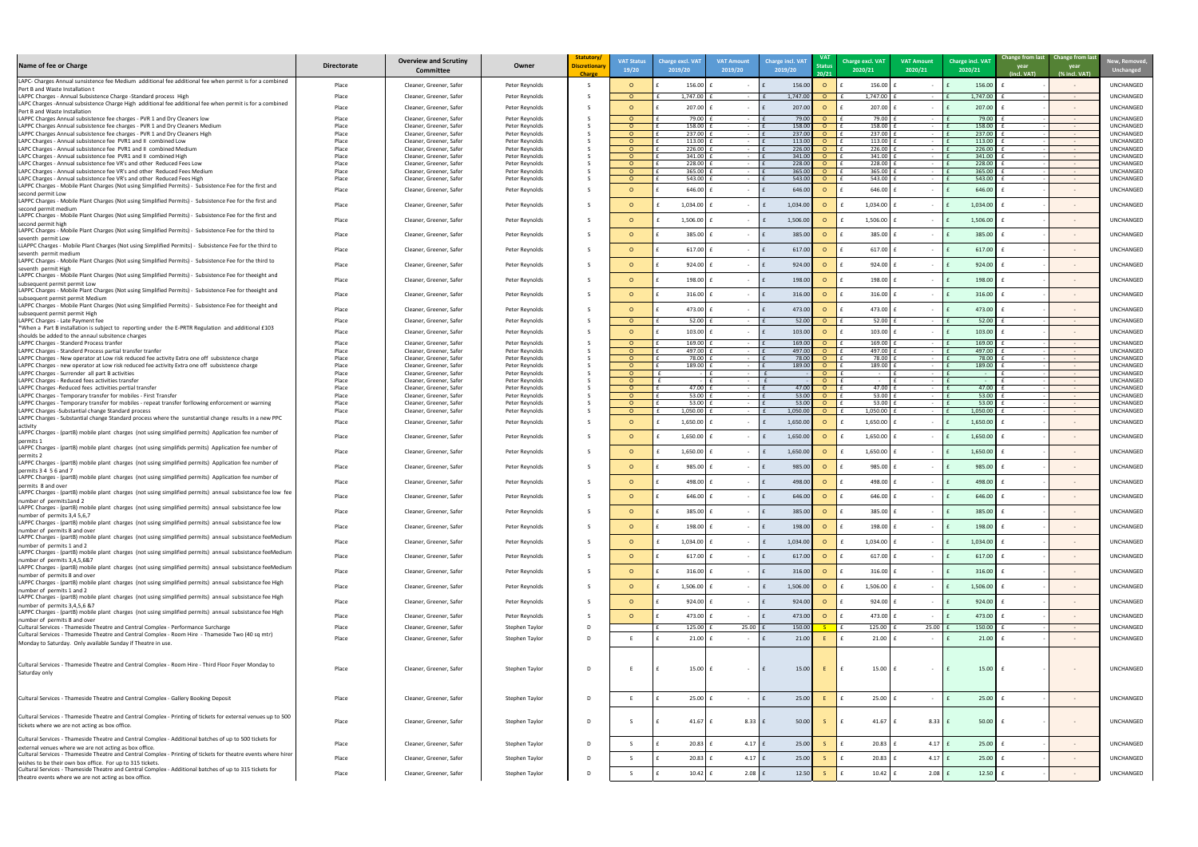| Name of fee or Charge | Directorate | Overview and Scrutiny Committee | Owner | Statutory/ Discretionary Charge | VAT Status 19/20 | Charge excl. VAT 2019/20 | VAT Amount 2019/20 | Charge incl. VAT 2019/20 | VAT Status 20/21 | Charge excl. VAT 2020/21 | VAT Amount 2020/21 | Charge incl. VAT 2020/21 | Change from last year (incl. VAT) | Change from last year (% incl. VAT) | New, Removed, Unchanged |
|---|---|---|---|---|---|---|---|---|---|---|---|---|---|---|---|
| LAPC- Charges Annual sunsistence fee Medium additional fee additional fee when permit is for a combined Pert B and Waste Installation t | Place | Cleaner, Greener, Safer | Peter Reynolds | S | O | £ 156.00 | £ - | £ 156.00 | O | £ 156.00 | £ - | £ 156.00 | £ - | - | UNCHANGED |
| LAPPC Charges - Annual Subsistence Charge -Standard process High | Place | Cleaner, Greener, Safer | Peter Reynolds | S | O | £ 1,747.00 | £ - | £ 1,747.00 | O | £ 1,747.00 | £ - | £ 1,747.00 | £ - | - | UNCHANGED |
| LAPC Charges -Annual subsistence Charge High additional fee additional fee when permit is for a combined Pert B and Waste Installation | Place | Cleaner, Greener, Safer | Peter Reynolds | S | O | £ 207.00 | £ - | £ 207.00 | O | £ 207.00 | £ - | £ 207.00 | £ - | - | UNCHANGED |
| LAPPC Charges Annual subsistence fee charges - PVR 1 and Dry Cleaners low | Place | Cleaner, Greener, Safer | Peter Reynolds | S | O | £ 79.00 | £ - | £ 79.00 | O | £ 79.00 | £ - | £ 79.00 | £ - | - | UNCHANGED |
| LAPPC Charges Annual subsistence fee charges - PVR 1 and Dry Cleaners Medium | Place | Cleaner, Greener, Safer | Peter Reynolds | S | O | £ 158.00 | £ - | £ 158.00 | O | £ 158.00 | £ - | £ 158.00 | £ - | - | UNCHANGED |
| LAPPC Charges Annual subsistence fee charges - PVR 1 and Dry Cleaners High | Place | Cleaner, Greener, Safer | Peter Reynolds | S | O | £ 237.00 | £ - | £ 237.00 | O | £ 237.00 | £ - | £ 237.00 | £ - | - | UNCHANGED |
| LAPC Charges - Annual subsistence fee PVR1 and II combined Low | Place | Cleaner, Greener, Safer | Peter Reynolds | S | O | £ 113.00 | £ - | £ 113.00 | O | £ 113.00 | £ - | £ 113.00 | £ - | - | UNCHANGED |
| LAPC Charges - Annual subsistence fee PVR1 and II combined Medium | Place | Cleaner, Greener, Safer | Peter Reynolds | S | O | £ 226.00 | £ - | £ 226.00 | O | £ 226.00 | £ - | £ 226.00 | £ - | - | UNCHANGED |
| LAPC Charges - Annual subsistence fee PVR1 and II combined High | Place | Cleaner, Greener, Safer | Peter Reynolds | S | O | £ 341.00 | £ - | £ 341.00 | O | £ 341.00 | £ - | £ 341.00 | £ - | - | UNCHANGED |
| LAPC Charges - Annual subsistence fee VR's and other Reduced Fees Low | Place | Cleaner, Greener, Safer | Peter Reynolds | S | O | £ 228.00 | £ - | £ 228.00 | O | £ 228.00 | £ - | £ 228.00 | £ - | - | UNCHANGED |
| LAPC Charges - Annual subsistence fee VR's and other Reduced Fees Medium | Place | Cleaner, Greener, Safer | Peter Reynolds | S | O | £ 365.00 | £ - | £ 365.00 | O | £ 365.00 | £ - | £ 365.00 | £ - | - | UNCHANGED |
| LAPC Charges - Annual subsistence fee VR's and other Reduced Fees High | Place | Cleaner, Greener, Safer | Peter Reynolds | S | O | £ 543.00 | £ - | £ 543.00 | O | £ 543.00 | £ - | £ 543.00 | £ - | - | UNCHANGED |
| LAPPC Charges - Mobile Plant Charges (Not using Simplified Permits) - Subsistence Fee for the first and second permit Low | Place | Cleaner, Greener, Safer | Peter Reynolds | S | O | £ 646.00 | £ - | £ 646.00 | O | £ 646.00 | £ - | £ 646.00 | £ - | - | UNCHANGED |
| LAPPC Charges - Mobile Plant Charges (Not using Simplified Permits) - Subsistence Fee for the first and second permit medium | Place | Cleaner, Greener, Safer | Peter Reynolds | S | O | £ 1,034.00 | £ - | £ 1,034.00 | O | £ 1,034.00 | £ - | £ 1,034.00 | £ - | - | UNCHANGED |
| LAPPC Charges - Mobile Plant Charges (Not using Simplified Permits) - Subsistence Fee for the first and second permit high | Place | Cleaner, Greener, Safer | Peter Reynolds | S | O | £ 1,506.00 | £ - | £ 1,506.00 | O | £ 1,506.00 | £ - | £ 1,506.00 | £ - | - | UNCHANGED |
| LAPPC Charges - Mobile Plant Charges (Not using Simplified Permits) - Subsistence Fee for the third to seventh permit Low | Place | Cleaner, Greener, Safer | Peter Reynolds | S | O | £ 385.00 | £ - | £ 385.00 | O | £ 385.00 | £ - | £ 385.00 | £ - | - | UNCHANGED |
| LLAPPC Charges - Mobile Plant Charges (Not using Simplified Permits) - Subsistence Fee for the third to seventh permit medium | Place | Cleaner, Greener, Safer | Peter Reynolds | S | O | £ 617.00 | £ - | £ 617.00 | O | £ 617.00 | £ - | £ 617.00 | £ - | - | UNCHANGED |
| LAPPC Charges - Mobile Plant Charges (Not using Simplified Permits) - Subsistence Fee for the third to seventh permit High | Place | Cleaner, Greener, Safer | Peter Reynolds | S | O | £ 924.00 | £ - | £ 924.00 | O | £ 924.00 | £ - | £ 924.00 | £ - | - | UNCHANGED |
| LAPPC Charges - Mobile Plant Charges (Not using Simplified Permits) - Subsistence Fee for theeight and subsequent permit permit Low | Place | Cleaner, Greener, Safer | Peter Reynolds | S | O | £ 198.00 | £ - | £ 198.00 | O | £ 198.00 | £ - | £ 198.00 | £ - | - | UNCHANGED |
| LAPPC Charges - Mobile Plant Charges (Not using Simplified Permits) - Subsistence Fee for theeight and subsequent permit permit Medium | Place | Cleaner, Greener, Safer | Peter Reynolds | S | O | £ 316.00 | £ - | £ 316.00 | O | £ 316.00 | £ - | £ 316.00 | £ - | - | UNCHANGED |
| LAPPC Charges - Mobile Plant Charges (Not using Simplified Permits) - Subsistence Fee for theeight and subsequent permit permit High | Place | Cleaner, Greener, Safer | Peter Reynolds | S | O | £ 473.00 | £ - | £ 473.00 | O | £ 473.00 | £ - | £ 473.00 | £ - | - | UNCHANGED |
| LAPPC Charges - Late Payment fee | Place | Cleaner, Greener, Safer | Peter Reynolds | S | O | £ 52.00 | £ - | £ 52.00 | O | £ 52.00 | £ - | £ 52.00 | £ - | - | UNCHANGED |
| *When a Part B installation is subject to reporting under the E-PRTR Regulation and additional £103 shoulds be added to the annaul subsistence charges | Place | Cleaner, Greener, Safer | Peter Reynolds | S | O | £ 103.00 | £ - | £ 103.00 | O | £ 103.00 | £ - | £ 103.00 | £ - | - | UNCHANGED |
| LAPPC Charges - Standerd Process tranfer | Place | Cleaner, Greener, Safer | Peter Reynolds | S | O | £ 169.00 | £ - | £ 169.00 | O | £ 169.00 | £ - | £ 169.00 | £ - | - | UNCHANGED |
| LAPPC Charges - Standerd Process partial transfer tranfer | Place | Cleaner, Greener, Safer | Peter Reynolds | S | O | £ 497.00 | £ - | £ 497.00 | O | £ 497.00 | £ - | £ 497.00 | £ - | - | UNCHANGED |
| LAPPC Charges - New operator at Low risk reduced fee activity Extra one off subsistence charge | Place | Cleaner, Greener, Safer | Peter Reynolds | S | O | £ 78.00 | £ - | £ 78.00 | O | £ 78.00 | £ - | £ 78.00 | £ - | - | UNCHANGED |
| LAPPC Charges - new operator at Low risk reduced fee activity Extra one off subsistence charge | Place | Cleaner, Greener, Safer | Peter Reynolds | S | O | £ 189.00 | £ - | £ 189.00 | O | £ 189.00 | £ - | £ 189.00 | £ - | - | UNCHANGED |
| LAPPC Charges - Surrender all part B activities | Place | Cleaner, Greener, Safer | Peter Reynolds | S | O | £ - | £ - | £ - | O | £ - | £ - | £ - | £ - | - | UNCHANGED |
| LAPPC Charges - Reduced fees activities transfer | Place | Cleaner, Greener, Safer | Peter Reynolds | S | O | £ - | £ - | £ - | O | £ - | £ - | £ - | £ - | - | UNCHANGED |
| LAPPC Charges -Reduced fees activities partial transfer | Place | Cleaner, Greener, Safer | Peter Reynolds | S | O | £ 47.00 | £ - | £ 47.00 | O | £ 47.00 | £ - | £ 47.00 | £ - | - | UNCHANGED |
| LAPPC Charges - Temporary transfer for mobiles - First Transfer | Place | Cleaner, Greener, Safer | Peter Reynolds | S | O | £ 53.00 | £ - | £ 53.00 | O | £ 53.00 | £ - | £ 53.00 | £ - | - | UNCHANGED |
| LAPPC Charges - Temporary transfer for mobiles - repeat transfer forllowing enforcement or warning | Place | Cleaner, Greener, Safer | Peter Reynolds | S | O | £ 53.00 | £ - | £ 53.00 | O | £ 53.00 | £ - | £ 53.00 | £ - | - | UNCHANGED |
| LAPPC Charges -Substantial change Standard process | Place | Cleaner, Greener, Safer | Peter Reynolds | S | O | £ 1,050.00 | £ - | £ 1,050.00 | O | £ 1,050.00 | £ - | £ 1,050.00 | £ - | - | UNCHANGED |
| LAPPC Charges - Substantial change Standard process where the sunstantial change results in a new PPC activity | Place | Cleaner, Greener, Safer | Peter Reynolds | S | O | £ 1,650.00 | £ - | £ 1,650.00 | O | £ 1,650.00 | £ - | £ 1,650.00 | £ - | - | UNCHANGED |
| LAPPC Charges - (partB) mobile plant charges (not using simplified permits) Application fee number of permits 1 | Place | Cleaner, Greener, Safer | Peter Reynolds | S | O | £ 1,650.00 | £ - | £ 1,650.00 | O | £ 1,650.00 | £ - | £ 1,650.00 | £ - | - | UNCHANGED |
| LAPPC Charges - (partB) mobile plant charges (not using simplifids permits) Application fee number of permits 2 | Place | Cleaner, Greener, Safer | Peter Reynolds | S | O | £ 1,650.00 | £ - | £ 1,650.00 | O | £ 1,650.00 | £ - | £ 1,650.00 | £ - | - | UNCHANGED |
| LAPPC Charges - (partB) mobile plant charges (not using simplified permits) Application fee number of permits 3 4 5 6 and 7 | Place | Cleaner, Greener, Safer | Peter Reynolds | S | O | £ 985.00 | £ - | £ 985.00 | O | £ 985.00 | £ - | £ 985.00 | £ - | - | UNCHANGED |
| LAPPC Charges - (partB) mobile plant charges (not using simplified permits) Application fee number of permits 8 and over | Place | Cleaner, Greener, Safer | Peter Reynolds | S | O | £ 498.00 | £ - | £ 498.00 | O | £ 498.00 | £ - | £ 498.00 | £ - | - | UNCHANGED |
| LAPPC Charges - (partB) mobile plant charges (not using simplified permits) annual subsistance fee low fee number of permits1and 2 | Place | Cleaner, Greener, Safer | Peter Reynolds | S | O | £ 646.00 | £ - | £ 646.00 | O | £ 646.00 | £ - | £ 646.00 | £ - | - | UNCHANGED |
| LAPPC Charges - (partB) mobile plant charges (not using simplified permits) annual subsistance fee low number of permits 3,4 5,6,7 | Place | Cleaner, Greener, Safer | Peter Reynolds | S | O | £ 385.00 | £ - | £ 385.00 | O | £ 385.00 | £ - | £ 385.00 | £ - | - | UNCHANGED |
| LAPPC Charges - (partB) mobile plant charges (not using simplified permits) annual subsistance fee low number of permits 8 and over | Place | Cleaner, Greener, Safer | Peter Reynolds | S | O | £ 198.00 | £ - | £ 198.00 | O | £ 198.00 | £ - | £ 198.00 | £ - | - | UNCHANGED |
| LAPPC Charges - (partB) mobile plant charges (not using simplified permits) annual subsistance feeMedium number of permits 1 and 2 | Place | Cleaner, Greener, Safer | Peter Reynolds | S | O | £ 1,034.00 | £ - | £ 1,034.00 | O | £ 1,034.00 | £ - | £ 1,034.00 | £ - | - | UNCHANGED |
| LAPPC Charges - (partB) mobile plant charges (not using simplified permits) annual subsistance feeMedium number of permits 3,4,5,6&7 | Place | Cleaner, Greener, Safer | Peter Reynolds | S | O | £ 617.00 | £ - | £ 617.00 | O | £ 617.00 | £ - | £ 617.00 | £ - | - | UNCHANGED |
| LAPPC Charges - (partB) mobile plant charges (not using simplified permits) annual subsistance feeMedium number of permits 8 and over | Place | Cleaner, Greener, Safer | Peter Reynolds | S | O | £ 316.00 | £ - | £ 316.00 | O | £ 316.00 | £ - | £ 316.00 | £ - | - | UNCHANGED |
| LAPPC Charges - (partB) mobile plant charges (not using simplified permits) annual subsistance fee High number of permits 1 and 2 | Place | Cleaner, Greener, Safer | Peter Reynolds | S | O | £ 1,506.00 | £ - | £ 1,506.00 | O | £ 1,506.00 | £ - | £ 1,506.00 | £ - | - | UNCHANGED |
| LAPPC Charges - (partB) mobile plant charges (not using simplified permits) annual subsistance fee High number of permits 3,4,5,6 &7 | Place | Cleaner, Greener, Safer | Peter Reynolds | S | O | £ 924.00 | £ - | £ 924.00 | O | £ 924.00 | £ - | £ 924.00 | £ - | - | UNCHANGED |
| LAPPC Charges - (partB) mobile plant charges (not using simplified permits) annual subsistance fee High number of permits 8 and over | Place | Cleaner, Greener, Safer | Peter Reynolds | S | O | £ 473.00 | £ - | £ 473.00 | O | £ 473.00 | £ - | £ 473.00 | £ - | - | UNCHANGED |
| Cultural Services - Thameside Theatre and Central Complex - Performance Surcharge | Place | Cleaner, Greener, Safer | Stephen Taylor | D | | £ 125.00 | 25.00 | £ 150.00 | S | £ 125.00 | £ 25.00 | £ 150.00 | £ - | - | UNCHANGED |
| Cultural Services - Thameside Theatre and Central Complex - Room Hire - Thameside Two (40 sq mtr) Monday to Saturday. Only available Sunday if Theatre in use. | Place | Cleaner, Greener, Safer | Stephen Taylor | D | E | £ 21.00 | £ - | £ 21.00 | E | £ 21.00 | £ - | £ 21.00 | £ - | - | UNCHANGED |
| Cultural Services - Thameside Theatre and Central Complex - Room Hire - Third Floor Foyer Monday to Saturday only | Place | Cleaner, Greener, Safer | Stephen Taylor | D | E | £ 15.00 | £ - | £ 15.00 | E | £ 15.00 | £ - | £ 15.00 | £ - | - | UNCHANGED |
| Cultural Services - Thameside Theatre and Central Complex - Gallery Booking Deposit | Place | Cleaner, Greener, Safer | Stephen Taylor | D | E | £ 25.00 | £ - | £ 25.00 | E | £ 25.00 | £ - | £ 25.00 | £ - | - | UNCHANGED |
| Cultural Services - Thameside Theatre and Central Complex - Printing of tickets for external venues up to 500 tickets where we are not acting as box office. | Place | Cleaner, Greener, Safer | Stephen Taylor | D | S | £ 41.67 | £ 8.33 | £ 50.00 | S | £ 41.67 | £ 8.33 | £ 50.00 | £ - | - | UNCHANGED |
| Cultural Services - Thameside Theatre and Central Complex - Additional batches of up to 500 tickets for external venues where we are not acting as box office. | Place | Cleaner, Greener, Safer | Stephen Taylor | D | S | £ 20.83 | £ 4.17 | £ 25.00 | S | £ 20.83 | £ 4.17 | £ 25.00 | £ - | - | UNCHANGED |
| Cultural Services - Thameside Theatre and Central Complex - Printing of tickets for theatre events where hirer wishes to be their own box office. For up to 315 tickets. | Place | Cleaner, Greener, Safer | Stephen Taylor | D | S | £ 20.83 | £ 4.17 | £ 25.00 | S | £ 20.83 | £ 4.17 | £ 25.00 | £ - | - | UNCHANGED |
| Cultural Services - Thameside Theatre and Central Complex - Additional batches of up to 315 tickets for theatre events where we are not acting as box office. | Place | Cleaner, Greener, Safer | Stephen Taylor | D | S | £ 10.42 | £ 2.08 | £ 12.50 | S | £ 10.42 | £ 2.08 | £ 12.50 | £ - | - | UNCHANGED |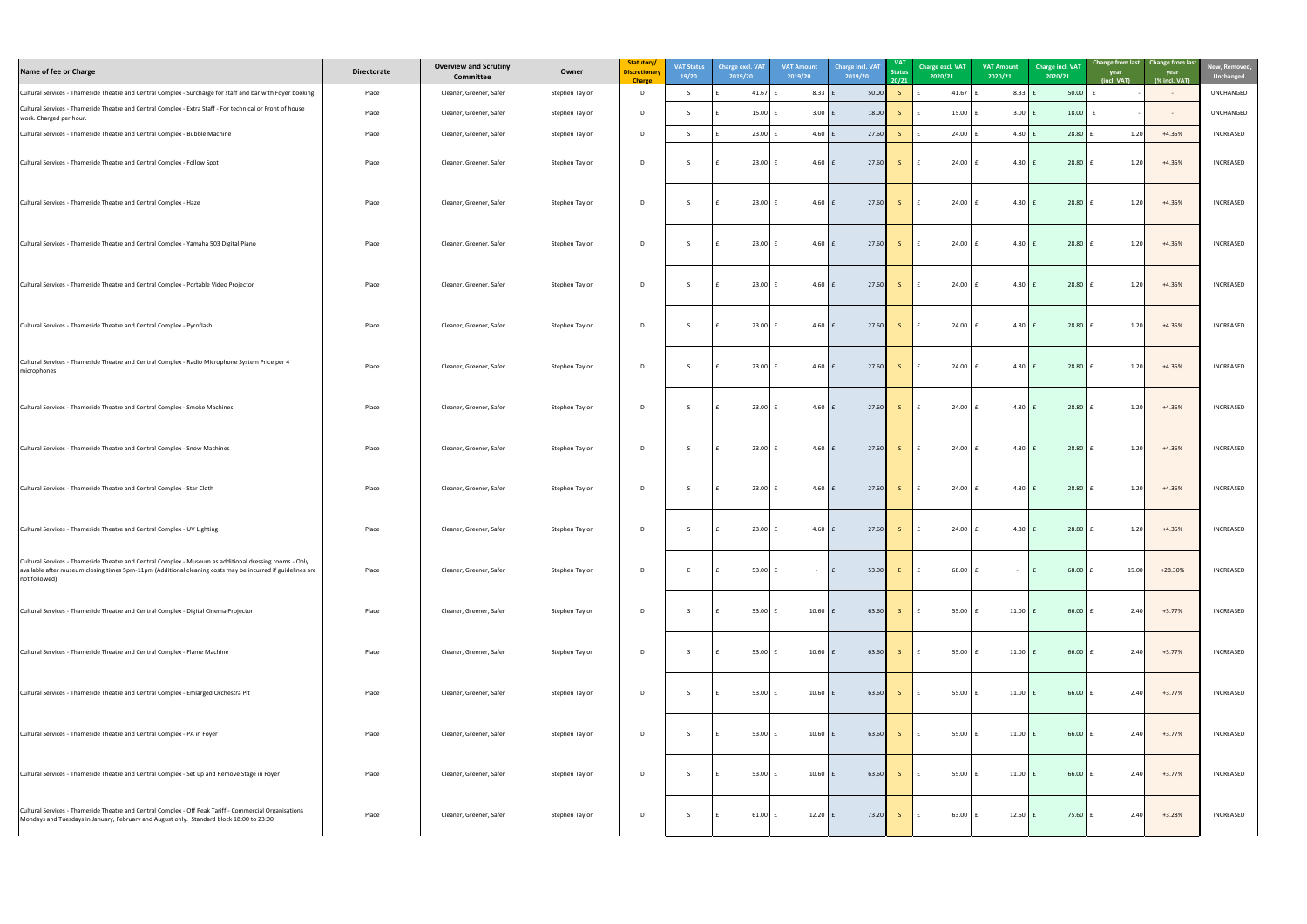| Name of fee or Charge | Directorate | Overview and Scrutiny Committee | Owner | Statutory/ Discretionary Charge | VAT Status 19/20 | Charge excl. VAT 2019/20 | VAT Amount 2019/20 | Charge incl. VAT 2019/20 | VAT Status 20/21 | Charge excl. VAT 2020/21 | VAT Amount 2020/21 | Charge incl. VAT 2020/21 | Change from last year (incl. VAT) | Change from last year (% incl. VAT) | New, Removed, Unchanged |
|---|---|---|---|---|---|---|---|---|---|---|---|---|---|---|---|
| Cultural Services - Thameside Theatre and Central Complex - Surcharge for staff and bar with Foyer booking | Place | Cleaner, Greener, Safer | Stephen Taylor | D | S | £ 41.67 | £ 8.33 | £ 50.00 | S | £ 41.67 | £ 8.33 | £ 50.00 | £ - | - | UNCHANGED |
| Cultural Services - Thameside Theatre and Central Complex - Extra Staff - For technical or Front of house work. Charged per hour. | Place | Cleaner, Greener, Safer | Stephen Taylor | D | S | £ 15.00 | £ 3.00 | £ 18.00 | S | £ 15.00 | £ 3.00 | £ 18.00 | £ - | - | UNCHANGED |
| Cultural Services - Thameside Theatre and Central Complex - Bubble Machine | Place | Cleaner, Greener, Safer | Stephen Taylor | D | S | £ 23.00 | £ 4.60 | £ 27.60 | S | £ 24.00 | £ 4.80 | £ 28.80 | £ 1.20 | +4.35% | INCREASED |
| Cultural Services - Thameside Theatre and Central Complex - Follow Spot | Place | Cleaner, Greener, Safer | Stephen Taylor | D | S | £ 23.00 | £ 4.60 | £ 27.60 | S | £ 24.00 | £ 4.80 | £ 28.80 | £ 1.20 | +4.35% | INCREASED |
| Cultural Services - Thameside Theatre and Central Complex - Haze | Place | Cleaner, Greener, Safer | Stephen Taylor | D | S | £ 23.00 | £ 4.60 | £ 27.60 | S | £ 24.00 | £ 4.80 | £ 28.80 | £ 1.20 | +4.35% | INCREASED |
| Cultural Services - Thameside Theatre and Central Complex - Yamaha 503 Digital Piano | Place | Cleaner, Greener, Safer | Stephen Taylor | D | S | £ 23.00 | £ 4.60 | £ 27.60 | S | £ 24.00 | £ 4.80 | £ 28.80 | £ 1.20 | +4.35% | INCREASED |
| Cultural Services - Thameside Theatre and Central Complex - Portable Video Projector | Place | Cleaner, Greener, Safer | Stephen Taylor | D | S | £ 23.00 | £ 4.60 | £ 27.60 | S | £ 24.00 | £ 4.80 | £ 28.80 | £ 1.20 | +4.35% | INCREASED |
| Cultural Services - Thameside Theatre and Central Complex - Pyroflash | Place | Cleaner, Greener, Safer | Stephen Taylor | D | S | £ 23.00 | £ 4.60 | £ 27.60 | S | £ 24.00 | £ 4.80 | £ 28.80 | £ 1.20 | +4.35% | INCREASED |
| Cultural Services - Thameside Theatre and Central Complex - Radio Microphone System Price per 4 microphones | Place | Cleaner, Greener, Safer | Stephen Taylor | D | S | £ 23.00 | £ 4.60 | £ 27.60 | S | £ 24.00 | £ 4.80 | £ 28.80 | £ 1.20 | +4.35% | INCREASED |
| Cultural Services - Thameside Theatre and Central Complex - Smoke Machines | Place | Cleaner, Greener, Safer | Stephen Taylor | D | S | £ 23.00 | £ 4.60 | £ 27.60 | S | £ 24.00 | £ 4.80 | £ 28.80 | £ 1.20 | +4.35% | INCREASED |
| Cultural Services - Thameside Theatre and Central Complex - Snow Machines | Place | Cleaner, Greener, Safer | Stephen Taylor | D | S | £ 23.00 | £ 4.60 | £ 27.60 | S | £ 24.00 | £ 4.80 | £ 28.80 | £ 1.20 | +4.35% | INCREASED |
| Cultural Services - Thameside Theatre and Central Complex - Star Cloth | Place | Cleaner, Greener, Safer | Stephen Taylor | D | S | £ 23.00 | £ 4.60 | £ 27.60 | S | £ 24.00 | £ 4.80 | £ 28.80 | £ 1.20 | +4.35% | INCREASED |
| Cultural Services - Thameside Theatre and Central Complex - UV Lighting | Place | Cleaner, Greener, Safer | Stephen Taylor | D | S | £ 23.00 | £ 4.60 | £ 27.60 | S | £ 24.00 | £ 4.80 | £ 28.80 | £ 1.20 | +4.35% | INCREASED |
| Cultural Services - Thameside Theatre and Central Complex - Museum as additional dressing rooms - Only available after museum closing times 5pm-11pm (Additional cleaning costs may be incurred if guidelines are not followed) | Place | Cleaner, Greener, Safer | Stephen Taylor | D | E | £ 53.00 | - | £ 53.00 | E | £ 68.00 | £ - | £ 68.00 | £ 15.00 | +28.30% | INCREASED |
| Cultural Services - Thameside Theatre and Central Complex - Digital Cinema Projector | Place | Cleaner, Greener, Safer | Stephen Taylor | D | S | £ 53.00 | £ 10.60 | £ 63.60 | S | £ 55.00 | £ 11.00 | £ 66.00 | £ 2.40 | +3.77% | INCREASED |
| Cultural Services - Thameside Theatre and Central Complex - Flame Machine | Place | Cleaner, Greener, Safer | Stephen Taylor | D | S | £ 53.00 | £ 10.60 | £ 63.60 | S | £ 55.00 | £ 11.00 | £ 66.00 | £ 2.40 | +3.77% | INCREASED |
| Cultural Services - Thameside Theatre and Central Complex - Emlarged Orchestra Pit | Place | Cleaner, Greener, Safer | Stephen Taylor | D | S | £ 53.00 | £ 10.60 | £ 63.60 | S | £ 55.00 | £ 11.00 | £ 66.00 | £ 2.40 | +3.77% | INCREASED |
| Cultural Services - Thameside Theatre and Central Complex - PA in Foyer | Place | Cleaner, Greener, Safer | Stephen Taylor | D | S | £ 53.00 | £ 10.60 | £ 63.60 | S | £ 55.00 | £ 11.00 | £ 66.00 | £ 2.40 | +3.77% | INCREASED |
| Cultural Services - Thameside Theatre and Central Complex - Set up and Remove Stage in Foyer | Place | Cleaner, Greener, Safer | Stephen Taylor | D | S | £ 53.00 | £ 10.60 | £ 63.60 | S | £ 55.00 | £ 11.00 | £ 66.00 | £ 2.40 | +3.77% | INCREASED |
| Cultural Services - Thameside Theatre and Central Complex - Off Peak Tariff - Commercial Organisations Mondays and Tuesdays in January, February and August only. Standard block 18:00 to 23:00 | Place | Cleaner, Greener, Safer | Stephen Taylor | D | S | £ 61.00 | £ 12.20 | £ 73.20 | S | £ 63.00 | £ 12.60 | £ 75.60 | £ 2.40 | +3.28% | INCREASED |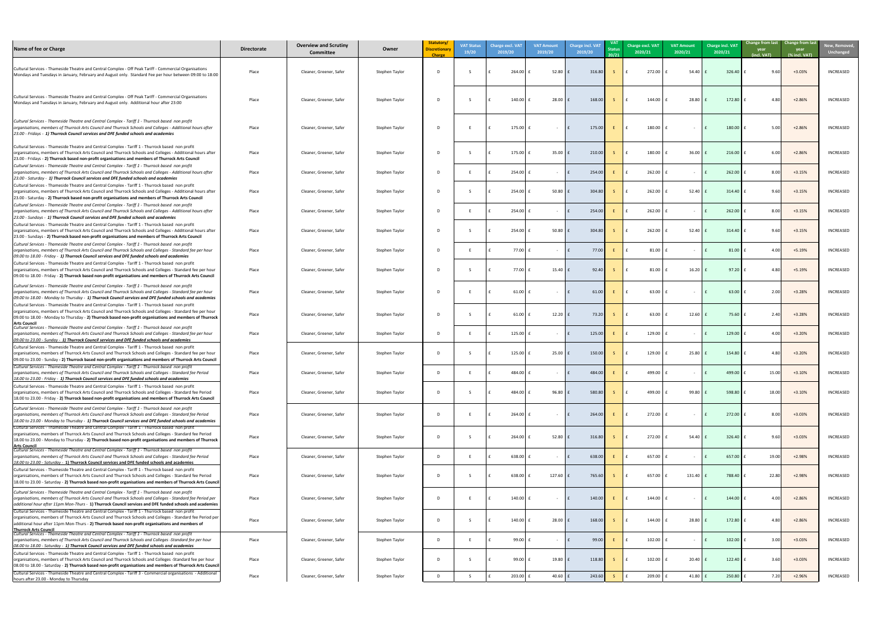| Name of fee or Charge | Directorate | Overview and Scrutiny Committee | Owner | Statutory/ Discretionary Charge | VAT Status 19/20 | Charge excl. VAT 2019/20 | VAT Amount 2019/20 | Charge incl. VAT 2019/20 | VAT Status 20/21 | Charge excl. VAT 2020/21 | VAT Amount 2020/21 | Charge incl. VAT 2020/21 | Change from last year (incl. VAT) | Change from last year (% incl. VAT) | New, Removed, Unchanged |
|---|---|---|---|---|---|---|---|---|---|---|---|---|---|---|---|
| Cultural Services - Thameside Theatre and Central Complex - Off Peak Tariff - Commercial Organisations Mondays and Tuesdays in January, February and August only. Standard Fee per hour between 09:00 to 18:00 | Place | Cleaner, Greener, Safer | Stephen Taylor | D | S | £ 264.00 | £ 52.80 | £ 316.80 | S | £ 272.00 | £ 54.40 | £ 326.40 | £ 9.60 | +3.03% | INCREASED |
| Cultural Services - Thameside Theatre and Central Complex - Off Peak Tariff - Commercial Organisations Mondays and Tuesdays in January, February and August only. Additional hour after 23:00 | Place | Cleaner, Greener, Safer | Stephen Taylor | D | S | £ 140.00 | £ 28.00 | £ 168.00 | S | £ 144.00 | £ 28.80 | £ 172.80 | £ 4.80 | +2.86% | INCREASED |
| *Cultural Services - Thameside Theatre and Central Complex - Tariff 1 - Thurrock based non profit organisations, members of Thurrock Arts Council and Thurrock Schools and Colleges - Additional hours after 23.00 - Fridays - **1) Thurrock Council services and DFE funded schools and academies*** | Place | Cleaner, Greener, Safer | Stephen Taylor | D | E | £ 175.00 | £ - | £ 175.00 | E | £ 180.00 | £ - | £ 180.00 | £ 5.00 | +2.86% | INCREASED |
| Cultural Services - Thameside Theatre and Central Complex - Tariff 1 - Thurrock based non profit organisations, members of Thurrock Arts Council and Thurrock Schools and Colleges - Additional hours after 23.00 - Fridays - **2) Thurrock based non-profit organisations and members of Thurrock Arts Council** | Place | Cleaner, Greener, Safer | Stephen Taylor | D | S | £ 175.00 | £ 35.00 | £ 210.00 | S | £ 180.00 | £ 36.00 | £ 216.00 | £ 6.00 | +2.86% | INCREASED |
| *Cultural Services - Thameside Theatre and Central Complex - Tariff 1 - Thurrock based non profit organisations, members of Thurrock Arts Council and Thurrock Schools and Colleges - Additional hours after 23.00 - Saturday - **1) Thurrock Council services and DFE funded schools and academies*** | Place | Cleaner, Greener, Safer | Stephen Taylor | D | E | £ 254.00 | £ - | £ 254.00 | E | £ 262.00 | £ - | £ 262.00 | £ 8.00 | +3.15% | INCREASED |
| Cultural Services - Thameside Theatre and Central Complex - Tariff 1 - Thurrock based non profit organisations, members of Thurrock Arts Council and Thurrock Schools and Colleges - Additional hours after 23.00 - Saturday - **2) Thurrock based non-profit organisations and members of Thurrock Arts Council** | Place | Cleaner, Greener, Safer | Stephen Taylor | D | S | £ 254.00 | £ 50.80 | £ 304.80 | S | £ 262.00 | £ 52.40 | £ 314.40 | £ 9.60 | +3.15% | INCREASED |
| *Cultural Services - Thameside Theatre and Central Complex - Tariff 1 - Thurrock based non profit organisations, members of Thurrock Arts Council and Thurrock Schools and Colleges - Additional hours after 23.00 - Sundays - **1) Thurrock Council services and DFE funded schools and academies*** | Place | Cleaner, Greener, Safer | Stephen Taylor | D | E | £ 254.00 | £ - | £ 254.00 | E | £ 262.00 | £ - | £ 262.00 | £ 8.00 | +3.15% | INCREASED |
| Cultural Services - Thameside Theatre and Central Complex - Tariff 1 - Thurrock based non profit organisations, members of Thurrock Arts Council and Thurrock Schools and Colleges - Additional hours after 23.00 - Sundays - **2) Thurrock based non-profit organisations and members of Thurrock Arts Council** | Place | Cleaner, Greener, Safer | Stephen Taylor | D | S | £ 254.00 | £ 50.80 | £ 304.80 | S | £ 262.00 | £ 52.40 | £ 314.40 | £ 9.60 | +3.15% | INCREASED |
| *Cultural Services - Thameside Theatre and Central Complex - Tariff 1 - Thurrock based non profit organisations, members of Thurrock Arts Council and Thurrock Schools and Colleges - Standard fee per hour 09.00 to 18.00 - Friday - **1) Thurrock Council services and DFE funded schools and academies*** | Place | Cleaner, Greener, Safer | Stephen Taylor | D | E | £ 77.00 | £ - | £ 77.00 | E | £ 81.00 | £ - | £ 81.00 | £ 4.00 | +5.19% | INCREASED |
| Cultural Services - Thameside Theatre and Central Complex - Tariff 1 - Thurrock based non profit organisations, members of Thurrock Arts Council and Thurrock Schools and Colleges - Standard fee per hour 09.00 to 18.00 - Friday - **2) Thurrock based non-profit organisations and members of Thurrock Arts Council** | Place | Cleaner, Greener, Safer | Stephen Taylor | D | S | £ 77.00 | £ 15.40 | £ 92.40 | S | £ 81.00 | £ 16.20 | £ 97.20 | £ 4.80 | +5.19% | INCREASED |
| *Cultural Services - Thameside Theatre and Central Complex - Tariff 1 - Thurrock based non profit organisations, members of Thurrock Arts Council and Thurrock Schools and Colleges - Standard fee per hour 09.00 to 18.00 - Monday to Thursday - **1) Thurrock Council services and DFE funded schools and academies*** | Place | Cleaner, Greener, Safer | Stephen Taylor | D | E | £ 61.00 | £ - | £ 61.00 | E | £ 63.00 | £ - | £ 63.00 | £ 2.00 | +3.28% | INCREASED |
| Cultural Services - Thameside Theatre and Central Complex - Tariff 1 - Thurrock based non profit organisations, members of Thurrock Arts Council and Thurrock Schools and Colleges - Standard fee per hour 09.00 to 18.00 - Monday to Thursday - **2) Thurrock based non-profit organisations and members of Thurrock Arts Council** | Place | Cleaner, Greener, Safer | Stephen Taylor | D | S | £ 61.00 | £ 12.20 | £ 73.20 | S | £ 63.00 | £ 12.60 | £ 75.60 | £ 2.40 | +3.28% | INCREASED |
| *Cultural Services - Thameside Theatre and Central Complex - Tariff 1 - Thurrock based non profit organisations, members of Thurrock Arts Council and Thurrock Schools and Colleges - Standard fee per hour 09.00 to 23.00 - Sunday - **1) Thurrock Council services and DFE funded schools and academies*** | Place | Cleaner, Greener, Safer | Stephen Taylor | D | E | £ 125.00 | £ - | £ 125.00 | E | £ 129.00 | £ - | £ 129.00 | £ 4.00 | +3.20% | INCREASED |
| Cultural Services - Thameside Theatre and Central Complex - Tariff 1 - Thurrock based non profit organisations, members of Thurrock Arts Council and Thurrock Schools and Colleges - Standard fee per hour 09.00 to 23.00 - Sunday - **2) Thurrock based non-profit organisations and members of Thurrock Arts Council** | Place | Cleaner, Greener, Safer | Stephen Taylor | D | S | £ 125.00 | £ 25.00 | £ 150.00 | S | £ 129.00 | £ 25.80 | £ 154.80 | £ 4.80 | +3.20% | INCREASED |
| *Cultural Services - Thameside Theatre and Central Complex - Tariff 1 - Thurrock based non profit organisations, members of Thurrock Arts Council and Thurrock Schools and Colleges - Standard fee Period 18.00 to 23.00 - Friday - **1) Thurrock Council services and DFE funded schools and academies*** | Place | Cleaner, Greener, Safer | Stephen Taylor | D | E | £ 484.00 | £ - | £ 484.00 | E | £ 499.00 | £ - | £ 499.00 | £ 15.00 | +3.10% | INCREASED |
| Cultural Services - Thameside Theatre and Central Complex - Tariff 1 - Thurrock based non profit organisations, members of Thurrock Arts Council and Thurrock Schools and Colleges - Standard fee Period 18.00 to 23.00 - Friday - **2) Thurrock based non-profit organisations and members of Thurrock Arts Council** | Place | Cleaner, Greener, Safer | Stephen Taylor | D | S | £ 484.00 | £ 96.80 | £ 580.80 | S | £ 499.00 | £ 99.80 | £ 598.80 | £ 18.00 | +3.10% | INCREASED |
| *Cultural Services - Thameside Theatre and Central Complex - Tariff 1 - Thurrock based non profit organisations, members of Thurrock Arts Council and Thurrock Schools and Colleges - Standard fee Period 18.00 to 23.00 - Monday to Thursday - **1) Thurrock Council services and DFE funded schools and academies*** | Place | Cleaner, Greener, Safer | Stephen Taylor | D | E | £ 264.00 | £ - | £ 264.00 | E | £ 272.00 | £ - | £ 272.00 | £ 8.00 | +3.03% | INCREASED |
| Cultural Services - Thameside Theatre and Central Complex - Tariff 1 - Thurrock based non profit organisations, members of Thurrock Arts Council and Thurrock Schools and Colleges - Standard fee Period 18.00 to 23.00 - Monday to Thursday - **2) Thurrock based non-profit organisations and members of Thurrock Arts Council** | Place | Cleaner, Greener, Safer | Stephen Taylor | D | S | £ 264.00 | £ 52.80 | £ 316.80 | S | £ 272.00 | £ 54.40 | £ 326.40 | £ 9.60 | +3.03% | INCREASED |
| *Cultural Services - Thameside Theatre and Central Complex - Tariff 1 - Thurrock based non profit organisations, members of Thurrock Arts Council and Thurrock Schools and Colleges - Standard fee Period 18.00 to 23.00 - Saturday - **1) Thurrock Council services and DFE funded schools and academies*** | Place | Cleaner, Greener, Safer | Stephen Taylor | D | E | £ 638.00 | £ - | £ 638.00 | E | £ 657.00 | £ - | £ 657.00 | £ 19.00 | +2.98% | INCREASED |
| Cultural Services - Thameside Theatre and Central Complex - Tariff 1 - Thurrock based non profit organisations, members of Thurrock Arts Council and Thurrock Schools and Colleges - Standard fee Period 18.00 to 23.00 - Saturday - **2) Thurrock based non-profit organisations and members of Thurrock Arts Council** | Place | Cleaner, Greener, Safer | Stephen Taylor | D | S | £ 638.00 | £ 127.60 | £ 765.60 | S | £ 657.00 | £ 131.40 | £ 788.40 | £ 22.80 | +2.98% | INCREASED |
| *Cultural Services - Thameside Theatre and Central Complex - Tariff 1 - Thurrock based non profit organisations, members of Thurrock Arts Council and Thurrock Schools and Colleges - Standard fee Period per additional hour after 11pm Mon-Thurs - **1) Thurrock Council services and DFE funded schools and academies*** | Place | Cleaner, Greener, Safer | Stephen Taylor | D | E | £ 140.00 | £ - | £ 140.00 | E | £ 144.00 | £ - | £ 144.00 | £ 4.00 | +2.86% | INCREASED |
| Cultural Services - Thameside Theatre and Central Complex - Tariff 1 - Thurrock based non profit organisations, members of Thurrock Arts Council and Thurrock Schools and Colleges - Standard fee Period per additional hour after 11pm Mon-Thurs - **2) Thurrock based non-profit organisations and members of Thurrock Arts Council** | Place | Cleaner, Greener, Safer | Stephen Taylor | D | S | £ 140.00 | £ 28.00 | £ 168.00 | S | £ 144.00 | £ 28.80 | £ 172.80 | £ 4.80 | +2.86% | INCREASED |
| *Cultural Services - Thameside Theatre and Central Complex - Tariff 1 - Thurrock based non profit organisations, members of Thurrock Arts Council and Thurrock Schools and Colleges -Standard fee per hour 08.00 to 18.00 - Saturday - **1) Thurrock Council services and DFE funded schools and academies*** | Place | Cleaner, Greener, Safer | Stephen Taylor | D | E | £ 99.00 | £ - | £ 99.00 | E | £ 102.00 | £ - | £ 102.00 | £ 3.00 | +3.03% | INCREASED |
| Cultural Services - Thameside Theatre and Central Complex - Tariff 1 - Thurrock based non profit organisations, members of Thurrock Arts Council and Thurrock Schools and Colleges -Standard fee per hour 08.00 to 18.00 - Saturday - **2) Thurrock based non-profit organisations and members of Thurrock Arts Council** | Place | Cleaner, Greener, Safer | Stephen Taylor | D | S | £ 99.00 | £ 19.80 | £ 118.80 | S | £ 102.00 | £ 20.40 | £ 122.40 | £ 3.60 | +3.03% | INCREASED |
| Cultural Services - Thameside Theatre and Central Complex - Tariff 3 - Commercial organisations - Additional hours after 23.00 - Monday to Thursday | Place | Cleaner, Greener, Safer | Stephen Taylor | D | S | £ 203.00 | £ 40.60 | £ 243.60 | S | £ 209.00 | £ 41.80 | £ 250.80 | £ 7.20 | +2.96% | INCREASED |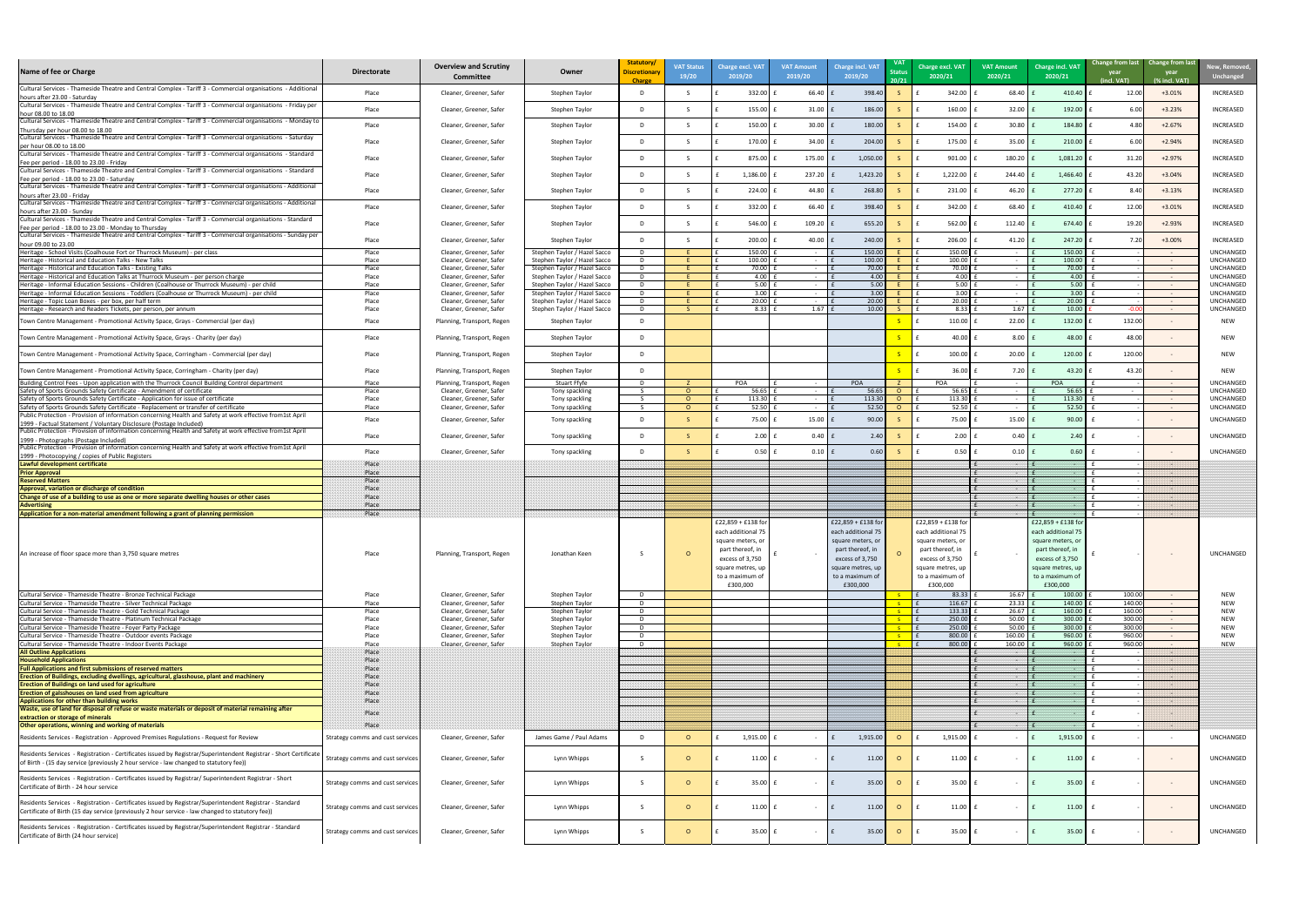| Name of fee or Charge | Directorate | Overview and Scrutiny Committee | Owner | Statutory/ Discretionary Charge | VAT Status 19/20 | Charge excl. VAT 2019/20 | VAT Amount 2019/20 | Charge incl. VAT 2019/20 | VAT Status 20/21 | Charge excl. VAT 2020/21 | VAT Amount 2020/21 | Charge incl. VAT 2020/21 | Change from last year (incl. VAT) | Change from last year (% incl. VAT) | New, Removed, Unchanged |
|---|---|---|---|---|---|---|---|---|---|---|---|---|---|---|---|
| Cultural Services - Thameside Theatre and Central Complex - Tariff 3 - Commercial organisations - Additional hours after 23.00 - Saturday | Place | Cleaner, Greener, Safer | Stephen Taylor | D | S | £ 332.00 | £ 66.40 | £ 398.40 | S | £ 342.00 | £ 68.40 | £ 410.40 | £ 12.00 | +3.01% | INCREASED |
| Cultural Services - Thameside Theatre and Central Complex - Tariff 3 - Commercial organisations - Friday per hour 08.00 to 18.00 | Place | Cleaner, Greener, Safer | Stephen Taylor | D | S | £ 155.00 | £ 31.00 | £ 186.00 | S | £ 160.00 | £ 32.00 | £ 192.00 | £ 6.00 | +3.23% | INCREASED |
| Cultural Services - Thameside Theatre and Central Complex - Tariff 3 - Commercial organisations - Monday to Thursday per hour 08.00 to 18.00 | Place | Cleaner, Greener, Safer | Stephen Taylor | D | S | £ 150.00 | £ 30.00 | £ 180.00 | S | £ 154.00 | £ 30.80 | £ 184.80 | £ 4.80 | +2.67% | INCREASED |
| Cultural Services - Thameside Theatre and Central Complex - Tariff 3 - Commercial organisations - Saturday per hour 08.00 to 18.00 | Place | Cleaner, Greener, Safer | Stephen Taylor | D | S | £ 170.00 | £ 34.00 | £ 204.00 | S | £ 175.00 | £ 35.00 | £ 210.00 | £ 6.00 | +2.94% | INCREASED |
| Cultural Services - Thameside Theatre and Central Complex - Tariff 3 - Commercial organisations - Standard Fee per period - 18.00 to 23.00 - Friday | Place | Cleaner, Greener, Safer | Stephen Taylor | D | S | £ 875.00 | £ 175.00 | £ 1,050.00 | S | £ 901.00 | £ 180.20 | £ 1,081.20 | £ 31.20 | +2.97% | INCREASED |
| Cultural Services - Thameside Theatre and Central Complex - Tariff 3 - Commercial organisations - Standard Fee per period - 18.00 to 23.00 - Saturday | Place | Cleaner, Greener, Safer | Stephen Taylor | D | S | £ 1,186.00 | £ 237.20 | £ 1,423.20 | S | £ 1,222.00 | £ 244.40 | £ 1,466.40 | £ 43.20 | +3.04% | INCREASED |
| Cultural Services - Thameside Theatre and Central Complex - Tariff 3 - Commercial organisations - Additional hours after 23.00 - Friday | Place | Cleaner, Greener, Safer | Stephen Taylor | D | S | £ 224.00 | £ 44.80 | £ 268.80 | S | £ 231.00 | £ 46.20 | £ 277.20 | £ 8.40 | +3.13% | INCREASED |
| Cultural Services - Thameside Theatre and Central Complex - Tariff 3 - Commercial organisations - Additional hours after 23.00 - Sunday | Place | Cleaner, Greener, Safer | Stephen Taylor | D | S | £ 332.00 | £ 66.40 | £ 398.40 | S | £ 342.00 | £ 68.40 | £ 410.40 | £ 12.00 | +3.01% | INCREASED |
| Cultural Services - Thameside Theatre and Central Complex - Tariff 3 - Commercial organisations - Standard Fee per period - 18.00 to 23.00 - Monday to Thursday | Place | Cleaner, Greener, Safer | Stephen Taylor | D | S | £ 546.00 | £ 109.20 | £ 655.20 | S | £ 562.00 | £ 112.40 | £ 674.40 | £ 19.20 | +2.93% | INCREASED |
| Cultural Services - Thameside Theatre and Central Complex - Tariff 3 - Commercial organisations - Sunday per hour 09.00 to 23.00 | Place | Cleaner, Greener, Safer | Stephen Taylor | D | S | £ 200.00 | £ 40.00 | £ 240.00 | S | £ 206.00 | £ 41.20 | £ 247.20 | £ 7.20 | +3.00% | INCREASED |
| Heritage - School Visits (Coalhouse Fort or Thurrock Museum) - per class | Place | Cleaner, Greener, Safer | Stephen Taylor / Hazel Sacco | D | E | £ 150.00 | £ - | £ 150.00 | E | £ 150.00 | £ - | £ 150.00 | £ - | - | UNCHANGED |
| Heritage - Historical and Education Talks - New Talks | Place | Cleaner, Greener, Safer | Stephen Taylor / Hazel Sacco | D | E | £ 100.00 | £ - | £ 100.00 | E | £ 100.00 | £ - | £ 100.00 | £ - | - | UNCHANGED |
| Heritage - Historical and Education Talks - Existing Talks | Place | Cleaner, Greener, Safer | Stephen Taylor / Hazel Sacco | D | E | £ 70.00 | £ - | £ 70.00 | E | £ 70.00 | £ - | £ 70.00 | £ - | - | UNCHANGED |
| Heritage - Historical and Education Talks at Thurrock Museum - per person charge | Place | Cleaner, Greener, Safer | Stephen Taylor / Hazel Sacco | D | E | £ 4.00 | £ - | £ 4.00 | E | £ 4.00 | £ - | £ 4.00 | £ - | - | UNCHANGED |
| Heritage - Informal Education Sessions - Children (Coalhouse or Thurrock Museum) - per child | Place | Cleaner, Greener, Safer | Stephen Taylor / Hazel Sacco | D | E | £ 5.00 | £ - | £ 5.00 | E | £ 5.00 | £ - | £ 5.00 | £ - | - | UNCHANGED |
| Heritage - Informal Education Sessions - Toddlers (Coalhouse or Thurrock Museum) - per child | Place | Cleaner, Greener, Safer | Stephen Taylor / Hazel Sacco | D | E | £ 3.00 | £ - | £ 3.00 | E | £ 3.00 | £ - | £ 3.00 | £ - | - | UNCHANGED |
| Heritage - Topic Loan Boxes - per box, per half term | Place | Cleaner, Greener, Safer | Stephen Taylor / Hazel Sacco | D | E | £ 20.00 | £ - | £ 20.00 | E | £ 20.00 | £ - | £ 20.00 | £ - | - | UNCHANGED |
| Heritage - Research and Readers Tickets, per person, per annum | Place | Cleaner, Greener, Safer | Stephen Taylor / Hazel Sacco | D | S | £ 8.33 | £ 1.67 | £ 10.00 | S | £ 8.33 | £ 1.67 | £ 10.00 | £ -0.00 | - | UNCHANGED |
| Town Centre Management - Promotional Activity Space, Grays - Commercial (per day) | Place | Planning, Transport, Regen | Stephen Taylor | D | | | | | S | £ 110.00 | £ 22.00 | £ 132.00 | £ 132.00 | - | NEW |
| Town Centre Management - Promotional Activity Space, Grays - Charity (per day) | Place | Planning, Transport, Regen | Stephen Taylor | D | | | | | S | £ 40.00 | £ 8.00 | £ 48.00 | £ 48.00 | - | NEW |
| Town Centre Management - Promotional Activity Space, Corringham - Commercial (per day) | Place | Planning, Transport, Regen | Stephen Taylor | D | | | | | S | £ 100.00 | £ 20.00 | £ 120.00 | £ 120.00 | - | NEW |
| Town Centre Management - Promotional Activity Space, Corringham - Charity (per day) | Place | Planning, Transport, Regen | Stephen Taylor | D | | | | | S | £ 36.00 | £ 7.20 | £ 43.20 | £ 43.20 | - | NEW |
| Building Control Fees - Upon application with the Thurrock Council Building Control department | Place | Planning, Transport, Regen | Stuart Ffyfe | D | Z | POA | £ - | POA | Z | POA | £ - | POA | £ - | - | UNCHANGED |
| Safety of Sports Grounds Safety Certificate - Amendment of certificate | Place | Cleaner, Greener, Safer | Tony spackling | S | O | £ 56.65 | £ - | £ 56.65 | O | £ 56.65 | £ - | £ 56.65 | £ - | - | UNCHANGED |
| Safety of Sports Grounds Safety Certificate - Application for issue of certificate | Place | Cleaner, Greener, Safer | Tony spackling | S | O | £ 113.30 | £ - | £ 113.30 | O | £ 113.30 | £ - | £ 113.30 | £ - | - | UNCHANGED |
| Safety of Sports Grounds Safety Certificate - Replacement or transfer of certificate | Place | Cleaner, Greener, Safer | Tony spackling | S | O | £ 52.50 | £ - | £ 52.50 | O | £ 52.50 | £ - | £ 52.50 | £ - | - | UNCHANGED |
| Public Protection - Provision of information concerning Health and Safety at work effective from1st April 1999 - Factual Statement / Voluntary Disclosure (Postage Included) | Place | Cleaner, Greener, Safer | Tony spackling | D | S | £ 75.00 | £ 15.00 | £ 90.00 | S | £ 75.00 | £ 15.00 | £ 90.00 | £ - | - | UNCHANGED |
| Public Protection - Provision of information concerning Health and Safety at work effective from1st April 1999 - Photographs (Postage Included) | Place | Cleaner, Greener, Safer | Tony spackling | D | S | £ 2.00 | £ 0.40 | £ 2.40 | S | £ 2.00 | £ 0.40 | £ 2.40 | £ - | - | UNCHANGED |
| Public Protection - Provision of information concerning Health and Safety at work effective from1st April 1999 - Photocopying / copies of Public Registers | Place | Cleaner, Greener, Safer | Tony spackling | D | S | £ 0.50 | £ 0.10 | £ 0.60 | S | £ 0.50 | £ 0.10 | £ 0.60 | £ - | - | UNCHANGED |
| **Lawful development certificate** | Place | | | | | | | | | | £ - | £ - | £ - | - | |
| **Prior Approval** | Place | | | | | | | | | | £ - | £ - | £ - | - | |
| **Reserved Matters** | Place | | | | | | | | | | £ - | £ - | £ - | - | |
| **Approval, variation or discharge of condition** | Place | | | | | | | | | | £ - | £ - | £ - | - | |
| **Change of use of a building to use as one or more separate dwelling houses or other cases** | Place | | | | | | | | | | £ - | £ - | £ - | - | |
| **Advertising** | Place | | | | | | | | | | £ - | £ - | £ - | - | |
| **Application for a non-material amendment following a grant of planning permission** | Place | | | | | | | | | | £ - | £ - | £ - | - | |
| An increase of floor space more than 3,750 square metres | Place | Planning, Transport, Regen | Jonathan Keen | S | O | £22,859 + £138 for each additional 75 square meters, or part thereof, in excess of 3,750 square metres, up to a maximum of £300,000 | £ - | £22,859 + £138 for each additional 75 square meters, or part thereof, in excess of 3,750 square metres, up to a maximum of £300,000 | O | £22,859 + £138 for each additional 75 square meters, or part thereof, in excess of 3,750 square metres, up to a maximum of £300,000 | £ - | £22,859 + £138 for each additional 75 square meters, or part thereof, in excess of 3,750 square metres, up to a maximum of £300,000 | £ - | - | UNCHANGED |
| Cultural Service - Thameside Theatre - Bronze Technical Package | Place | Cleaner, Greener, Safer | Stephen Taylor | D | | | | | s | £ 83.33 | £ 16.67 | £ 100.00 | £ 100.00 | - | NEW |
| Cultural Service - Thameside Theatre - Silver Technical Package | Place | Cleaner, Greener, Safer | Stephen Taylor | D | | | | | s | £ 116.67 | £ 23.33 | £ 140.00 | £ 140.00 | - | NEW |
| Cultural Service - Thameside Theatre - Gold Technical Package | Place | Cleaner, Greener, Safer | Stephen Taylor | D | | | | | s | £ 133.33 | £ 26.67 | £ 160.00 | £ 160.00 | - | NEW |
| Cultural Service - Thameside Theatre - Platinum Technical Package | Place | Cleaner, Greener, Safer | Stephen Taylor | D | | | | | s | £ 250.00 | £ 50.00 | £ 300.00 | £ 300.00 | - | NEW |
| Cultural Service - Thameside Theatre - Foyer Party Package | Place | Cleaner, Greener, Safer | Stephen Taylor | D | | | | | s | £ 250.00 | £ 50.00 | £ 300.00 | £ 300.00 | - | NEW |
| Cultural Service - Thameside Theatre - Outdoor events Package | Place | Cleaner, Greener, Safer | Stephen Taylor | D | | | | | s | £ 800.00 | £ 160.00 | £ 960.00 | £ 960.00 | - | NEW |
| Cultural Service - Thameside Theatre - Indoor Events Package | Place | Cleaner, Greener, Safer | Stephen Taylor | D | | | | | s | £ 800.00 | £ 160.00 | £ 960.00 | £ 960.00 | - | NEW |
| **All Outline Applications** | Place | | | | | | | | | | £ - | £ - | £ - | - | |
| **Household Applications** | Place | | | | | | | | | | £ - | £ - | £ - | - | |
| **Full Applications and first submissions of reserved matters** | Place | | | | | | | | | | £ - | £ - | £ - | - | |
| **Erection of Buildings, excluding dwellings, agricultural, glasshouse, plant and machinery** | Place | | | | | | | | | | £ - | £ - | £ - | - | |
| **Erection of Buildings on land used for agriculture** | Place | | | | | | | | | | £ - | £ - | £ - | - | |
| **Erection of galsshouses on land used from agriculture** | Place | | | | | | | | | | £ - | £ - | £ - | - | |
| **Applications for other than building works** | Place | | | | | | | | | | £ - | £ - | £ - | - | |
| **Waste, use of land for disposal of refuse or waste materials or deposit of material remaining after extraction or storage of minerals** | Place | | | | | | | | | | £ - | £ - | £ - | - | |
| **Other operations, winning and working of materials** | Place | | | | | | | | | | £ - | £ - | £ - | - | |
| Residents Services - Registration - Approved Premises Regulations - Request for Review | Strategy comms and cust services | Cleaner, Greener, Safer | James Game / Paul Adams | D | O | £ 1,915.00 | £ - | £ 1,915.00 | O | £ 1,915.00 | £ - | £ 1,915.00 | £ - | - | UNCHANGED |
| Residents Services - Registration - Certificates issued by Registrar/Superintendent Registrar - Short Certificate of Birth - (15 day service (previously 2 hour service - law changed to statutory fee)) | Strategy comms and cust services | Cleaner, Greener, Safer | Lynn Whipps | S | O | £ 11.00 | £ - | £ 11.00 | O | £ 11.00 | £ - | £ 11.00 | £ - | - | UNCHANGED |
| Residents Services - Registration - Certificates issued by Registrar/ Superintendent Registrar - Short Certificate of Birth - 24 hour service | Strategy comms and cust services | Cleaner, Greener, Safer | Lynn Whipps | S | O | £ 35.00 | £ - | £ 35.00 | O | £ 35.00 | £ - | £ 35.00 | £ - | - | UNCHANGED |
| Residents Services - Registration - Certificates issued by Registrar/Superintendent Registrar - Standard Certificate of Birth (15 day service (previously 2 hour service - law changed to statutory fee)) | Strategy comms and cust services | Cleaner, Greener, Safer | Lynn Whipps | S | O | £ 11.00 | £ - | £ 11.00 | O | £ 11.00 | £ - | £ 11.00 | £ - | - | UNCHANGED |
| Residents Services - Registration - Certificates issued by Registrar/Superintendent Registrar - Standard Certificate of Birth (24 hour service) | Strategy comms and cust services | Cleaner, Greener, Safer | Lynn Whipps | S | O | £ 35.00 | £ - | £ 35.00 | O | £ 35.00 | £ - | £ 35.00 | £ - | - | UNCHANGED |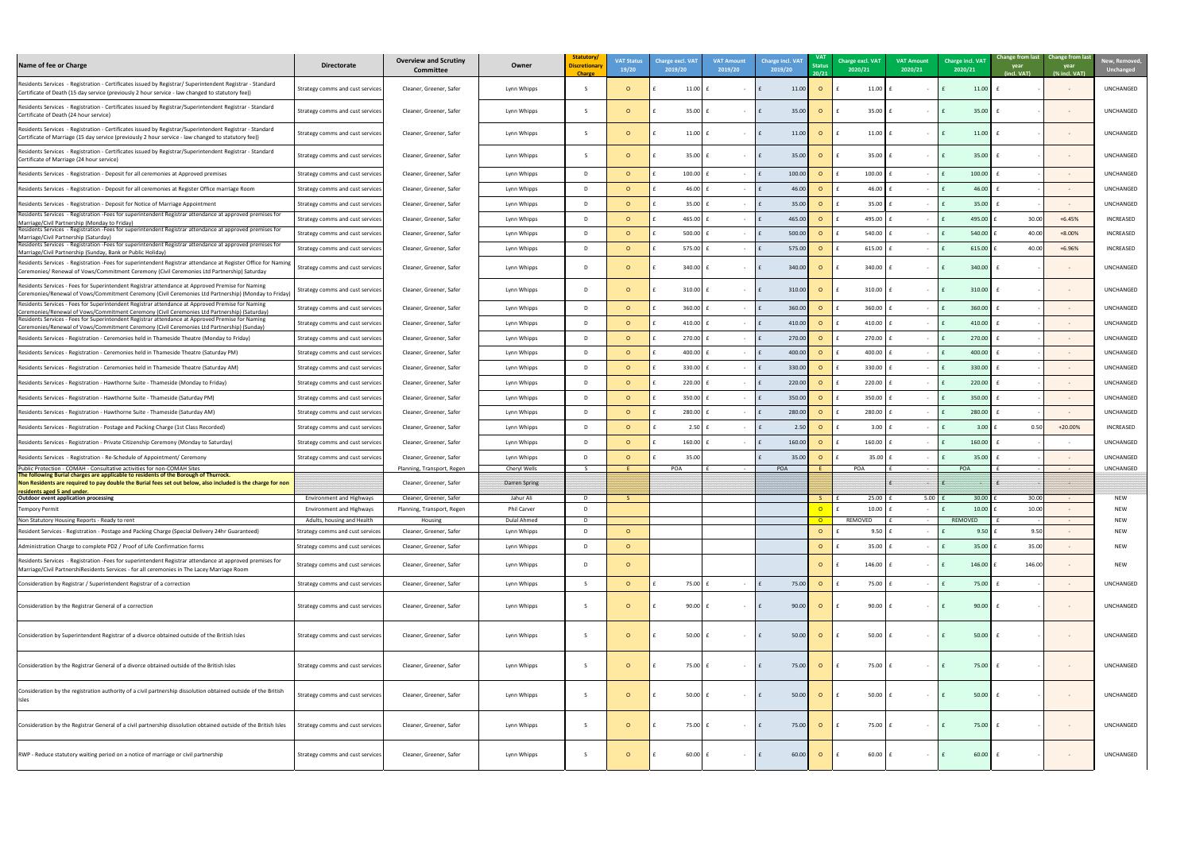| Name of fee or Charge | Directorate | Overview and Scrutiny Committee | Owner | Statutory/ Discretionary Charge | VAT Status 19/20 | Charge excl. VAT 2019/20 | VAT Amount 2019/20 | Charge incl. VAT 2019/20 | VAT Status 20/21 | Charge excl. VAT 2020/21 | VAT Amount 2020/21 | Charge incl. VAT 2020/21 | Change from last year (incl. VAT) | Change from last year (% incl. VAT) | New, Removed, Unchanged |
|---|---|---|---|---|---|---|---|---|---|---|---|---|---|---|---|
| Residents Services - Registration - Certificates issued by Registrar/ Superintendent Registrar - Standard Certificate of Death (15 day service (previously 2 hour service - law changed to statutory fee)) | Strategy comms and cust services | Cleaner, Greener, Safer | Lynn Whipps | S | O | £ 11.00 | £ - | £ 11.00 | O | £ 11.00 | £ - | £ 11.00 | £ - | - | UNCHANGED |
| Residents Services - Registration - Certificates issued by Registrar/Superintendent Registrar - Standard Certificate of Death (24 hour service) | Strategy comms and cust services | Cleaner, Greener, Safer | Lynn Whipps | S | O | £ 35.00 | £ - | £ 35.00 | O | £ 35.00 | £ - | £ 35.00 | £ - | - | UNCHANGED |
| Residents Services - Registration - Certificates issued by Registrar/Superintendent Registrar - Standard Certificate of Marriage (15 day service (previously 2 hour service - law changed to statutory fee)) | Strategy comms and cust services | Cleaner, Greener, Safer | Lynn Whipps | S | O | £ 11.00 | £ - | £ 11.00 | O | £ 11.00 | £ - | £ 11.00 | £ - | - | UNCHANGED |
| Residents Services - Registration - Certificates issued by Registrar/Superintendent Registrar - Standard Certificate of Marriage (24 hour service) | Strategy comms and cust services | Cleaner, Greener, Safer | Lynn Whipps | S | O | £ 35.00 | £ - | £ 35.00 | O | £ 35.00 | £ - | £ 35.00 | £ - | - | UNCHANGED |
| Residents Services - Registration - Deposit for all ceremonies at Approved premises | Strategy comms and cust services | Cleaner, Greener, Safer | Lynn Whipps | D | O | £ 100.00 | £ - | £ 100.00 | O | £ 100.00 | £ - | £ 100.00 | £ - | - | UNCHANGED |
| Residents Services - Registration - Deposit for all ceremonies at Register Office marriage Room | Strategy comms and cust services | Cleaner, Greener, Safer | Lynn Whipps | D | O | £ 46.00 | £ - | £ 46.00 | O | £ 46.00 | £ - | £ 46.00 | £ - | - | UNCHANGED |
| Residents Services - Registration - Deposit for Notice of Marriage Appointment | Strategy comms and cust services | Cleaner, Greener, Safer | Lynn Whipps | D | O | £ 35.00 | £ - | £ 35.00 | O | £ 35.00 | £ - | £ 35.00 | £ - | - | UNCHANGED |
| Residents Services - Registration -Fees for superintendent Registrar attendance at approved premises for Marriage/Civil Partnership (Monday to Friday) | Strategy comms and cust services | Cleaner, Greener, Safer | Lynn Whipps | D | O | £ 465.00 | £ - | £ 465.00 | O | £ 495.00 | £ - | £ 495.00 | £ 30.00 | +6.45% | INCREASED |
| Residents Services - Registration -Fees for superintendent Registrar attendance at approved premises for Marriage/Civil Partnership (Saturday) | Strategy comms and cust services | Cleaner, Greener, Safer | Lynn Whipps | D | O | £ 500.00 | £ - | £ 500.00 | O | £ 540.00 | £ - | £ 540.00 | £ 40.00 | +8.00% | INCREASED |
| Residents Services - Registration -Fees for superintendent Registrar attendance at approved premises for Marriage/Civil Partnership (Sunday, Bank or Public Holiday) | Strategy comms and cust services | Cleaner, Greener, Safer | Lynn Whipps | D | O | £ 575.00 | £ - | £ 575.00 | O | £ 615.00 | £ - | £ 615.00 | £ 40.00 | +6.96% | INCREASED |
| Residents Services - Registration -Fees for superintendent Registrar attendance at Register Office for Naming Ceremonies/ Renewal of Vows/Commitment Ceremony (Civil Ceremonies Ltd Partnership) Saturday | Strategy comms and cust services | Cleaner, Greener, Safer | Lynn Whipps | D | O | £ 340.00 | £ - | £ 340.00 | O | £ 340.00 | £ - | £ 340.00 | £ - | - | UNCHANGED |
| Residents Services - Fees for Superintendent Registrar attendance at Approved Premise for Naming Ceremonies/Renewal of Vows/Commitment Ceremony (Civil Ceremonies Ltd Partnership) (Monday to Friday) | Strategy comms and cust services | Cleaner, Greener, Safer | Lynn Whipps | D | O | £ 310.00 | £ - | £ 310.00 | O | £ 310.00 | £ - | £ 310.00 | £ - | - | UNCHANGED |
| Residents Services - Fees for Superintendent Registrar attendance at Approved Premise for Naming Ceremonies/Renewal of Vows/Commitment Ceremony (Civil Ceremonies Ltd Partnership) (Saturday) | Strategy comms and cust services | Cleaner, Greener, Safer | Lynn Whipps | D | O | £ 360.00 | £ - | £ 360.00 | O | £ 360.00 | £ - | £ 360.00 | £ - | - | UNCHANGED |
| Residents Services - Fees for Superintendent Registrar attendance at Approved Premise for Naming Ceremonies/Renewal of Vows/Commitment Ceremony (Civil Ceremonies Ltd Partnership) (Sunday) | Strategy comms and cust services | Cleaner, Greener, Safer | Lynn Whipps | D | O | £ 410.00 | £ - | £ 410.00 | O | £ 410.00 | £ - | £ 410.00 | £ - | - | UNCHANGED |
| Residents Services - Registration - Ceremonies held in Thameside Theatre (Monday to Friday) | Strategy comms and cust services | Cleaner, Greener, Safer | Lynn Whipps | D | O | £ 270.00 | £ - | £ 270.00 | O | £ 270.00 | £ - | £ 270.00 | £ - | - | UNCHANGED |
| Residents Services - Registration - Ceremonies held in Thameside Theatre (Saturday PM) | Strategy comms and cust services | Cleaner, Greener, Safer | Lynn Whipps | D | O | £ 400.00 | £ - | £ 400.00 | O | £ 400.00 | £ - | £ 400.00 | £ - | - | UNCHANGED |
| Residents Services - Registration - Ceremonies held in Thameside Theatre (Saturday AM) | Strategy comms and cust services | Cleaner, Greener, Safer | Lynn Whipps | D | O | £ 330.00 | £ - | £ 330.00 | O | £ 330.00 | £ - | £ 330.00 | £ - | - | UNCHANGED |
| Residents Services - Registration - Hawthorne Suite - Thameside (Monday to Friday) | Strategy comms and cust services | Cleaner, Greener, Safer | Lynn Whipps | D | O | £ 220.00 | £ - | £ 220.00 | O | £ 220.00 | £ - | £ 220.00 | £ - | - | UNCHANGED |
| Residents Services - Registration - Hawthorne Suite - Thameside (Saturday PM) | Strategy comms and cust services | Cleaner, Greener, Safer | Lynn Whipps | D | O | £ 350.00 | £ - | £ 350.00 | O | £ 350.00 | £ - | £ 350.00 | £ - | - | UNCHANGED |
| Residents Services - Registration - Hawthorne Suite - Thameside (Saturday AM) | Strategy comms and cust services | Cleaner, Greener, Safer | Lynn Whipps | D | O | £ 280.00 | £ - | £ 280.00 | O | £ 280.00 | £ - | £ 280.00 | £ - | - | UNCHANGED |
| Residents Services - Registration - Postage and Packing Charge (1st Class Recorded) | Strategy comms and cust services | Cleaner, Greener, Safer | Lynn Whipps | D | O | £ 2.50 | £ - | £ 2.50 | O | £ 3.00 | £ - | £ 3.00 | £ 0.50 | +20.00% | INCREASED |
| Residents Services - Registration - Private Citizenship Ceremony (Monday to Saturday) | Strategy comms and cust services | Cleaner, Greener, Safer | Lynn Whipps | D | O | £ 160.00 | £ - | £ 160.00 | O | £ 160.00 | £ - | £ 160.00 | £ - | - | UNCHANGED |
| Residents Services - Registration - Re-Schedule of Appointment/ Ceremony | Strategy comms and cust services | Cleaner, Greener, Safer | Lynn Whipps | D | O | £ 35.00 | | £ 35.00 | O | £ 35.00 | £ - | £ 35.00 | £ - | - | UNCHANGED |
| Public Protection - COMAH - Consultative activities for non-COMAH Sites | | Planning, Transport, Regen | Cheryl Wells | S | E | POA | £ - | POA | E | POA | £ - | POA | £ - | - | UNCHANGED |
| **The following Burial charges are applicable to residents of the Borough of Thurrock. Non Residents are required to pay double the Burial fees set out below, also included is the charge for non residents aged 5 and under.** | | Cleaner, Greener, Safer | Darren Spring | | | | | | | | £ - | £ - | £ - | - | |
| **Outdoor event application processing** | Environment and Highways | Cleaner, Greener, Safer | Jahur Ali | D | S | | | | S | £ 25.00 | £ 5.00 | £ 30.00 | £ 30.00 | - | NEW |
| Tempory Permit | Environment and Highways | Planning, Transport, Regen | Phil Carver | D | | | | | O | £ 10.00 | £ - | £ 10.00 | £ 10.00 | - | NEW |
| Non Statutory Housing Reports - Ready to rent | Adults, housing and Health | Housing | Dulal Ahmed | D | | | | | O | REMOVED | £ - | REMOVED | £ - | - | NEW |
| Resident Services - Registration - Postage and Packing Charge (Special Delivery 24hr Guaranteed) | Strategy comms and cust services | Cleaner, Greener, Safer | Lynn Whipps | D | O | | | | O | £ 9.50 | £ - | £ 9.50 | £ 9.50 | - | NEW |
| Administration Charge to complete PD2 / Proof of Life Confirmation forms | Strategy comms and cust services | Cleaner, Greener, Safer | Lynn Whipps | D | O | | | | O | £ 35.00 | £ - | £ 35.00 | £ 35.00 | - | NEW |
| Residents Services - Registration -Fees for superintendent Registrar attendance at approved premises for Marriage/Civil PartnershiResidents Services - for all ceremonies in The Lacey Marriage Room | Strategy comms and cust services | Cleaner, Greener, Safer | Lynn Whipps | D | O | | | | O | £ 146.00 | £ - | £ 146.00 | £ 146.00 | - | NEW |
| Consideration by Registrar / Superintendent Registrar of a correction | Strategy comms and cust services | Cleaner, Greener, Safer | Lynn Whipps | S | O | £ 75.00 | £ - | £ 75.00 | O | £ 75.00 | £ - | £ 75.00 | £ - | - | UNCHANGED |
| Consideration by the Registrar General of a correction | Strategy comms and cust services | Cleaner, Greener, Safer | Lynn Whipps | S | O | £ 90.00 | £ - | £ 90.00 | O | £ 90.00 | £ - | £ 90.00 | £ - | - | UNCHANGED |
| Consideration by Superintendent Registrar of a divorce obtained outside of the British Isles | Strategy comms and cust services | Cleaner, Greener, Safer | Lynn Whipps | S | O | £ 50.00 | £ - | £ 50.00 | O | £ 50.00 | £ - | £ 50.00 | £ - | - | UNCHANGED |
| Consideration by the Registrar General of a divorce obtained outside of the British Isles | Strategy comms and cust services | Cleaner, Greener, Safer | Lynn Whipps | S | O | £ 75.00 | £ - | £ 75.00 | O | £ 75.00 | £ - | £ 75.00 | £ - | - | UNCHANGED |
| Consideration by the registration authority of a civil partnership dissolution obtained outside of the British Isles | Strategy comms and cust services | Cleaner, Greener, Safer | Lynn Whipps | S | O | £ 50.00 | £ - | £ 50.00 | O | £ 50.00 | £ - | £ 50.00 | £ - | - | UNCHANGED |
| Consideration by the Registrar General of a civil partnership dissolution obtained outside of the British Isles | Strategy comms and cust services | Cleaner, Greener, Safer | Lynn Whipps | S | O | £ 75.00 | £ - | £ 75.00 | O | £ 75.00 | £ - | £ 75.00 | £ - | - | UNCHANGED |
| RWP - Reduce statutory waiting period on a notice of marriage or civil partnership | Strategy comms and cust services | Cleaner, Greener, Safer | Lynn Whipps | S | O | £ 60.00 | £ - | £ 60.00 | O | £ 60.00 | £ - | £ 60.00 | £ - | - | UNCHANGED |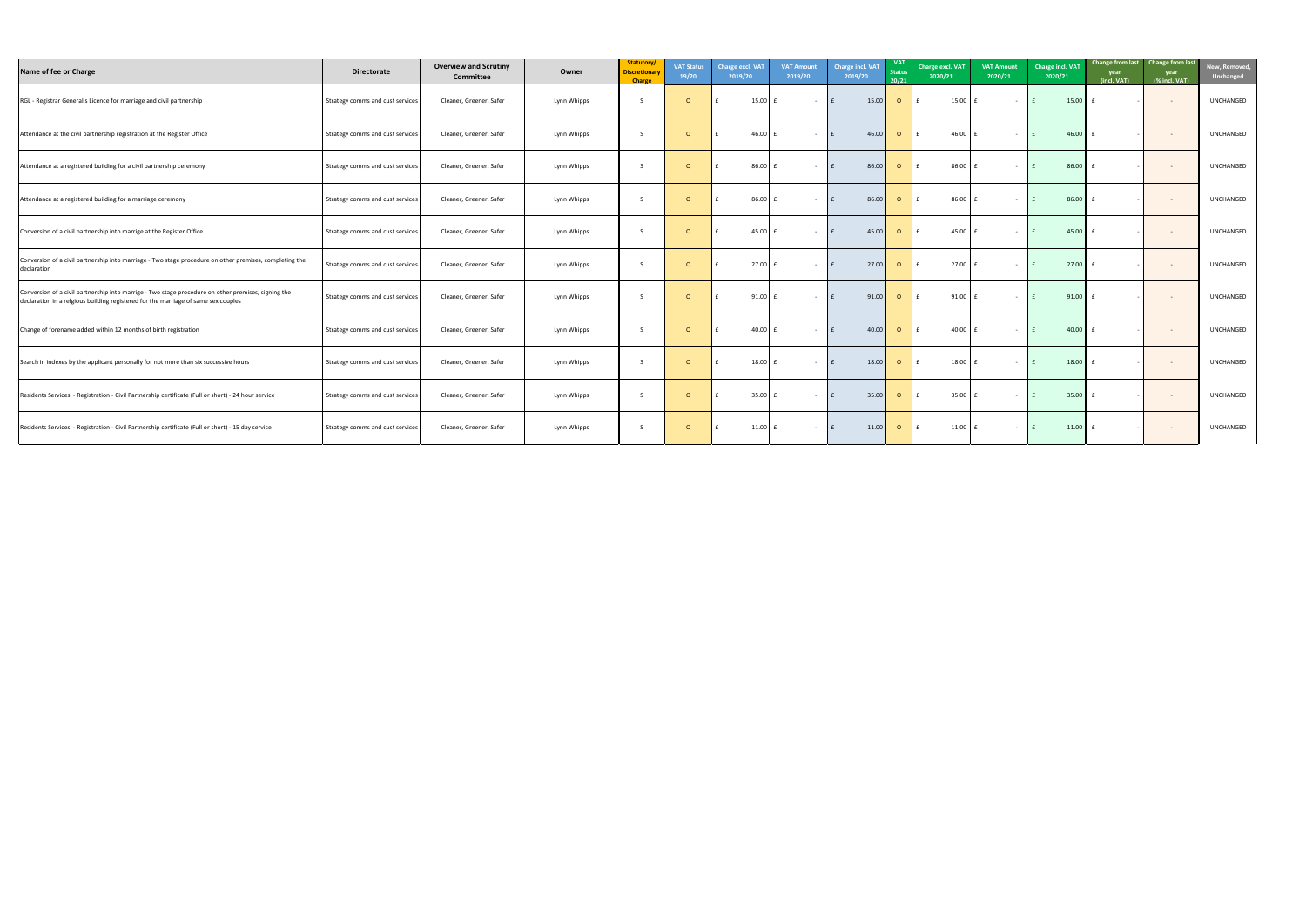| Name of fee or Charge | Directorate | Overview and Scrutiny Committee | Owner | Statutory/ Discretionary Charge | VAT Status 19/20 | Charge excl. VAT 2019/20 | VAT Amount 2019/20 | Charge incl. VAT 2019/20 | VAT Status 20/21 | Charge excl. VAT 2020/21 | VAT Amount 2020/21 | Charge incl. VAT 2020/21 | Change from last year (incl. VAT) | Change from last year (% incl. VAT) | New, Removed, Unchanged |
|---|---|---|---|---|---|---|---|---|---|---|---|---|---|---|---|
| RGL - Registrar General's Licence for marriage and civil partnership | Strategy comms and cust services | Cleaner, Greener, Safer | Lynn Whipps | S | O | £ 15.00 | £ - | £ 15.00 | O | £ 15.00 | £ - | £ 15.00 | £ - | - | UNCHANGED |
| Attendance at the civil partnership registration at the Register Office | Strategy comms and cust services | Cleaner, Greener, Safer | Lynn Whipps | S | O | £ 46.00 | £ - | £ 46.00 | O | £ 46.00 | £ - | £ 46.00 | £ - | - | UNCHANGED |
| Attendance at a registered building for a civil partnership ceremony | Strategy comms and cust services | Cleaner, Greener, Safer | Lynn Whipps | S | O | £ 86.00 | £ - | £ 86.00 | O | £ 86.00 | £ - | £ 86.00 | £ - | - | UNCHANGED |
| Attendance at a registered building for a marriage ceremony | Strategy comms and cust services | Cleaner, Greener, Safer | Lynn Whipps | S | O | £ 86.00 | £ - | £ 86.00 | O | £ 86.00 | £ - | £ 86.00 | £ - | - | UNCHANGED |
| Conversion of a civil partnership into marrige at the Register Office | Strategy comms and cust services | Cleaner, Greener, Safer | Lynn Whipps | S | O | £ 45.00 | £ - | £ 45.00 | O | £ 45.00 | £ - | £ 45.00 | £ - | - | UNCHANGED |
| Conversion of a civil partnership into marriage - Two stage procedure on other premises, completing the declaration | Strategy comms and cust services | Cleaner, Greener, Safer | Lynn Whipps | S | O | £ 27.00 | £ - | £ 27.00 | O | £ 27.00 | £ - | £ 27.00 | £ - | - | UNCHANGED |
| Conversion of a civil partnership into marrige - Two stage procedure on other premises, signing the declaration in a relgious building registered for the marriage of same sex couples | Strategy comms and cust services | Cleaner, Greener, Safer | Lynn Whipps | S | O | £ 91.00 | £ - | £ 91.00 | O | £ 91.00 | £ - | £ 91.00 | £ - | - | UNCHANGED |
| Change of forename added within 12 months of birth registration | Strategy comms and cust services | Cleaner, Greener, Safer | Lynn Whipps | S | O | £ 40.00 | £ - | £ 40.00 | O | £ 40.00 | £ - | £ 40.00 | £ - | - | UNCHANGED |
| Search in indexes by the applicant personally for not more than six successive hours | Strategy comms and cust services | Cleaner, Greener, Safer | Lynn Whipps | S | O | £ 18.00 | £ - | £ 18.00 | O | £ 18.00 | £ - | £ 18.00 | £ - | - | UNCHANGED |
| Residents Services - Registration - Civil Partnership certificate (Full or short) - 24 hour service | Strategy comms and cust services | Cleaner, Greener, Safer | Lynn Whipps | S | O | £ 35.00 | £ - | £ 35.00 | O | £ 35.00 | £ - | £ 35.00 | £ - | - | UNCHANGED |
| Residents Services - Registration - Civil Partnership certificate (Full or short) - 15 day service | Strategy comms and cust services | Cleaner, Greener, Safer | Lynn Whipps | S | O | £ 11.00 | £ - | £ 11.00 | O | £ 11.00 | £ - | £ 11.00 | £ - | - | UNCHANGED |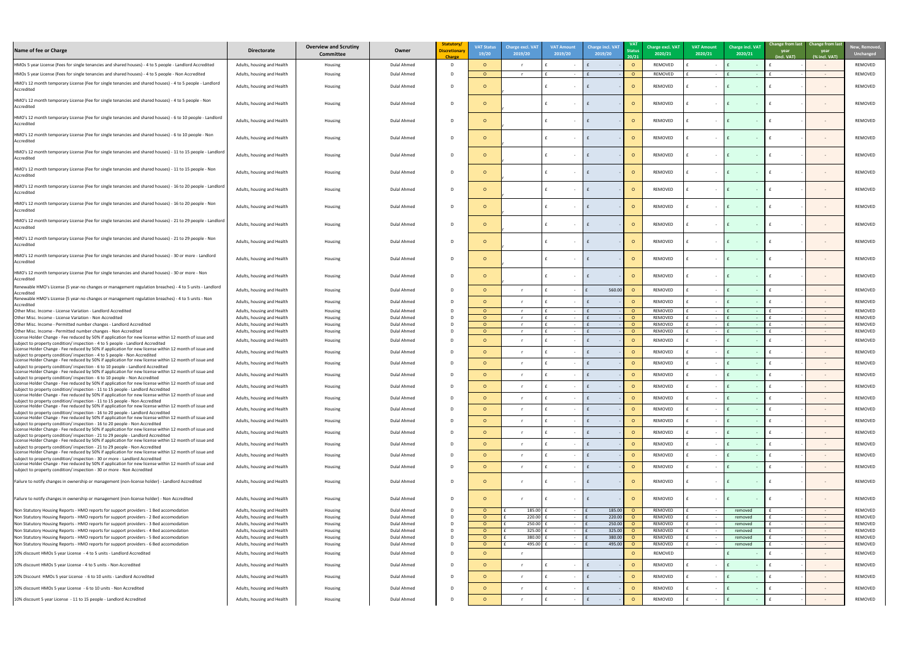| Name of fee or Charge | Directorate | Overview and Scrutiny Committee | Owner | Statutory/ Discretionary Charge | VAT Status 19/20 | Charge excl. VAT 2019/20 | VAT Amount 2019/20 | Charge incl. VAT 2019/20 | VAT Status 20/21 | Charge excl. VAT 2020/21 | VAT Amount 2020/21 | Charge incl. VAT 2020/21 | Change from last year (incl. VAT) | Change from last year (% incl. VAT) | New, Removed, Unchanged |
|---|---|---|---|---|---|---|---|---|---|---|---|---|---|---|---|
| HMOs 5 year License (Fees for single tenancies and shared houses) - 4 to 5 people - Landlord Accredited | Adults, housing and Health | Housing | Dulal Ahmed | D | O | r | £ - | £ - | O | REMOVED | £ - | £ - | £ - | - | REMOVED |
| HMOs 5 year License (Fees for single tenancies and shared houses) - 4 to 5 people - Non Accredited | Adults, housing and Health | Housing | Dulal Ahmed | D | O | r | £ - | £ - | O | REMOVED | £ - | £ - | £ - | - | REMOVED |
| HMO's 12 month temporary License (Fee for single tenancies and shared houses) - 4 to 5 people - Landlord Accredited | Adults, housing and Health | Housing | Dulal Ahmed | D | O | r | £ - | £ - | O | REMOVED | £ - | £ - | £ - | - | REMOVED |
| HMO's 12 month temporary License (Fee for single tenancies and shared houses) - 4 to 5 people - Non Accredited | Adults, housing and Health | Housing | Dulal Ahmed | D | O | r | £ - | £ - | O | REMOVED | £ - | £ - | £ - | - | REMOVED |
| HMO's 12 month temporary License (Fee for single tenancies and shared houses) - 6 to 10 people - Landlord Accredited | Adults, housing and Health | Housing | Dulal Ahmed | D | O | r | £ - | £ - | O | REMOVED | £ - | £ - | £ - | - | REMOVED |
| HMO's 12 month temporary License (Fee for single tenancies and shared houses) - 6 to 10 people - Non Accredited | Adults, housing and Health | Housing | Dulal Ahmed | D | O | r | £ - | £ - | O | REMOVED | £ - | £ - | £ - | - | REMOVED |
| HMO's 12 month temporary License (Fee for single tenancies and shared houses) - 11 to 15 people - Landlord Accredited | Adults, housing and Health | Housing | Dulal Ahmed | D | O | r | £ - | £ - | O | REMOVED | £ - | £ - | £ - | - | REMOVED |
| HMO's 12 month temporary License (Fee for single tenancies and shared houses) - 11 to 15 people - Non Accredited | Adults, housing and Health | Housing | Dulal Ahmed | D | O | r | £ - | £ - | O | REMOVED | £ - | £ - | £ - | - | REMOVED |
| HMO's 12 month temporary License (Fee for single tenancies and shared houses) - 16 to 20 people - Landlord Accredited | Adults, housing and Health | Housing | Dulal Ahmed | D | O | r | £ - | £ - | O | REMOVED | £ - | £ - | £ - | - | REMOVED |
| HMO's 12 month temporary License (Fee for single tenancies and shared houses) - 16 to 20 people - Non Accredited | Adults, housing and Health | Housing | Dulal Ahmed | D | O | r | £ - | £ - | O | REMOVED | £ - | £ - | £ - | - | REMOVED |
| HMO's 12 month temporary License (Fee for single tenancies and shared houses) - 21 to 29 people - Landlord Accredited | Adults, housing and Health | Housing | Dulal Ahmed | D | O | r | £ - | £ - | O | REMOVED | £ - | £ - | £ - | - | REMOVED |
| HMO's 12 month temporary License (Fee for single tenancies and shared houses) - 21 to 29 people - Non Accredited | Adults, housing and Health | Housing | Dulal Ahmed | D | O | r | £ - | £ - | O | REMOVED | £ - | £ - | £ - | - | REMOVED |
| HMO's 12 month temporary License (Fee for single tenancies and shared houses) - 30 or more - Landlord Accredited | Adults, housing and Health | Housing | Dulal Ahmed | D | O | r | £ - | £ - | O | REMOVED | £ - | £ - | £ - | - | REMOVED |
| HMO's 12 month temporary License (Fee for single tenancies and shared houses) - 30 or more - Non Accredited | Adults, housing and Health | Housing | Dulal Ahmed | D | O | r | £ - | £ - | O | REMOVED | £ - | £ - | £ - | - | REMOVED |
| Renewable HMO's License (5 year-no changes or management regulation breaches) - 4 to 5 units - Landlord Accredited | Adults, housing and Health | Housing | Dulal Ahmed | D | O | r | £ - | £ 560.00 | O | REMOVED | £ - | £ - | £ - | - | REMOVED |
| Renewable HMO's License (5 year-no changes or management regulation breaches) - 4 to 5 units - Non Accredited | Adults, housing and Health | Housing | Dulal Ahmed | D | O | r | £ - | £ - | O | REMOVED | £ - | £ - | £ - | - | REMOVED |
| Other Misc. Income - License Variation - Landlord Accredited | Adults, housing and Health | Housing | Dulal Ahmed | D | O | r | £ - | £ - | O | REMOVED | £ - | £ - | £ - | - | REMOVED |
| Other Misc. Income - License Variation - Non Accredited | Adults, housing and Health | Housing | Dulal Ahmed | D | O | r | £ - | £ - | O | REMOVED | £ - | £ - | £ - | - | REMOVED |
| Other Misc. Income - Permitted number changes - Landlord Accredited | Adults, housing and Health | Housing | Dulal Ahmed | D | O | r | £ - | £ - | O | REMOVED | £ - | £ - | £ - | - | REMOVED |
| Other Misc. Income - Permitted number changes - Non Accredited | Adults, housing and Health | Housing | Dulal Ahmed | D | O | r | £ - | £ - | O | REMOVED | £ - | £ - | £ - | - | REMOVED |
| License Holder Change - Fee reduced by 50% if application for new license within 12 month of issue and subject to property condition/ inspection - 4 to 5 people - Landlord Accredited | Adults, housing and Health | Housing | Dulal Ahmed | D | O | r | £ - | £ - | O | REMOVED | £ - | £ - | £ - | - | REMOVED |
| License Holder Change - Fee reduced by 50% if application for new license within 12 month of issue and subject to property condition/ inspection - 4 to 5 people - Non Accredited | Adults, housing and Health | Housing | Dulal Ahmed | D | O | r | £ - | £ - | O | REMOVED | £ - | £ - | £ - | - | REMOVED |
| License Holder Change - Fee reduced by 50% if application for new license within 12 month of issue and subject to property condition/ inspection - 6 to 10 people - Landlord Accredited | Adults, housing and Health | Housing | Dulal Ahmed | D | O | r | £ - | £ - | O | REMOVED | £ - | £ - | £ - | - | REMOVED |
| License Holder Change - Fee reduced by 50% if application for new license within 12 month of issue and subject to property condition/ inspection - 6 to 10 people - Non Accredited | Adults, housing and Health | Housing | Dulal Ahmed | D | O | r | £ - | £ - | O | REMOVED | £ - | £ - | £ - | - | REMOVED |
| License Holder Change - Fee reduced by 50% if application for new license within 12 month of issue and subject to property condition/ inspection - 11 to 15 people - Landlord Accredited | Adults, housing and Health | Housing | Dulal Ahmed | D | O | r | £ - | £ - | O | REMOVED | £ - | £ - | £ - | - | REMOVED |
| License Holder Change - Fee reduced by 50% if application for new license within 12 month of issue and subject to property condition/ inspection - 11 to 15 people - Non Accredited | Adults, housing and Health | Housing | Dulal Ahmed | D | O | r | £ - | £ - | O | REMOVED | £ - | £ - | £ - | - | REMOVED |
| License Holder Change - Fee reduced by 50% if application for new license within 12 month of issue and subject to property condition/ inspection - 16 to 20 people - Landlord Accredited | Adults, housing and Health | Housing | Dulal Ahmed | D | O | r | £ - | £ - | O | REMOVED | £ - | £ - | £ - | - | REMOVED |
| License Holder Change - Fee reduced by 50% if application for new license within 12 month of issue and subject to property condition/ inspection - 16 to 20 people - Non Accredited | Adults, housing and Health | Housing | Dulal Ahmed | D | O | r | £ - | £ - | O | REMOVED | £ - | £ - | £ - | - | REMOVED |
| License Holder Change - Fee reduced by 50% if application for new license within 12 month of issue and subject to property condition/ inspection - 21 to 29 people - Landlord Accredited | Adults, housing and Health | Housing | Dulal Ahmed | D | O | r | £ - | £ - | O | REMOVED | £ - | £ - | £ - | - | REMOVED |
| License Holder Change - Fee reduced by 50% if application for new license within 12 month of issue and subject to property condition/ inspection - 21 to 29 people - Non Accredited | Adults, housing and Health | Housing | Dulal Ahmed | D | O | r | £ - | £ - | O | REMOVED | £ - | £ - | £ - | - | REMOVED |
| License Holder Change - Fee reduced by 50% if application for new license within 12 month of issue and subject to property condition/ inspection - 30 or more - Landlord Accredited | Adults, housing and Health | Housing | Dulal Ahmed | D | O | r | £ - | £ - | O | REMOVED | £ - | £ - | £ - | - | REMOVED |
| License Holder Change - Fee reduced by 50% if application for new license within 12 month of issue and subject to property condition/ inspection - 30 or more - Non Accredited | Adults, housing and Health | Housing | Dulal Ahmed | D | O | r | £ - | £ - | O | REMOVED | £ - | £ - | £ - | - | REMOVED |
| Failure to notify changes in ownership or management (non-license holder) - Landlord Accredited | Adults, housing and Health | Housing | Dulal Ahmed | D | O | r | £ - | £ - | O | REMOVED | £ - | £ - | £ - | - | REMOVED |
| Failure to notify changes in ownership or management (non-license holder) - Non Accredited | Adults, housing and Health | Housing | Dulal Ahmed | D | O | r | £ - | £ - | O | REMOVED | £ - | £ - | £ - | - | REMOVED |
| Non Statutory Housing Reports - HMO reports for support providers - 1 Bed accomodation | Adults, housing and Health | Housing | Dulal Ahmed | D | O | £ 185.00 | £ - | £ 185.00 | O | REMOVED | £ - | removed | £ - | - | REMOVED |
| Non Statutory Housing Reports - HMO reports for support providers - 2 Bed accomodation | Adults, housing and Health | Housing | Dulal Ahmed | D | O | £ 220.00 | £ - | £ 220.00 | O | REMOVED | £ - | removed | £ - | - | REMOVED |
| Non Statutory Housing Reports - HMO reports for support providers - 3 Bed accomodation | Adults, housing and Health | Housing | Dulal Ahmed | D | O | £ 250.00 | £ - | £ 250.00 | O | REMOVED | £ - | removed | £ - | - | REMOVED |
| Non Statutory Housing Reports - HMO reports for support providers - 4 Bed accomodation | Adults, housing and Health | Housing | Dulal Ahmed | D | O | £ 325.00 | £ - | £ 325.00 | O | REMOVED | £ - | removed | £ - | - | REMOVED |
| Non Statutory Housing Reports - HMO reports for support providers - 5 Bed accomodation | Adults, housing and Health | Housing | Dulal Ahmed | D | O | £ 380.00 | £ - | £ 380.00 | O | REMOVED | £ - | removed | £ - | - | REMOVED |
| Non Statutory Housing Reports - HMO reports for support providers - 6 Bed accomodation | Adults, housing and Health | Housing | Dulal Ahmed | D | O | £ 495.00 | £ - | £ 495.00 | O | REMOVED | £ - | removed | £ - | - | REMOVED |
| 10% discount HMOs 5 year License - 4 to 5 units - Landlord Accredited | Adults, housing and Health | Housing | Dulal Ahmed | D | O | r | | | O | REMOVED | | £ - | £ - | - | REMOVED |
| 10% discount HMOs 5 year License - 4 to 5 units - Non Accredited | Adults, housing and Health | Housing | Dulal Ahmed | D | O | r | £ - | £ - | O | REMOVED | £ - | £ - | £ - | - | REMOVED |
| 10% Discount HMOs 5 year License - 6 to 10 units - Landlord Accredited | Adults, housing and Health | Housing | Dulal Ahmed | D | O | r | £ - | £ - | O | REMOVED | £ - | £ - | £ - | - | REMOVED |
| 10% discount HMOs 5 year License - 6 to 10 units - Non Accredited | Adults, housing and Health | Housing | Dulal Ahmed | D | O | r | £ - | £ - | O | REMOVED | £ - | £ - | £ - | - | REMOVED |
| 10% discount 5 year License - 11 to 15 people - Landlord Accredited | Adults, housing and Health | Housing | Dulal Ahmed | D | O | r | £ - | £ - | O | REMOVED | £ - | £ - | £ - | - | REMOVED |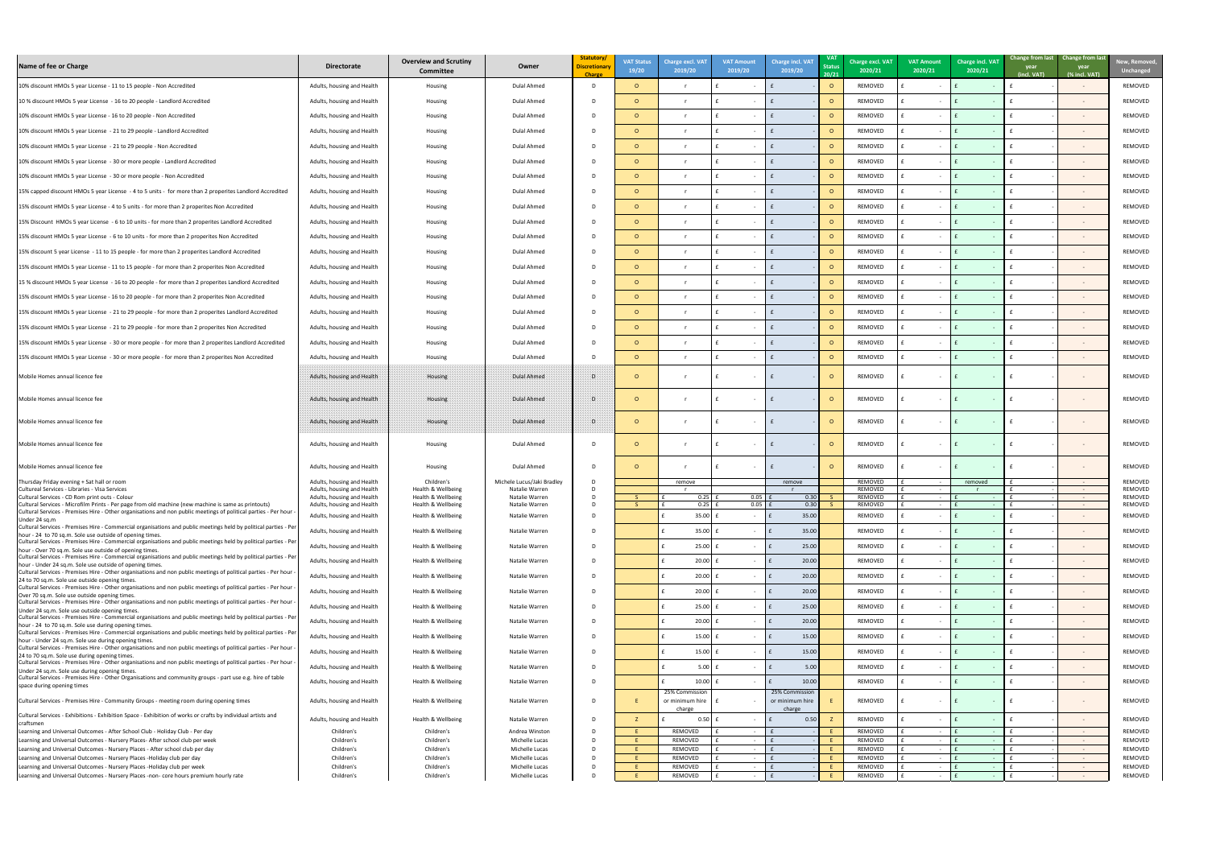| Name of fee or Charge | Directorate | Overview and Scrutiny Committee | Owner | Statutory/ Discretionary Charge | VAT Status 19/20 | Charge excl. VAT 2019/20 | VAT Amount 2019/20 | Charge incl. VAT 2019/20 | VAT Status 20/21 | Charge excl. VAT 2020/21 | VAT Amount 2020/21 | Charge incl. VAT 2020/21 | Change from last year (incl. VAT) | Change from last year (% incl. VAT) | New, Removed, Unchanged |
|---|---|---|---|---|---|---|---|---|---|---|---|---|---|---|---|
| 10% discount HMOs 5 year License - 11 to 15 people - Non Accredited | Adults, housing and Health | Housing | Dulal Ahmed | D | O | r | £ - | £ - | O | REMOVED | £ - | £ - | £ - | - | REMOVED |
| 10 % discount HMOs 5 year License - 16 to 20 people - Landlord Accredited | Adults, housing and Health | Housing | Dulal Ahmed | D | O | r | £ - | £ - | O | REMOVED | £ - | £ - | £ - | - | REMOVED |
| 10% discount HMOs 5 year License - 16 to 20 people - Non Accredited | Adults, housing and Health | Housing | Dulal Ahmed | D | O | r | £ - | £ - | O | REMOVED | £ - | £ - | £ - | - | REMOVED |
| 10% discount HMOs 5 year License - 21 to 29 people - Landlord Accredited | Adults, housing and Health | Housing | Dulal Ahmed | D | O | r | £ - | £ - | O | REMOVED | £ - | £ - | £ - | - | REMOVED |
| 10% discount HMOs 5 year License - 21 to 29 people - Non Accredited | Adults, housing and Health | Housing | Dulal Ahmed | D | O | r | £ - | £ - | O | REMOVED | £ - | £ - | £ - | - | REMOVED |
| 10% discount HMOs 5 year License - 30 or more people - Landlord Accredited | Adults, housing and Health | Housing | Dulal Ahmed | D | O | r | £ - | £ - | O | REMOVED | £ - | £ - | £ - | - | REMOVED |
| 10% discount HMOs 5 year License - 30 or more people - Non Accredited | Adults, housing and Health | Housing | Dulal Ahmed | D | O | r | £ - | £ - | O | REMOVED | £ - | £ - | £ - | - | REMOVED |
| 15% capped discount HMOs 5 year License - 4 to 5 units - for more than 2 properites Landlord Accredited | Adults, housing and Health | Housing | Dulal Ahmed | D | O | r | £ - | £ - | O | REMOVED | £ - | £ - | £ - | - | REMOVED |
| 15% discount HMOs 5 year License - 4 to 5 units - for more than 2 properites Non Accredited | Adults, housing and Health | Housing | Dulal Ahmed | D | O | r | £ - | £ - | O | REMOVED | £ - | £ - | £ - | - | REMOVED |
| 15% Discount HMOs 5 year License - 6 to 10 units - for more than 2 properites Landlord Accredited | Adults, housing and Health | Housing | Dulal Ahmed | D | O | r | £ - | £ - | O | REMOVED | £ - | £ - | £ - | - | REMOVED |
| 15% discount HMOs 5 year License - 6 to 10 units - for more than 2 properites Non Accredited | Adults, housing and Health | Housing | Dulal Ahmed | D | O | r | £ - | £ - | O | REMOVED | £ - | £ - | £ - | - | REMOVED |
| 15% discount 5 year License - 11 to 15 people - for more than 2 properites Landlord Accredited | Adults, housing and Health | Housing | Dulal Ahmed | D | O | r | £ - | £ - | O | REMOVED | £ - | £ - | £ - | - | REMOVED |
| 15% discount HMOs 5 year License - 11 to 15 people - for more than 2 properites Non Accredited | Adults, housing and Health | Housing | Dulal Ahmed | D | O | r | £ - | £ - | O | REMOVED | £ - | £ - | £ - | - | REMOVED |
| 15 % discount HMOs 5 year License - 16 to 20 people - for more than 2 properites Landlord Accredited | Adults, housing and Health | Housing | Dulal Ahmed | D | O | r | £ - | £ - | O | REMOVED | £ - | £ - | £ - | - | REMOVED |
| 15% discount HMOs 5 year License - 16 to 20 people - for more than 2 properites Non Accredited | Adults, housing and Health | Housing | Dulal Ahmed | D | O | r | £ - | £ - | O | REMOVED | £ - | £ - | £ - | - | REMOVED |
| 15% discount HMOs 5 year License - 21 to 29 people - for more than 2 properites Landlord Accredited | Adults, housing and Health | Housing | Dulal Ahmed | D | O | r | £ - | £ - | O | REMOVED | £ - | £ - | £ - | - | REMOVED |
| 15% discount HMOs 5 year License - 21 to 29 people - for more than 2 properites Non Accredited | Adults, housing and Health | Housing | Dulal Ahmed | D | O | r | £ - | £ - | O | REMOVED | £ - | £ - | £ - | - | REMOVED |
| 15% discount HMOs 5 year License - 30 or more people - for more than 2 properites Landlord Accredited | Adults, housing and Health | Housing | Dulal Ahmed | D | O | r | £ - | £ - | O | REMOVED | £ - | £ - | £ - | - | REMOVED |
| 15% discount HMOs 5 year License - 30 or more people - for more than 2 properites Non Accredited | Adults, housing and Health | Housing | Dulal Ahmed | D | O | r | £ - | £ - | O | REMOVED | £ - | £ - | £ - | - | REMOVED |
| Mobile Homes annual licence fee | Adults, housing and Health | Housing | Dulal Ahmed | D | O | r | £ - | £ - | O | REMOVED | £ - | £ - | £ - | - | REMOVED |
| Mobile Homes annual licence fee | Adults, housing and Health | Housing | Dulal Ahmed | D | O | r | £ - | £ - | O | REMOVED | £ - | £ - | £ - | - | REMOVED |
| Mobile Homes annual licence fee | Adults, housing and Health | Housing | Dulal Ahmed | D | O | r | £ - | £ - | O | REMOVED | £ - | £ - | £ - | - | REMOVED |
| Mobile Homes annual licence fee | Adults, housing and Health | Housing | Dulal Ahmed | D | O | r | £ - | £ - | O | REMOVED | £ - | £ - | £ - | - | REMOVED |
| Mobile Homes annual licence fee | Adults, housing and Health | Housing | Dulal Ahmed | D | O | r | £ - | £ - | O | REMOVED | £ - | £ - | £ - | - | REMOVED |
| Thursday Friday evening + Sat hall or room | Adults, housing and Health | Children's | Michele Lucus/Jaki Bradley | D | | remove | | remove | | REMOVED | £ - | removed | £ - | - | REMOVED |
| Cultureal Services - Libraries - Visa Services | Adults, housing and Health | Health & Wellbeing | Natalie Warren | D | | r | | r | | REMOVED | £ - | r | £ - | - | REMOVED |
| Cultural Services - CD Rom print outs - Colour | Adults, housing and Health | Health & Wellbeing | Natalie Warren | D | S | £ 0.25 | £ 0.05 | £ 0.30 | S | REMOVED | £ - | £ - | £ - | - | REMOVED |
| Cultural Services - Microfilm Prints - Per page from old machine (new machine is same as printouts) | Adults, housing and Health | Health & Wellbeing | Natalie Warren | D | S | £ 0.25 | £ 0.05 | £ 0.30 | S | REMOVED | £ - | £ - | £ - | - | REMOVED |
| Cultural Services - Premises Hire - Other organisations and non public meetings of political parties - Per hour - Under 24 sq.m | Adults, housing and Health | Health & Wellbeing | Natalie Warren | D | | £ 35.00 | £ - | £ 35.00 | | REMOVED | £ - | £ - | £ - | - | REMOVED |
| Cultural Services - Premises Hire - Commercial organisations and public meetings held by political parties - Per hour - 24 to 70 sq.m. Sole use outside of opening times. | Adults, housing and Health | Health & Wellbeing | Natalie Warren | D | | £ 35.00 | £ - | £ 35.00 | | REMOVED | £ - | £ - | £ - | - | REMOVED |
| Cultural Services - Premises Hire - Commercial organisations and public meetings held by political parties - Per hour - Over 70 sq.m. Sole use outside of opening times. | Adults, housing and Health | Health & Wellbeing | Natalie Warren | D | | £ 25.00 | £ - | £ 25.00 | | REMOVED | £ - | £ - | £ - | - | REMOVED |
| Cultural Services - Premises Hire - Commercial organisations and public meetings held by political parties - Per hour - Under 24 sq.m. Sole use outside of opening times. | Adults, housing and Health | Health & Wellbeing | Natalie Warren | D | | £ 20.00 | £ - | £ 20.00 | | REMOVED | £ - | £ - | £ - | - | REMOVED |
| Cultural Services - Premises Hire - Other organisations and non public meetings of political parties - Per hour - 24 to 70 sq.m. Sole use outside opening times. | Adults, housing and Health | Health & Wellbeing | Natalie Warren | D | | £ 20.00 | £ - | £ 20.00 | | REMOVED | £ - | £ - | £ - | - | REMOVED |
| Cultural Services - Premises Hire - Other organisations and non public meetings of political parties - Per hour - Over 70 sq.m. Sole use outside opening times. | Adults, housing and Health | Health & Wellbeing | Natalie Warren | D | | £ 20.00 | £ - | £ 20.00 | | REMOVED | £ - | £ - | £ - | - | REMOVED |
| Cultural Services - Premises Hire - Other organisations and non public meetings of political parties - Per hour - Under 24 sq.m. Sole use outside opening times. | Adults, housing and Health | Health & Wellbeing | Natalie Warren | D | | £ 25.00 | £ - | £ 25.00 | | REMOVED | £ - | £ - | £ - | - | REMOVED |
| Cultural Services - Premises Hire - Commercial organisations and public meetings held by political parties - Per hour - 24 to 70 sq.m. Sole use during opening times. | Adults, housing and Health | Health & Wellbeing | Natalie Warren | D | | £ 20.00 | £ - | £ 20.00 | | REMOVED | £ - | £ - | £ - | - | REMOVED |
| Cultural Services - Premises Hire - Commercial organisations and public meetings held by political parties - Per hour - Under 24 sq.m. Sole use during opening times. | Adults, housing and Health | Health & Wellbeing | Natalie Warren | D | | £ 15.00 | £ - | £ 15.00 | | REMOVED | £ - | £ - | £ - | - | REMOVED |
| Cultural Services - Premises Hire - Other organisations and non public meetings of political parties - Per hour - 24 to 70 sq.m. Sole use during opening times. | Adults, housing and Health | Health & Wellbeing | Natalie Warren | D | | £ 15.00 | £ - | £ 15.00 | | REMOVED | £ - | £ - | £ - | - | REMOVED |
| Cultural Services - Premises Hire - Other organisations and non public meetings of political parties - Per hour - Under 24 sq.m. Sole use during opening times. | Adults, housing and Health | Health & Wellbeing | Natalie Warren | D | | £ 5.00 | £ - | £ 5.00 | | REMOVED | £ - | £ - | £ - | - | REMOVED |
| Cultural Services - Premises Hire - Other Organisations and community groups - part use e.g. hire of table space during opening times | Adults, housing and Health | Health & Wellbeing | Natalie Warren | D | | £ 10.00 | £ - | £ 10.00 | | REMOVED | £ - | £ - | £ - | - | REMOVED |
| Cultural Services - Premises Hire - Community Groups - meeting room during opening times | Adults, housing and Health | Health & Wellbeing | Natalie Warren | D | E | 25% Commission or minimum hire charge | £ - | 25% Commission or minimum hire charge | E | REMOVED | £ - | £ - | £ - | - | REMOVED |
| Cultural Services - Exhibitions - Exhibition Space - Exhibition of works or crafts by individual artists and craftsmen | Adults, housing and Health | Health & Wellbeing | Natalie Warren | D | Z | £ 0.50 | £ - | £ 0.50 | Z | REMOVED | £ - | £ - | £ - | - | REMOVED |
| Learning and Universal Outcomes - After School Club - Holiday Club - Per day | Children's | Children's | Andrea Winston | D | E | REMOVED | £ - | £ - | E | REMOVED | £ - | £ - | £ - | - | REMOVED |
| Learning and Universal Outcomes - Nursery Places- After school club per week | Children's | Children's | Michelle Lucas | D | E | REMOVED | £ - | £ - | E | REMOVED | £ - | £ - | £ - | - | REMOVED |
| Learning and Universal Outcomes - Nursery Places - After school club per day | Children's | Children's | Michelle Lucas | D | E | REMOVED | £ - | £ - | E | REMOVED | £ - | £ - | £ - | - | REMOVED |
| Learning and Universal Outcomes - Nursery Places -Holiday club per day | Children's | Children's | Michelle Lucas | D | E | REMOVED | £ - | £ - | E | REMOVED | £ - | £ - | £ - | - | REMOVED |
| Learning and Universal Outcomes - Nursery Places -Holiday club per week | Children's | Children's | Michelle Lucas | D | E | REMOVED | £ - | £ - | E | REMOVED | £ - | £ - | £ - | - | REMOVED |
| Learning and Universal Outcomes - Nursery Places -non- core hours premium hourly rate | Children's | Children's | Michelle Lucas | D | E | REMOVED | £ - | £ - | E | REMOVED | £ - | £ - | £ - | - | REMOVED |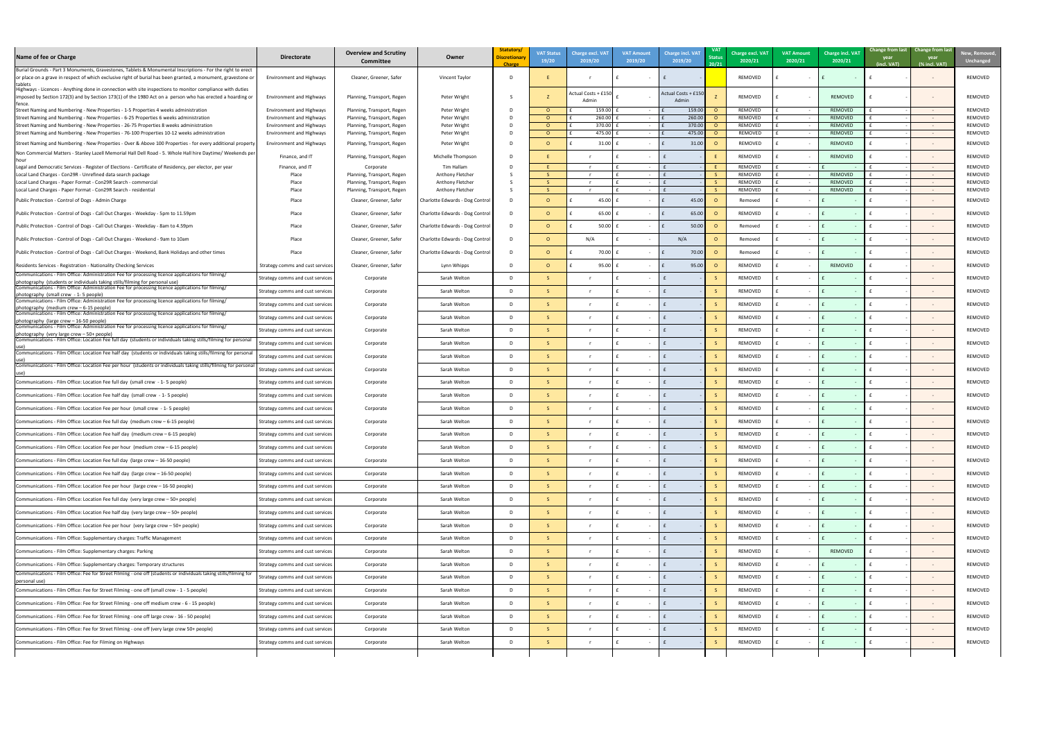| Name of fee or Charge | Directorate | Overview and Scrutiny Committee | Owner | Statutory/ Discretionary Charge | VAT Status 19/20 | Charge excl. VAT 2019/20 | VAT Amount 2019/20 | Charge incl. VAT 2019/20 | VAT Status 20/21 | Charge excl. VAT 2020/21 | VAT Amount 2020/21 | Charge incl. VAT 2020/21 | Change from last year (incl. VAT) | Change from last year (% incl. VAT) | New, Removed, Unchanged |
|---|---|---|---|---|---|---|---|---|---|---|---|---|---|---|---|
| Burial Grounds - Part 3 Monuments, Gravestones, Tablets & Monumental Inscriptions - For the right to erect or place on a grave in respect of which exclusive right of burial has been granted, a monument, gravestone or tablets | Environment and Highways | Cleaner, Greener, Safer | Vincent Taylor | D | E | r | £ - | £ | | REMOVED | £ - | £ - | £ - | - | REMOVED |
| Highways - Licences - Anything done in connection with site inspections to monitor compliance with duties imposed by Section 172(3) and by Section 173(1) of the 1980 Act on a person who has erected a hoarding or fence. | Environment and Highways | Planning, Transport, Regen | Peter Wright | S | Z | Actual Costs + £150 Admin | £ - | Actual Costs + £150 Admin | Z | REMOVED | £ - | REMOVED | £ - | - | REMOVED |
| Street Naming and Numbering - New Properties - 1-5 Properties 4 weeks administration | Environment and Highways | Planning, Transport, Regen | Peter Wright | D | O | £ 159.00 | £ - | £ 159.00 | O | REMOVED | £ - | REMOVED | £ - | - | REMOVED |
| Street Naming and Numbering - New Properties - 6-25 Properties 6 weeks administration | Environment and Highways | Planning, Transport, Regen | Peter Wright | D | O | £ 260.00 | £ - | £ 260.00 | O | REMOVED | £ - | REMOVED | £ - | - | REMOVED |
| Street Naming and Numbering - New Properties - 26-75 Properties 8 weeks administration | Environment and Highways | Planning, Transport, Regen | Peter Wright | D | O | £ 370.00 | £ - | £ 370.00 | O | REMOVED | £ - | REMOVED | £ - | - | REMOVED |
| Street Naming and Numbering - New Properties - 76-100 Properties 10-12 weeks administration | Environment and Highways | Planning, Transport, Regen | Peter Wright | D | O | £ 475.00 | £ - | £ 475.00 | O | REMOVED | £ - | REMOVED | £ - | - | REMOVED |
| Street Naming and Numbering - New Properties - Over & Above 100 Properties - for every additional property | Environment and Highways | Planning, Transport, Regen | Peter Wright | D | O | £ 31.00 | £ - | £ 31.00 | O | REMOVED | £ - | REMOVED | £ - | - | REMOVED |
| Non Commercial Matters - Stanley Lazell Memorial Hall Dell Road - 5. Whole Hall hire Daytime/ Weekends per hour | Finance, and IT | Planning, Transport, Regen | Michelle Thompson | D | E | r | £ - | £ - | E | REMOVED | £ - | REMOVED | £ - | - | REMOVED |
| Legal and Democratic Services - Register of Elections - Certificate of Residency, per elector, per year | Finance, and IT | Corporate | Tim Hallam | D | E | r | £ - | £ - | E | REMOVED | £ - | £ - | £ - | - | REMOVED |
| Local Land Charges - Con29R - Unrefined data search package | Place | Planning, Transport, Regen | Anthony Fletcher | S | S | r | £ - | £ - | S | REMOVED | £ - | REMOVED | £ - | - | REMOVED |
| Local Land Charges - Paper Format - Con29R Search - commercial | Place | Planning, Transport, Regen | Anthony Fletcher | S | S | r | £ - | £ - | S | REMOVED | £ - | REMOVED | £ - | - | REMOVED |
| Local Land Charges - Paper Format - Con29R Search - residential | Place | Planning, Transport, Regen | Anthony Fletcher | S | S | r | £ - | £ - | S | REMOVED | £ - | REMOVED | £ - | - | REMOVED |
| Public Protection - Control of Dogs - Admin Charge | Place | Cleaner, Greener, Safer | Charlotte Edwards - Dog Control | D | O | £ 45.00 | £ - | £ 45.00 | O | Removed | £ - | £ - | £ - | - | REMOVED |
| Public Protection - Control of Dogs - Call Out Charges - Weekday - 5pm to 11.59pm | Place | Cleaner, Greener, Safer | Charlotte Edwards - Dog Control | D | O | £ 65.00 | £ - | £ 65.00 | O | REMOVED | £ - | £ - | £ - | - | REMOVED |
| Public Protection - Control of Dogs - Call Out Charges - Weekday - 8am to 4.59pm | Place | Cleaner, Greener, Safer | Charlotte Edwards - Dog Control | D | O | £ 50.00 | £ - | £ 50.00 | O | Removed | £ - | £ - | £ - | - | REMOVED |
| Public Protection - Control of Dogs - Call Out Charges - Weekend - 9am to 10am | Place | Cleaner, Greener, Safer | Charlotte Edwards - Dog Control | D | O | N/A | £ - | N/A | O | Removed | £ - | £ - | £ - | - | REMOVED |
| Public Protection - Control of Dogs - Call Out Charges - Weekend, Bank Holidays and other times | Place | Cleaner, Greener, Safer | Charlotte Edwards - Dog Control | D | O | £ 70.00 | £ - | £ 70.00 | O | Removed | £ - | £ - | £ - | - | REMOVED |
| Residents Services - Registration - Nationality Checking Services | Strategy comms and cust services | Cleaner, Greener, Safer | Lynn Whipps | D | O | £ 95.00 | £ - | £ 95.00 | O | REMOVED | £ - | REMOVED | £ - | - | REMOVED |
| Communications - Film Office: Administration Fee for processing licence applications for filming/ photography (students or individuals taking stills/filming for personal use) | Strategy comms and cust services | Corporate | Sarah Welton | D | S | r | £ - | £ - | S | REMOVED | £ - | £ - | £ - | - | REMOVED |
| Communications - Film Office: Administration Fee for processing licence applications for filming/ photography (small crew - 1-5 people) | Strategy comms and cust services | Corporate | Sarah Welton | D | S | r | £ - | £ - | S | REMOVED | £ - | £ - | £ - | - | REMOVED |
| Communications - Film Office: Administration Fee for processing licence applications for filming/ photography (medium crew – 6-15 people) | Strategy comms and cust services | Corporate | Sarah Welton | D | S | r | £ - | £ - | S | REMOVED | £ - | £ - | £ - | - | REMOVED |
| Communications - Film Office: Administration Fee for processing licence applications for filming/ photography (large crew – 16-50 people) | Strategy comms and cust services | Corporate | Sarah Welton | D | S | r | £ - | £ - | S | REMOVED | £ - | £ - | £ - | - | REMOVED |
| Communications - Film Office: Administration Fee for processing licence applications for filming/ photography (very large crew – 50+ people) | Strategy comms and cust services | Corporate | Sarah Welton | D | S | r | £ - | £ - | S | REMOVED | £ - | £ - | £ - | - | REMOVED |
| Communications - Film Office: Location Fee full day (students or individuals taking stills/filming for personal use) | Strategy comms and cust services | Corporate | Sarah Welton | D | S | r | £ - | £ - | S | REMOVED | £ - | £ - | £ - | - | REMOVED |
| Communications - Film Office: Location Fee half day (students or individuals taking stills/filming for personal use) | Strategy comms and cust services | Corporate | Sarah Welton | D | S | r | £ - | £ - | S | REMOVED | £ - | £ - | £ - | - | REMOVED |
| Communications - Film Office: Location Fee per hour (students or individuals taking stills/filming for personal use) | Strategy comms and cust services | Corporate | Sarah Welton | D | S | r | £ - | £ - | S | REMOVED | £ - | £ - | £ - | - | REMOVED |
| Communications - Film Office: Location Fee full day (small crew - 1- 5 people) | Strategy comms and cust services | Corporate | Sarah Welton | D | S | r | £ - | £ - | S | REMOVED | £ - | £ - | £ - | - | REMOVED |
| Communications - Film Office: Location Fee half day (small crew - 1- 5 people) | Strategy comms and cust services | Corporate | Sarah Welton | D | S | r | £ - | £ - | S | REMOVED | £ - | £ - | £ - | - | REMOVED |
| Communications - Film Office: Location Fee per hour (small crew - 1- 5 people) | Strategy comms and cust services | Corporate | Sarah Welton | D | S | r | £ - | £ - | S | REMOVED | £ - | £ - | £ - | - | REMOVED |
| Communications - Film Office: Location Fee full day (medium crew – 6-15 people) | Strategy comms and cust services | Corporate | Sarah Welton | D | S | r | £ - | £ - | S | REMOVED | £ - | £ - | £ - | - | REMOVED |
| Communications - Film Office: Location Fee half day (medium crew – 6-15 people) | Strategy comms and cust services | Corporate | Sarah Welton | D | S | r | £ - | £ - | S | REMOVED | £ - | £ - | £ - | - | REMOVED |
| Communications - Film Office: Location Fee per hour (medium crew – 6-15 people) | Strategy comms and cust services | Corporate | Sarah Welton | D | S | r | £ - | £ - | S | REMOVED | £ - | £ - | £ - | - | REMOVED |
| Communications - Film Office: Location Fee full day (large crew – 16-50 people) | Strategy comms and cust services | Corporate | Sarah Welton | D | S | r | £ - | £ - | S | REMOVED | £ - | £ - | £ - | - | REMOVED |
| Communications - Film Office: Location Fee half day (large crew – 16-50 people) | Strategy comms and cust services | Corporate | Sarah Welton | D | S | r | £ - | £ - | S | REMOVED | £ - | £ - | £ - | - | REMOVED |
| Communications - Film Office: Location Fee per hour (large crew – 16-50 people) | Strategy comms and cust services | Corporate | Sarah Welton | D | S | r | £ - | £ - | S | REMOVED | £ - | £ - | £ - | - | REMOVED |
| Communications - Film Office: Location Fee full day (very large crew – 50+ people) | Strategy comms and cust services | Corporate | Sarah Welton | D | S | r | £ - | £ - | S | REMOVED | £ - | £ - | £ - | - | REMOVED |
| Communications - Film Office: Location Fee half day (very large crew – 50+ people) | Strategy comms and cust services | Corporate | Sarah Welton | D | S | r | £ - | £ - | S | REMOVED | £ - | £ - | £ - | - | REMOVED |
| Communications - Film Office: Location Fee per hour (very large crew – 50+ people) | Strategy comms and cust services | Corporate | Sarah Welton | D | S | r | £ - | £ - | S | REMOVED | £ - | £ - | £ - | - | REMOVED |
| Communications - Film Office: Supplementary charges: Traffic Management | Strategy comms and cust services | Corporate | Sarah Welton | D | S | r | £ - | £ - | S | REMOVED | £ - | £ - | £ - | - | REMOVED |
| Communications - Film Office: Supplementary charges: Parking | Strategy comms and cust services | Corporate | Sarah Welton | D | S | r | £ - | £ - | S | REMOVED | £ - | REMOVED | £ - | - | REMOVED |
| Communications - Film Office: Supplementary charges: Temporary structures | Strategy comms and cust services | Corporate | Sarah Welton | D | S | r | £ - | £ - | S | REMOVED | £ - | £ - | £ - | - | REMOVED |
| Communications - Film Office: Fee for Street Filming - one off (students or individuals taking stills/filming for personal use) | Strategy comms and cust services | Corporate | Sarah Welton | D | S | r | £ - | £ - | S | REMOVED | £ - | £ - | £ - | - | REMOVED |
| Communications - Film Office: Fee for Street Filming - one off (small crew - 1 - 5 people) | Strategy comms and cust services | Corporate | Sarah Welton | D | S | r | £ - | £ - | S | REMOVED | £ - | £ - | £ - | - | REMOVED |
| Communications - Film Office: Fee for Street Filming - one off medium crew - 6 - 15 people) | Strategy comms and cust services | Corporate | Sarah Welton | D | S | r | £ - | £ - | S | REMOVED | £ - | £ - | £ - | - | REMOVED |
| Communications - Film Office: Fee for Street Filming - one off large crew - 16 - 50 people) | Strategy comms and cust services | Corporate | Sarah Welton | D | S | r | £ - | £ - | S | REMOVED | £ - | £ - | £ - | - | REMOVED |
| Communications - Film Office: Fee for Street Filming - one off (very large crew 50+ people) | Strategy comms and cust services | Corporate | Sarah Welton | D | S | r | £ - | £ - | S | REMOVED | £ - | £ - | £ - | - | REMOVED |
| Communications - Film Office: Fee for Filming on Highways | Strategy comms and cust services | Corporate | Sarah Welton | D | S | r | £ - | £ - | S | REMOVED | £ - | £ - | £ - | - | REMOVED |